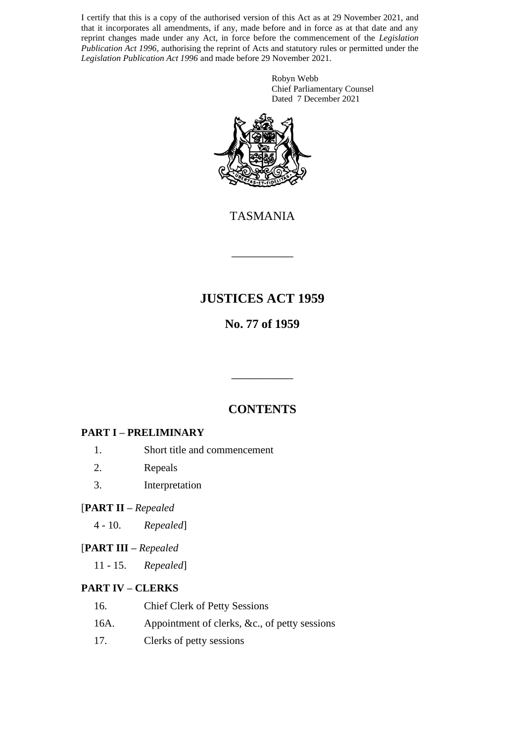I certify that this is a copy of the authorised version of this Act as at 29 November 2021, and that it incorporates all amendments, if any, made before and in force as at that date and any reprint changes made under any Act, in force before the commencement of the *Legislation Publication Act 1996*, authorising the reprint of Acts and statutory rules or permitted under the *Legislation Publication Act 1996* and made before 29 November 2021.

Robyn Webb
Chief Parliamentary Counsel
Dated 7 December 2021

TASMANIA

---

# JUSTICES ACT 1959

## No. 77 of 1959

---

## CONTENTS

**PART I – PRELIMINARY**

1. Short title and commencement
2. Repeals
3. Interpretation

[**PART II –** *Repealed*

4 - 10. *Repealed*]

[**PART III –** *Repealed*

11 - 15. *Repealed*]

**PART IV – CLERKS**

16. Chief Clerk of Petty Sessions

16A. Appointment of clerks, &c., of petty sessions

17. Clerks of petty sessions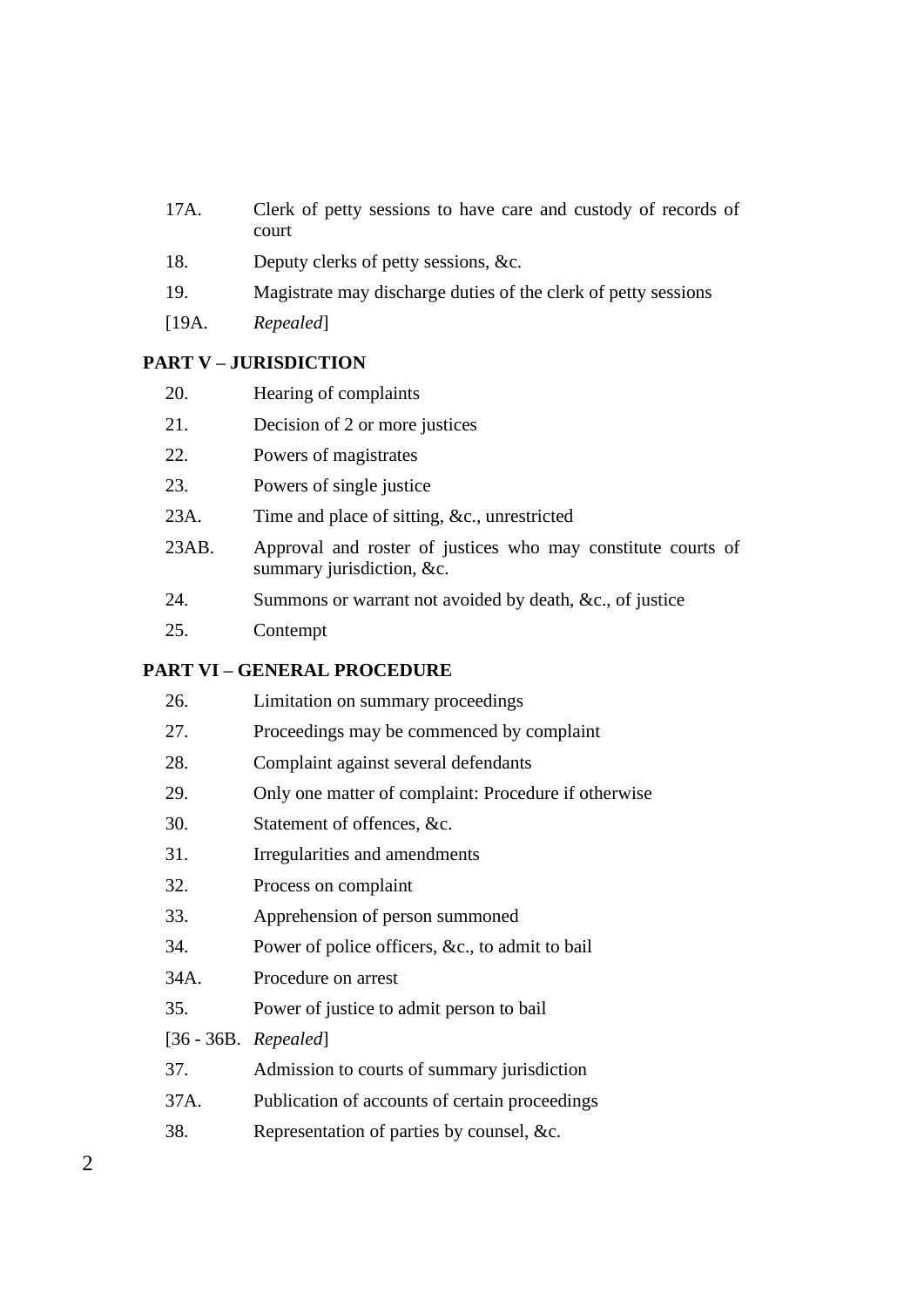17A. Clerk of petty sessions to have care and custody of records of court

18. Deputy clerks of petty sessions, &c.

19. Magistrate may discharge duties of the clerk of petty sessions

[19A. *Repealed*]

**PART V – JURISDICTION**

20. Hearing of complaints

21. Decision of 2 or more justices

22. Powers of magistrates

23. Powers of single justice

23A. Time and place of sitting, &c., unrestricted

23AB. Approval and roster of justices who may constitute courts of summary jurisdiction, &c.

24. Summons or warrant not avoided by death, &c., of justice

25. Contempt

**PART VI – GENERAL PROCEDURE**

26. Limitation on summary proceedings

27. Proceedings may be commenced by complaint

28. Complaint against several defendants

29. Only one matter of complaint: Procedure if otherwise

30. Statement of offences, &c.

31. Irregularities and amendments

32. Process on complaint

33. Apprehension of person summoned

34. Power of police officers, &c., to admit to bail

34A. Procedure on arrest

35. Power of justice to admit person to bail

[36 - 36B. *Repealed*]

37. Admission to courts of summary jurisdiction

37A. Publication of accounts of certain proceedings

38. Representation of parties by counsel, &c.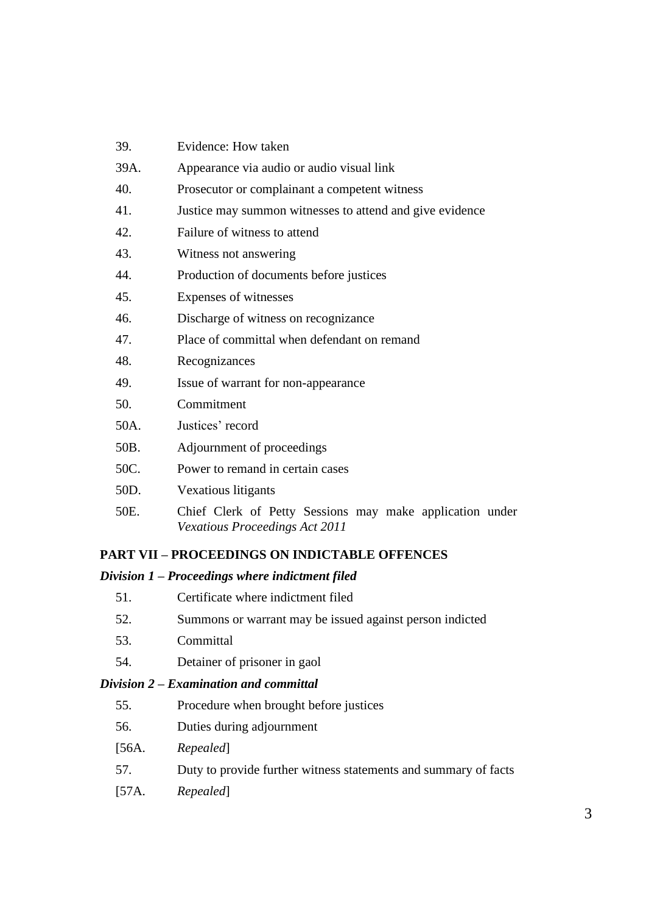39. Evidence: How taken

39A. Appearance via audio or audio visual link

40. Prosecutor or complainant a competent witness

41. Justice may summon witnesses to attend and give evidence

42. Failure of witness to attend

43. Witness not answering

44. Production of documents before justices

45. Expenses of witnesses

46. Discharge of witness on recognizance

47. Place of committal when defendant on remand

48. Recognizances

49. Issue of warrant for non-appearance

50. Commitment

50A. Justices' record

50B. Adjournment of proceedings

50C. Power to remand in certain cases

50D. Vexatious litigants

50E. Chief Clerk of Petty Sessions may make application under *Vexatious Proceedings Act 2011*

**PART VII – PROCEEDINGS ON INDICTABLE OFFENCES**

***Division 1 – Proceedings where indictment filed***

51. Certificate where indictment filed

52. Summons or warrant may be issued against person indicted

53. Committal

54. Detainer of prisoner in gaol

***Division 2 – Examination and committal***

55. Procedure when brought before justices

56. Duties during adjournment

[56A. *Repealed*]

57. Duty to provide further witness statements and summary of facts

[57A. *Repealed*]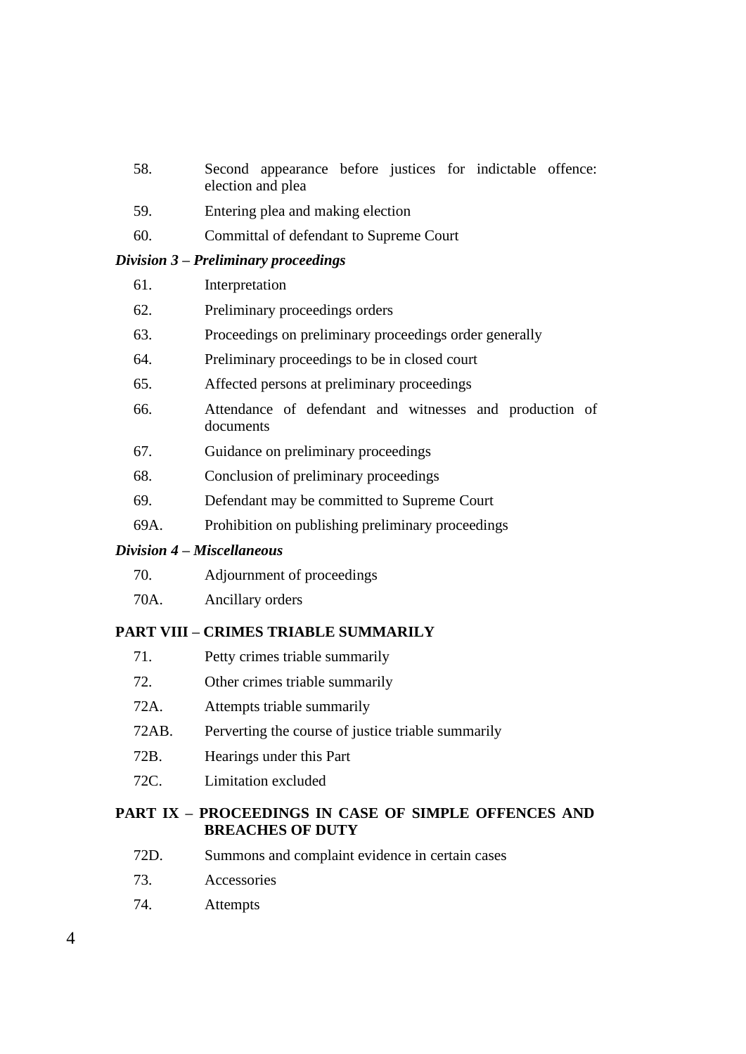58. Second appearance before justices for indictable offence: election and plea

59. Entering plea and making election

60. Committal of defendant to Supreme Court

***Division 3 – Preliminary proceedings***

61. Interpretation

62. Preliminary proceedings orders

63. Proceedings on preliminary proceedings order generally

64. Preliminary proceedings to be in closed court

65. Affected persons at preliminary proceedings

66. Attendance of defendant and witnesses and production of documents

67. Guidance on preliminary proceedings

68. Conclusion of preliminary proceedings

69. Defendant may be committed to Supreme Court

69A. Prohibition on publishing preliminary proceedings

***Division 4 – Miscellaneous***

70. Adjournment of proceedings

70A. Ancillary orders

**PART VIII – CRIMES TRIABLE SUMMARILY**

71. Petty crimes triable summarily

72. Other crimes triable summarily

72A. Attempts triable summarily

72AB. Perverting the course of justice triable summarily

72B. Hearings under this Part

72C. Limitation excluded

**PART IX – PROCEEDINGS IN CASE OF SIMPLE OFFENCES AND BREACHES OF DUTY**

72D. Summons and complaint evidence in certain cases

73. Accessories

74. Attempts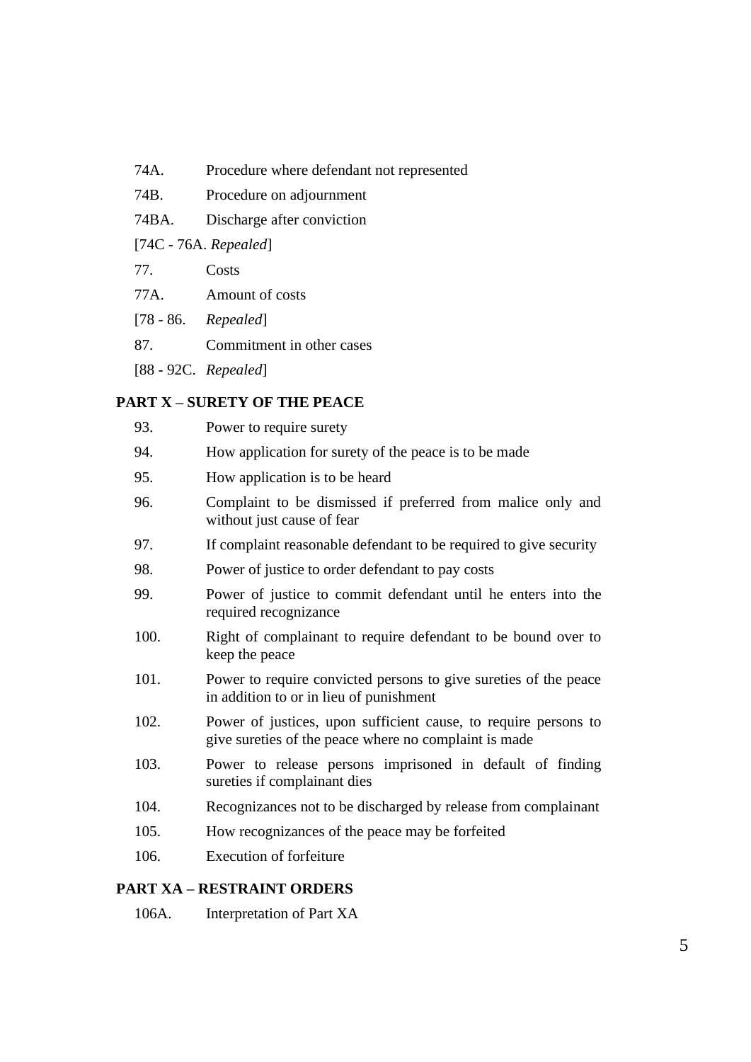74A. Procedure where defendant not represented

74B. Procedure on adjournment

74BA. Discharge after conviction

[74C - 76A. *Repealed*]

77. Costs

77A. Amount of costs

[78 - 86. *Repealed*]

87. Commitment in other cases

[88 - 92C. *Repealed*]

**PART X – SURETY OF THE PEACE**

93. Power to require surety

94. How application for surety of the peace is to be made

95. How application is to be heard

96. Complaint to be dismissed if preferred from malice only and without just cause of fear

97. If complaint reasonable defendant to be required to give security

98. Power of justice to order defendant to pay costs

99. Power of justice to commit defendant until he enters into the required recognizance

100. Right of complainant to require defendant to be bound over to keep the peace

101. Power to require convicted persons to give sureties of the peace in addition to or in lieu of punishment

102. Power of justices, upon sufficient cause, to require persons to give sureties of the peace where no complaint is made

103. Power to release persons imprisoned in default of finding sureties if complainant dies

104. Recognizances not to be discharged by release from complainant

105. How recognizances of the peace may be forfeited

106. Execution of forfeiture

**PART XA – RESTRAINT ORDERS**

106A. Interpretation of Part XA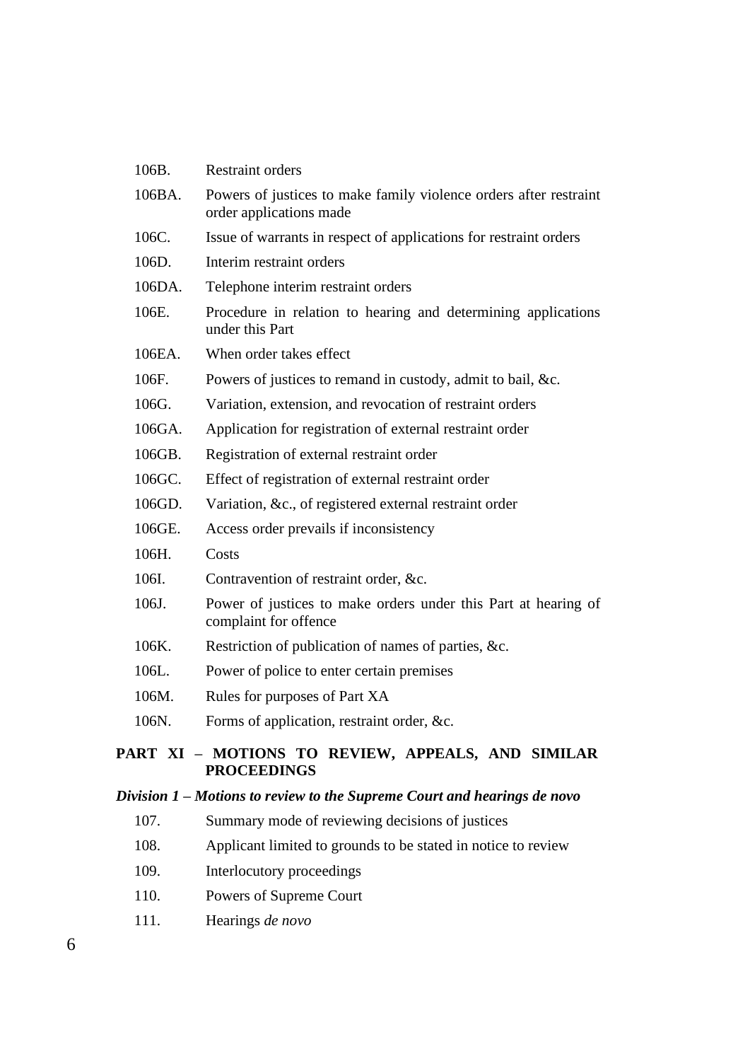| | |
|---|---|
| 106B. | Restraint orders |
| 106BA. | Powers of justices to make family violence orders after restraint order applications made |
| 106C. | Issue of warrants in respect of applications for restraint orders |
| 106D. | Interim restraint orders |
| 106DA. | Telephone interim restraint orders |
| 106E. | Procedure in relation to hearing and determining applications under this Part |
| 106EA. | When order takes effect |
| 106F. | Powers of justices to remand in custody, admit to bail, &c. |
| 106G. | Variation, extension, and revocation of restraint orders |
| 106GA. | Application for registration of external restraint order |
| 106GB. | Registration of external restraint order |
| 106GC. | Effect of registration of external restraint order |
| 106GD. | Variation, &c., of registered external restraint order |
| 106GE. | Access order prevails if inconsistency |
| 106H. | Costs |
| 106I. | Contravention of restraint order, &c. |
| 106J. | Power of justices to make orders under this Part at hearing of complaint for offence |
| 106K. | Restriction of publication of names of parties, &c. |
| 106L. | Power of police to enter certain premises |
| 106M. | Rules for purposes of Part XA |
| 106N. | Forms of application, restraint order, &c. |

**PART XI – MOTIONS TO REVIEW, APPEALS, AND SIMILAR PROCEEDINGS**

***Division 1 – Motions to review to the Supreme Court and hearings de novo***

| | |
|---|---|
| 107. | Summary mode of reviewing decisions of justices |
| 108. | Applicant limited to grounds to be stated in notice to review |
| 109. | Interlocutory proceedings |
| 110. | Powers of Supreme Court |
| 111. | Hearings *de novo* |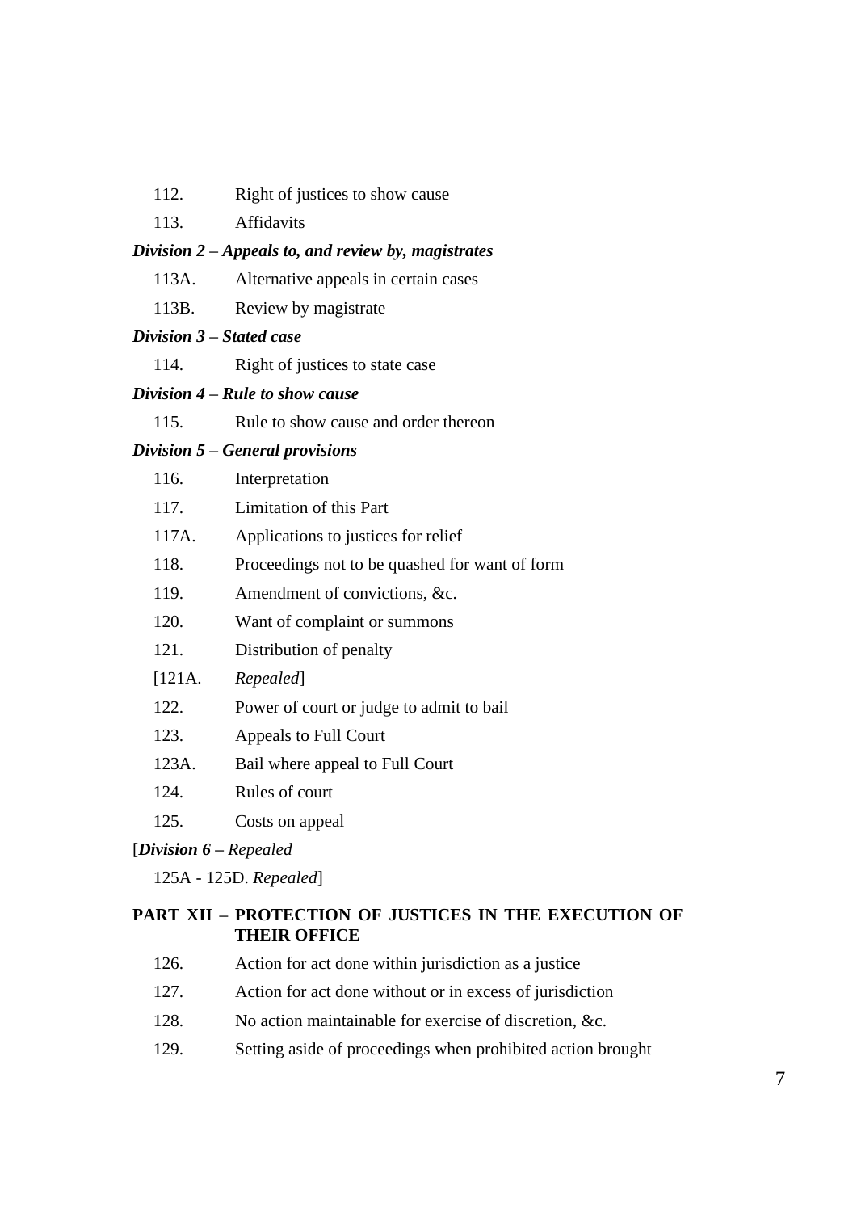112. Right of justices to show cause

113. Affidavits

***Division 2 – Appeals to, and review by, magistrates***

113A. Alternative appeals in certain cases

113B. Review by magistrate

***Division 3 – Stated case***

114. Right of justices to state case

***Division 4 – Rule to show cause***

115. Rule to show cause and order thereon

***Division 5 – General provisions***

116. Interpretation

117. Limitation of this Part

117A. Applications to justices for relief

118. Proceedings not to be quashed for want of form

119. Amendment of convictions, &c.

120. Want of complaint or summons

121. Distribution of penalty

[121A. *Repealed*]

122. Power of court or judge to admit to bail

123. Appeals to Full Court

123A. Bail where appeal to Full Court

124. Rules of court

125. Costs on appeal

[***Division 6*** *– Repealed*

125A - 125D. *Repealed*]

**PART XII – PROTECTION OF JUSTICES IN THE EXECUTION OF THEIR OFFICE**

126. Action for act done within jurisdiction as a justice

127. Action for act done without or in excess of jurisdiction

128. No action maintainable for exercise of discretion, &c.

129. Setting aside of proceedings when prohibited action brought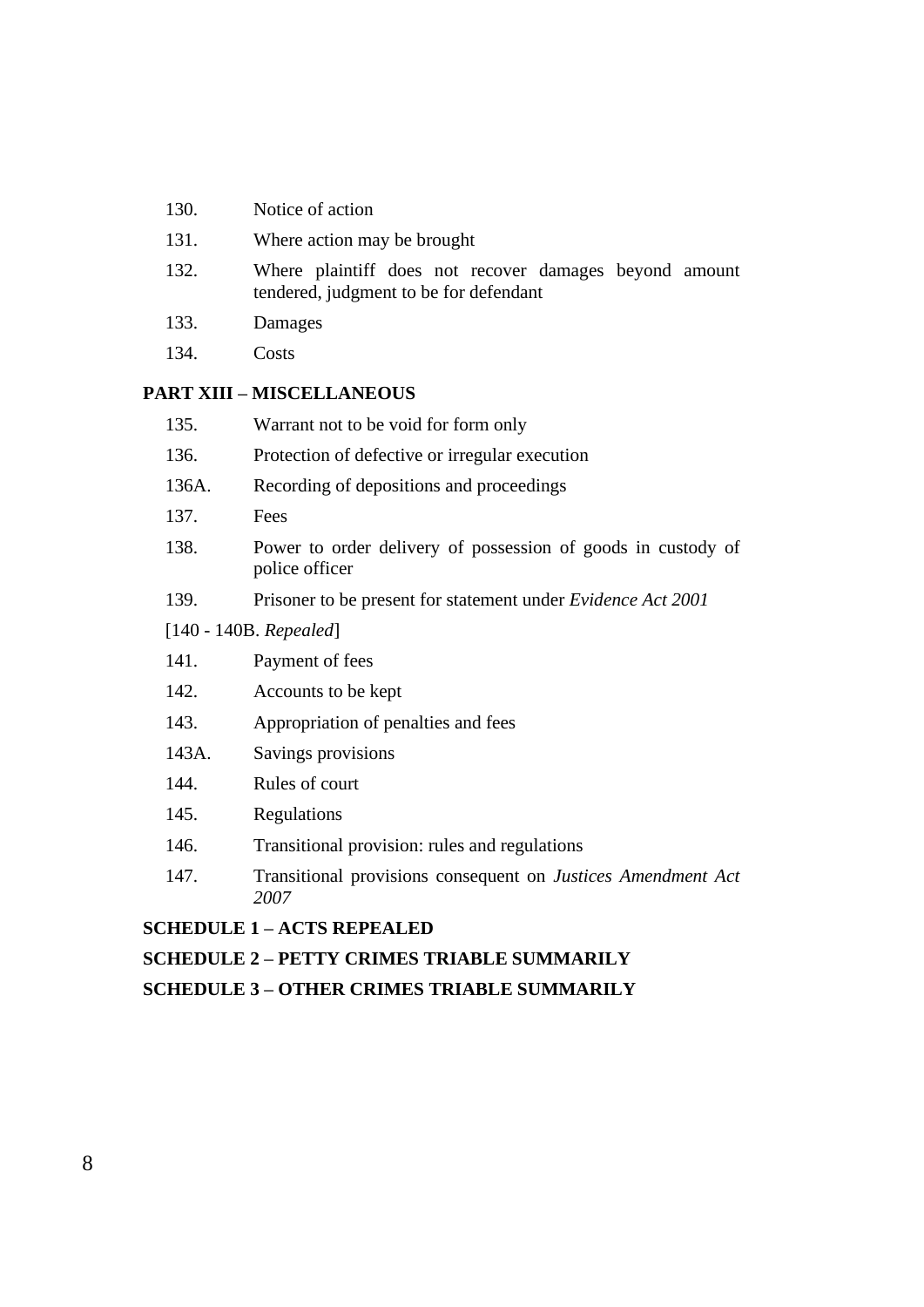130. Notice of action

131. Where action may be brought

132. Where plaintiff does not recover damages beyond amount tendered, judgment to be for defendant

133. Damages

134. Costs

**PART XIII – MISCELLANEOUS**

135. Warrant not to be void for form only

136. Protection of defective or irregular execution

136A. Recording of depositions and proceedings

137. Fees

138. Power to order delivery of possession of goods in custody of police officer

139. Prisoner to be present for statement under *Evidence Act 2001*

[140 - 140B. *Repealed*]

141. Payment of fees

142. Accounts to be kept

143. Appropriation of penalties and fees

143A. Savings provisions

144. Rules of court

145. Regulations

146. Transitional provision: rules and regulations

147. Transitional provisions consequent on *Justices Amendment Act 2007*

**SCHEDULE 1 – ACTS REPEALED**

**SCHEDULE 2 – PETTY CRIMES TRIABLE SUMMARILY**

**SCHEDULE 3 – OTHER CRIMES TRIABLE SUMMARILY**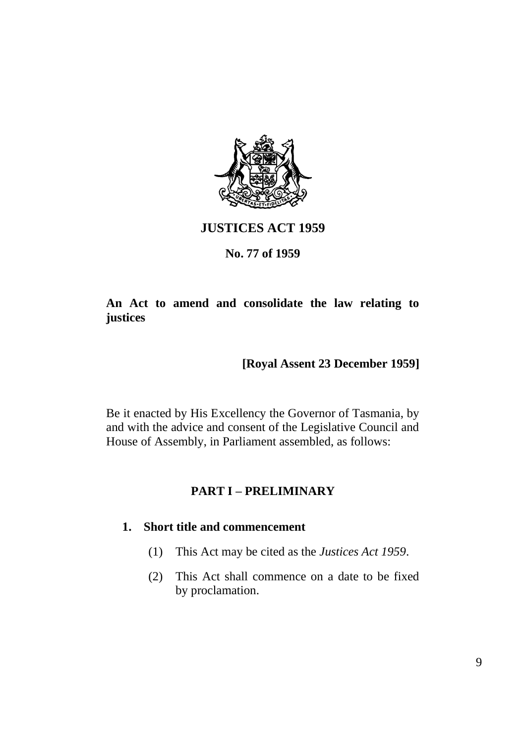# JUSTICES ACT 1959

**No. 77 of 1959**

**An Act to amend and consolidate the law relating to justices**

**[Royal Assent 23 December 1959]**

Be it enacted by His Excellency the Governor of Tasmania, by and with the advice and consent of the Legislative Council and House of Assembly, in Parliament assembled, as follows:

## PART I – PRELIMINARY

### 1. Short title and commencement

(1) This Act may be cited as the *Justices Act 1959*.

(2) This Act shall commence on a date to be fixed by proclamation.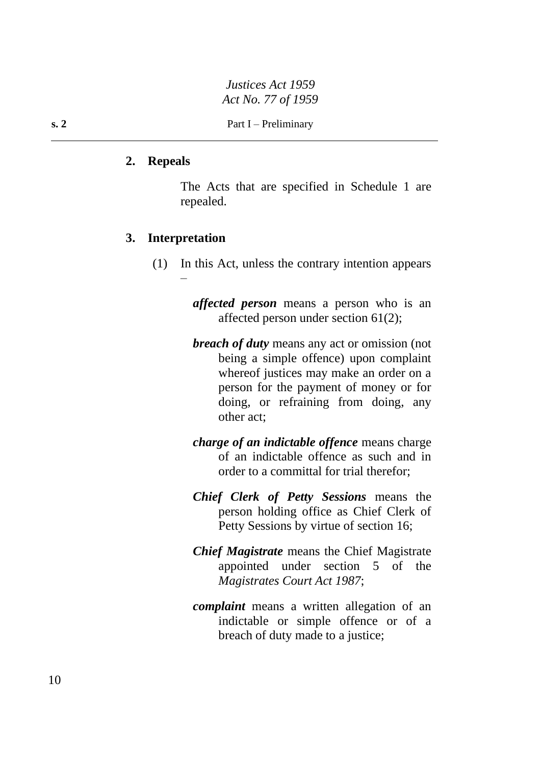## 2. Repeals

The Acts that are specified in Schedule 1 are repealed.

## 3. Interpretation

(1) In this Act, unless the contrary intention appears –

***affected person*** means a person who is an affected person under section 61(2);

***breach of duty*** means any act or omission (not being a simple offence) upon complaint whereof justices may make an order on a person for the payment of money or for doing, or refraining from doing, any other act;

***charge of an indictable offence*** means charge of an indictable offence as such and in order to a committal for trial therefor;

***Chief Clerk of Petty Sessions*** means the person holding office as Chief Clerk of Petty Sessions by virtue of section 16;

***Chief Magistrate*** means the Chief Magistrate appointed under section 5 of the *Magistrates Court Act 1987*;

***complaint*** means a written allegation of an indictable or simple offence or of a breach of duty made to a justice;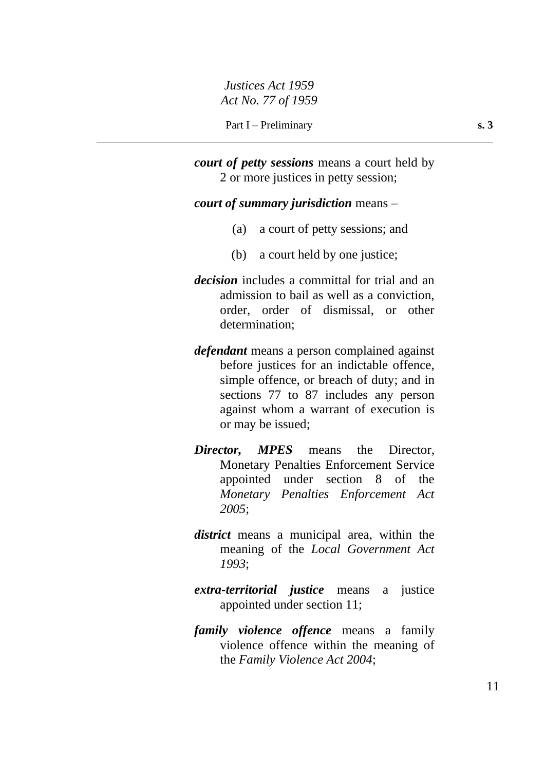***court of petty sessions*** means a court held by 2 or more justices in petty session;

***court of summary jurisdiction*** means –

(a) a court of petty sessions; and

(b) a court held by one justice;

***decision*** includes a committal for trial and an admission to bail as well as a conviction, order, order of dismissal, or other determination;

***defendant*** means a person complained against before justices for an indictable offence, simple offence, or breach of duty; and in sections 77 to 87 includes any person against whom a warrant of execution is or may be issued;

***Director, MPES*** means the Director, Monetary Penalties Enforcement Service appointed under section 8 of the *Monetary Penalties Enforcement Act 2005*;

***district*** means a municipal area, within the meaning of the *Local Government Act 1993*;

***extra-territorial justice*** means a justice appointed under section 11;

***family violence offence*** means a family violence offence within the meaning of the *Family Violence Act 2004*;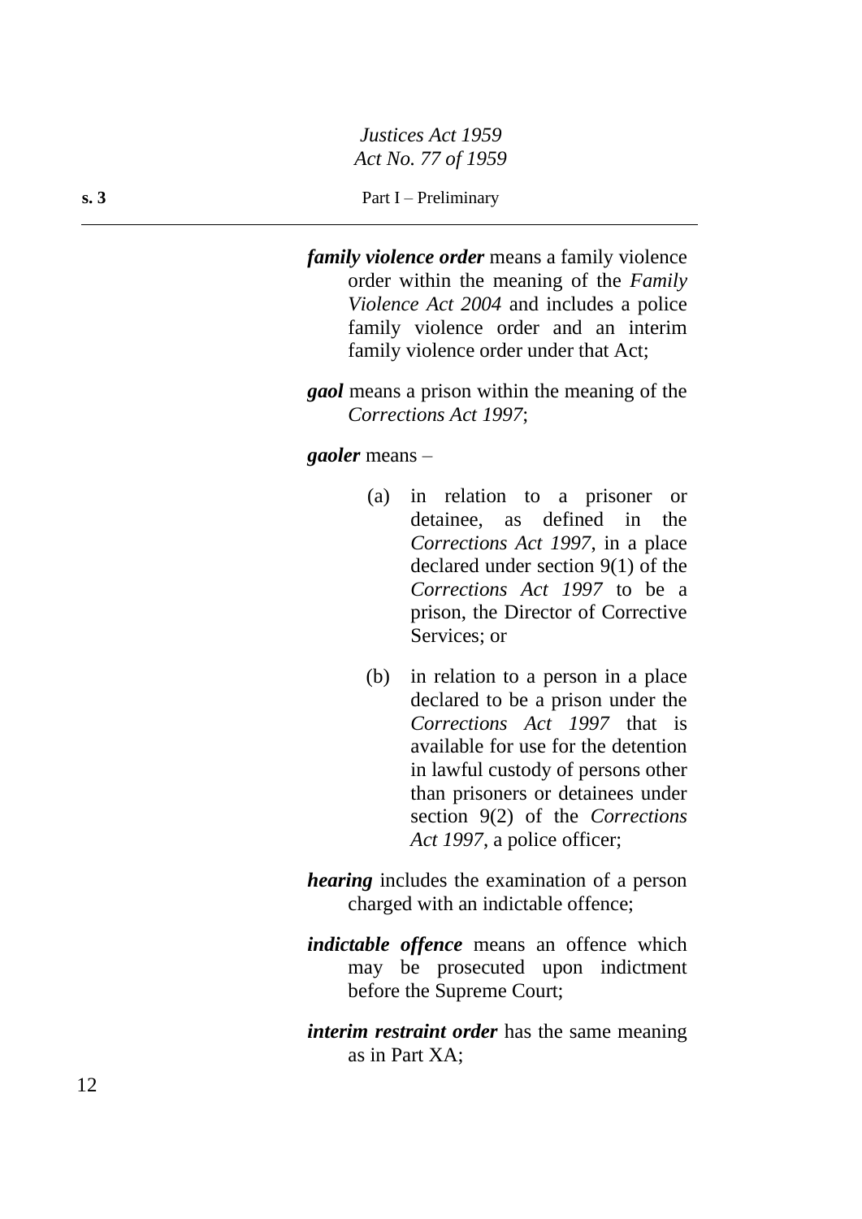***family violence order*** means a family violence order within the meaning of the *Family Violence Act 2004* and includes a police family violence order and an interim family violence order under that Act;

***gaol*** means a prison within the meaning of the *Corrections Act 1997*;

***gaoler*** means –

(a) in relation to a prisoner or detainee, as defined in the *Corrections Act 1997*, in a place declared under section 9(1) of the *Corrections Act 1997* to be a prison, the Director of Corrective Services; or

(b) in relation to a person in a place declared to be a prison under the *Corrections Act 1997* that is available for use for the detention in lawful custody of persons other than prisoners or detainees under section 9(2) of the *Corrections Act 1997*, a police officer;

***hearing*** includes the examination of a person charged with an indictable offence;

***indictable offence*** means an offence which may be prosecuted upon indictment before the Supreme Court;

***interim restraint order*** has the same meaning as in Part XA;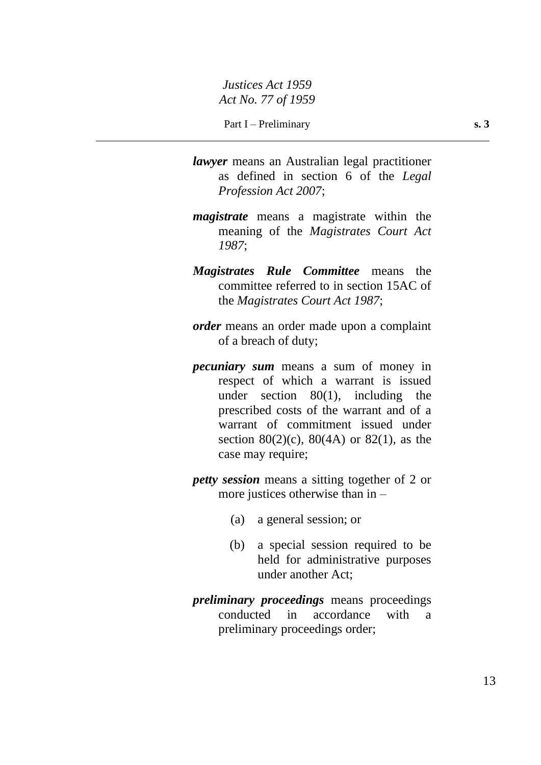***lawyer*** means an Australian legal practitioner as defined in section 6 of the *Legal Profession Act 2007*;

***magistrate*** means a magistrate within the meaning of the *Magistrates Court Act 1987*;

***Magistrates Rule Committee*** means the committee referred to in section 15AC of the *Magistrates Court Act 1987*;

***order*** means an order made upon a complaint of a breach of duty;

***pecuniary sum*** means a sum of money in respect of which a warrant is issued under section 80(1), including the prescribed costs of the warrant and of a warrant of commitment issued under section 80(2)(c), 80(4A) or 82(1), as the case may require;

***petty session*** means a sitting together of 2 or more justices otherwise than in –

(a) a general session; or

(b) a special session required to be held for administrative purposes under another Act;

***preliminary proceedings*** means proceedings conducted in accordance with a preliminary proceedings order;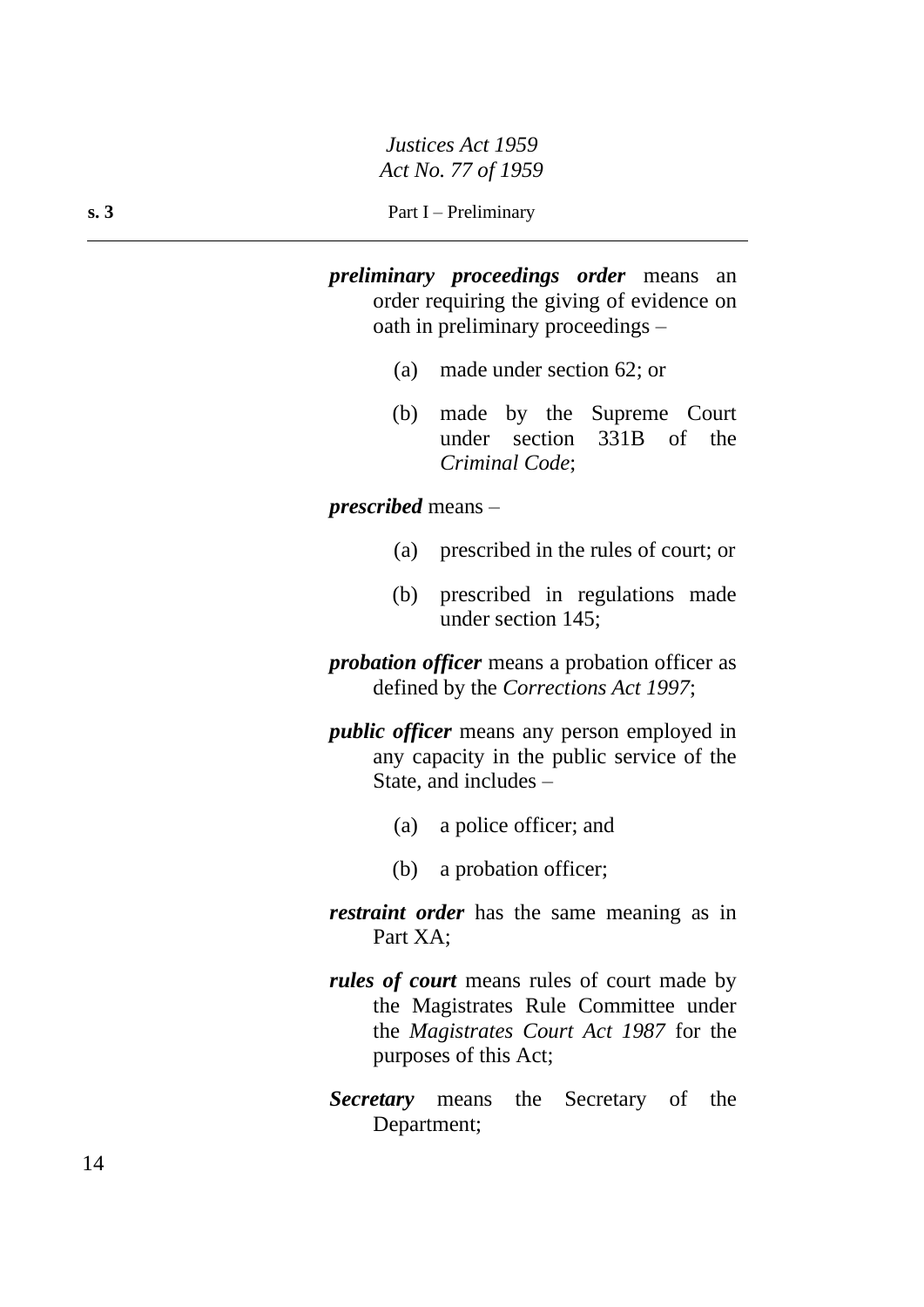***preliminary proceedings order*** means an order requiring the giving of evidence on oath in preliminary proceedings –

(a) made under section 62; or

(b) made by the Supreme Court under section 331B of the *Criminal Code*;

***prescribed*** means –

(a) prescribed in the rules of court; or

(b) prescribed in regulations made under section 145;

***probation officer*** means a probation officer as defined by the *Corrections Act 1997*;

***public officer*** means any person employed in any capacity in the public service of the State, and includes –

(a) a police officer; and

(b) a probation officer;

***restraint order*** has the same meaning as in Part XA;

***rules of court*** means rules of court made by the Magistrates Rule Committee under the *Magistrates Court Act 1987* for the purposes of this Act;

***Secretary*** means the Secretary of the Department;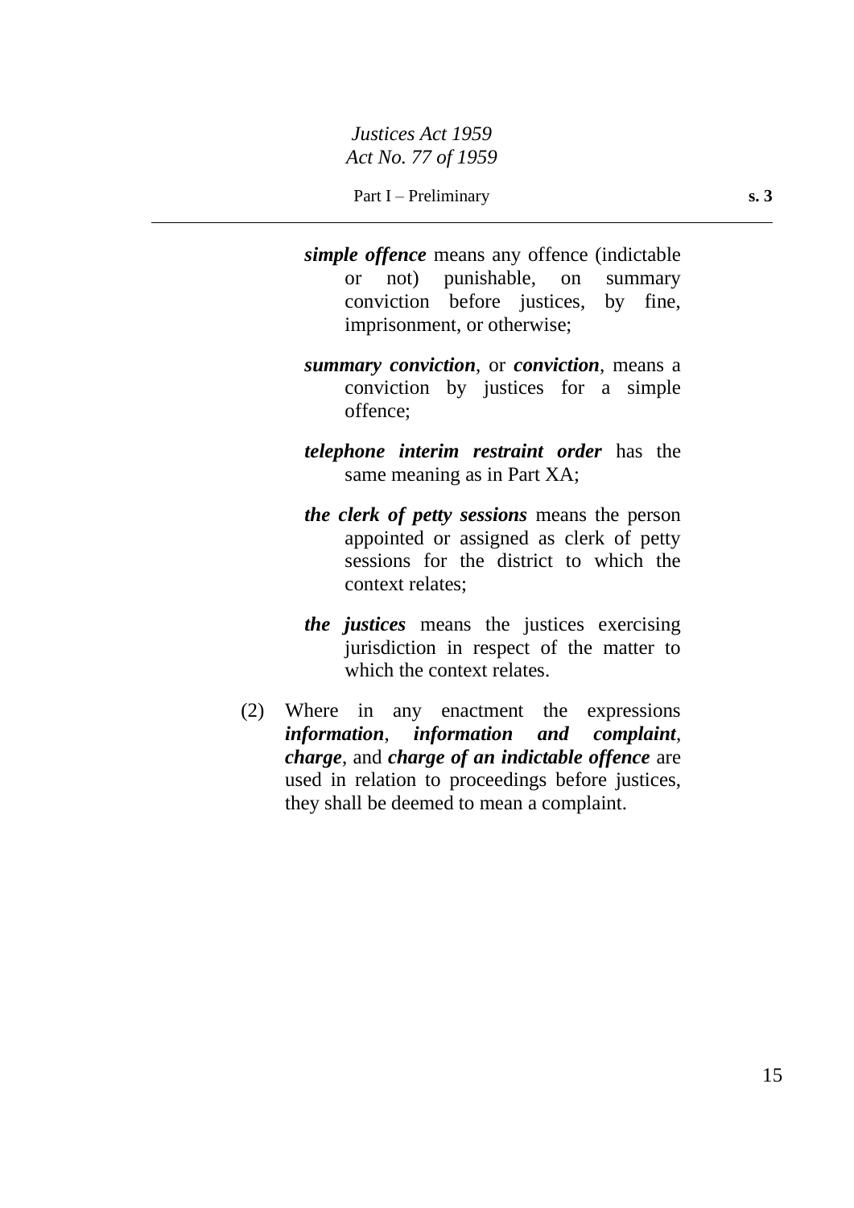***simple offence*** means any offence (indictable or not) punishable, on summary conviction before justices, by fine, imprisonment, or otherwise;

***summary conviction***, or ***conviction***, means a conviction by justices for a simple offence;

***telephone interim restraint order*** has the same meaning as in Part XA;

***the clerk of petty sessions*** means the person appointed or assigned as clerk of petty sessions for the district to which the context relates;

***the justices*** means the justices exercising jurisdiction in respect of the matter to which the context relates.

(2) Where in any enactment the expressions ***information***, ***information and complaint***, ***charge***, and ***charge of an indictable offence*** are used in relation to proceedings before justices, they shall be deemed to mean a complaint.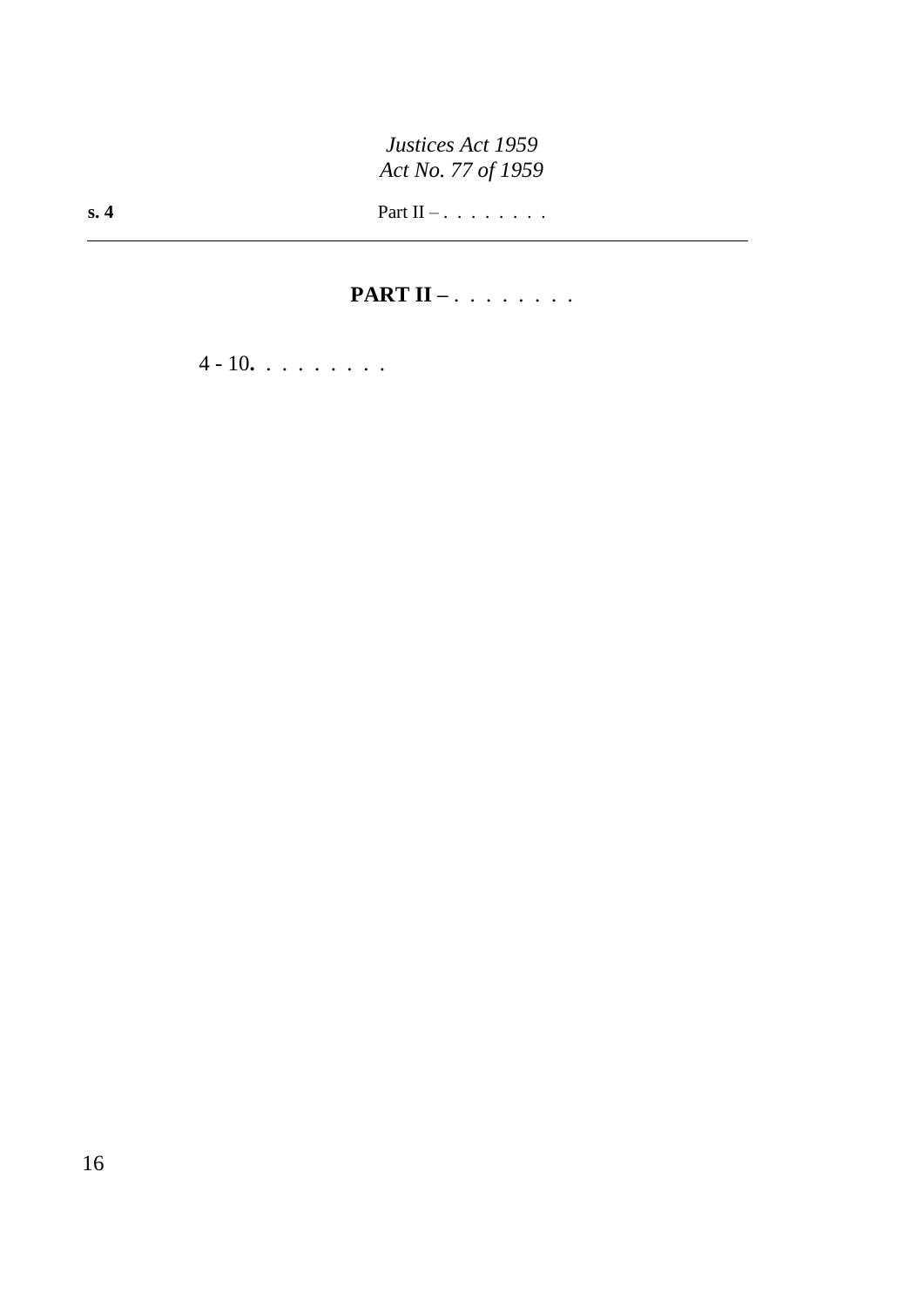## PART II – . . . . . . . .

4 - 10**.** . . . . . . . .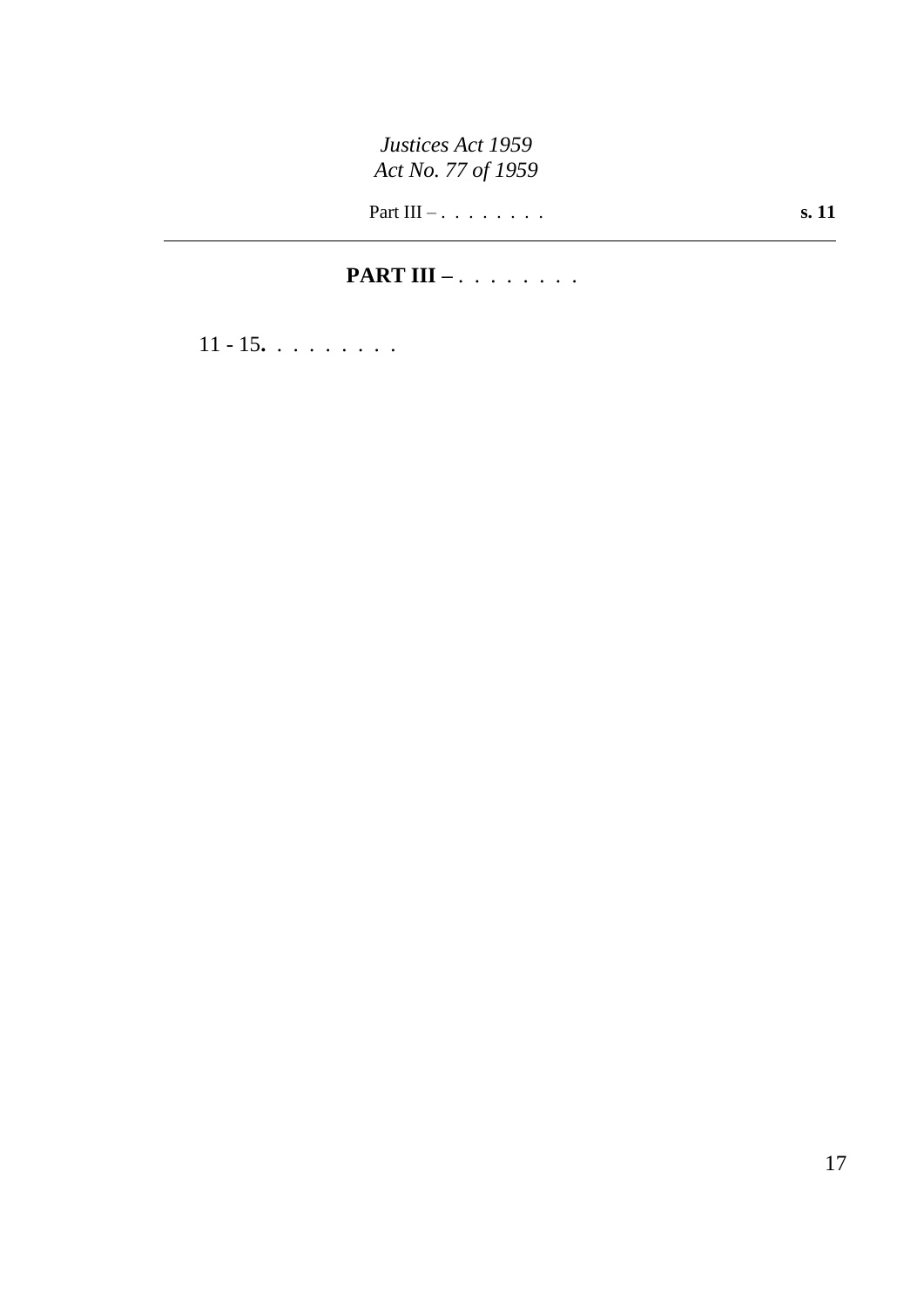## PART III – . . . . . . . .

11 - 15**.** . . . . . . . .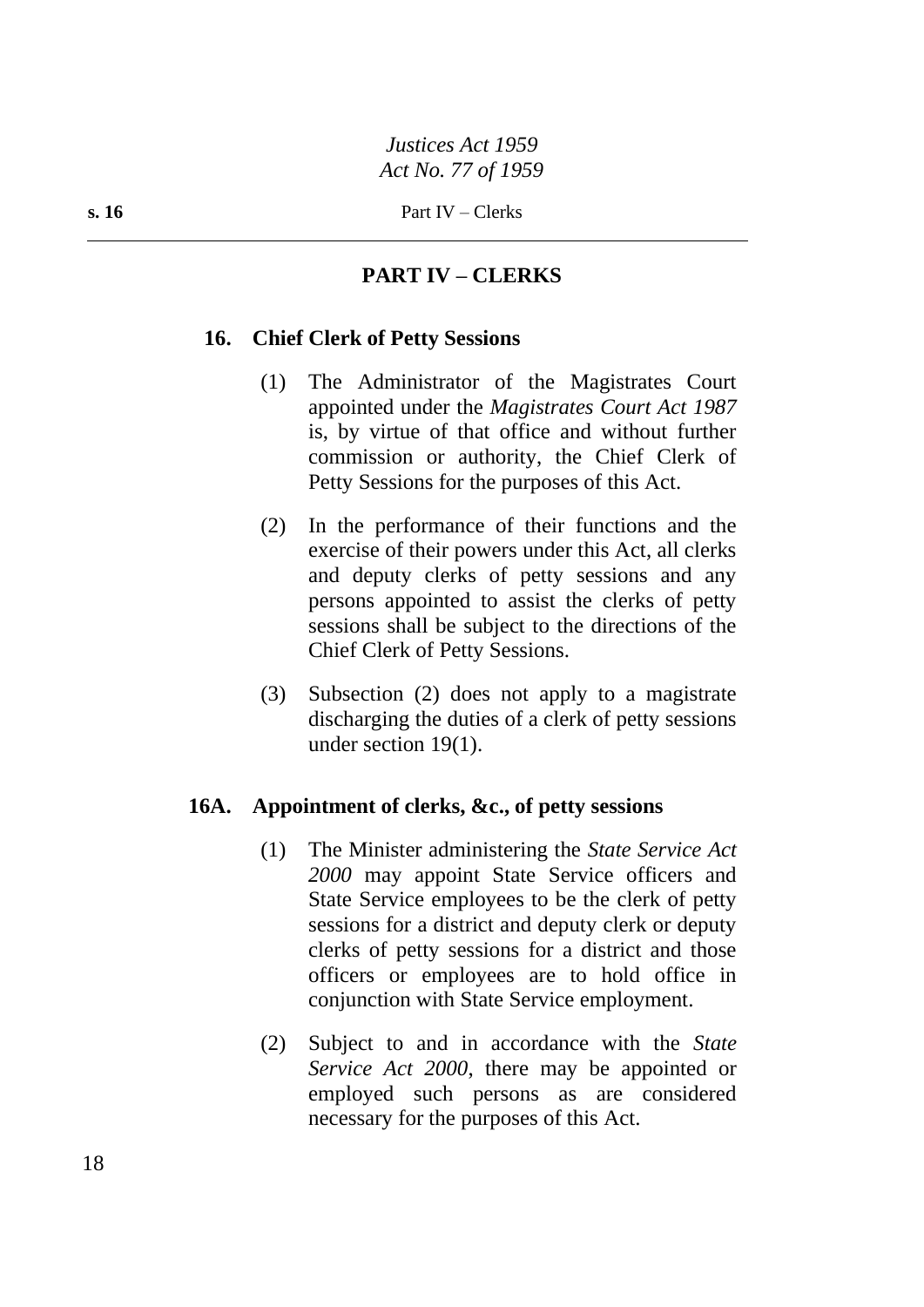## PART IV – CLERKS

### 16. Chief Clerk of Petty Sessions

(1) The Administrator of the Magistrates Court appointed under the *Magistrates Court Act 1987* is, by virtue of that office and without further commission or authority, the Chief Clerk of Petty Sessions for the purposes of this Act.

(2) In the performance of their functions and the exercise of their powers under this Act, all clerks and deputy clerks of petty sessions and any persons appointed to assist the clerks of petty sessions shall be subject to the directions of the Chief Clerk of Petty Sessions.

(3) Subsection (2) does not apply to a magistrate discharging the duties of a clerk of petty sessions under section 19(1).

### 16A. Appointment of clerks, &c., of petty sessions

(1) The Minister administering the *State Service Act 2000* may appoint State Service officers and State Service employees to be the clerk of petty sessions for a district and deputy clerk or deputy clerks of petty sessions for a district and those officers or employees are to hold office in conjunction with State Service employment.

(2) Subject to and in accordance with the *State Service Act 2000*, there may be appointed or employed such persons as are considered necessary for the purposes of this Act.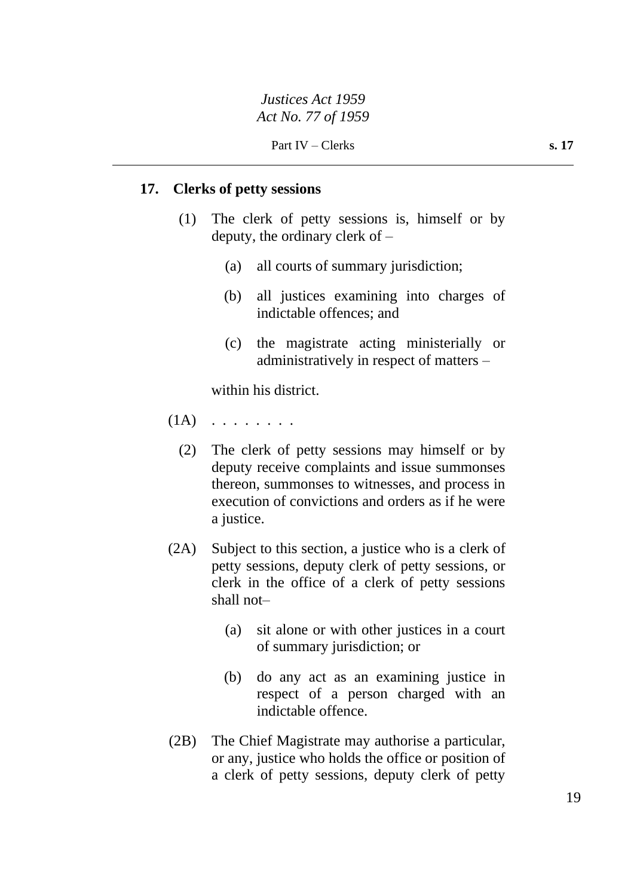## 17. Clerks of petty sessions

(1) The clerk of petty sessions is, himself or by deputy, the ordinary clerk of –

  (a) all courts of summary jurisdiction;

  (b) all justices examining into charges of indictable offences; and

  (c) the magistrate acting ministerially or administratively in respect of matters –

within his district.

(1A) . . . . . . . .

(2) The clerk of petty sessions may himself or by deputy receive complaints and issue summonses thereon, summonses to witnesses, and process in execution of convictions and orders as if he were a justice.

(2A) Subject to this section, a justice who is a clerk of petty sessions, deputy clerk of petty sessions, or clerk in the office of a clerk of petty sessions shall not–

  (a) sit alone or with other justices in a court of summary jurisdiction; or

  (b) do any act as an examining justice in respect of a person charged with an indictable offence.

(2B) The Chief Magistrate may authorise a particular, or any, justice who holds the office or position of a clerk of petty sessions, deputy clerk of petty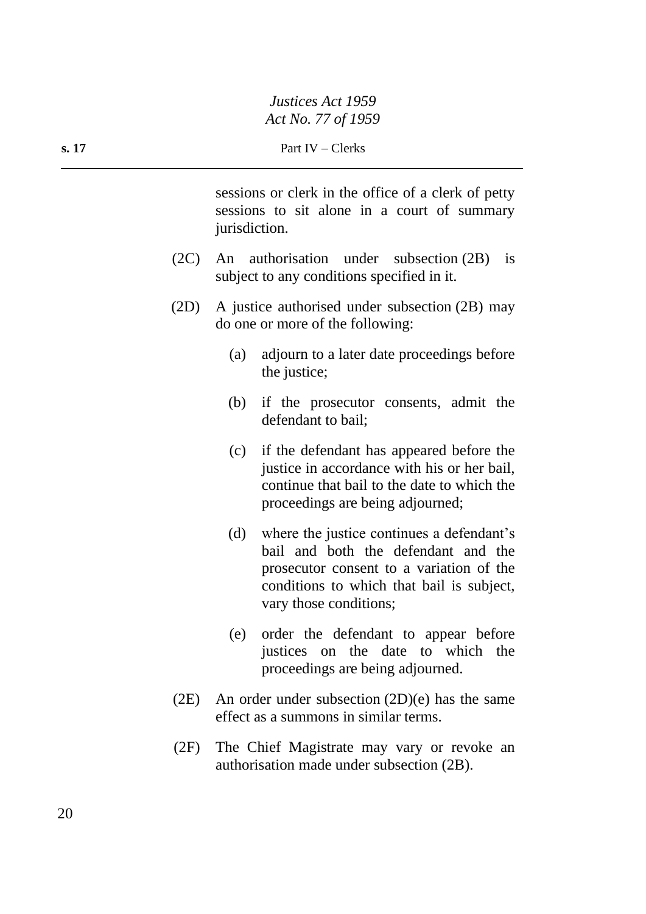sessions or clerk in the office of a clerk of petty sessions to sit alone in a court of summary jurisdiction.

(2C) An authorisation under subsection (2B) is subject to any conditions specified in it.

(2D) A justice authorised under subsection (2B) may do one or more of the following:

(a) adjourn to a later date proceedings before the justice;

(b) if the prosecutor consents, admit the defendant to bail;

(c) if the defendant has appeared before the justice in accordance with his or her bail, continue that bail to the date to which the proceedings are being adjourned;

(d) where the justice continues a defendant's bail and both the defendant and the prosecutor consent to a variation of the conditions to which that bail is subject, vary those conditions;

(e) order the defendant to appear before justices on the date to which the proceedings are being adjourned.

(2E) An order under subsection (2D)(e) has the same effect as a summons in similar terms.

(2F) The Chief Magistrate may vary or revoke an authorisation made under subsection (2B).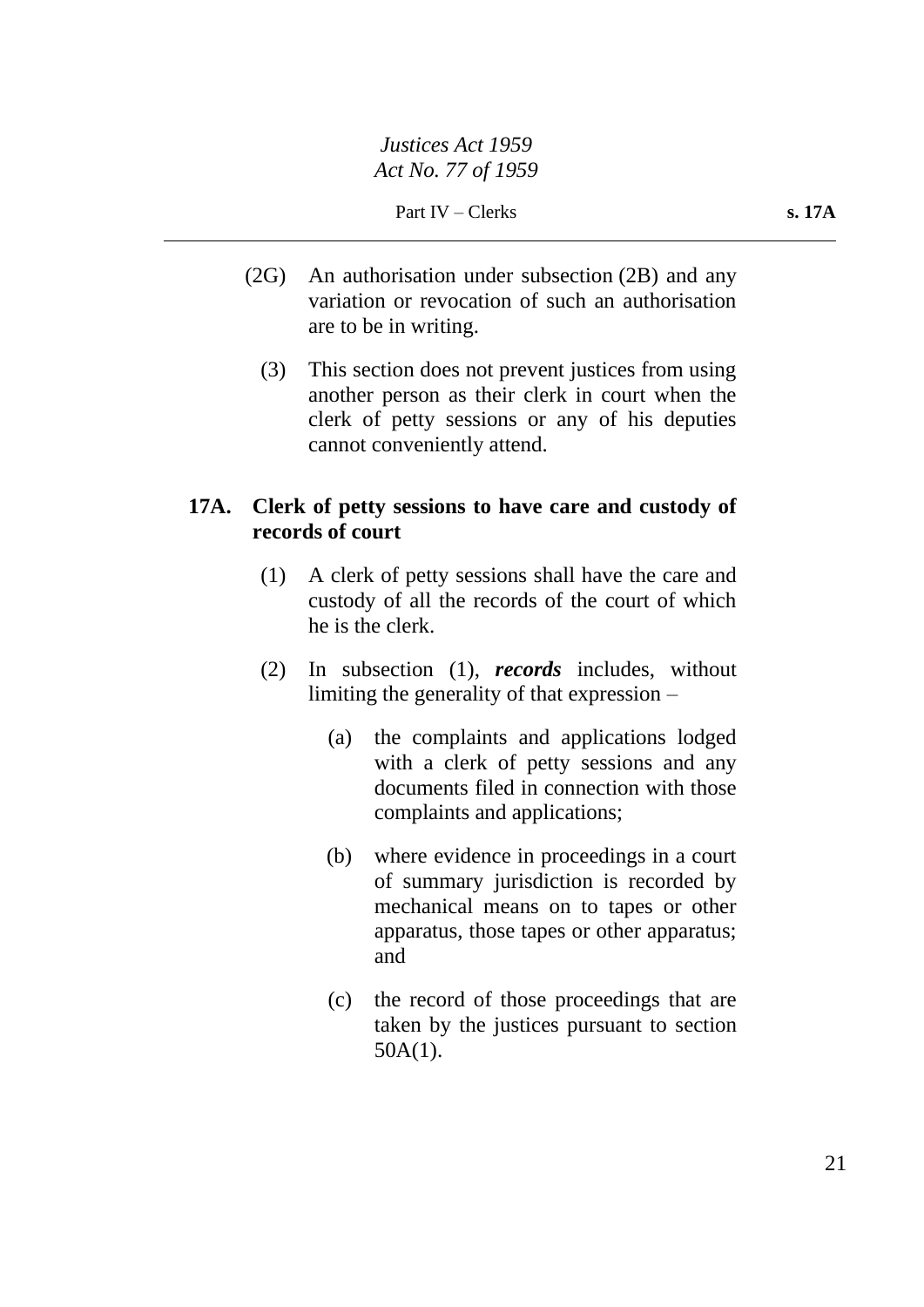(2G) An authorisation under subsection (2B) and any variation or revocation of such an authorisation are to be in writing.

(3) This section does not prevent justices from using another person as their clerk in court when the clerk of petty sessions or any of his deputies cannot conveniently attend.

### 17A. Clerk of petty sessions to have care and custody of records of court

(1) A clerk of petty sessions shall have the care and custody of all the records of the court of which he is the clerk.

(2) In subsection (1), ***records*** includes, without limiting the generality of that expression –

(a) the complaints and applications lodged with a clerk of petty sessions and any documents filed in connection with those complaints and applications;

(b) where evidence in proceedings in a court of summary jurisdiction is recorded by mechanical means on to tapes or other apparatus, those tapes or other apparatus; and

(c) the record of those proceedings that are taken by the justices pursuant to section 50A(1).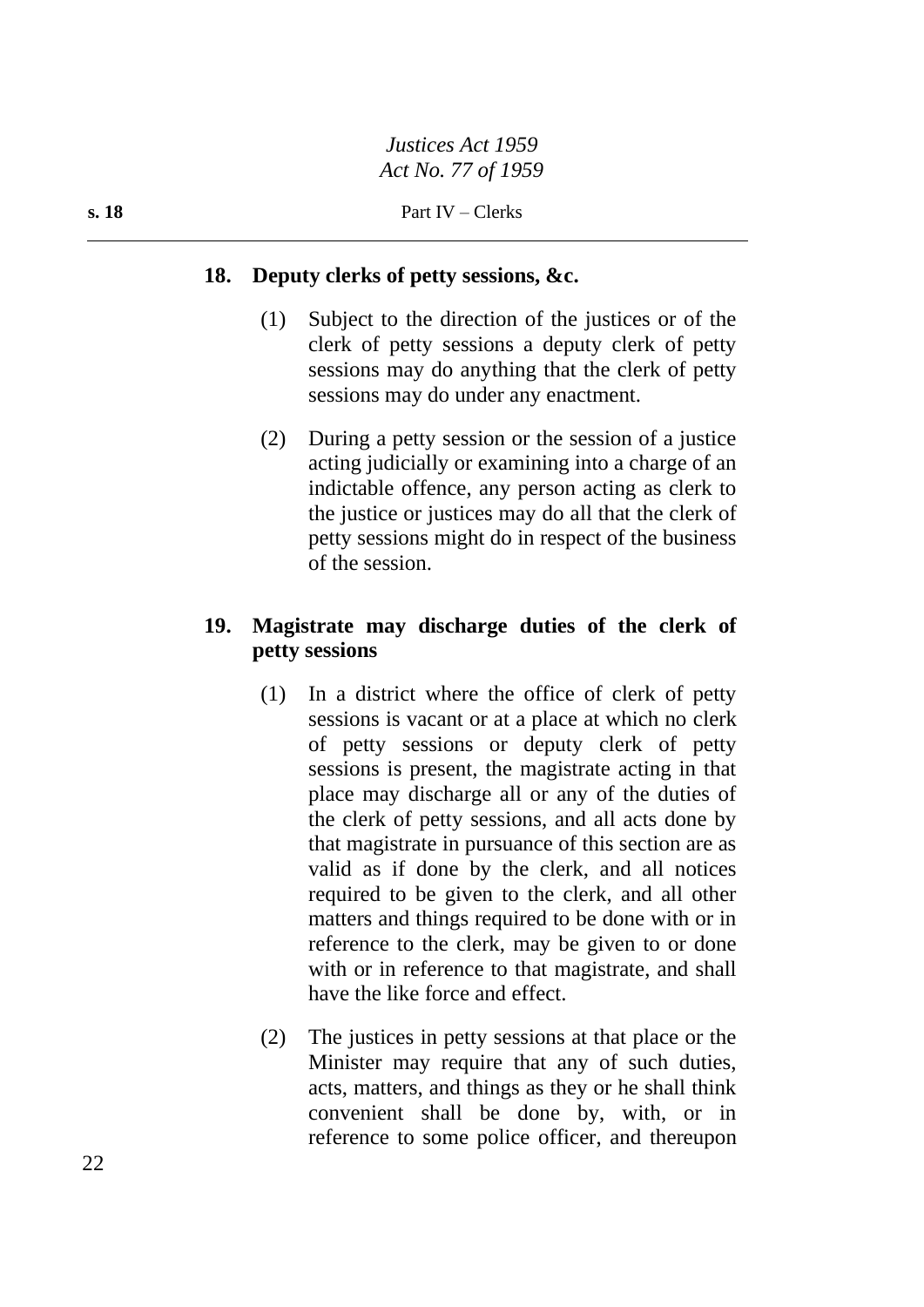### 18. Deputy clerks of petty sessions, &c.

(1) Subject to the direction of the justices or of the clerk of petty sessions a deputy clerk of petty sessions may do anything that the clerk of petty sessions may do under any enactment.

(2) During a petty session or the session of a justice acting judicially or examining into a charge of an indictable offence, any person acting as clerk to the justice or justices may do all that the clerk of petty sessions might do in respect of the business of the session.

### 19. Magistrate may discharge duties of the clerk of petty sessions

(1) In a district where the office of clerk of petty sessions is vacant or at a place at which no clerk of petty sessions or deputy clerk of petty sessions is present, the magistrate acting in that place may discharge all or any of the duties of the clerk of petty sessions, and all acts done by that magistrate in pursuance of this section are as valid as if done by the clerk, and all notices required to be given to the clerk, and all other matters and things required to be done with or in reference to the clerk, may be given to or done with or in reference to that magistrate, and shall have the like force and effect.

(2) The justices in petty sessions at that place or the Minister may require that any of such duties, acts, matters, and things as they or he shall think convenient shall be done by, with, or in reference to some police officer, and thereupon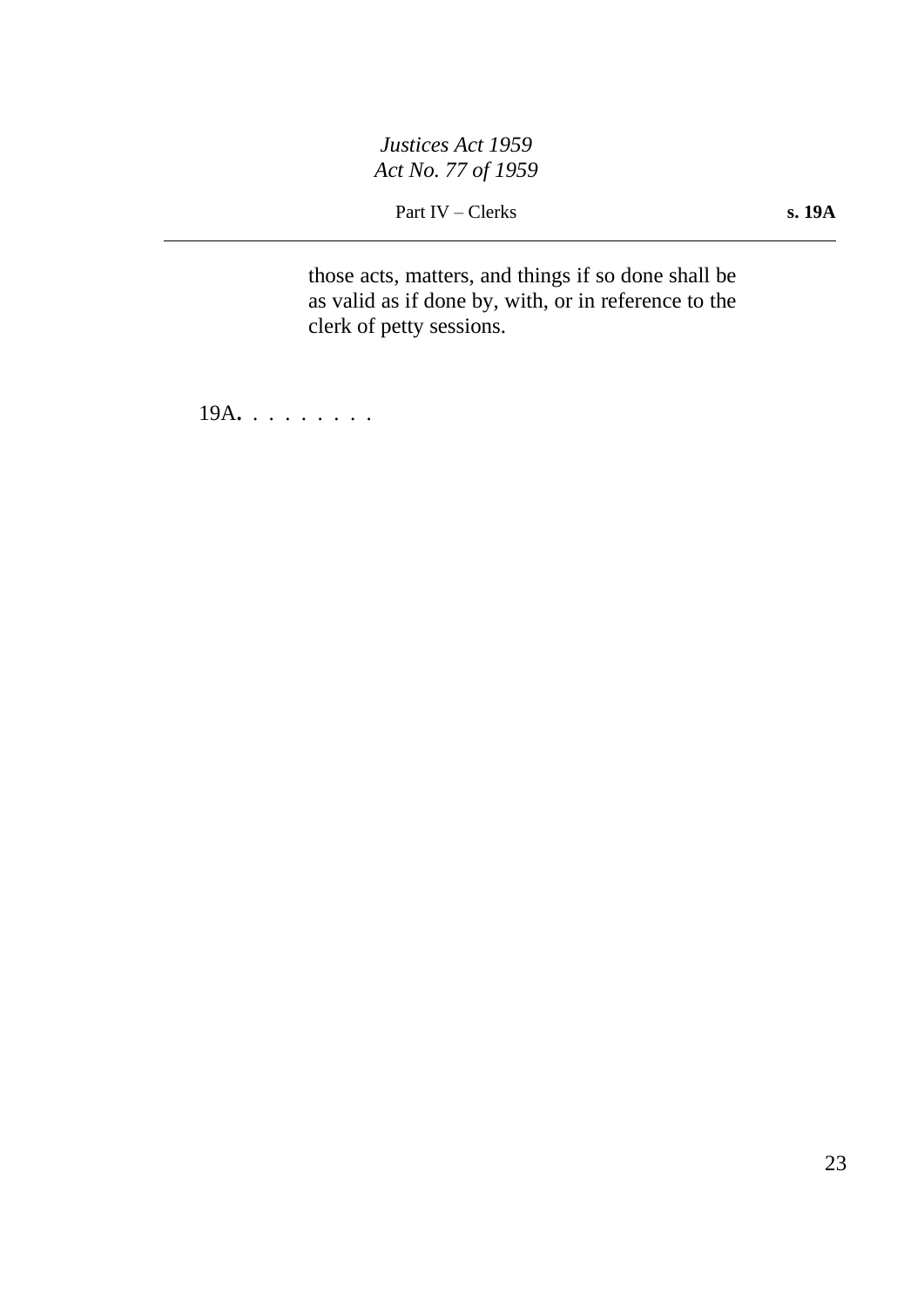those acts, matters, and things if so done shall be as valid as if done by, with, or in reference to the clerk of petty sessions.

19A. . . . . . . . .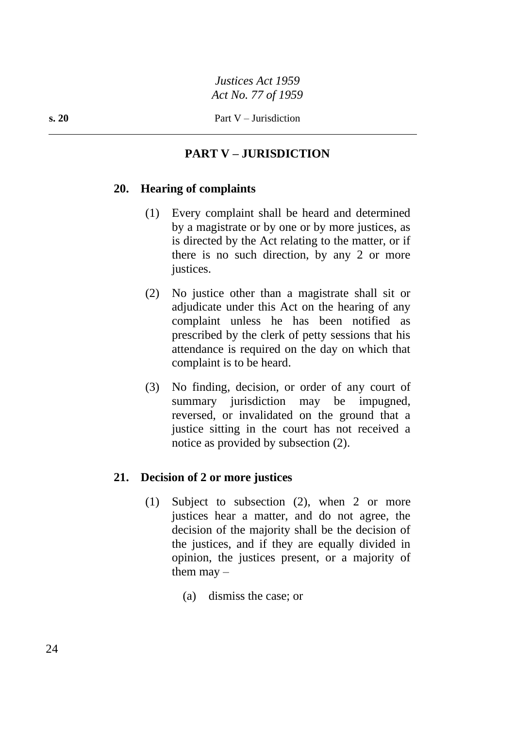## PART V – JURISDICTION

### 20. Hearing of complaints

(1) Every complaint shall be heard and determined by a magistrate or by one or by more justices, as is directed by the Act relating to the matter, or if there is no such direction, by any 2 or more justices.

(2) No justice other than a magistrate shall sit or adjudicate under this Act on the hearing of any complaint unless he has been notified as prescribed by the clerk of petty sessions that his attendance is required on the day on which that complaint is to be heard.

(3) No finding, decision, or order of any court of summary jurisdiction may be impugned, reversed, or invalidated on the ground that a justice sitting in the court has not received a notice as provided by subsection (2).

### 21. Decision of 2 or more justices

(1) Subject to subsection (2), when 2 or more justices hear a matter, and do not agree, the decision of the majority shall be the decision of the justices, and if they are equally divided in opinion, the justices present, or a majority of them may –

(a) dismiss the case; or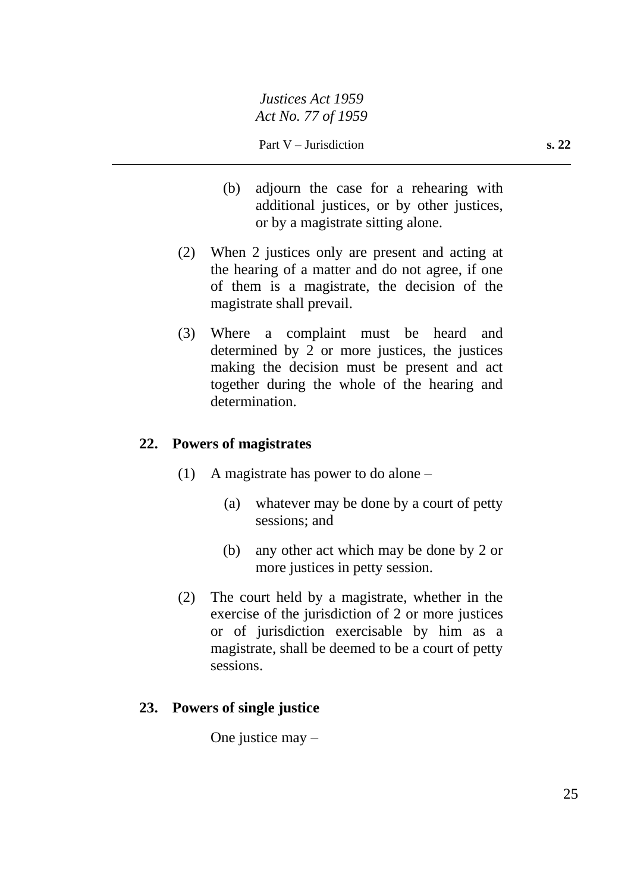(b) adjourn the case for a rehearing with additional justices, or by other justices, or by a magistrate sitting alone.

(2) When 2 justices only are present and acting at the hearing of a matter and do not agree, if one of them is a magistrate, the decision of the magistrate shall prevail.

(3) Where a complaint must be heard and determined by 2 or more justices, the justices making the decision must be present and act together during the whole of the hearing and determination.

## 22. Powers of magistrates

(1) A magistrate has power to do alone –

(a) whatever may be done by a court of petty sessions; and

(b) any other act which may be done by 2 or more justices in petty session.

(2) The court held by a magistrate, whether in the exercise of the jurisdiction of 2 or more justices or of jurisdiction exercisable by him as a magistrate, shall be deemed to be a court of petty sessions.

## 23. Powers of single justice

One justice may –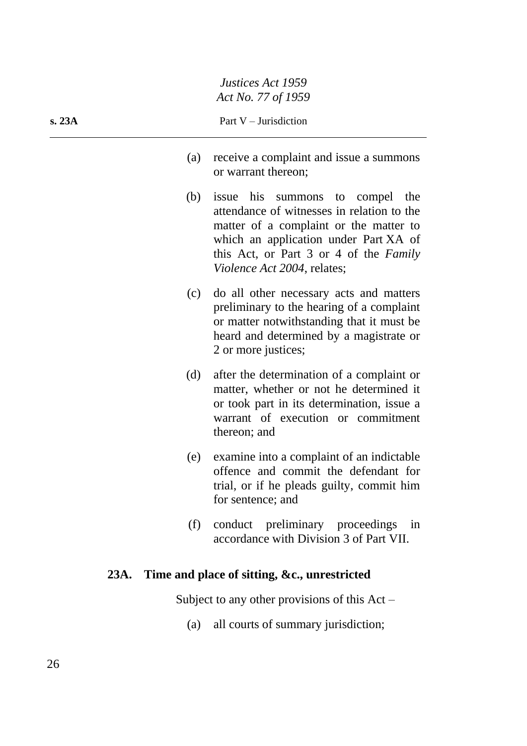(a) receive a complaint and issue a summons or warrant thereon;

(b) issue his summons to compel the attendance of witnesses in relation to the matter of a complaint or the matter to which an application under Part XA of this Act, or Part 3 or 4 of the *Family Violence Act 2004*, relates;

(c) do all other necessary acts and matters preliminary to the hearing of a complaint or matter notwithstanding that it must be heard and determined by a magistrate or 2 or more justices;

(d) after the determination of a complaint or matter, whether or not he determined it or took part in its determination, issue a warrant of execution or commitment thereon; and

(e) examine into a complaint of an indictable offence and commit the defendant for trial, or if he pleads guilty, commit him for sentence; and

(f) conduct preliminary proceedings in accordance with Division 3 of Part VII.

### 23A. Time and place of sitting, &c., unrestricted

Subject to any other provisions of this Act –

(a) all courts of summary jurisdiction;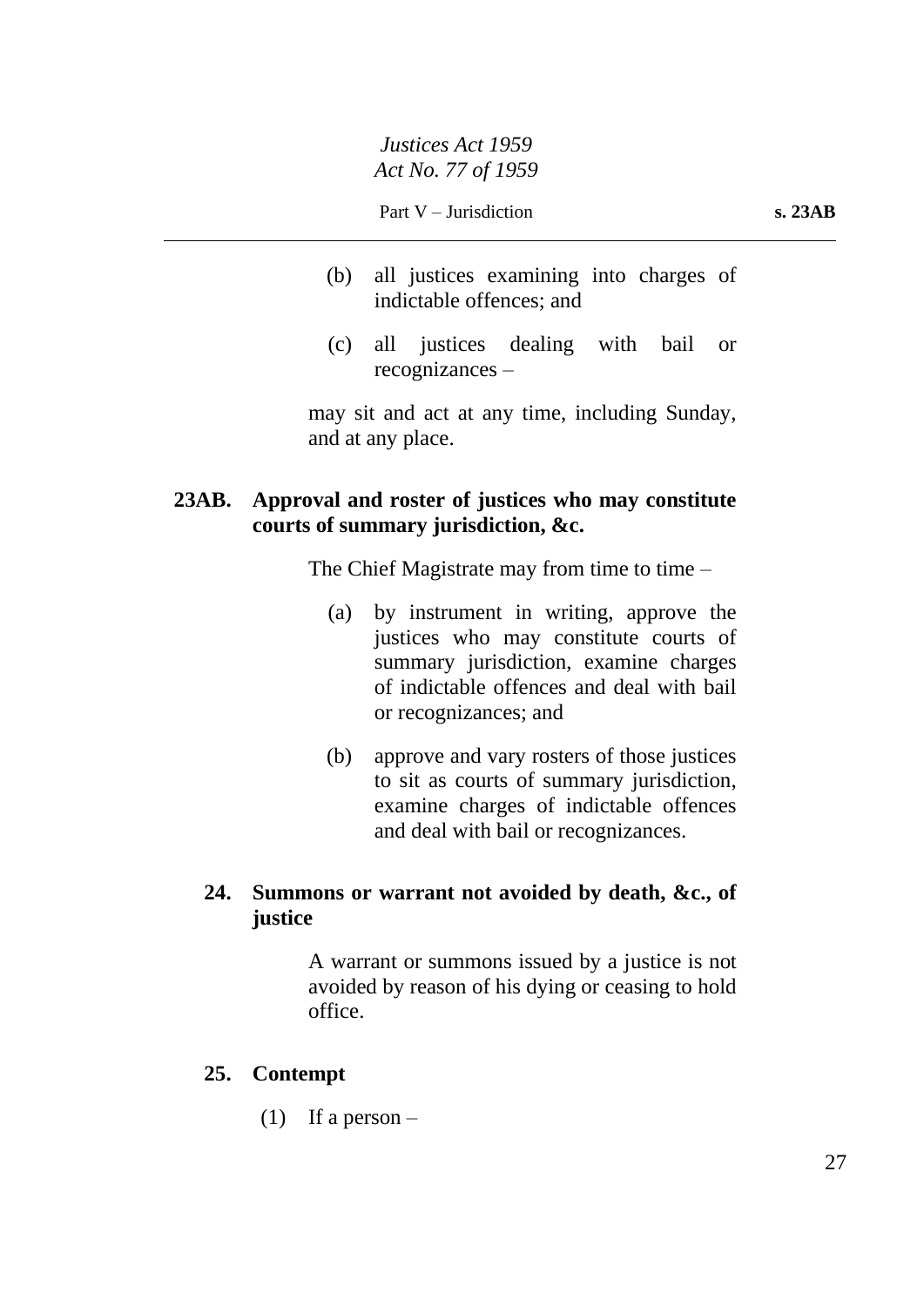(b) all justices examining into charges of indictable offences; and

(c) all justices dealing with bail or recognizances –

may sit and act at any time, including Sunday, and at any place.

### 23AB. Approval and roster of justices who may constitute courts of summary jurisdiction, &c.

The Chief Magistrate may from time to time –

(a) by instrument in writing, approve the justices who may constitute courts of summary jurisdiction, examine charges of indictable offences and deal with bail or recognizances; and

(b) approve and vary rosters of those justices to sit as courts of summary jurisdiction, examine charges of indictable offences and deal with bail or recognizances.

### 24. Summons or warrant not avoided by death, &c., of justice

A warrant or summons issued by a justice is not avoided by reason of his dying or ceasing to hold office.

### 25. Contempt

(1) If a person –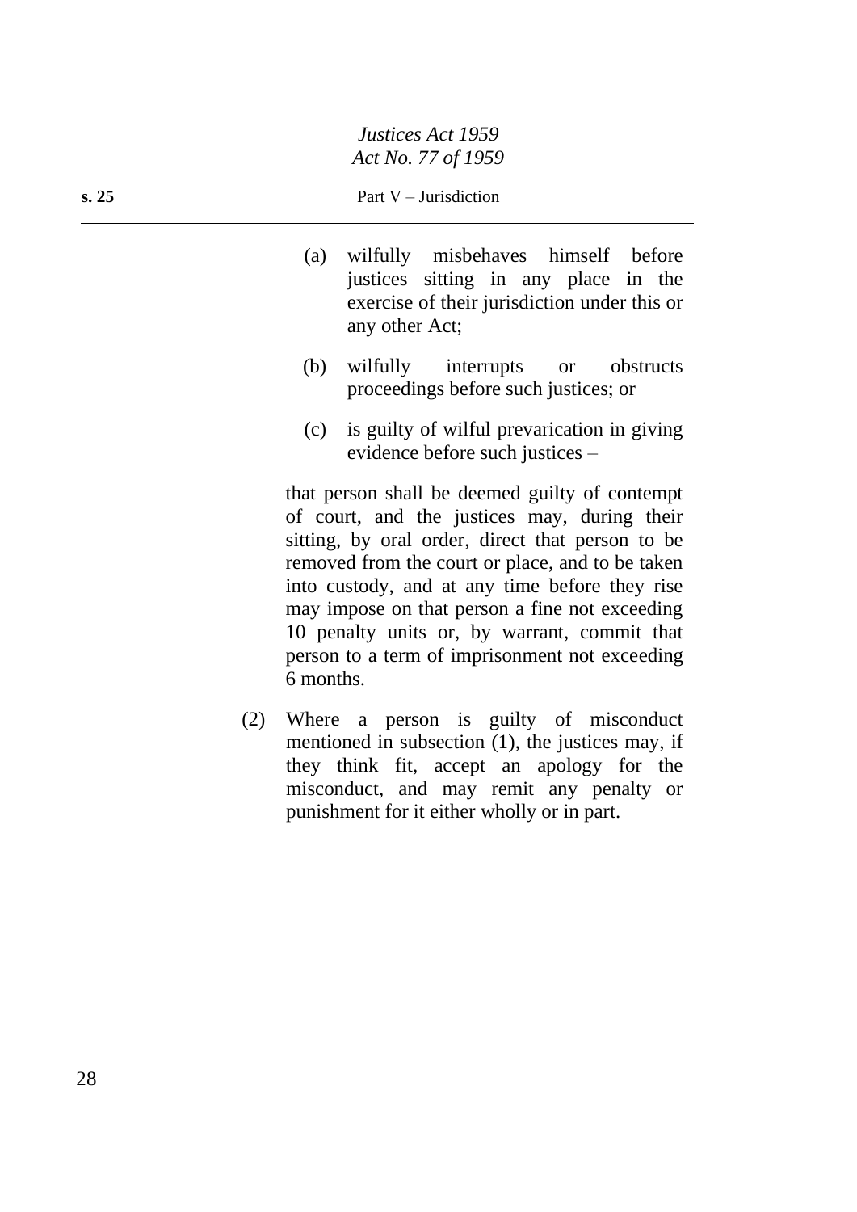(a) wilfully misbehaves himself before justices sitting in any place in the exercise of their jurisdiction under this or any other Act;

(b) wilfully interrupts or obstructs proceedings before such justices; or

(c) is guilty of wilful prevarication in giving evidence before such justices –

that person shall be deemed guilty of contempt of court, and the justices may, during their sitting, by oral order, direct that person to be removed from the court or place, and to be taken into custody, and at any time before they rise may impose on that person a fine not exceeding 10 penalty units or, by warrant, commit that person to a term of imprisonment not exceeding 6 months.

(2) Where a person is guilty of misconduct mentioned in subsection (1), the justices may, if they think fit, accept an apology for the misconduct, and may remit any penalty or punishment for it either wholly or in part.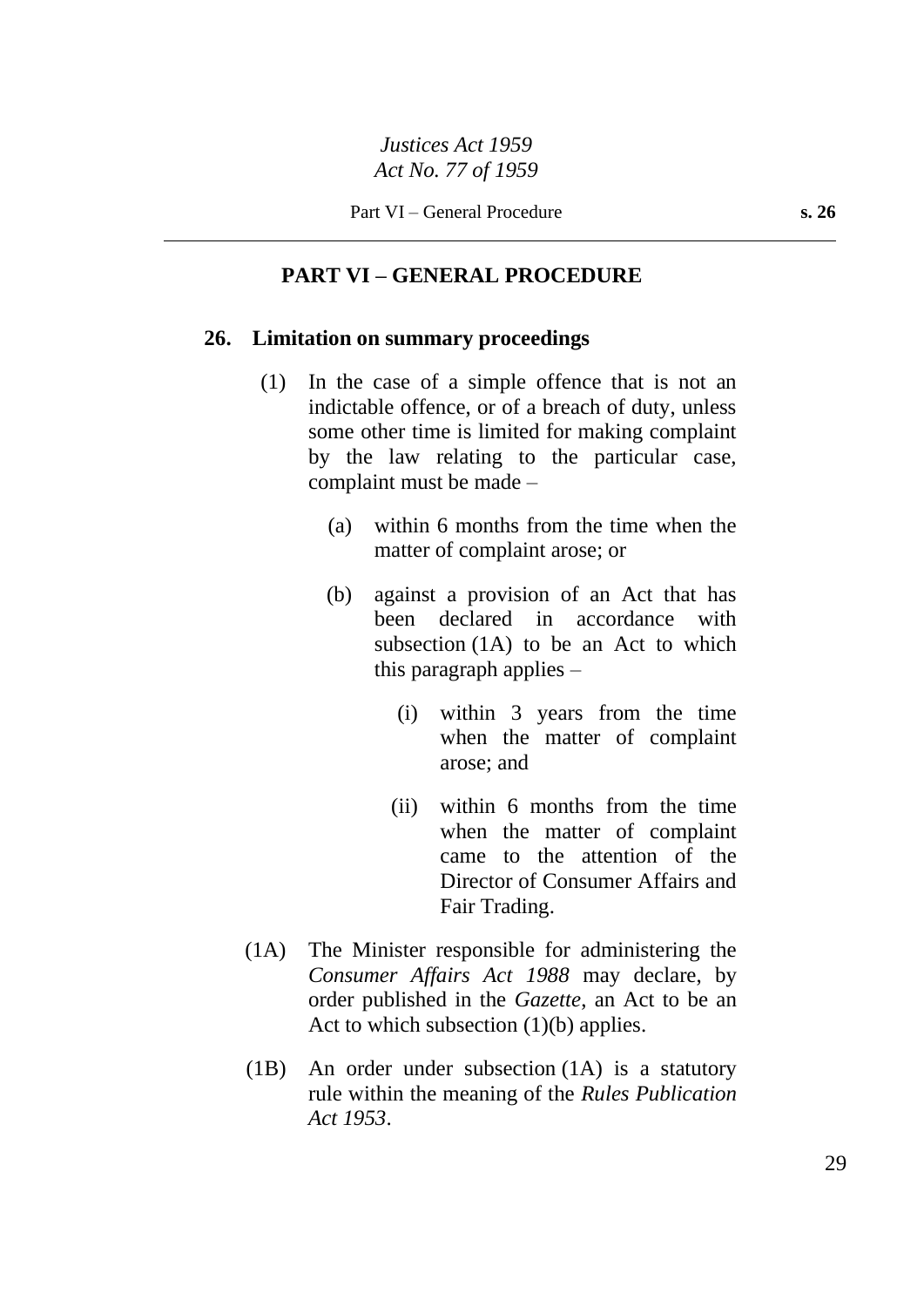## PART VI – GENERAL PROCEDURE

### 26. Limitation on summary proceedings

(1) In the case of a simple offence that is not an indictable offence, or of a breach of duty, unless some other time is limited for making complaint by the law relating to the particular case, complaint must be made –

(a) within 6 months from the time when the matter of complaint arose; or

(b) against a provision of an Act that has been declared in accordance with subsection (1A) to be an Act to which this paragraph applies –

(i) within 3 years from the time when the matter of complaint arose; and

(ii) within 6 months from the time when the matter of complaint came to the attention of the Director of Consumer Affairs and Fair Trading.

(1A) The Minister responsible for administering the *Consumer Affairs Act 1988* may declare, by order published in the *Gazette*, an Act to be an Act to which subsection (1)(b) applies.

(1B) An order under subsection (1A) is a statutory rule within the meaning of the *Rules Publication Act 1953*.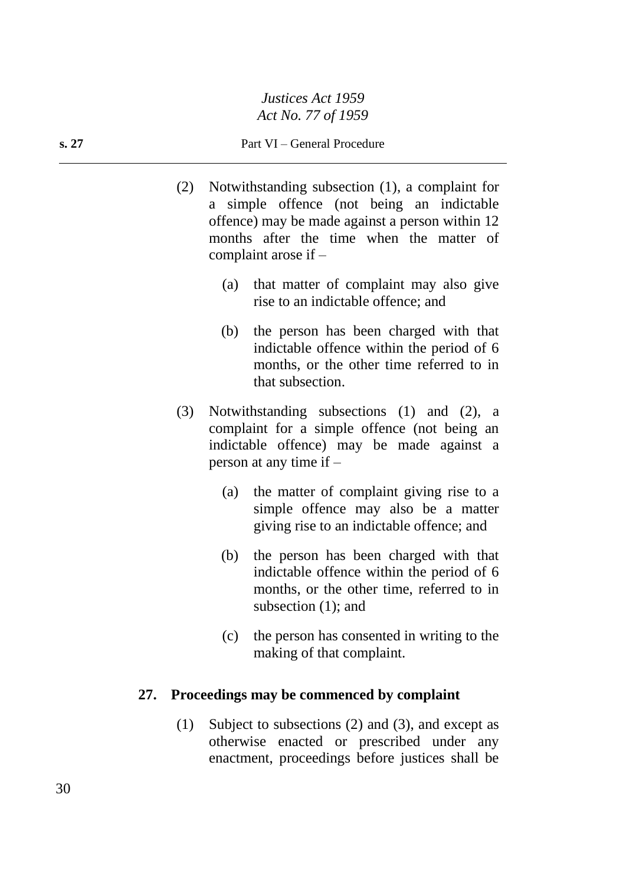(2) Notwithstanding subsection (1), a complaint for a simple offence (not being an indictable offence) may be made against a person within 12 months after the time when the matter of complaint arose if –

(a) that matter of complaint may also give rise to an indictable offence; and

(b) the person has been charged with that indictable offence within the period of 6 months, or the other time referred to in that subsection.

(3) Notwithstanding subsections (1) and (2), a complaint for a simple offence (not being an indictable offence) may be made against a person at any time if –

(a) the matter of complaint giving rise to a simple offence may also be a matter giving rise to an indictable offence; and

(b) the person has been charged with that indictable offence within the period of 6 months, or the other time, referred to in subsection (1); and

(c) the person has consented in writing to the making of that complaint.

### 27. Proceedings may be commenced by complaint

(1) Subject to subsections (2) and (3), and except as otherwise enacted or prescribed under any enactment, proceedings before justices shall be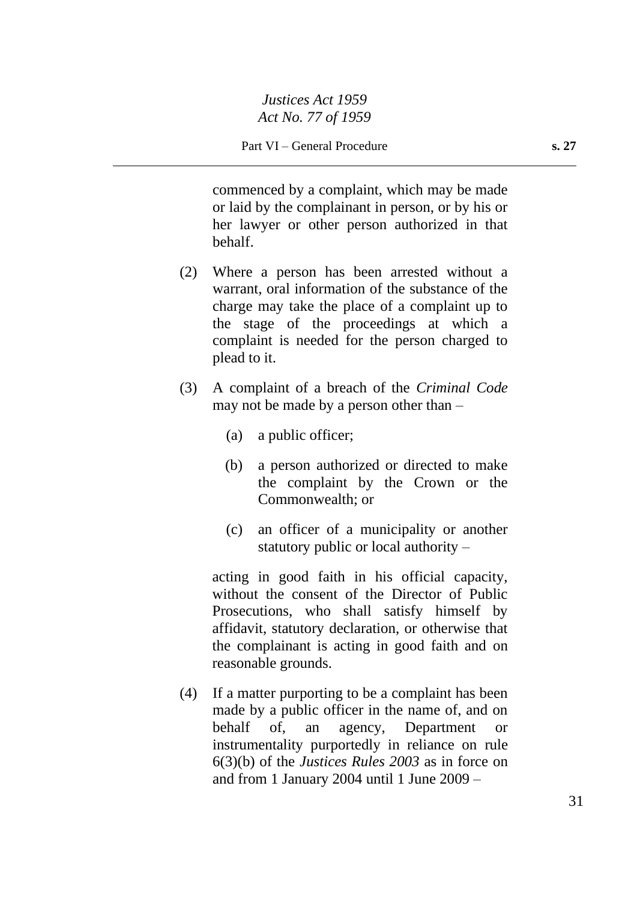commenced by a complaint, which may be made or laid by the complainant in person, or by his or her lawyer or other person authorized in that behalf.

(2) Where a person has been arrested without a warrant, oral information of the substance of the charge may take the place of a complaint up to the stage of the proceedings at which a complaint is needed for the person charged to plead to it.

(3) A complaint of a breach of the *Criminal Code* may not be made by a person other than –

(a) a public officer;

(b) a person authorized or directed to make the complaint by the Crown or the Commonwealth; or

(c) an officer of a municipality or another statutory public or local authority –

acting in good faith in his official capacity, without the consent of the Director of Public Prosecutions, who shall satisfy himself by affidavit, statutory declaration, or otherwise that the complainant is acting in good faith and on reasonable grounds.

(4) If a matter purporting to be a complaint has been made by a public officer in the name of, and on behalf of, an agency, Department or instrumentality purportedly in reliance on rule 6(3)(b) of the *Justices Rules 2003* as in force on and from 1 January 2004 until 1 June 2009 –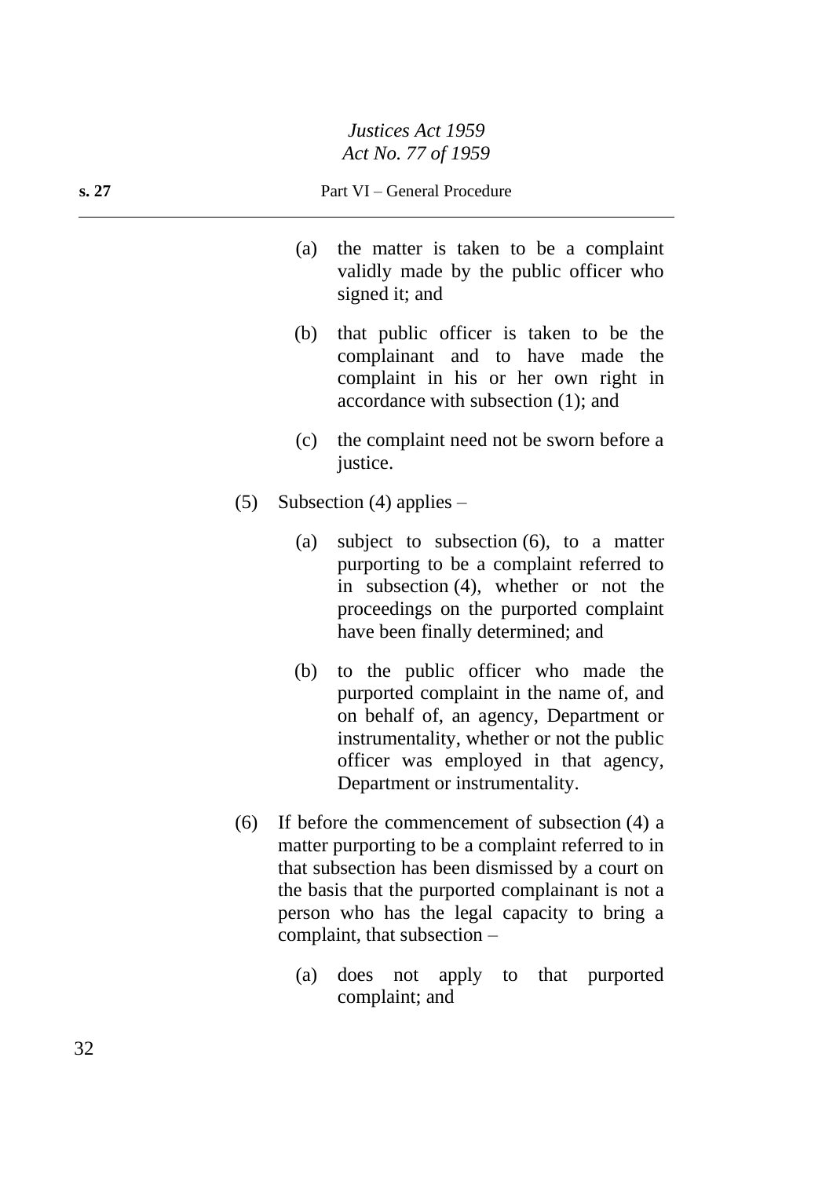(a) the matter is taken to be a complaint validly made by the public officer who signed it; and

(b) that public officer is taken to be the complainant and to have made the complaint in his or her own right in accordance with subsection (1); and

(c) the complaint need not be sworn before a justice.

(5) Subsection (4) applies –

(a) subject to subsection (6), to a matter purporting to be a complaint referred to in subsection (4), whether or not the proceedings on the purported complaint have been finally determined; and

(b) to the public officer who made the purported complaint in the name of, and on behalf of, an agency, Department or instrumentality, whether or not the public officer was employed in that agency, Department or instrumentality.

(6) If before the commencement of subsection (4) a matter purporting to be a complaint referred to in that subsection has been dismissed by a court on the basis that the purported complainant is not a person who has the legal capacity to bring a complaint, that subsection –

(a) does not apply to that purported complaint; and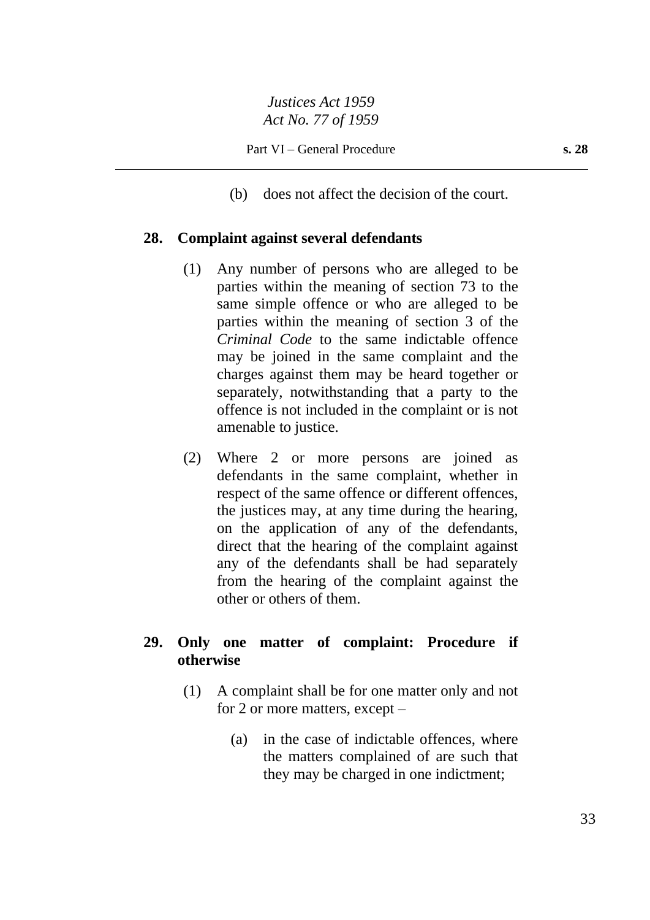(b) does not affect the decision of the court.

## 28. Complaint against several defendants

(1) Any number of persons who are alleged to be parties within the meaning of section 73 to the same simple offence or who are alleged to be parties within the meaning of section 3 of the *Criminal Code* to the same indictable offence may be joined in the same complaint and the charges against them may be heard together or separately, notwithstanding that a party to the offence is not included in the complaint or is not amenable to justice.

(2) Where 2 or more persons are joined as defendants in the same complaint, whether in respect of the same offence or different offences, the justices may, at any time during the hearing, on the application of any of the defendants, direct that the hearing of the complaint against any of the defendants shall be had separately from the hearing of the complaint against the other or others of them.

## 29. Only one matter of complaint: Procedure if otherwise

(1) A complaint shall be for one matter only and not for 2 or more matters, except –

(a) in the case of indictable offences, where the matters complained of are such that they may be charged in one indictment;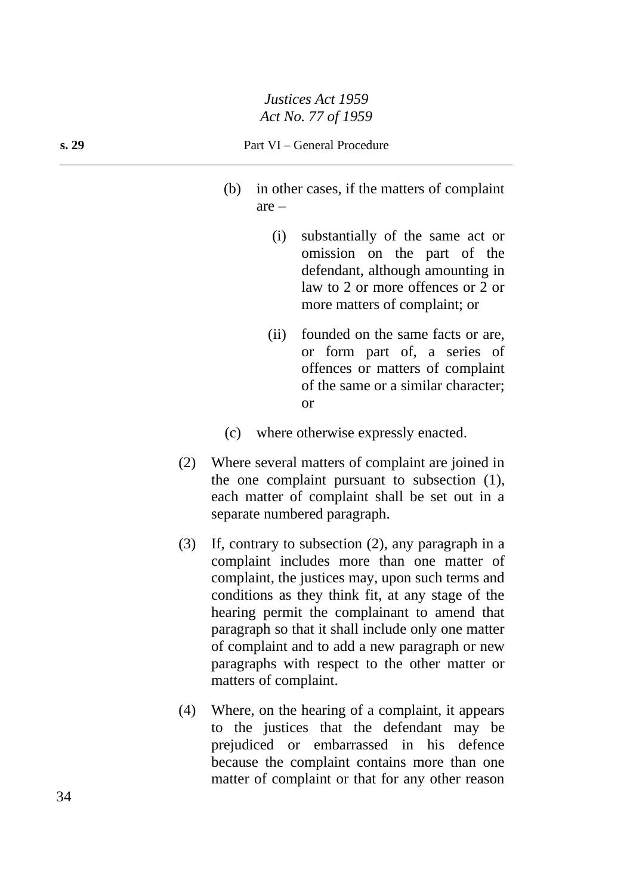(b) in other cases, if the matters of complaint are –

(i) substantially of the same act or omission on the part of the defendant, although amounting in law to 2 or more offences or 2 or more matters of complaint; or

(ii) founded on the same facts or are, or form part of, a series of offences or matters of complaint of the same or a similar character; or

(c) where otherwise expressly enacted.

(2) Where several matters of complaint are joined in the one complaint pursuant to subsection (1), each matter of complaint shall be set out in a separate numbered paragraph.

(3) If, contrary to subsection (2), any paragraph in a complaint includes more than one matter of complaint, the justices may, upon such terms and conditions as they think fit, at any stage of the hearing permit the complainant to amend that paragraph so that it shall include only one matter of complaint and to add a new paragraph or new paragraphs with respect to the other matter or matters of complaint.

(4) Where, on the hearing of a complaint, it appears to the justices that the defendant may be prejudiced or embarrassed in his defence because the complaint contains more than one matter of complaint or that for any other reason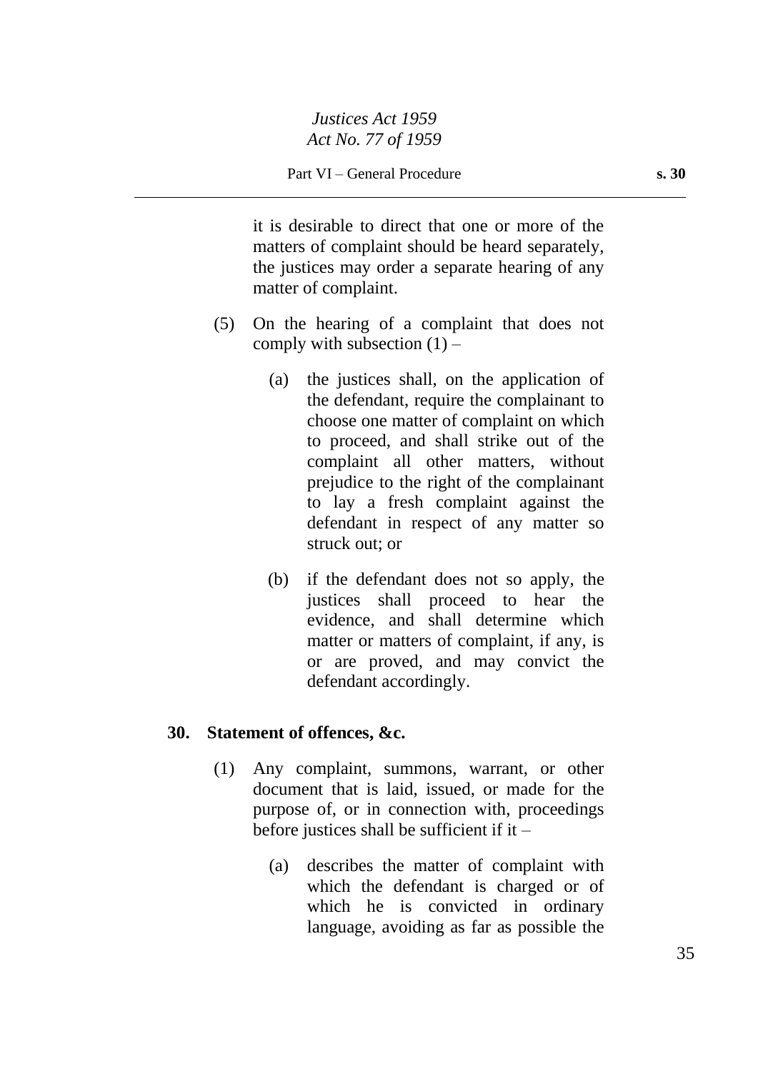it is desirable to direct that one or more of the matters of complaint should be heard separately, the justices may order a separate hearing of any matter of complaint.

(5) On the hearing of a complaint that does not comply with subsection (1) –

(a) the justices shall, on the application of the defendant, require the complainant to choose one matter of complaint on which to proceed, and shall strike out of the complaint all other matters, without prejudice to the right of the complainant to lay a fresh complaint against the defendant in respect of any matter so struck out; or

(b) if the defendant does not so apply, the justices shall proceed to hear the evidence, and shall determine which matter or matters of complaint, if any, is or are proved, and may convict the defendant accordingly.

## 30. Statement of offences, &c.

(1) Any complaint, summons, warrant, or other document that is laid, issued, or made for the purpose of, or in connection with, proceedings before justices shall be sufficient if it –

(a) describes the matter of complaint with which the defendant is charged or of which he is convicted in ordinary language, avoiding as far as possible the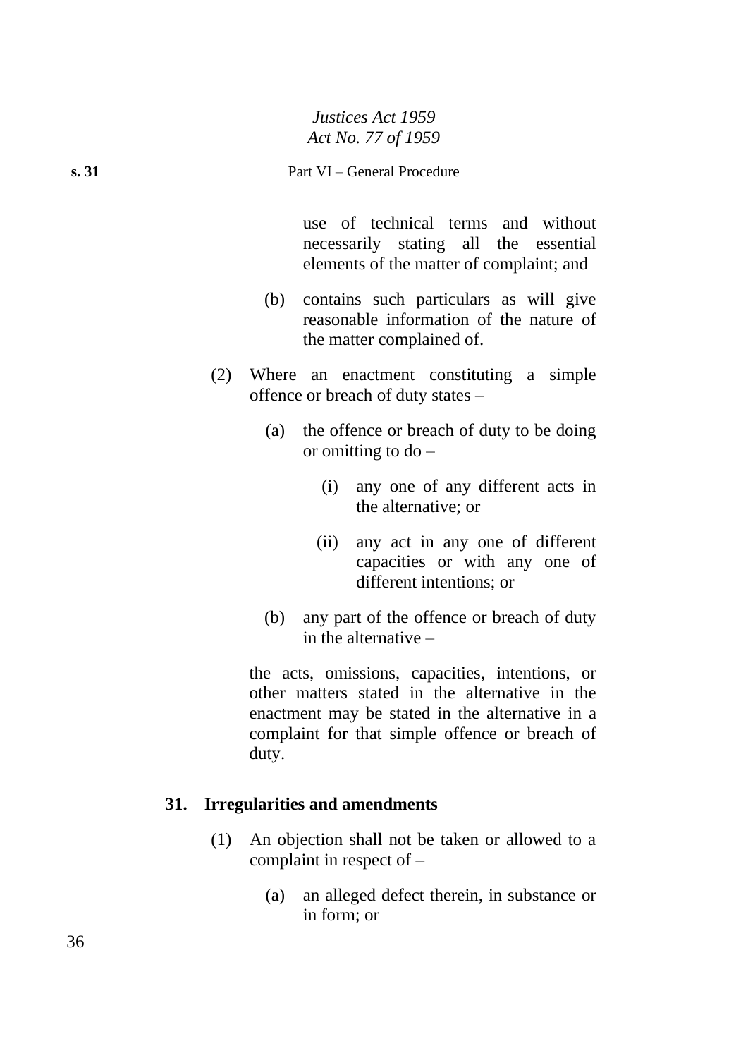use of technical terms and without necessarily stating all the essential elements of the matter of complaint; and

(b) contains such particulars as will give reasonable information of the nature of the matter complained of.

(2) Where an enactment constituting a simple offence or breach of duty states –

(a) the offence or breach of duty to be doing or omitting to do –

(i) any one of any different acts in the alternative; or

(ii) any act in any one of different capacities or with any one of different intentions; or

(b) any part of the offence or breach of duty in the alternative –

the acts, omissions, capacities, intentions, or other matters stated in the alternative in the enactment may be stated in the alternative in a complaint for that simple offence or breach of duty.

## 31. Irregularities and amendments

(1) An objection shall not be taken or allowed to a complaint in respect of –

(a) an alleged defect therein, in substance or in form; or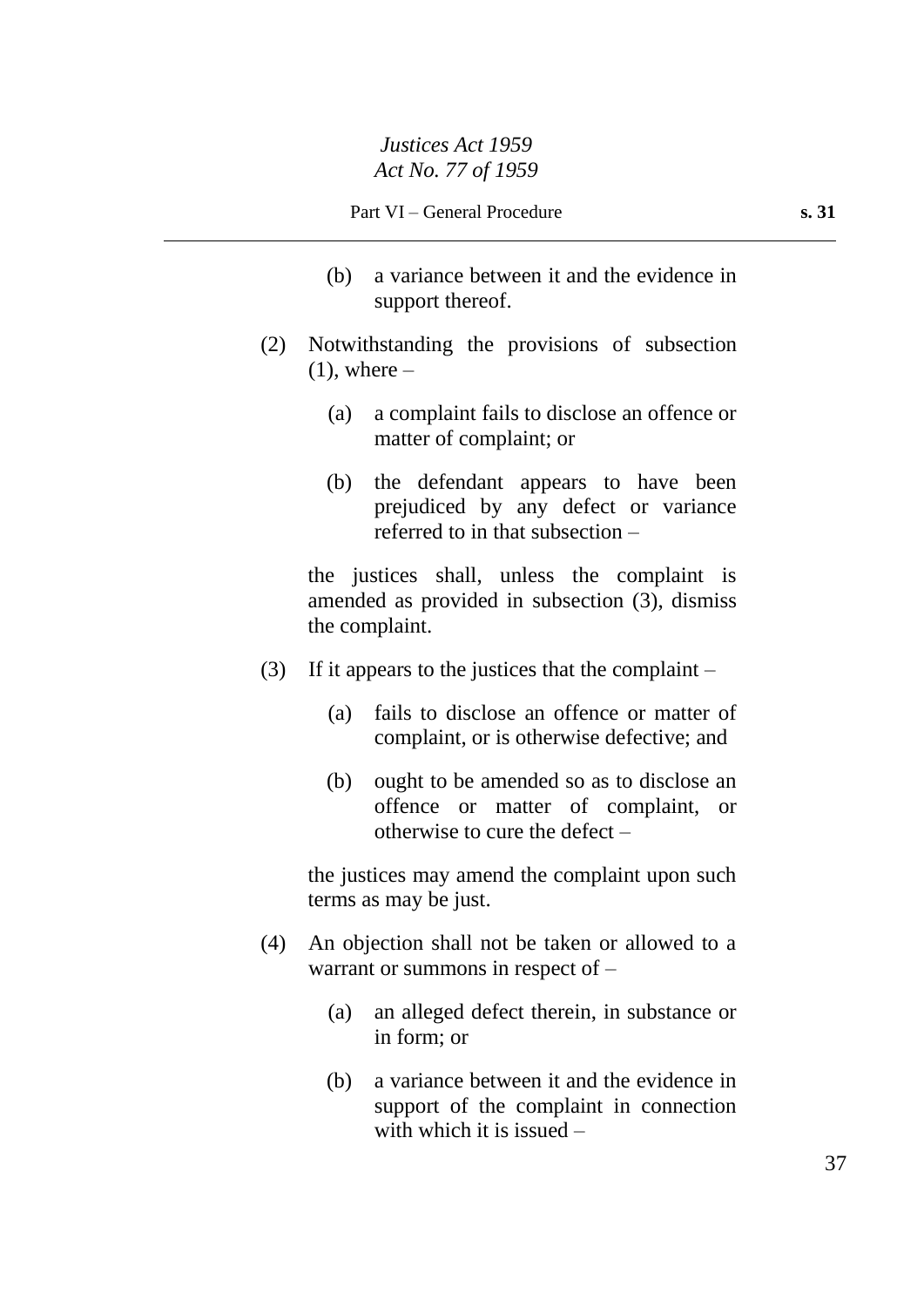(b) a variance between it and the evidence in support thereof.

(2) Notwithstanding the provisions of subsection (1), where –

(a) a complaint fails to disclose an offence or matter of complaint; or

(b) the defendant appears to have been prejudiced by any defect or variance referred to in that subsection –

the justices shall, unless the complaint is amended as provided in subsection (3), dismiss the complaint.

(3) If it appears to the justices that the complaint –

(a) fails to disclose an offence or matter of complaint, or is otherwise defective; and

(b) ought to be amended so as to disclose an offence or matter of complaint, or otherwise to cure the defect –

the justices may amend the complaint upon such terms as may be just.

(4) An objection shall not be taken or allowed to a warrant or summons in respect of –

(a) an alleged defect therein, in substance or in form; or

(b) a variance between it and the evidence in support of the complaint in connection with which it is issued –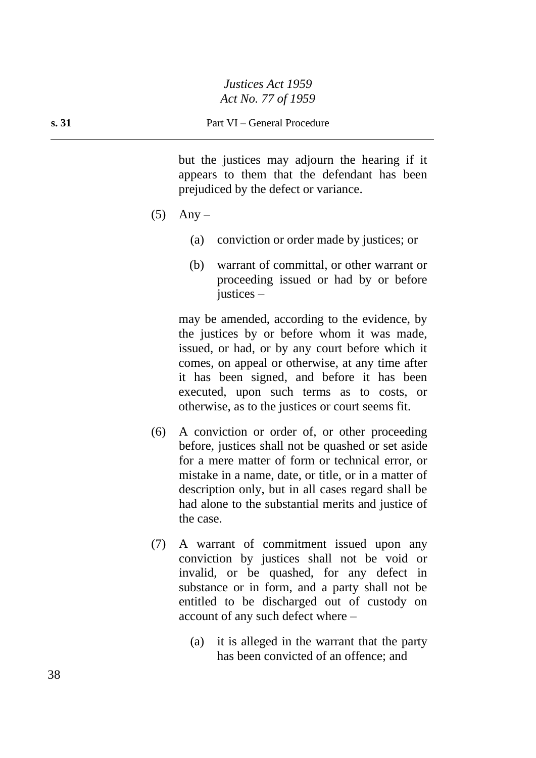but the justices may adjourn the hearing if it appears to them that the defendant has been prejudiced by the defect or variance.

(5) Any –

(a) conviction or order made by justices; or

(b) warrant of committal, or other warrant or proceeding issued or had by or before justices –

may be amended, according to the evidence, by the justices by or before whom it was made, issued, or had, or by any court before which it comes, on appeal or otherwise, at any time after it has been signed, and before it has been executed, upon such terms as to costs, or otherwise, as to the justices or court seems fit.

(6) A conviction or order of, or other proceeding before, justices shall not be quashed or set aside for a mere matter of form or technical error, or mistake in a name, date, or title, or in a matter of description only, but in all cases regard shall be had alone to the substantial merits and justice of the case.

(7) A warrant of commitment issued upon any conviction by justices shall not be void or invalid, or be quashed, for any defect in substance or in form, and a party shall not be entitled to be discharged out of custody on account of any such defect where –

(a) it is alleged in the warrant that the party has been convicted of an offence; and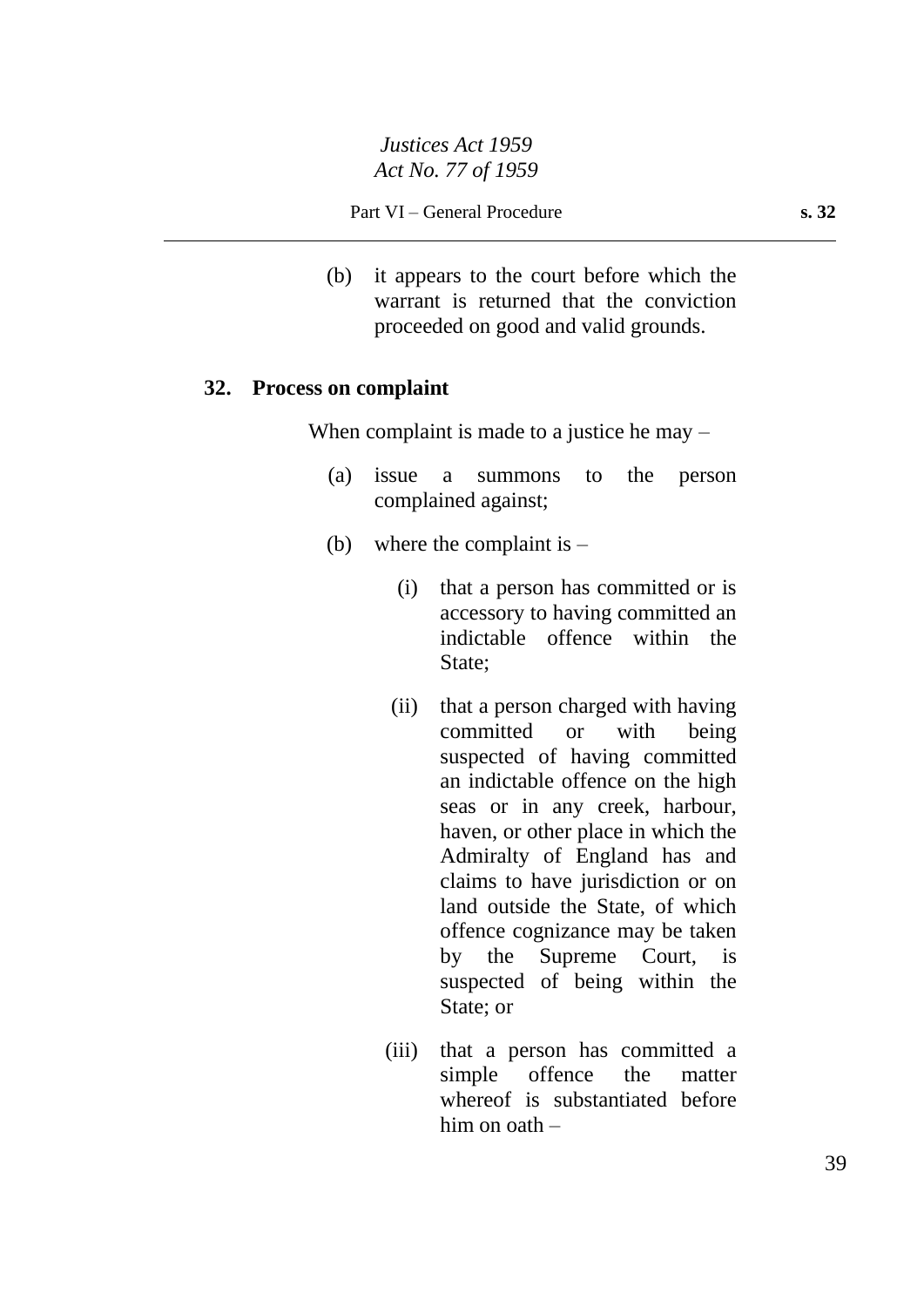(b) it appears to the court before which the warrant is returned that the conviction proceeded on good and valid grounds.

### 32. Process on complaint

When complaint is made to a justice he may –

(a) issue a summons to the person complained against;

(b) where the complaint is –

  (i) that a person has committed or is accessory to having committed an indictable offence within the State;

  (ii) that a person charged with having committed or with being suspected of having committed an indictable offence on the high seas or in any creek, harbour, haven, or other place in which the Admiralty of England has and claims to have jurisdiction or on land outside the State, of which offence cognizance may be taken by the Supreme Court, is suspected of being within the State; or

  (iii) that a person has committed a simple offence the matter whereof is substantiated before him on oath –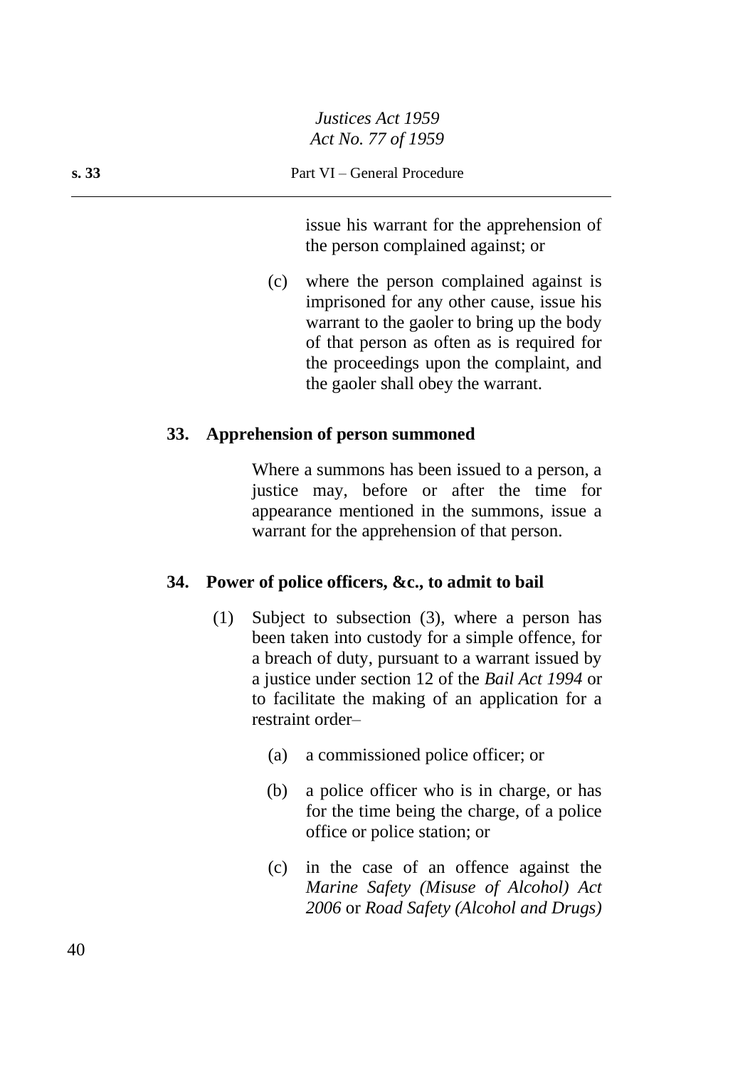issue his warrant for the apprehension of the person complained against; or

(c) where the person complained against is imprisoned for any other cause, issue his warrant to the gaoler to bring up the body of that person as often as is required for the proceedings upon the complaint, and the gaoler shall obey the warrant.

### 33. Apprehension of person summoned

Where a summons has been issued to a person, a justice may, before or after the time for appearance mentioned in the summons, issue a warrant for the apprehension of that person.

### 34. Power of police officers, &c., to admit to bail

(1) Subject to subsection (3), where a person has been taken into custody for a simple offence, for a breach of duty, pursuant to a warrant issued by a justice under section 12 of the *Bail Act 1994* or to facilitate the making of an application for a restraint order–

(a) a commissioned police officer; or

(b) a police officer who is in charge, or has for the time being the charge, of a police office or police station; or

(c) in the case of an offence against the *Marine Safety (Misuse of Alcohol) Act 2006* or *Road Safety (Alcohol and Drugs)*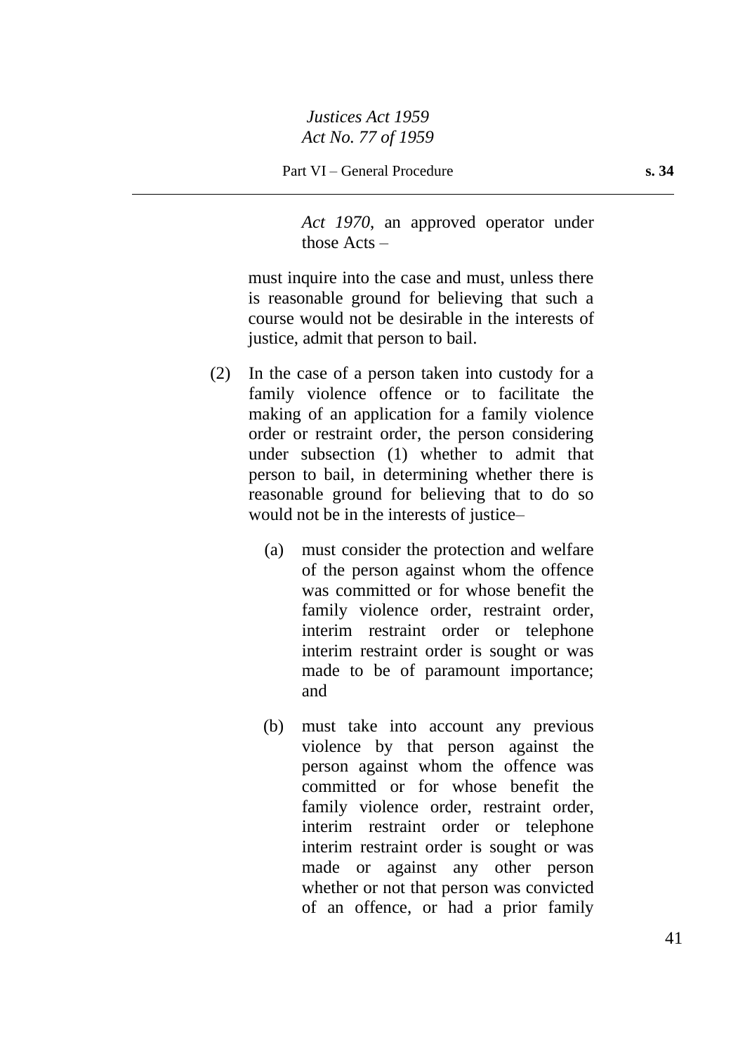*Act 1970*, an approved operator under those Acts –

must inquire into the case and must, unless there is reasonable ground for believing that such a course would not be desirable in the interests of justice, admit that person to bail.

(2) In the case of a person taken into custody for a family violence offence or to facilitate the making of an application for a family violence order or restraint order, the person considering under subsection (1) whether to admit that person to bail, in determining whether there is reasonable ground for believing that to do so would not be in the interests of justice–

(a) must consider the protection and welfare of the person against whom the offence was committed or for whose benefit the family violence order, restraint order, interim restraint order or telephone interim restraint order is sought or was made to be of paramount importance; and

(b) must take into account any previous violence by that person against the person against whom the offence was committed or for whose benefit the family violence order, restraint order, interim restraint order or telephone interim restraint order is sought or was made or against any other person whether or not that person was convicted of an offence, or had a prior family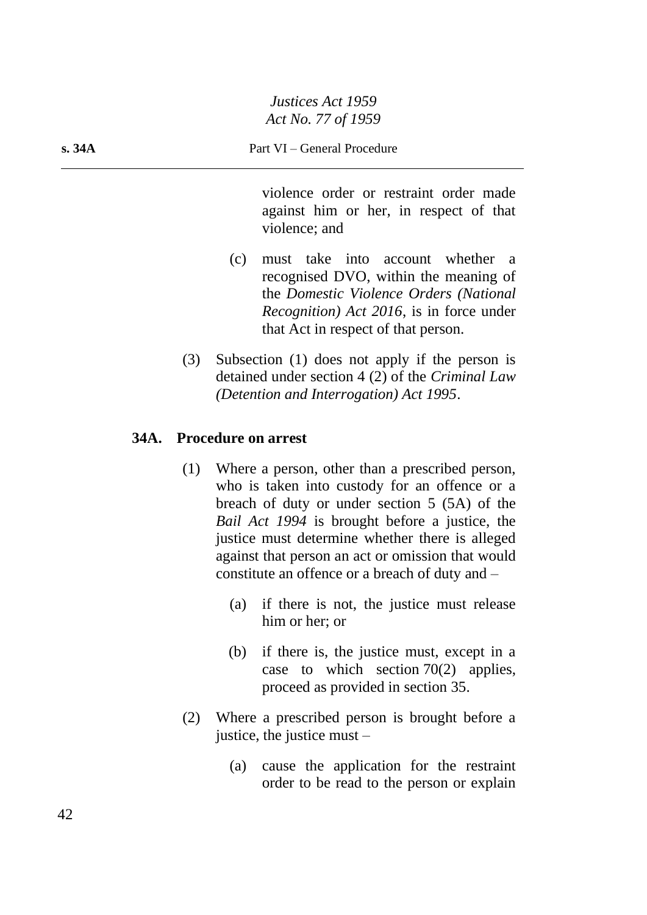violence order or restraint order made against him or her, in respect of that violence; and

(c) must take into account whether a recognised DVO, within the meaning of the *Domestic Violence Orders (National Recognition) Act 2016*, is in force under that Act in respect of that person.

(3) Subsection (1) does not apply if the person is detained under section 4 (2) of the *Criminal Law (Detention and Interrogation) Act 1995*.

### 34A. Procedure on arrest

(1) Where a person, other than a prescribed person, who is taken into custody for an offence or a breach of duty or under section 5 (5A) of the *Bail Act 1994* is brought before a justice, the justice must determine whether there is alleged against that person an act or omission that would constitute an offence or a breach of duty and –

(a) if there is not, the justice must release him or her; or

(b) if there is, the justice must, except in a case to which section 70(2) applies, proceed as provided in section 35.

(2) Where a prescribed person is brought before a justice, the justice must –

(a) cause the application for the restraint order to be read to the person or explain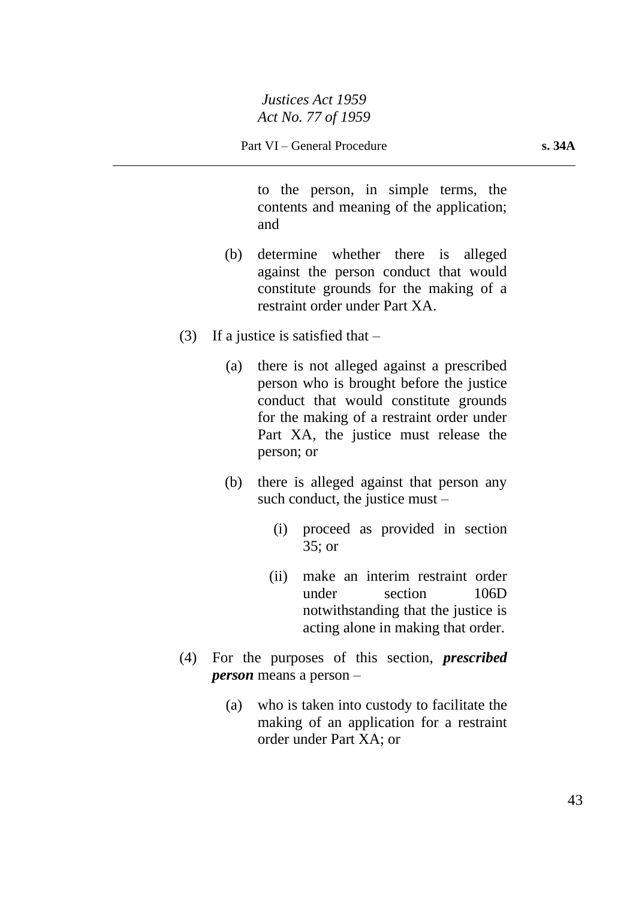to the person, in simple terms, the contents and meaning of the application; and

(b) determine whether there is alleged against the person conduct that would constitute grounds for the making of a restraint order under Part XA.

(3) If a justice is satisfied that –

(a) there is not alleged against a prescribed person who is brought before the justice conduct that would constitute grounds for the making of a restraint order under Part XA, the justice must release the person; or

(b) there is alleged against that person any such conduct, the justice must –

(i) proceed as provided in section 35; or

(ii) make an interim restraint order under section 106D notwithstanding that the justice is acting alone in making that order.

(4) For the purposes of this section, ***prescribed person*** means a person –

(a) who is taken into custody to facilitate the making of an application for a restraint order under Part XA; or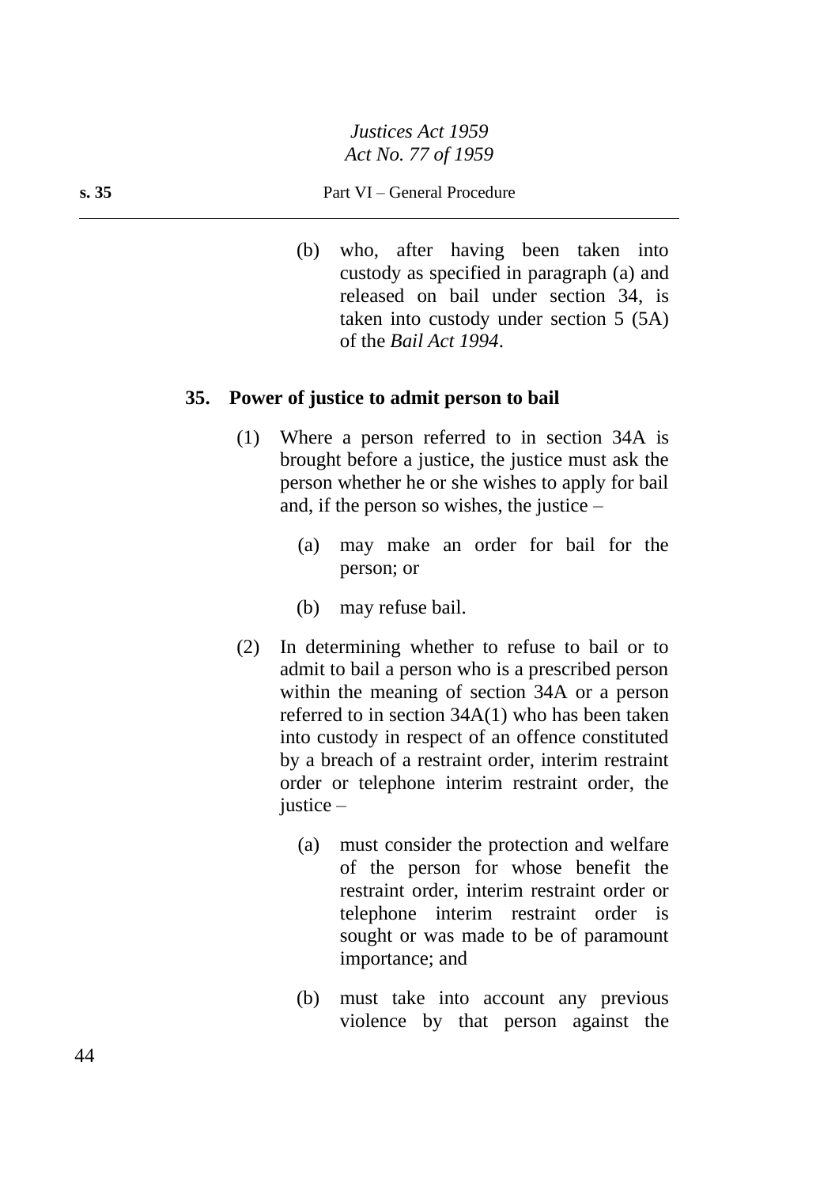(b) who, after having been taken into custody as specified in paragraph (a) and released on bail under section 34, is taken into custody under section 5 (5A) of the *Bail Act 1994*.

## 35. Power of justice to admit person to bail

(1) Where a person referred to in section 34A is brought before a justice, the justice must ask the person whether he or she wishes to apply for bail and, if the person so wishes, the justice –

(a) may make an order for bail for the person; or

(b) may refuse bail.

(2) In determining whether to refuse to bail or to admit to bail a person who is a prescribed person within the meaning of section 34A or a person referred to in section 34A(1) who has been taken into custody in respect of an offence constituted by a breach of a restraint order, interim restraint order or telephone interim restraint order, the justice –

(a) must consider the protection and welfare of the person for whose benefit the restraint order, interim restraint order or telephone interim restraint order is sought or was made to be of paramount importance; and

(b) must take into account any previous violence by that person against the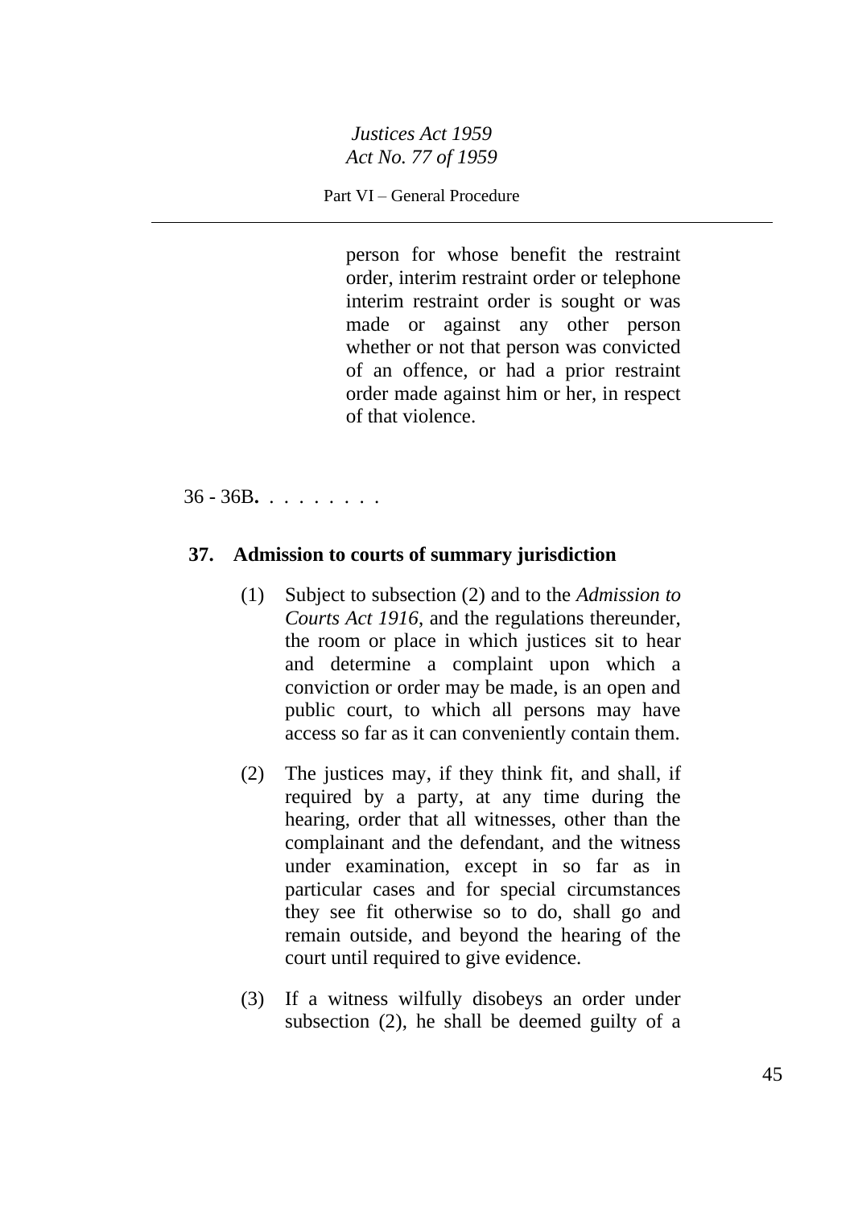person for whose benefit the restraint order, interim restraint order or telephone interim restraint order is sought or was made or against any other person whether or not that person was convicted of an offence, or had a prior restraint order made against him or her, in respect of that violence.

36 - 36B. . . . . . . . .

### 37. Admission to courts of summary jurisdiction

(1) Subject to subsection (2) and to the *Admission to Courts Act 1916*, and the regulations thereunder, the room or place in which justices sit to hear and determine a complaint upon which a conviction or order may be made, is an open and public court, to which all persons may have access so far as it can conveniently contain them.

(2) The justices may, if they think fit, and shall, if required by a party, at any time during the hearing, order that all witnesses, other than the complainant and the defendant, and the witness under examination, except in so far as in particular cases and for special circumstances they see fit otherwise so to do, shall go and remain outside, and beyond the hearing of the court until required to give evidence.

(3) If a witness wilfully disobeys an order under subsection (2), he shall be deemed guilty of a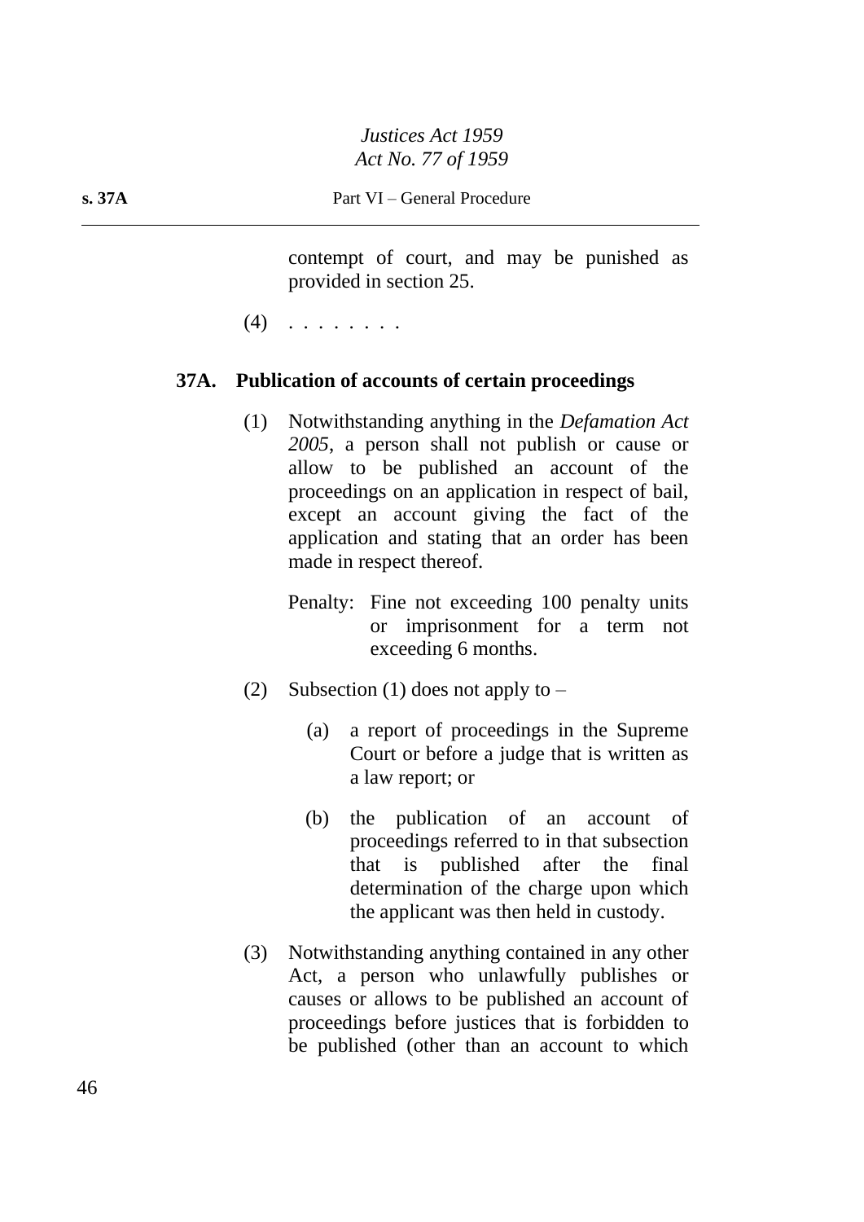contempt of court, and may be punished as provided in section 25.

(4) . . . . . . . .

### 37A. Publication of accounts of certain proceedings

(1) Notwithstanding anything in the *Defamation Act 2005*, a person shall not publish or cause or allow to be published an account of the proceedings on an application in respect of bail, except an account giving the fact of the application and stating that an order has been made in respect thereof.

Penalty: Fine not exceeding 100 penalty units or imprisonment for a term not exceeding 6 months.

(2) Subsection (1) does not apply to –

(a) a report of proceedings in the Supreme Court or before a judge that is written as a law report; or

(b) the publication of an account of proceedings referred to in that subsection that is published after the final determination of the charge upon which the applicant was then held in custody.

(3) Notwithstanding anything contained in any other Act, a person who unlawfully publishes or causes or allows to be published an account of proceedings before justices that is forbidden to be published (other than an account to which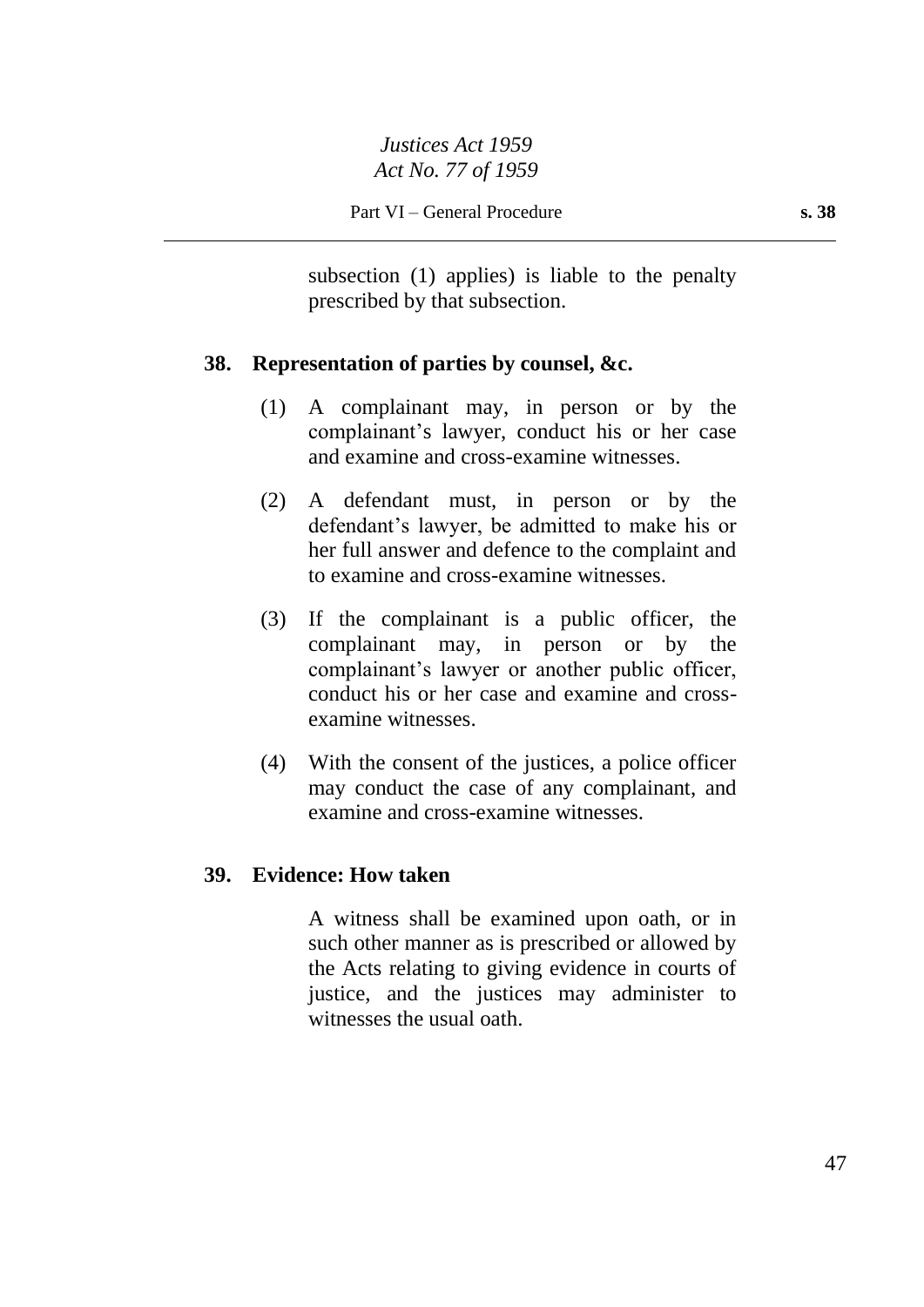subsection (1) applies) is liable to the penalty prescribed by that subsection.

## 38. Representation of parties by counsel, &c.

(1) A complainant may, in person or by the complainant's lawyer, conduct his or her case and examine and cross-examine witnesses.

(2) A defendant must, in person or by the defendant's lawyer, be admitted to make his or her full answer and defence to the complaint and to examine and cross-examine witnesses.

(3) If the complainant is a public officer, the complainant may, in person or by the complainant's lawyer or another public officer, conduct his or her case and examine and cross-examine witnesses.

(4) With the consent of the justices, a police officer may conduct the case of any complainant, and examine and cross-examine witnesses.

## 39. Evidence: How taken

A witness shall be examined upon oath, or in such other manner as is prescribed or allowed by the Acts relating to giving evidence in courts of justice, and the justices may administer to witnesses the usual oath.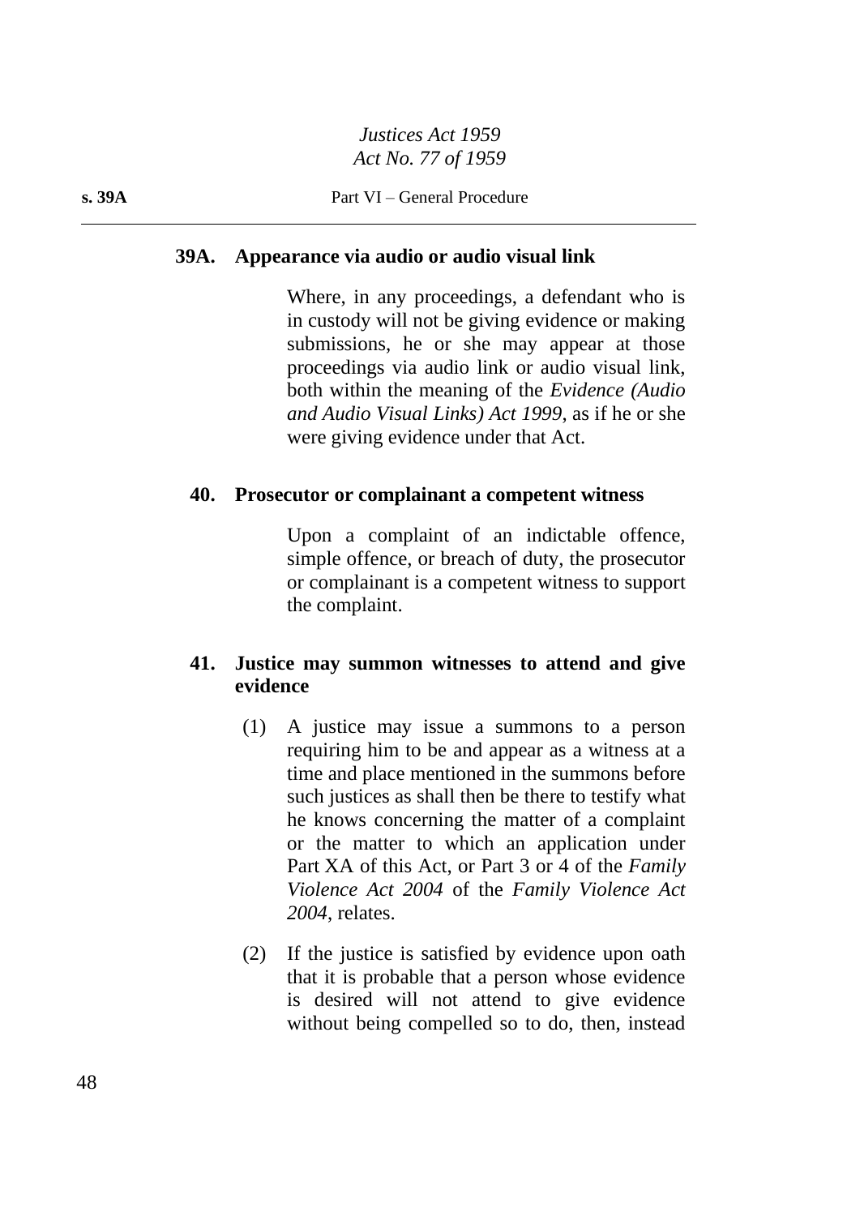### 39A. Appearance via audio or audio visual link

Where, in any proceedings, a defendant who is in custody will not be giving evidence or making submissions, he or she may appear at those proceedings via audio link or audio visual link, both within the meaning of the *Evidence (Audio and Audio Visual Links) Act 1999*, as if he or she were giving evidence under that Act.

### 40. Prosecutor or complainant a competent witness

Upon a complaint of an indictable offence, simple offence, or breach of duty, the prosecutor or complainant is a competent witness to support the complaint.

### 41. Justice may summon witnesses to attend and give evidence

(1) A justice may issue a summons to a person requiring him to be and appear as a witness at a time and place mentioned in the summons before such justices as shall then be there to testify what he knows concerning the matter of a complaint or the matter to which an application under Part XA of this Act, or Part 3 or 4 of the *Family Violence Act 2004* of the *Family Violence Act 2004*, relates.

(2) If the justice is satisfied by evidence upon oath that it is probable that a person whose evidence is desired will not attend to give evidence without being compelled so to do, then, instead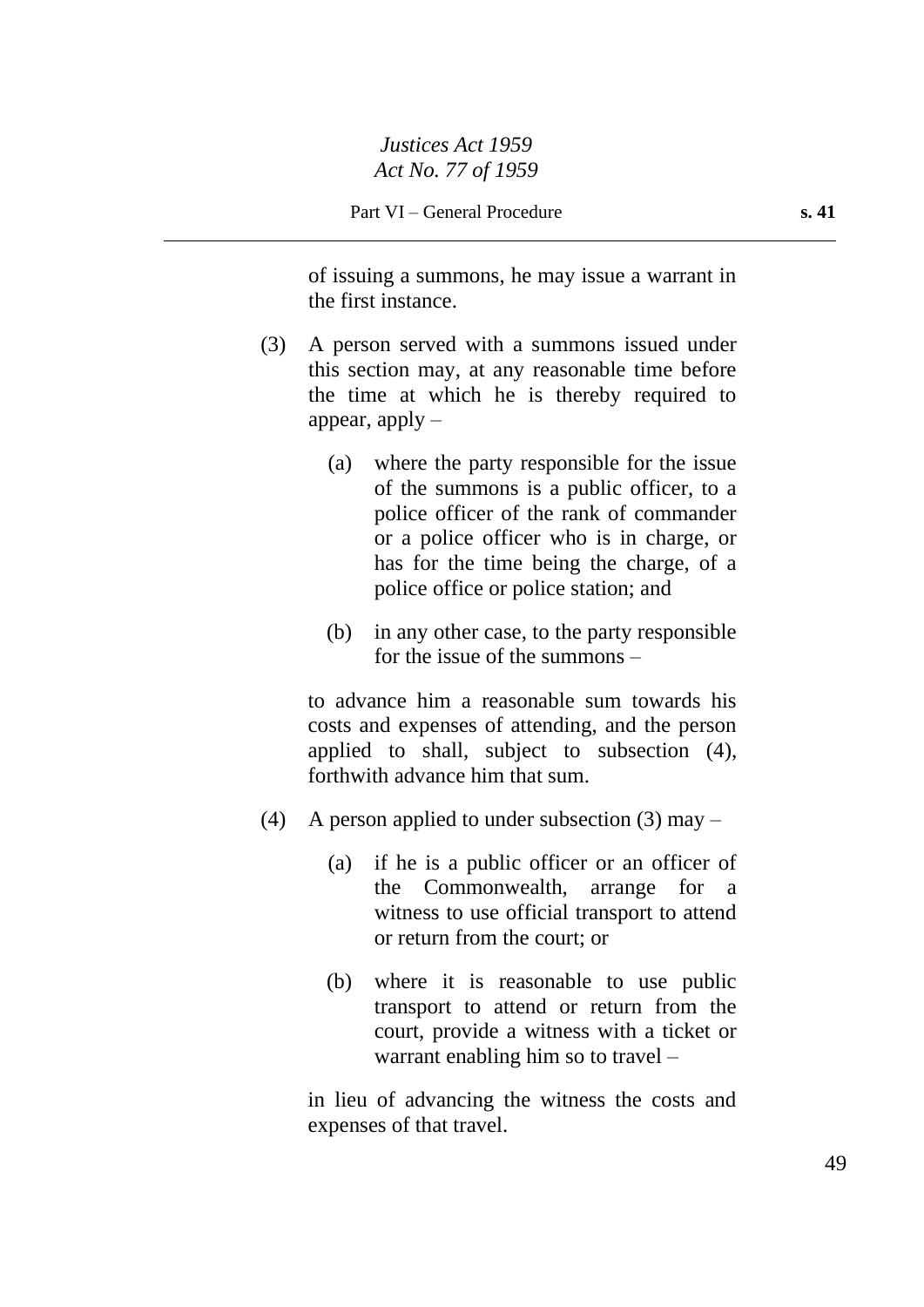of issuing a summons, he may issue a warrant in the first instance.

(3) A person served with a summons issued under this section may, at any reasonable time before the time at which he is thereby required to appear, apply –

(a) where the party responsible for the issue of the summons is a public officer, to a police officer of the rank of commander or a police officer who is in charge, or has for the time being the charge, of a police office or police station; and

(b) in any other case, to the party responsible for the issue of the summons –

to advance him a reasonable sum towards his costs and expenses of attending, and the person applied to shall, subject to subsection (4), forthwith advance him that sum.

(4) A person applied to under subsection (3) may –

(a) if he is a public officer or an officer of the Commonwealth, arrange for a witness to use official transport to attend or return from the court; or

(b) where it is reasonable to use public transport to attend or return from the court, provide a witness with a ticket or warrant enabling him so to travel –

in lieu of advancing the witness the costs and expenses of that travel.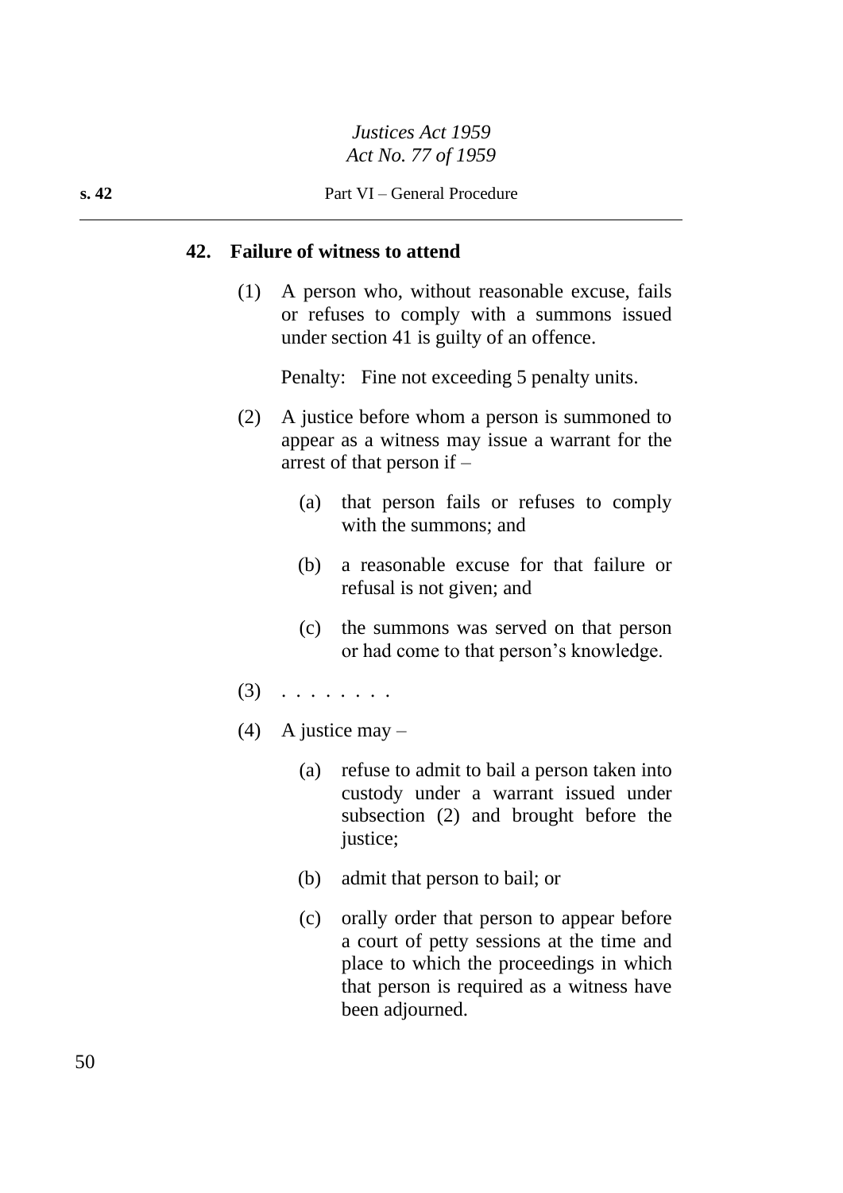## 42. Failure of witness to attend

(1) A person who, without reasonable excuse, fails or refuses to comply with a summons issued under section 41 is guilty of an offence.

Penalty: Fine not exceeding 5 penalty units.

(2) A justice before whom a person is summoned to appear as a witness may issue a warrant for the arrest of that person if –

(a) that person fails or refuses to comply with the summons; and

(b) a reasonable excuse for that failure or refusal is not given; and

(c) the summons was served on that person or had come to that person's knowledge.

(3) . . . . . . . .

(4) A justice may –

(a) refuse to admit to bail a person taken into custody under a warrant issued under subsection (2) and brought before the justice;

(b) admit that person to bail; or

(c) orally order that person to appear before a court of petty sessions at the time and place to which the proceedings in which that person is required as a witness have been adjourned.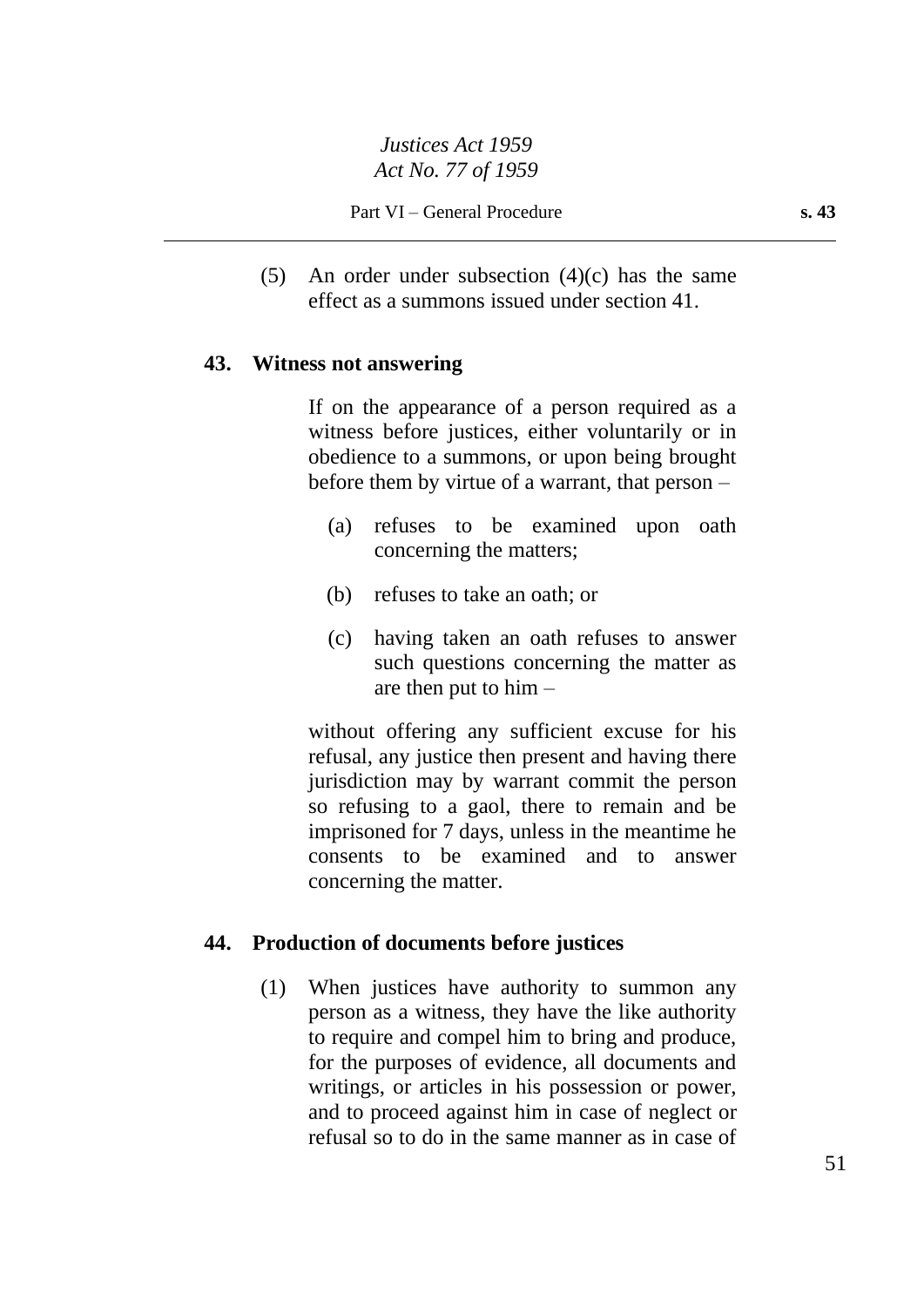(5) An order under subsection (4)(c) has the same effect as a summons issued under section 41.

## 43. Witness not answering

If on the appearance of a person required as a witness before justices, either voluntarily or in obedience to a summons, or upon being brought before them by virtue of a warrant, that person –

(a) refuses to be examined upon oath concerning the matters;

(b) refuses to take an oath; or

(c) having taken an oath refuses to answer such questions concerning the matter as are then put to him –

without offering any sufficient excuse for his refusal, any justice then present and having there jurisdiction may by warrant commit the person so refusing to a gaol, there to remain and be imprisoned for 7 days, unless in the meantime he consents to be examined and to answer concerning the matter.

## 44. Production of documents before justices

(1) When justices have authority to summon any person as a witness, they have the like authority to require and compel him to bring and produce, for the purposes of evidence, all documents and writings, or articles in his possession or power, and to proceed against him in case of neglect or refusal so to do in the same manner as in case of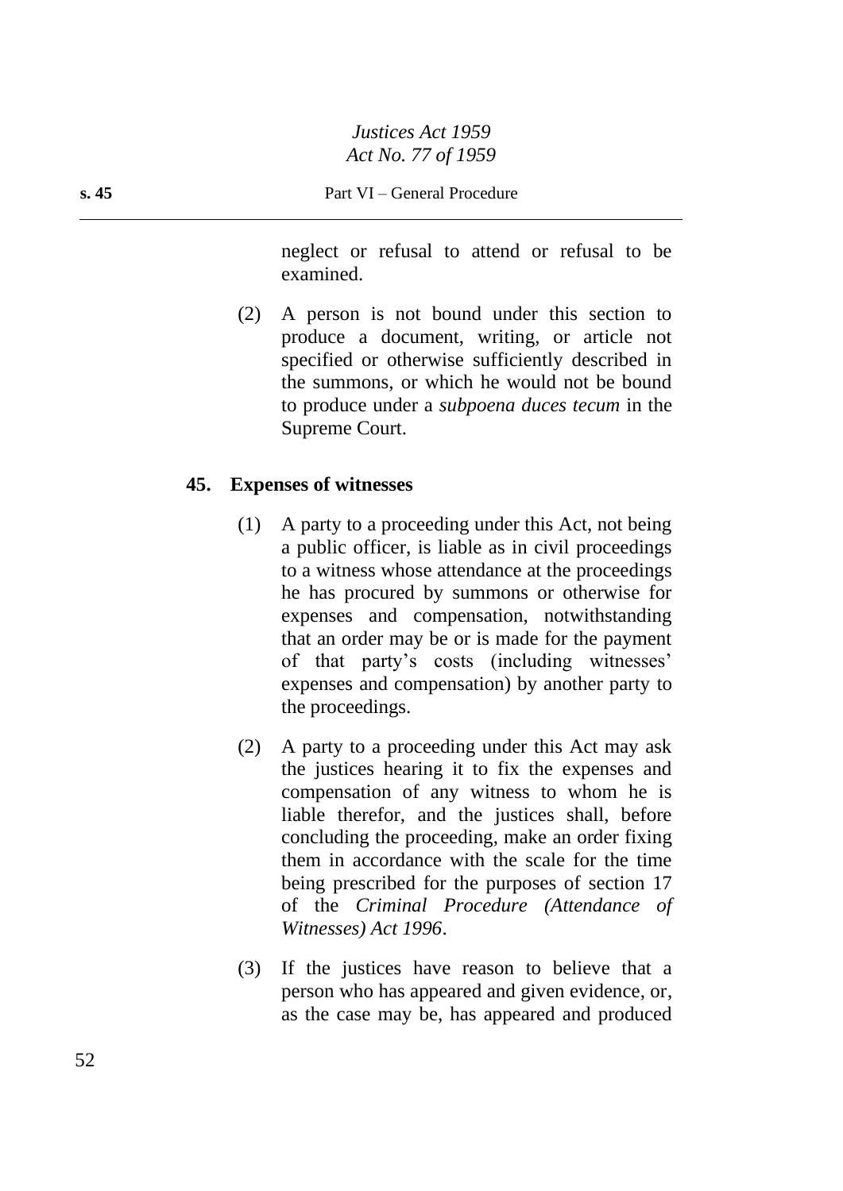neglect or refusal to attend or refusal to be examined.

(2) A person is not bound under this section to produce a document, writing, or article not specified or otherwise sufficiently described in the summons, or which he would not be bound to produce under a *subpoena duces tecum* in the Supreme Court.

## 45. Expenses of witnesses

(1) A party to a proceeding under this Act, not being a public officer, is liable as in civil proceedings to a witness whose attendance at the proceedings he has procured by summons or otherwise for expenses and compensation, notwithstanding that an order may be or is made for the payment of that party's costs (including witnesses' expenses and compensation) by another party to the proceedings.

(2) A party to a proceeding under this Act may ask the justices hearing it to fix the expenses and compensation of any witness to whom he is liable therefor, and the justices shall, before concluding the proceeding, make an order fixing them in accordance with the scale for the time being prescribed for the purposes of section 17 of the *Criminal Procedure (Attendance of Witnesses) Act 1996*.

(3) If the justices have reason to believe that a person who has appeared and given evidence, or, as the case may be, has appeared and produced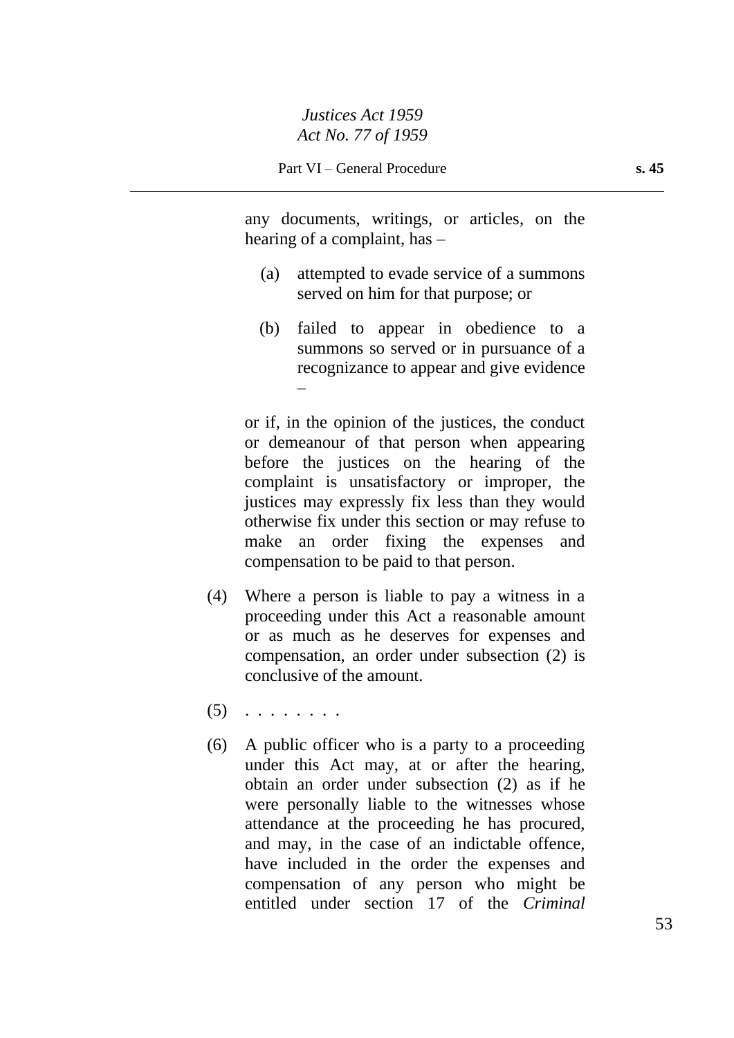any documents, writings, or articles, on the hearing of a complaint, has –

(a) attempted to evade service of a summons served on him for that purpose; or

(b) failed to appear in obedience to a summons so served or in pursuance of a recognizance to appear and give evidence –

or if, in the opinion of the justices, the conduct or demeanour of that person when appearing before the justices on the hearing of the complaint is unsatisfactory or improper, the justices may expressly fix less than they would otherwise fix under this section or may refuse to make an order fixing the expenses and compensation to be paid to that person.

(4) Where a person is liable to pay a witness in a proceeding under this Act a reasonable amount or as much as he deserves for expenses and compensation, an order under subsection (2) is conclusive of the amount.

(5) . . . . . . . .

(6) A public officer who is a party to a proceeding under this Act may, at or after the hearing, obtain an order under subsection (2) as if he were personally liable to the witnesses whose attendance at the proceeding he has procured, and may, in the case of an indictable offence, have included in the order the expenses and compensation of any person who might be entitled under section 17 of the *Criminal*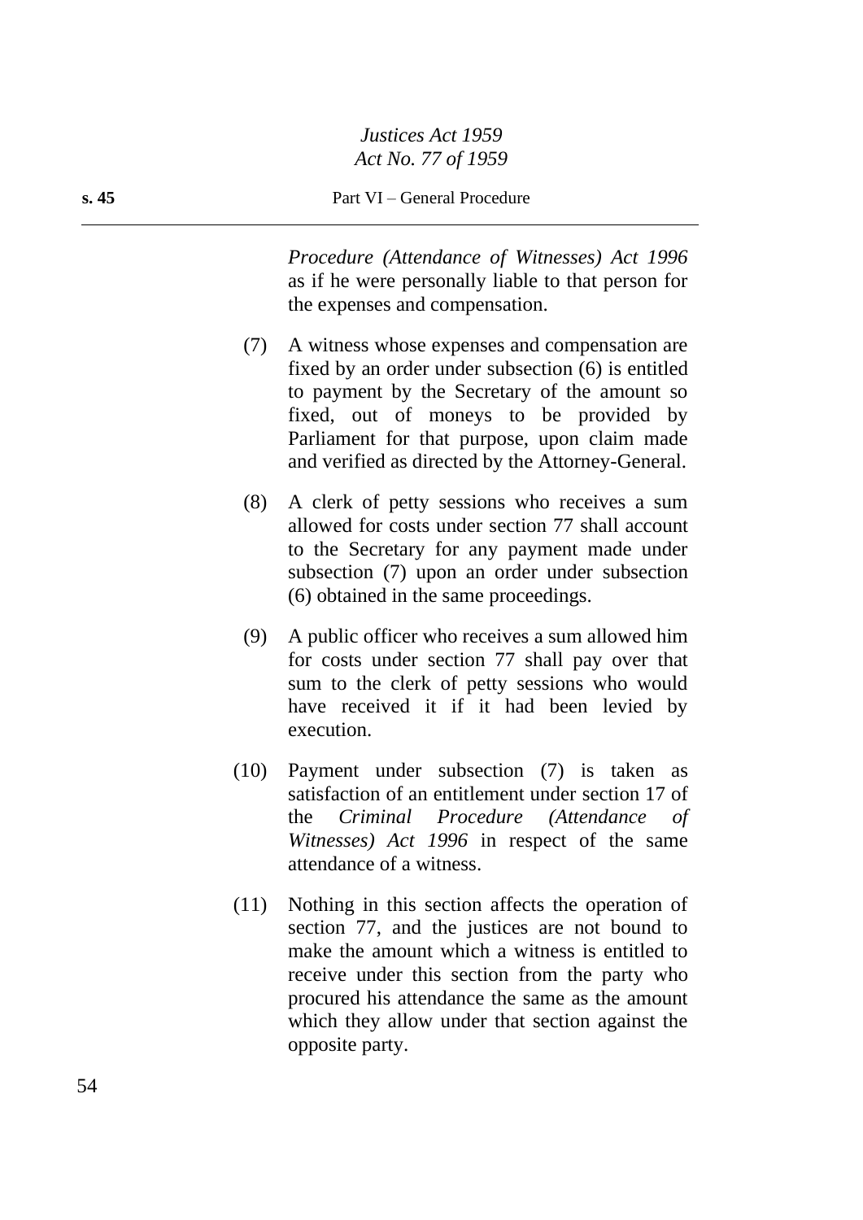*Procedure (Attendance of Witnesses) Act 1996* as if he were personally liable to that person for the expenses and compensation.

(7) A witness whose expenses and compensation are fixed by an order under subsection (6) is entitled to payment by the Secretary of the amount so fixed, out of moneys to be provided by Parliament for that purpose, upon claim made and verified as directed by the Attorney-General.

(8) A clerk of petty sessions who receives a sum allowed for costs under section 77 shall account to the Secretary for any payment made under subsection (7) upon an order under subsection (6) obtained in the same proceedings.

(9) A public officer who receives a sum allowed him for costs under section 77 shall pay over that sum to the clerk of petty sessions who would have received it if it had been levied by execution.

(10) Payment under subsection (7) is taken as satisfaction of an entitlement under section 17 of the *Criminal Procedure (Attendance of Witnesses) Act 1996* in respect of the same attendance of a witness.

(11) Nothing in this section affects the operation of section 77, and the justices are not bound to make the amount which a witness is entitled to receive under this section from the party who procured his attendance the same as the amount which they allow under that section against the opposite party.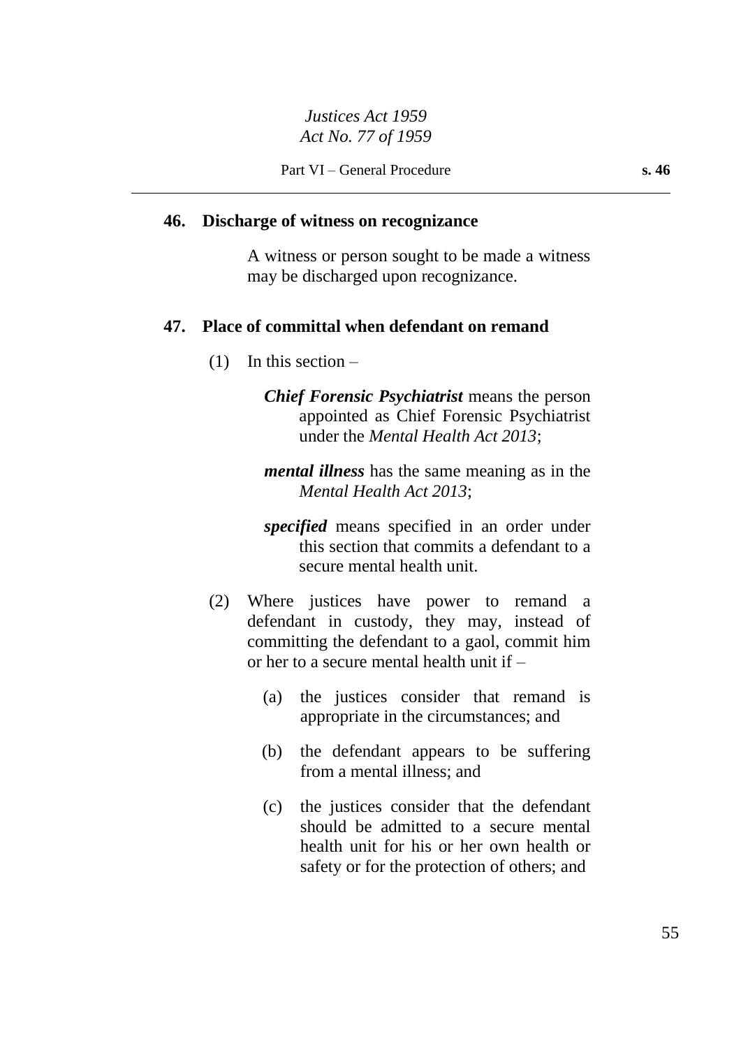## 46. Discharge of witness on recognizance

A witness or person sought to be made a witness may be discharged upon recognizance.

## 47. Place of committal when defendant on remand

(1) In this section –

***Chief Forensic Psychiatrist*** means the person appointed as Chief Forensic Psychiatrist under the *Mental Health Act 2013*;

***mental illness*** has the same meaning as in the *Mental Health Act 2013*;

***specified*** means specified in an order under this section that commits a defendant to a secure mental health unit.

(2) Where justices have power to remand a defendant in custody, they may, instead of committing the defendant to a gaol, commit him or her to a secure mental health unit if –

(a) the justices consider that remand is appropriate in the circumstances; and

(b) the defendant appears to be suffering from a mental illness; and

(c) the justices consider that the defendant should be admitted to a secure mental health unit for his or her own health or safety or for the protection of others; and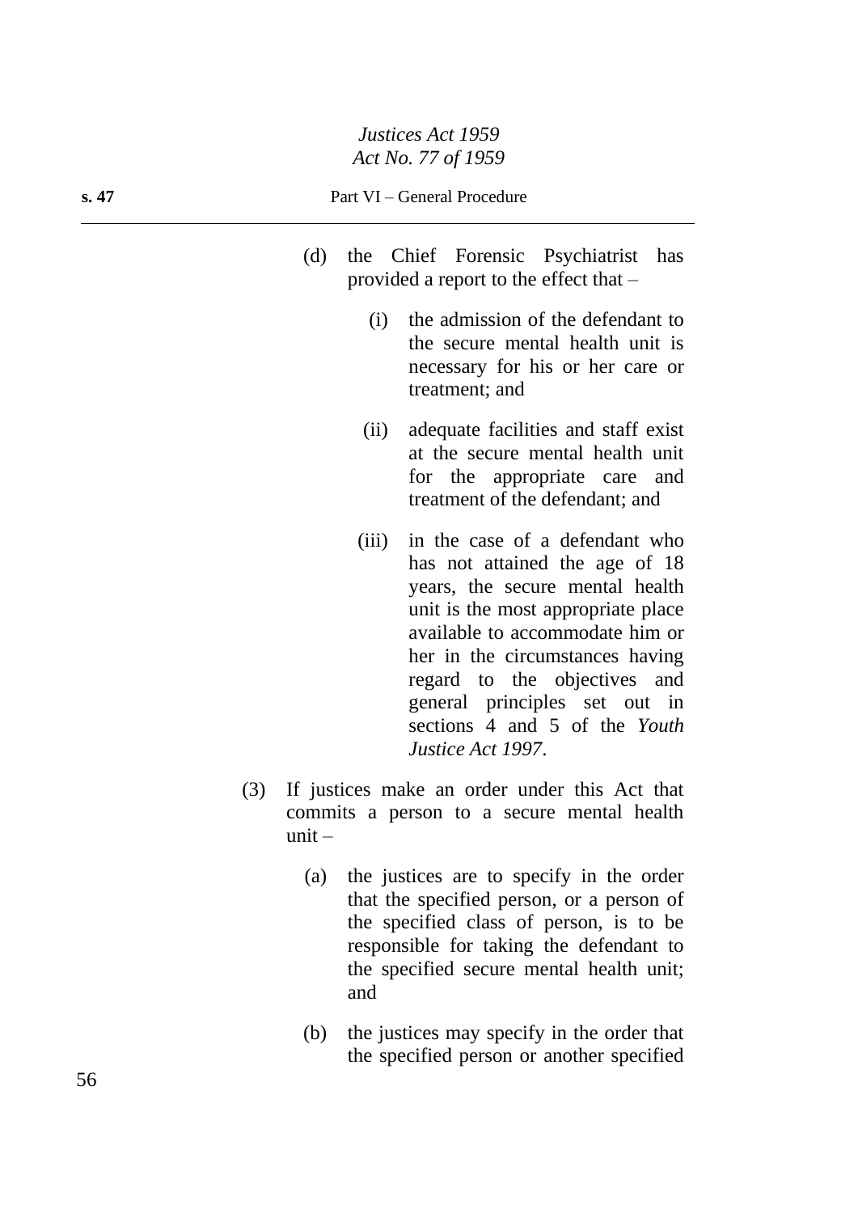(d) the Chief Forensic Psychiatrist has provided a report to the effect that –

(i) the admission of the defendant to the secure mental health unit is necessary for his or her care or treatment; and

(ii) adequate facilities and staff exist at the secure mental health unit for the appropriate care and treatment of the defendant; and

(iii) in the case of a defendant who has not attained the age of 18 years, the secure mental health unit is the most appropriate place available to accommodate him or her in the circumstances having regard to the objectives and general principles set out in sections 4 and 5 of the *Youth Justice Act 1997*.

(3) If justices make an order under this Act that commits a person to a secure mental health unit –

(a) the justices are to specify in the order that the specified person, or a person of the specified class of person, is to be responsible for taking the defendant to the specified secure mental health unit; and

(b) the justices may specify in the order that the specified person or another specified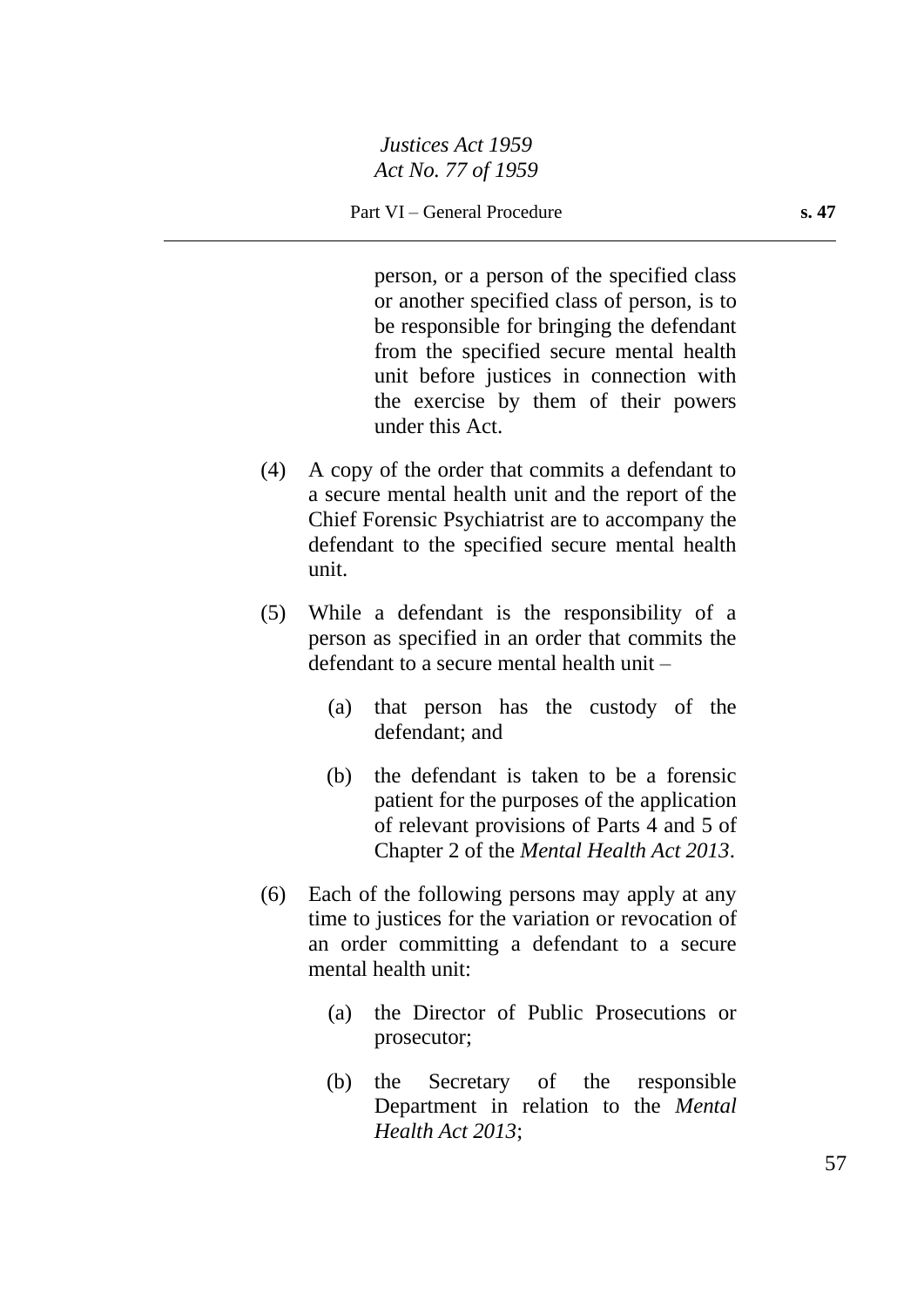person, or a person of the specified class or another specified class of person, is to be responsible for bringing the defendant from the specified secure mental health unit before justices in connection with the exercise by them of their powers under this Act.

(4) A copy of the order that commits a defendant to a secure mental health unit and the report of the Chief Forensic Psychiatrist are to accompany the defendant to the specified secure mental health unit.

(5) While a defendant is the responsibility of a person as specified in an order that commits the defendant to a secure mental health unit –

  (a) that person has the custody of the defendant; and

  (b) the defendant is taken to be a forensic patient for the purposes of the application of relevant provisions of Parts 4 and 5 of Chapter 2 of the *Mental Health Act 2013*.

(6) Each of the following persons may apply at any time to justices for the variation or revocation of an order committing a defendant to a secure mental health unit:

  (a) the Director of Public Prosecutions or prosecutor;

  (b) the Secretary of the responsible Department in relation to the *Mental Health Act 2013*;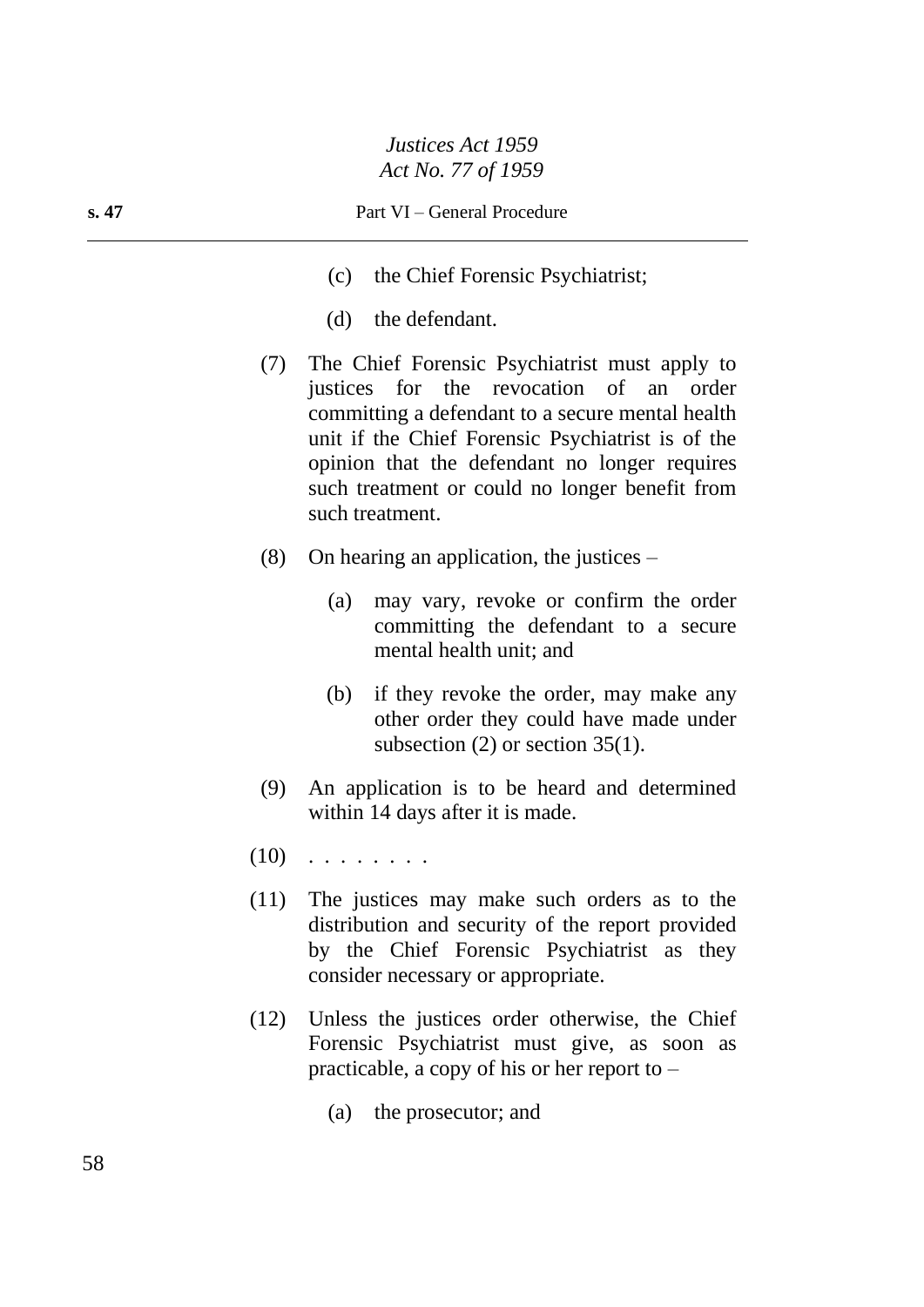(c) the Chief Forensic Psychiatrist;

(d) the defendant.

(7) The Chief Forensic Psychiatrist must apply to justices for the revocation of an order committing a defendant to a secure mental health unit if the Chief Forensic Psychiatrist is of the opinion that the defendant no longer requires such treatment or could no longer benefit from such treatment.

(8) On hearing an application, the justices –

(a) may vary, revoke or confirm the order committing the defendant to a secure mental health unit; and

(b) if they revoke the order, may make any other order they could have made under subsection (2) or section 35(1).

(9) An application is to be heard and determined within 14 days after it is made.

(10) . . . . . . . .

(11) The justices may make such orders as to the distribution and security of the report provided by the Chief Forensic Psychiatrist as they consider necessary or appropriate.

(12) Unless the justices order otherwise, the Chief Forensic Psychiatrist must give, as soon as practicable, a copy of his or her report to –

(a) the prosecutor; and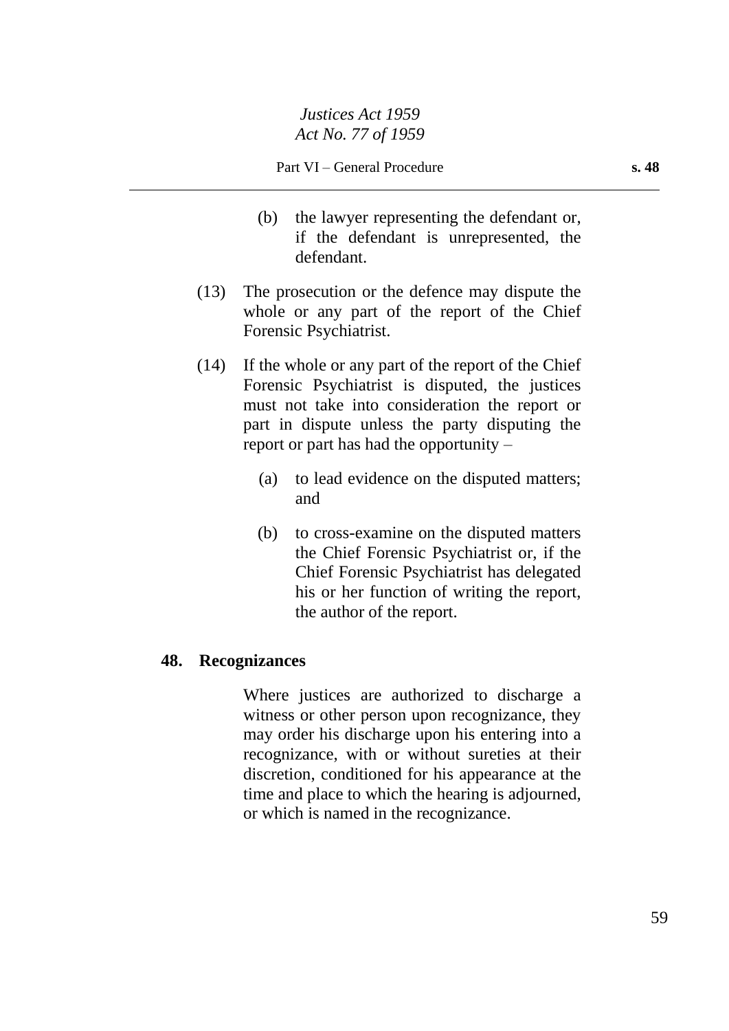(b) the lawyer representing the defendant or, if the defendant is unrepresented, the defendant.

(13) The prosecution or the defence may dispute the whole or any part of the report of the Chief Forensic Psychiatrist.

(14) If the whole or any part of the report of the Chief Forensic Psychiatrist is disputed, the justices must not take into consideration the report or part in dispute unless the party disputing the report or part has had the opportunity –

(a) to lead evidence on the disputed matters; and

(b) to cross-examine on the disputed matters the Chief Forensic Psychiatrist or, if the Chief Forensic Psychiatrist has delegated his or her function of writing the report, the author of the report.

**48. Recognizances**

Where justices are authorized to discharge a witness or other person upon recognizance, they may order his discharge upon his entering into a recognizance, with or without sureties at their discretion, conditioned for his appearance at the time and place to which the hearing is adjourned, or which is named in the recognizance.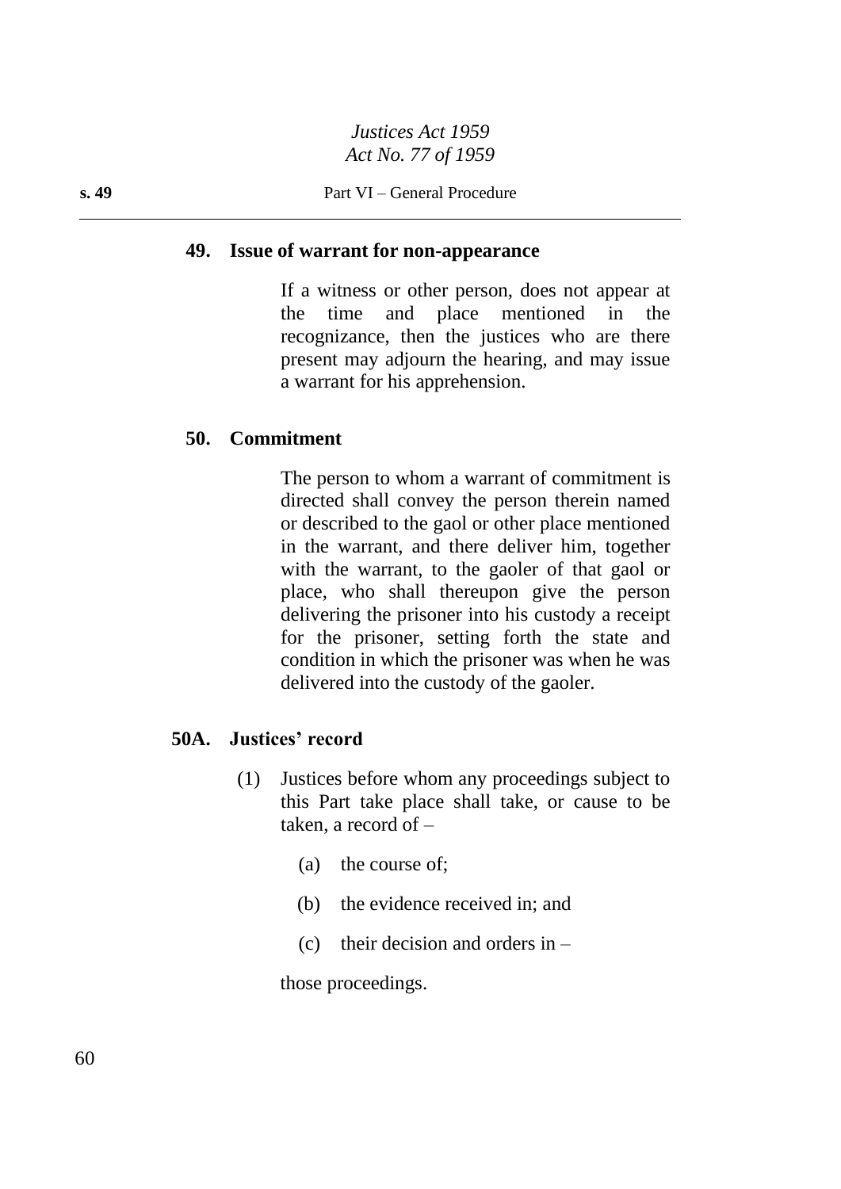### 49. Issue of warrant for non-appearance

If a witness or other person, does not appear at the time and place mentioned in the recognizance, then the justices who are there present may adjourn the hearing, and may issue a warrant for his apprehension.

### 50. Commitment

The person to whom a warrant of commitment is directed shall convey the person therein named or described to the gaol or other place mentioned in the warrant, and there deliver him, together with the warrant, to the gaoler of that gaol or place, who shall thereupon give the person delivering the prisoner into his custody a receipt for the prisoner, setting forth the state and condition in which the prisoner was when he was delivered into the custody of the gaoler.

### 50A. Justices' record

(1) Justices before whom any proceedings subject to this Part take place shall take, or cause to be taken, a record of –

(a) the course of;

(b) the evidence received in; and

(c) their decision and orders in –

those proceedings.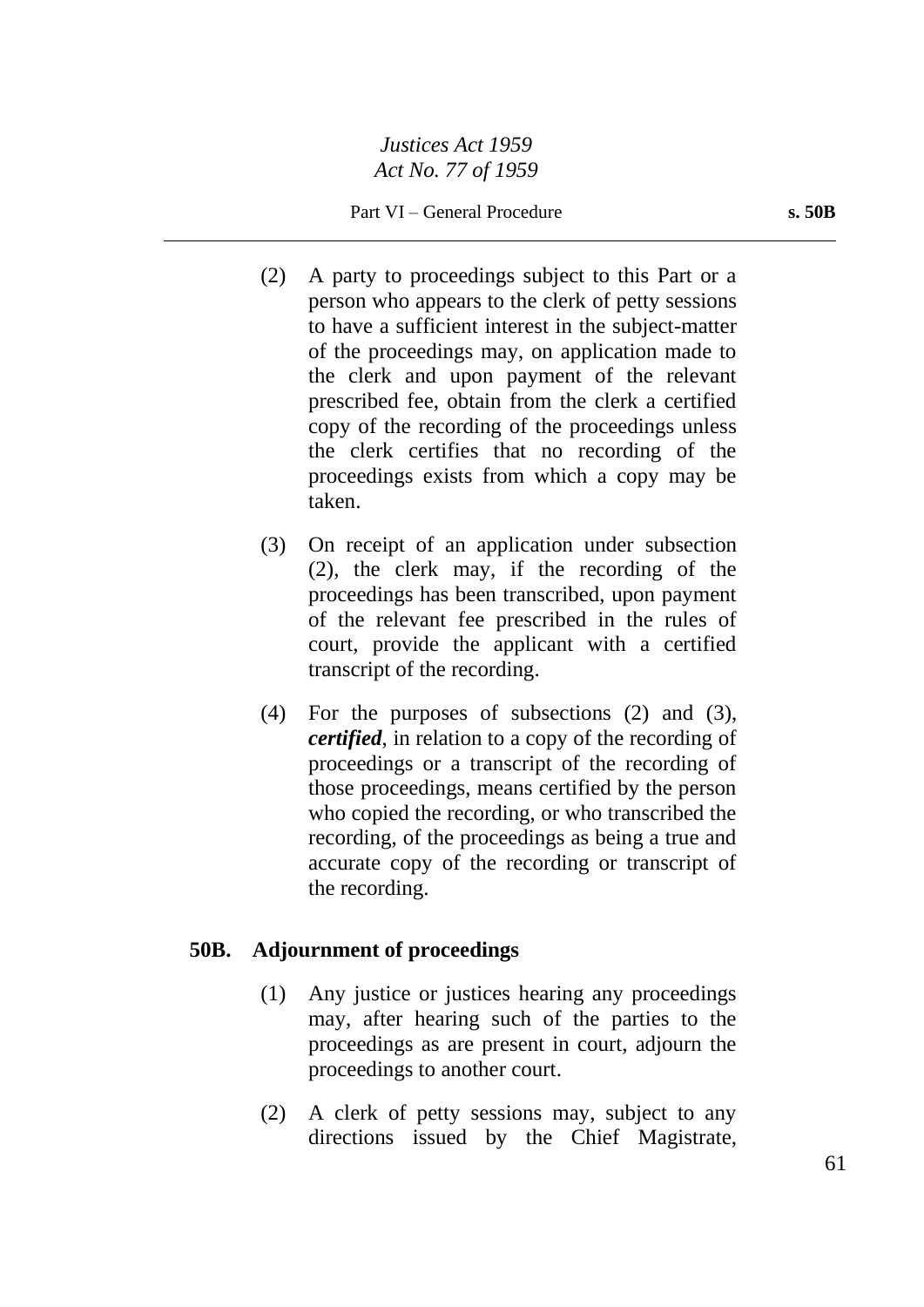(2) A party to proceedings subject to this Part or a person who appears to the clerk of petty sessions to have a sufficient interest in the subject-matter of the proceedings may, on application made to the clerk and upon payment of the relevant prescribed fee, obtain from the clerk a certified copy of the recording of the proceedings unless the clerk certifies that no recording of the proceedings exists from which a copy may be taken.

(3) On receipt of an application under subsection (2), the clerk may, if the recording of the proceedings has been transcribed, upon payment of the relevant fee prescribed in the rules of court, provide the applicant with a certified transcript of the recording.

(4) For the purposes of subsections (2) and (3), ***certified***, in relation to a copy of the recording of proceedings or a transcript of the recording of those proceedings, means certified by the person who copied the recording, or who transcribed the recording, of the proceedings as being a true and accurate copy of the recording or transcript of the recording.

### 50B. Adjournment of proceedings

(1) Any justice or justices hearing any proceedings may, after hearing such of the parties to the proceedings as are present in court, adjourn the proceedings to another court.

(2) A clerk of petty sessions may, subject to any directions issued by the Chief Magistrate,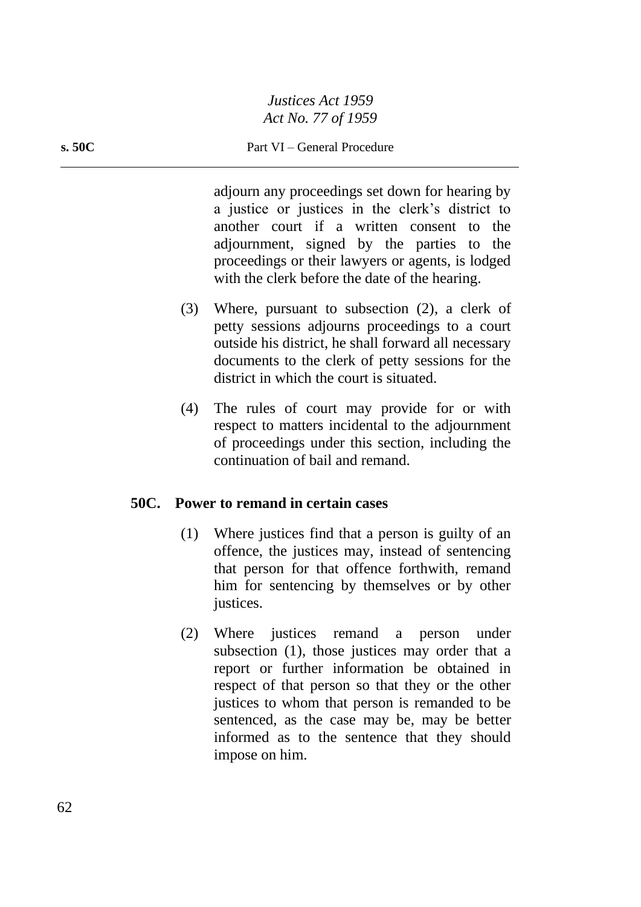adjourn any proceedings set down for hearing by a justice or justices in the clerk's district to another court if a written consent to the adjournment, signed by the parties to the proceedings or their lawyers or agents, is lodged with the clerk before the date of the hearing.

(3) Where, pursuant to subsection (2), a clerk of petty sessions adjourns proceedings to a court outside his district, he shall forward all necessary documents to the clerk of petty sessions for the district in which the court is situated.

(4) The rules of court may provide for or with respect to matters incidental to the adjournment of proceedings under this section, including the continuation of bail and remand.

### 50C. Power to remand in certain cases

(1) Where justices find that a person is guilty of an offence, the justices may, instead of sentencing that person for that offence forthwith, remand him for sentencing by themselves or by other justices.

(2) Where justices remand a person under subsection (1), those justices may order that a report or further information be obtained in respect of that person so that they or the other justices to whom that person is remanded to be sentenced, as the case may be, may be better informed as to the sentence that they should impose on him.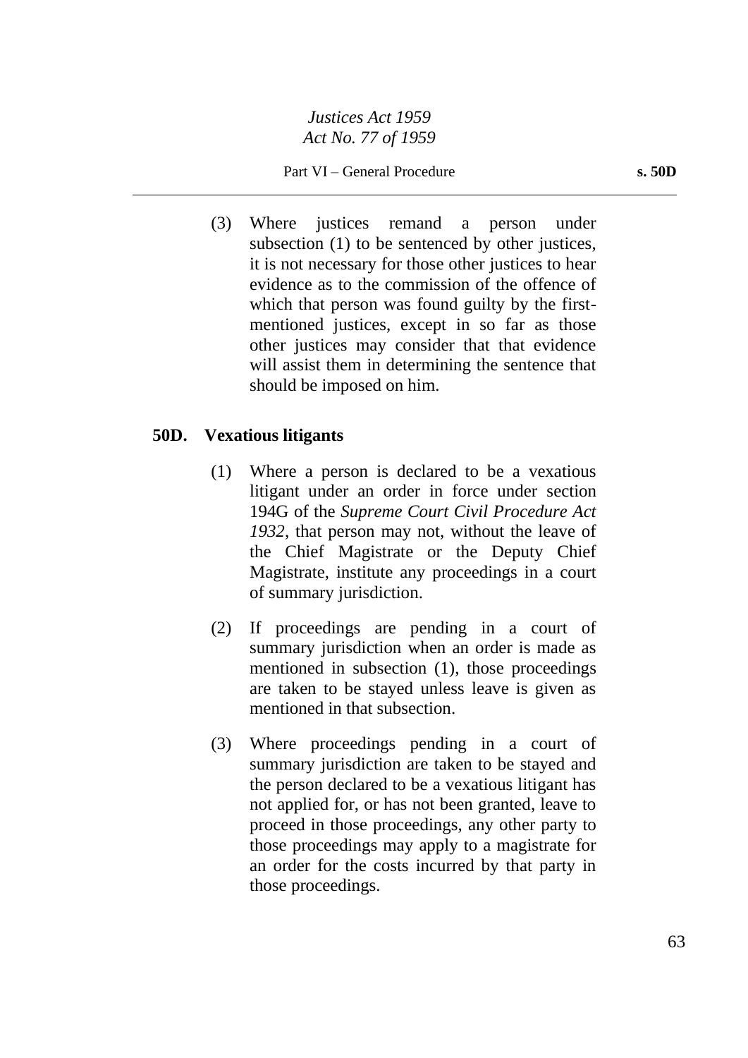(3) Where justices remand a person under subsection (1) to be sentenced by other justices, it is not necessary for those other justices to hear evidence as to the commission of the offence of which that person was found guilty by the first-mentioned justices, except in so far as those other justices may consider that that evidence will assist them in determining the sentence that should be imposed on him.

## 50D. Vexatious litigants

(1) Where a person is declared to be a vexatious litigant under an order in force under section 194G of the *Supreme Court Civil Procedure Act 1932*, that person may not, without the leave of the Chief Magistrate or the Deputy Chief Magistrate, institute any proceedings in a court of summary jurisdiction.

(2) If proceedings are pending in a court of summary jurisdiction when an order is made as mentioned in subsection (1), those proceedings are taken to be stayed unless leave is given as mentioned in that subsection.

(3) Where proceedings pending in a court of summary jurisdiction are taken to be stayed and the person declared to be a vexatious litigant has not applied for, or has not been granted, leave to proceed in those proceedings, any other party to those proceedings may apply to a magistrate for an order for the costs incurred by that party in those proceedings.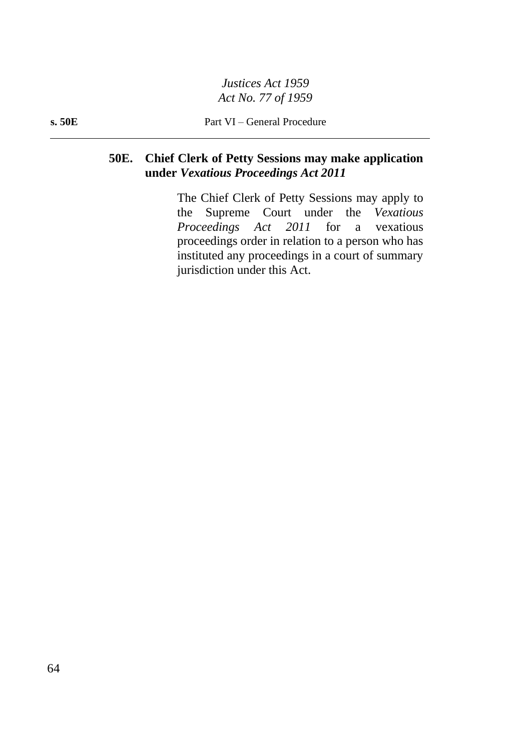## 50E. Chief Clerk of Petty Sessions may make application under *Vexatious Proceedings Act 2011*

The Chief Clerk of Petty Sessions may apply to the Supreme Court under the *Vexatious Proceedings Act 2011* for a vexatious proceedings order in relation to a person who has instituted any proceedings in a court of summary jurisdiction under this Act.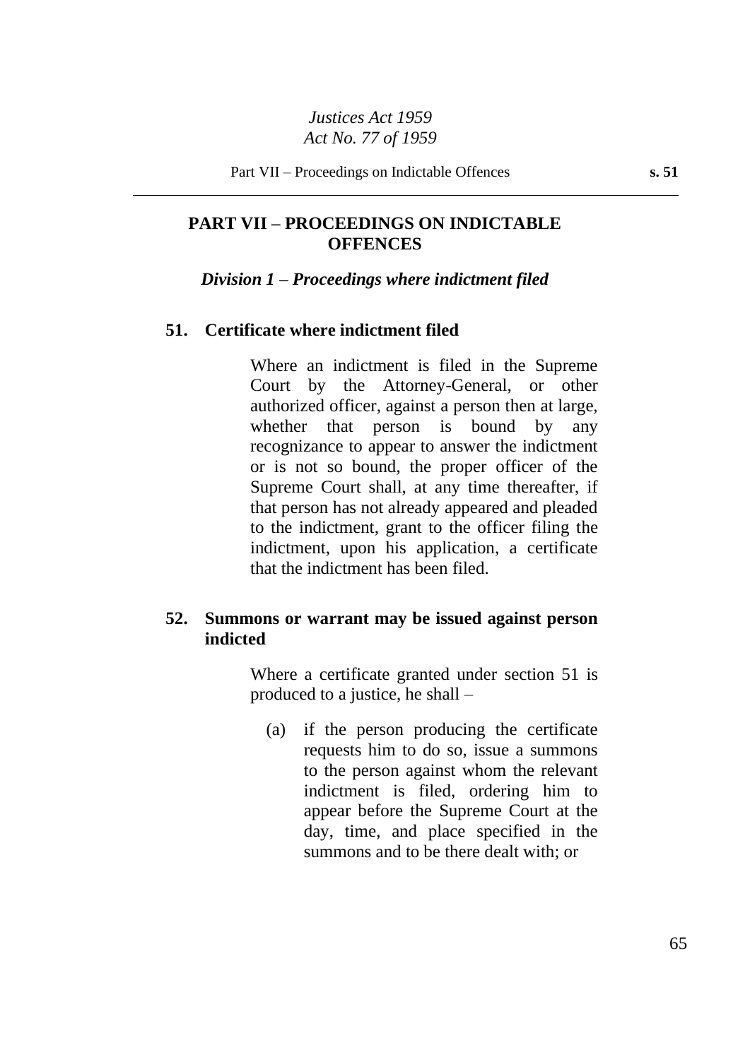## PART VII – PROCEEDINGS ON INDICTABLE OFFENCES

### *Division 1 – Proceedings where indictment filed*

#### 51. Certificate where indictment filed

Where an indictment is filed in the Supreme Court by the Attorney-General, or other authorized officer, against a person then at large, whether that person is bound by any recognizance to appear to answer the indictment or is not so bound, the proper officer of the Supreme Court shall, at any time thereafter, if that person has not already appeared and pleaded to the indictment, grant to the officer filing the indictment, upon his application, a certificate that the indictment has been filed.

#### 52. Summons or warrant may be issued against person indicted

Where a certificate granted under section 51 is produced to a justice, he shall –

(a) if the person producing the certificate requests him to do so, issue a summons to the person against whom the relevant indictment is filed, ordering him to appear before the Supreme Court at the day, time, and place specified in the summons and to be there dealt with; or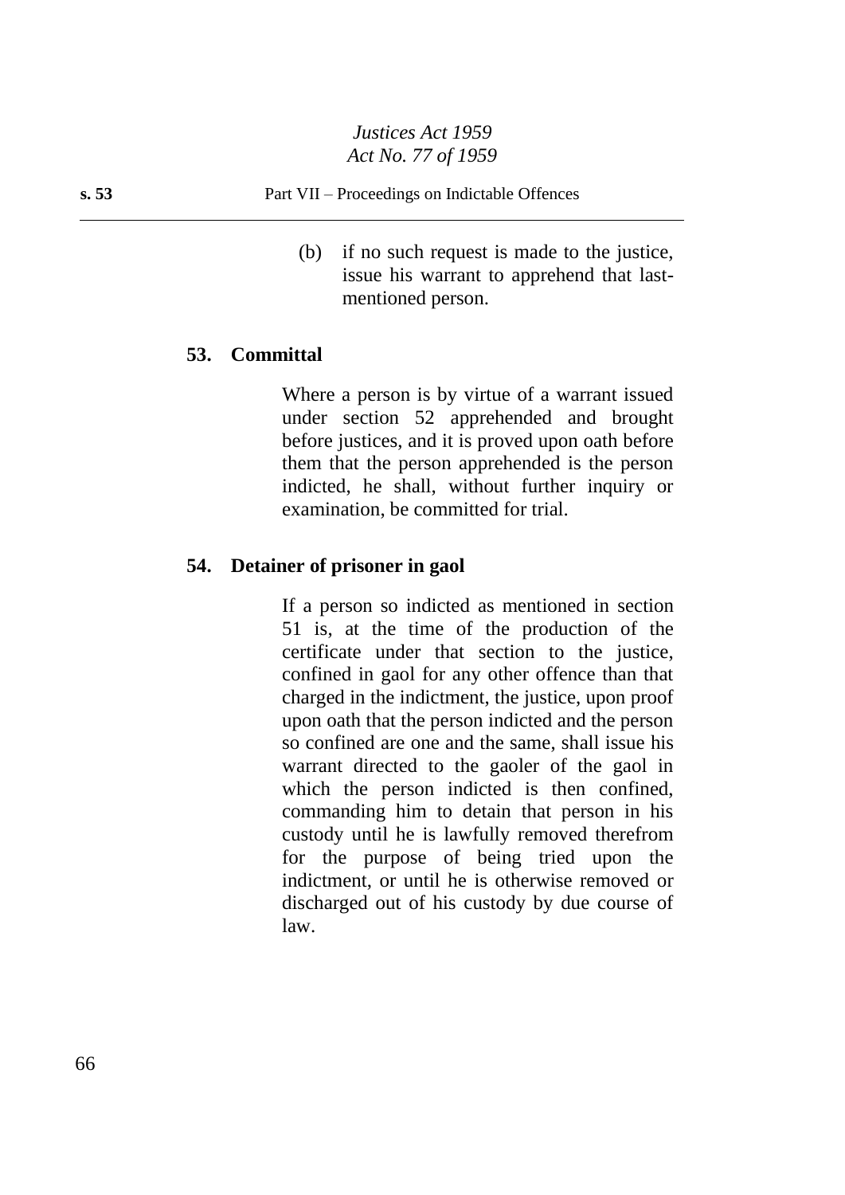(b) if no such request is made to the justice, issue his warrant to apprehend that last-mentioned person.

### 53. Committal

Where a person is by virtue of a warrant issued under section 52 apprehended and brought before justices, and it is proved upon oath before them that the person apprehended is the person indicted, he shall, without further inquiry or examination, be committed for trial.

### 54. Detainer of prisoner in gaol

If a person so indicted as mentioned in section 51 is, at the time of the production of the certificate under that section to the justice, confined in gaol for any other offence than that charged in the indictment, the justice, upon proof upon oath that the person indicted and the person so confined are one and the same, shall issue his warrant directed to the gaoler of the gaol in which the person indicted is then confined, commanding him to detain that person in his custody until he is lawfully removed therefrom for the purpose of being tried upon the indictment, or until he is otherwise removed or discharged out of his custody by due course of law.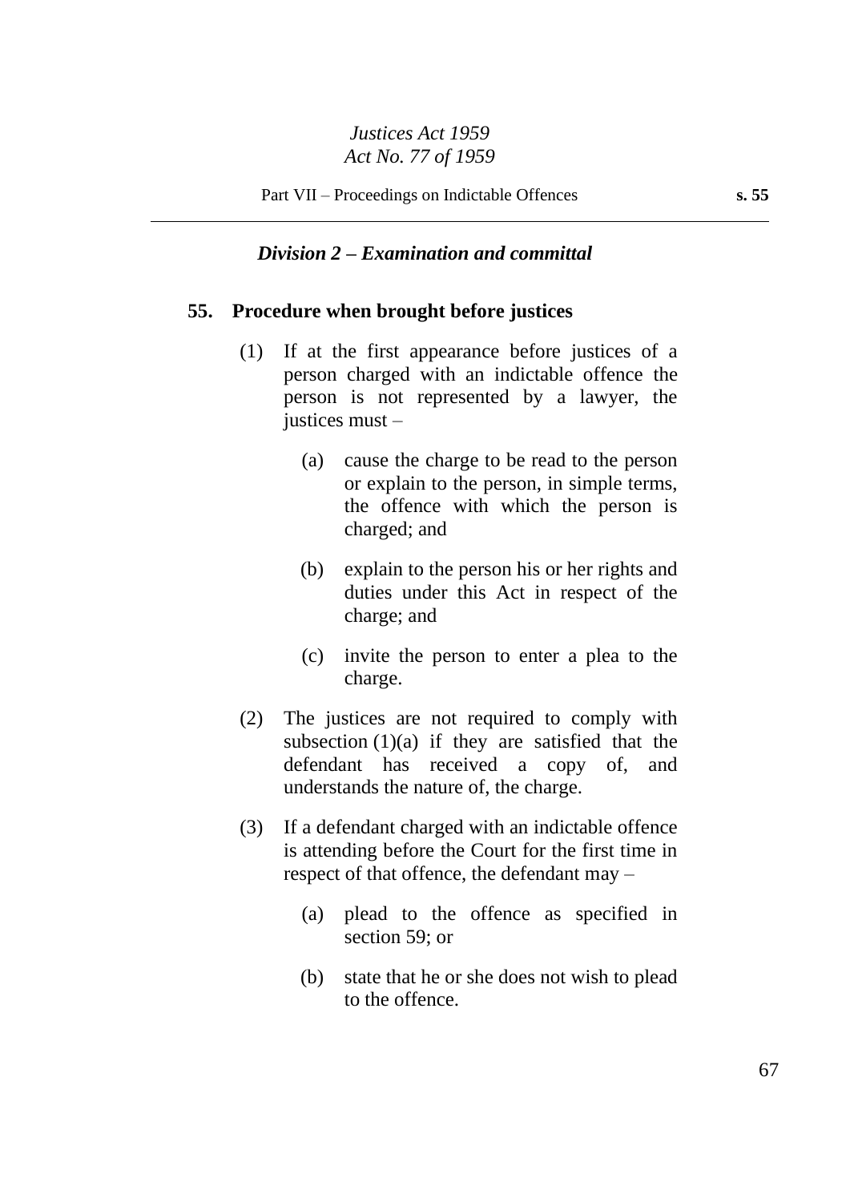### *Division 2 – Examination and committal*

#### 55. Procedure when brought before justices

(1) If at the first appearance before justices of a person charged with an indictable offence the person is not represented by a lawyer, the justices must –

(a) cause the charge to be read to the person or explain to the person, in simple terms, the offence with which the person is charged; and

(b) explain to the person his or her rights and duties under this Act in respect of the charge; and

(c) invite the person to enter a plea to the charge.

(2) The justices are not required to comply with subsection (1)(a) if they are satisfied that the defendant has received a copy of, and understands the nature of, the charge.

(3) If a defendant charged with an indictable offence is attending before the Court for the first time in respect of that offence, the defendant may –

(a) plead to the offence as specified in section 59; or

(b) state that he or she does not wish to plead to the offence.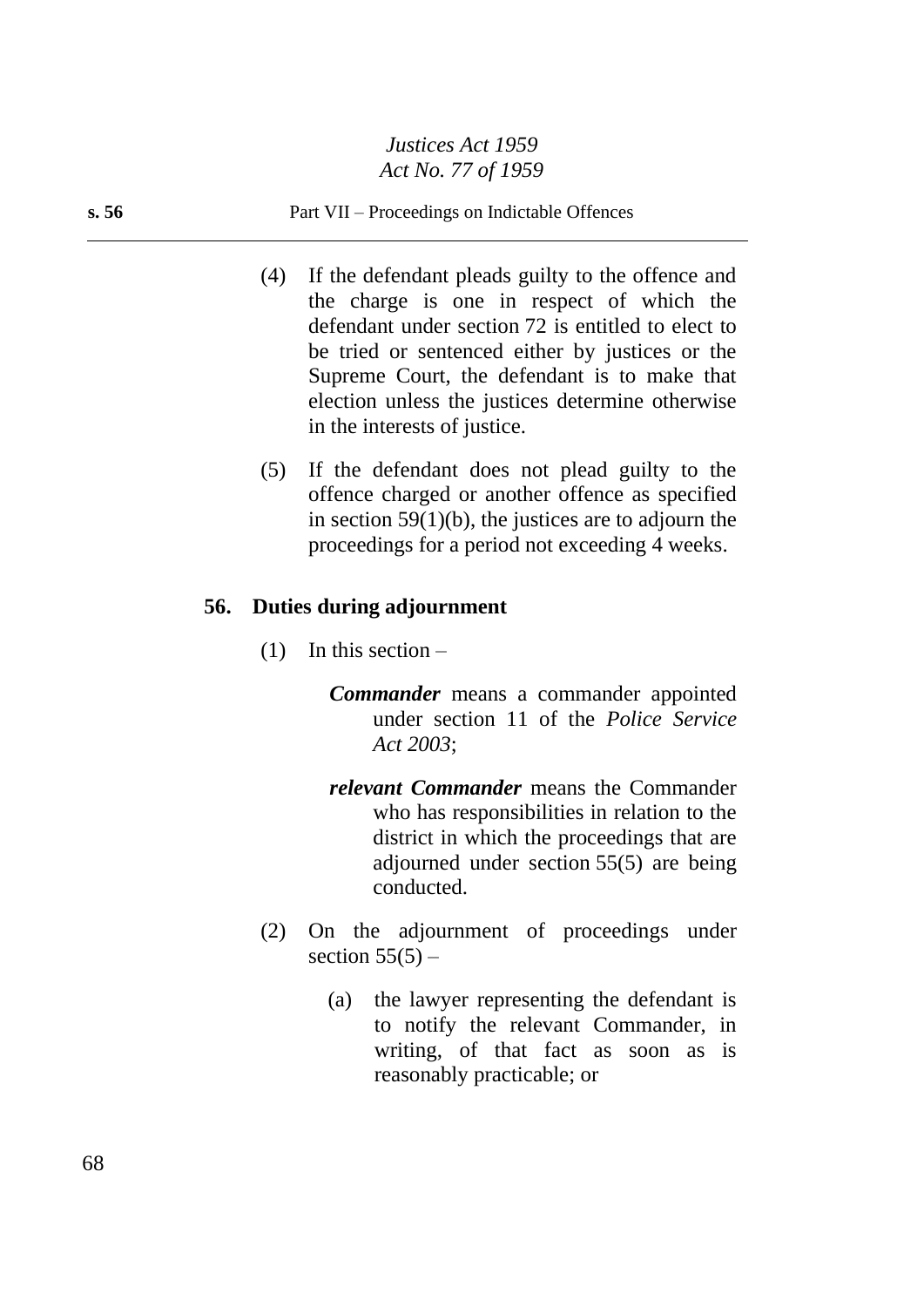(4) If the defendant pleads guilty to the offence and the charge is one in respect of which the defendant under section 72 is entitled to elect to be tried or sentenced either by justices or the Supreme Court, the defendant is to make that election unless the justices determine otherwise in the interests of justice.

(5) If the defendant does not plead guilty to the offence charged or another offence as specified in section 59(1)(b), the justices are to adjourn the proceedings for a period not exceeding 4 weeks.

## 56. Duties during adjournment

(1) In this section –

***Commander*** means a commander appointed under section 11 of the *Police Service Act 2003*;

***relevant Commander*** means the Commander who has responsibilities in relation to the district in which the proceedings that are adjourned under section 55(5) are being conducted.

(2) On the adjournment of proceedings under section 55(5) –

(a) the lawyer representing the defendant is to notify the relevant Commander, in writing, of that fact as soon as is reasonably practicable; or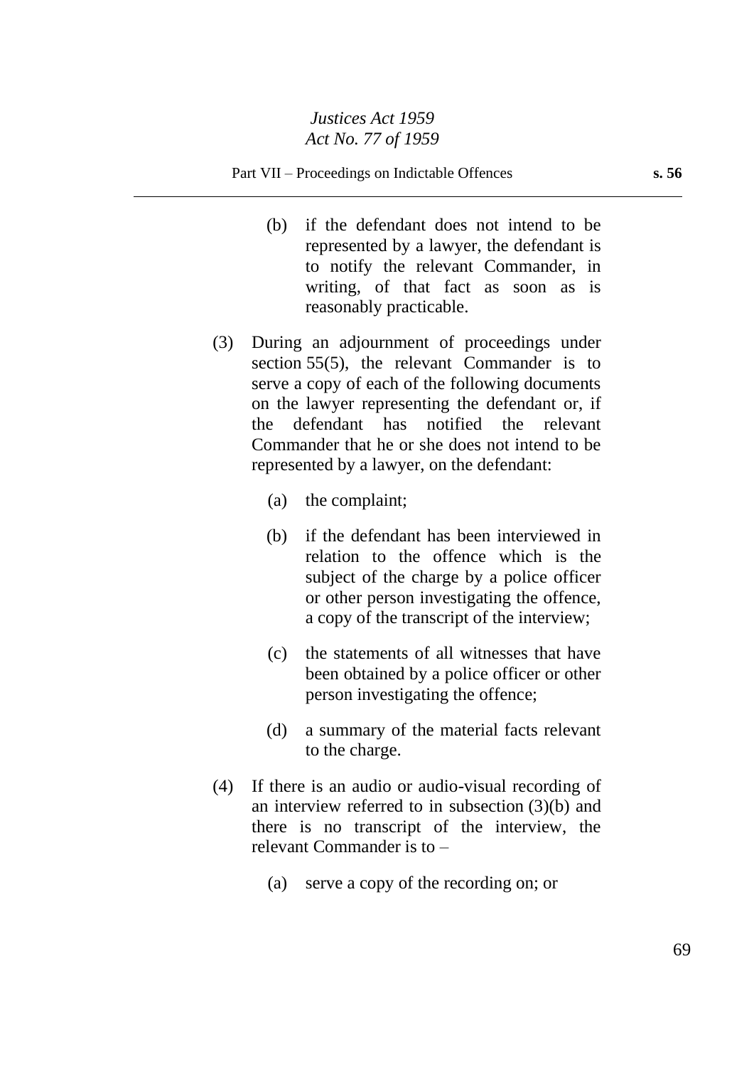(b) if the defendant does not intend to be represented by a lawyer, the defendant is to notify the relevant Commander, in writing, of that fact as soon as is reasonably practicable.

(3) During an adjournment of proceedings under section 55(5), the relevant Commander is to serve a copy of each of the following documents on the lawyer representing the defendant or, if the defendant has notified the relevant Commander that he or she does not intend to be represented by a lawyer, on the defendant:

(a) the complaint;

(b) if the defendant has been interviewed in relation to the offence which is the subject of the charge by a police officer or other person investigating the offence, a copy of the transcript of the interview;

(c) the statements of all witnesses that have been obtained by a police officer or other person investigating the offence;

(d) a summary of the material facts relevant to the charge.

(4) If there is an audio or audio-visual recording of an interview referred to in subsection (3)(b) and there is no transcript of the interview, the relevant Commander is to –

(a) serve a copy of the recording on; or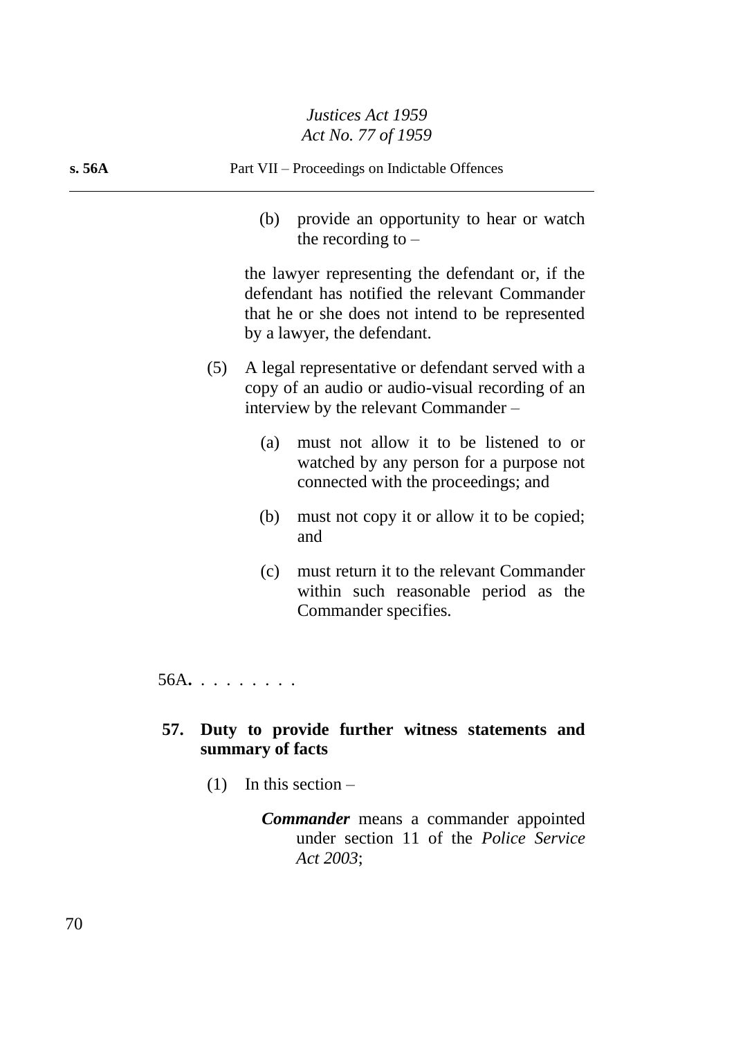(b) provide an opportunity to hear or watch the recording to –

the lawyer representing the defendant or, if the defendant has notified the relevant Commander that he or she does not intend to be represented by a lawyer, the defendant.

(5) A legal representative or defendant served with a copy of an audio or audio-visual recording of an interview by the relevant Commander –

(a) must not allow it to be listened to or watched by any person for a purpose not connected with the proceedings; and

(b) must not copy it or allow it to be copied; and

(c) must return it to the relevant Commander within such reasonable period as the Commander specifies.

56A. . . . . . . . .

**57. Duty to provide further witness statements and summary of facts**

(1) In this section –

***Commander*** means a commander appointed under section 11 of the *Police Service Act 2003*;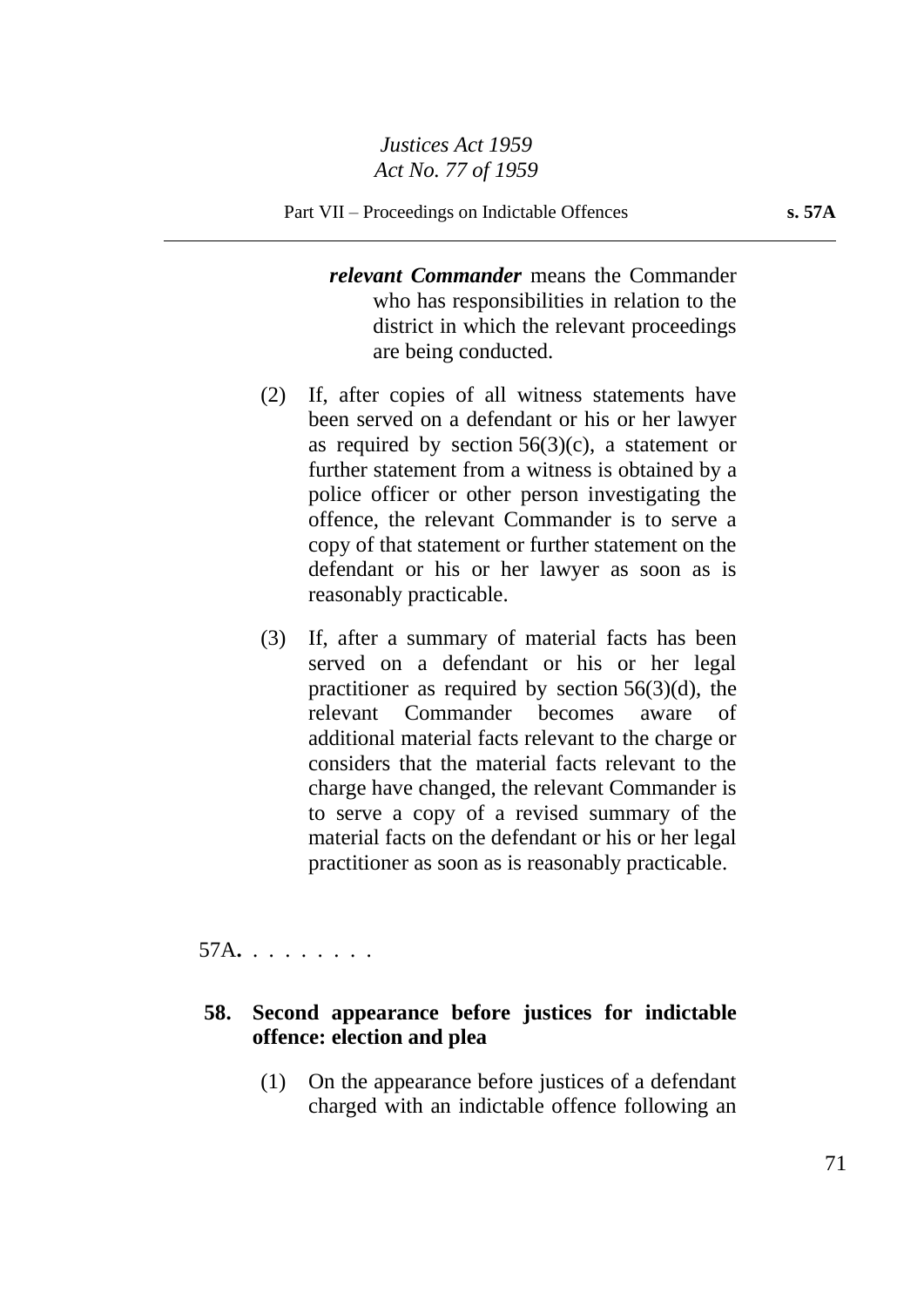***relevant Commander*** means the Commander who has responsibilities in relation to the district in which the relevant proceedings are being conducted.

(2) If, after copies of all witness statements have been served on a defendant or his or her lawyer as required by section 56(3)(c), a statement or further statement from a witness is obtained by a police officer or other person investigating the offence, the relevant Commander is to serve a copy of that statement or further statement on the defendant or his or her lawyer as soon as is reasonably practicable.

(3) If, after a summary of material facts has been served on a defendant or his or her legal practitioner as required by section 56(3)(d), the relevant Commander becomes aware of additional material facts relevant to the charge or considers that the material facts relevant to the charge have changed, the relevant Commander is to serve a copy of a revised summary of the material facts on the defendant or his or her legal practitioner as soon as is reasonably practicable.

57A**.** . . . . . . . .

**58. Second appearance before justices for indictable offence: election and plea**

(1) On the appearance before justices of a defendant charged with an indictable offence following an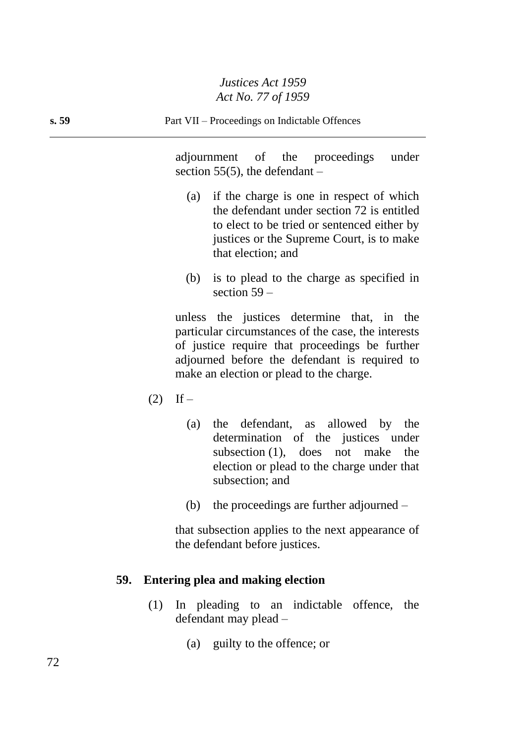adjournment of the proceedings under section 55(5), the defendant –

(a) if the charge is one in respect of which the defendant under section 72 is entitled to elect to be tried or sentenced either by justices or the Supreme Court, is to make that election; and

(b) is to plead to the charge as specified in section 59 –

unless the justices determine that, in the particular circumstances of the case, the interests of justice require that proceedings be further adjourned before the defendant is required to make an election or plead to the charge.

(2) If –

(a) the defendant, as allowed by the determination of the justices under subsection (1), does not make the election or plead to the charge under that subsection; and

(b) the proceedings are further adjourned –

that subsection applies to the next appearance of the defendant before justices.

**59. Entering plea and making election**

(1) In pleading to an indictable offence, the defendant may plead –

(a) guilty to the offence; or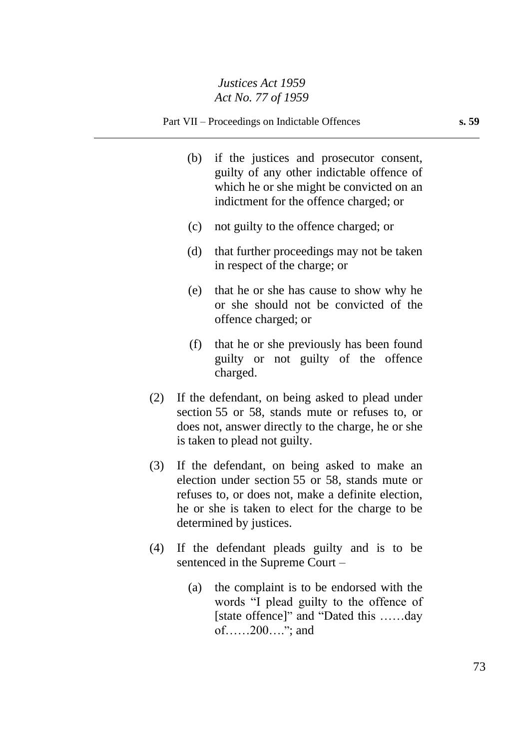(b) if the justices and prosecutor consent, guilty of any other indictable offence of which he or she might be convicted on an indictment for the offence charged; or

(c) not guilty to the offence charged; or

(d) that further proceedings may not be taken in respect of the charge; or

(e) that he or she has cause to show why he or she should not be convicted of the offence charged; or

(f) that he or she previously has been found guilty or not guilty of the offence charged.

(2) If the defendant, on being asked to plead under section 55 or 58, stands mute or refuses to, or does not, answer directly to the charge, he or she is taken to plead not guilty.

(3) If the defendant, on being asked to make an election under section 55 or 58, stands mute or refuses to, or does not, make a definite election, he or she is taken to elect for the charge to be determined by justices.

(4) If the defendant pleads guilty and is to be sentenced in the Supreme Court –

(a) the complaint is to be endorsed with the words "I plead guilty to the offence of [state offence]" and "Dated this ……day of……200….."; and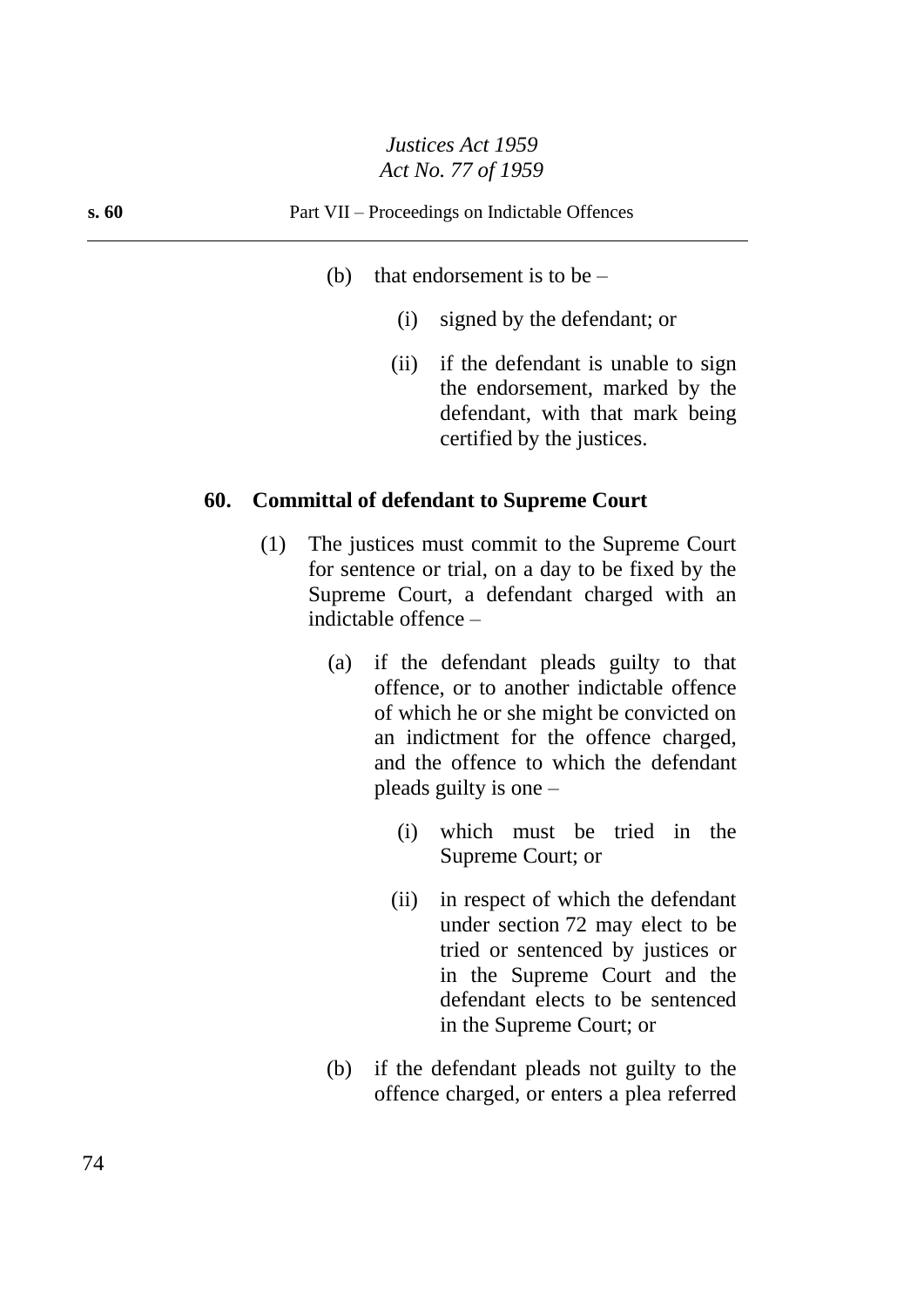(b) that endorsement is to be –

(i) signed by the defendant; or

(ii) if the defendant is unable to sign the endorsement, marked by the defendant, with that mark being certified by the justices.

**60. Committal of defendant to Supreme Court**

(1) The justices must commit to the Supreme Court for sentence or trial, on a day to be fixed by the Supreme Court, a defendant charged with an indictable offence –

(a) if the defendant pleads guilty to that offence, or to another indictable offence of which he or she might be convicted on an indictment for the offence charged, and the offence to which the defendant pleads guilty is one –

(i) which must be tried in the Supreme Court; or

(ii) in respect of which the defendant under section 72 may elect to be tried or sentenced by justices or in the Supreme Court and the defendant elects to be sentenced in the Supreme Court; or

(b) if the defendant pleads not guilty to the offence charged, or enters a plea referred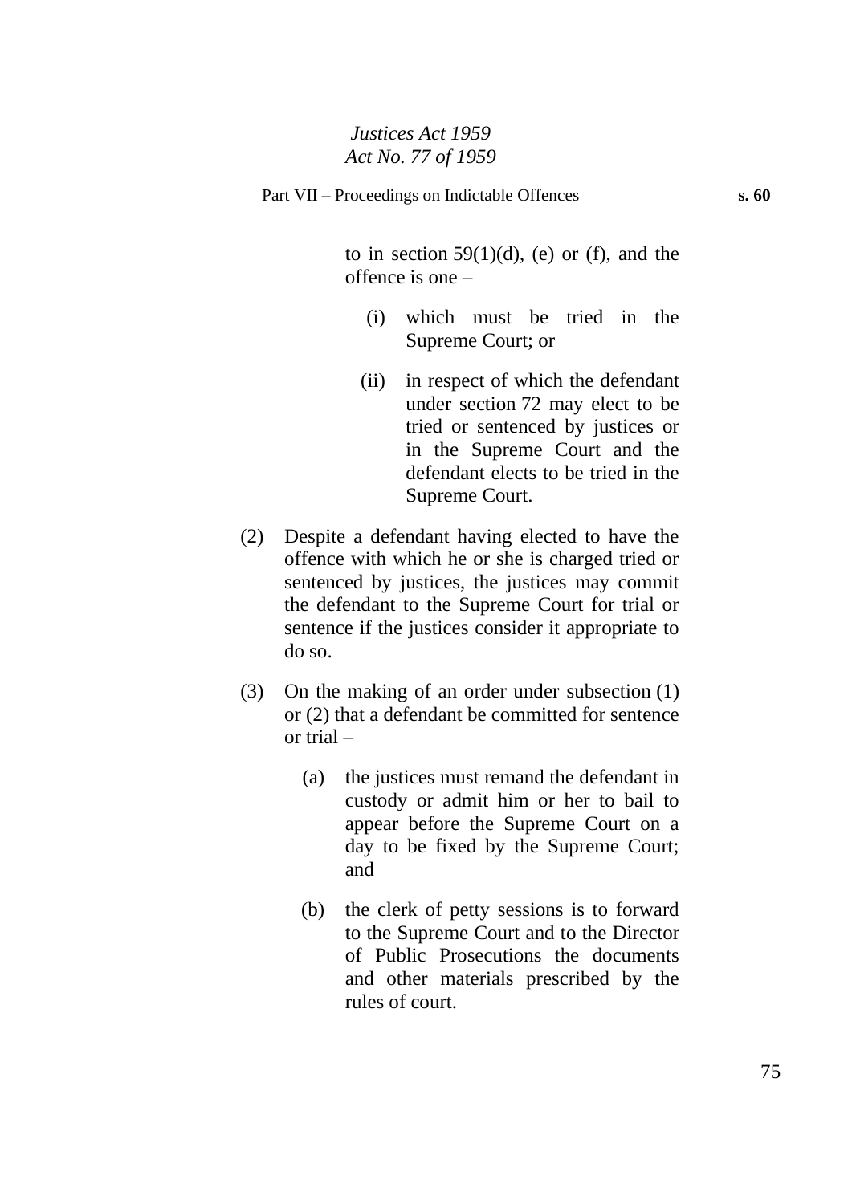to in section 59(1)(d), (e) or (f), and the offence is one –

(i) which must be tried in the Supreme Court; or

(ii) in respect of which the defendant under section 72 may elect to be tried or sentenced by justices or in the Supreme Court and the defendant elects to be tried in the Supreme Court.

(2) Despite a defendant having elected to have the offence with which he or she is charged tried or sentenced by justices, the justices may commit the defendant to the Supreme Court for trial or sentence if the justices consider it appropriate to do so.

(3) On the making of an order under subsection (1) or (2) that a defendant be committed for sentence or trial –

(a) the justices must remand the defendant in custody or admit him or her to bail to appear before the Supreme Court on a day to be fixed by the Supreme Court; and

(b) the clerk of petty sessions is to forward to the Supreme Court and to the Director of Public Prosecutions the documents and other materials prescribed by the rules of court.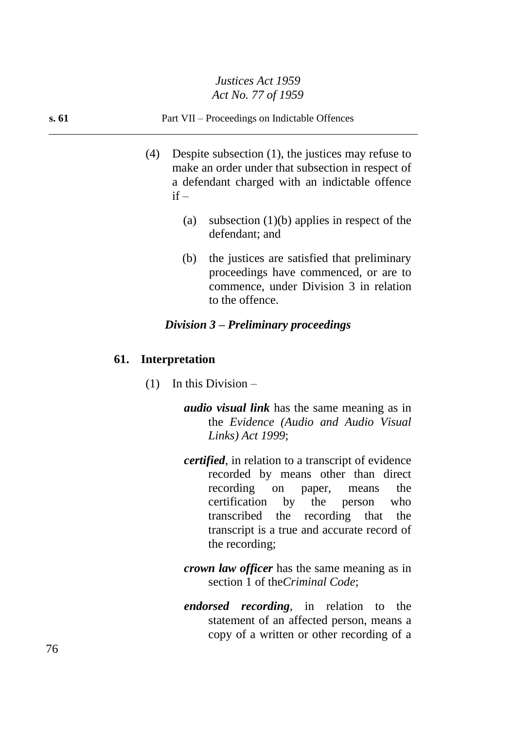(4) Despite subsection (1), the justices may refuse to make an order under that subsection in respect of a defendant charged with an indictable offence if –

(a) subsection (1)(b) applies in respect of the defendant; and

(b) the justices are satisfied that preliminary proceedings have commenced, or are to commence, under Division 3 in relation to the offence.

### *Division 3 – Preliminary proceedings*

#### 61. Interpretation

(1) In this Division –

***audio visual link*** has the same meaning as in the *Evidence (Audio and Audio Visual Links) Act 1999*;

***certified***, in relation to a transcript of evidence recorded by means other than direct recording on paper, means the certification by the person who transcribed the recording that the transcript is a true and accurate record of the recording;

***crown law officer*** has the same meaning as in section 1 of the*Criminal Code*;

***endorsed recording***, in relation to the statement of an affected person, means a copy of a written or other recording of a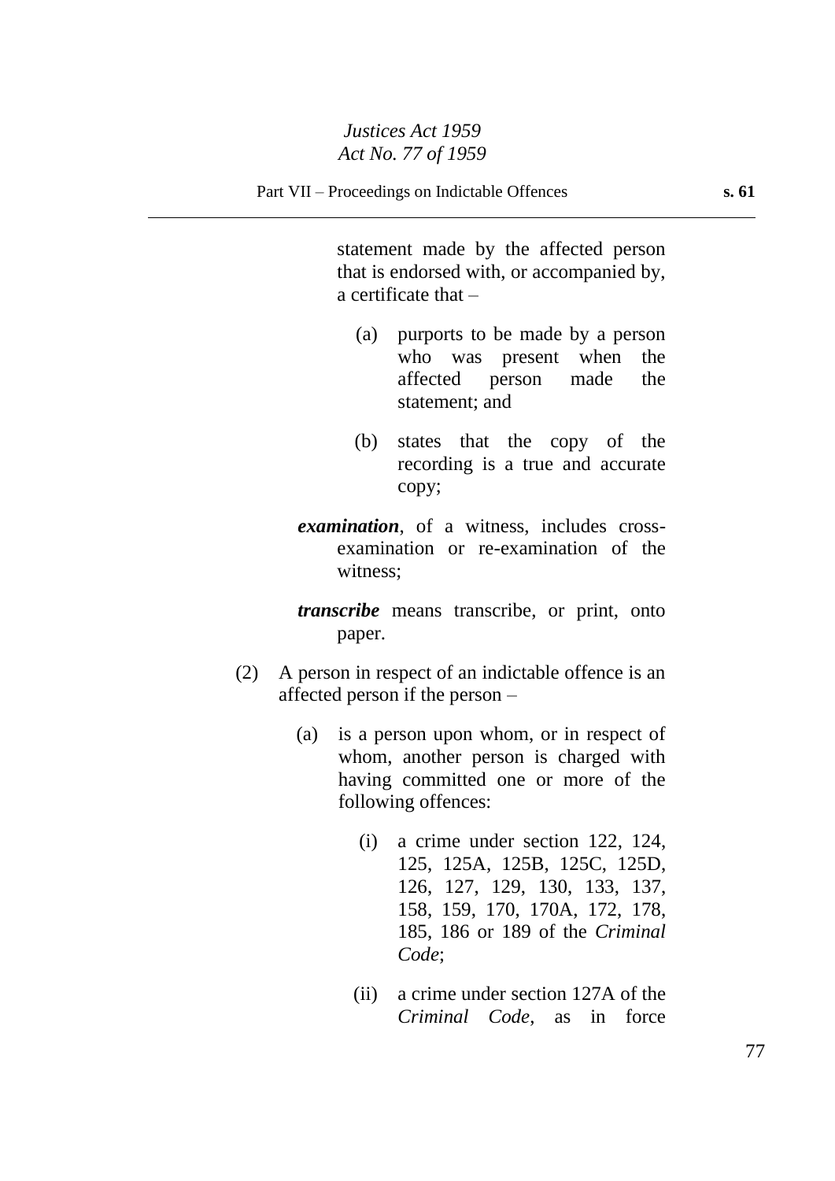statement made by the affected person that is endorsed with, or accompanied by, a certificate that –

(a) purports to be made by a person who was present when the affected person made the statement; and

(b) states that the copy of the recording is a true and accurate copy;

***examination***, of a witness, includes cross-examination or re-examination of the witness;

***transcribe*** means transcribe, or print, onto paper.

(2) A person in respect of an indictable offence is an affected person if the person –

(a) is a person upon whom, or in respect of whom, another person is charged with having committed one or more of the following offences:

(i) a crime under section 122, 124, 125, 125A, 125B, 125C, 125D, 126, 127, 129, 130, 133, 137, 158, 159, 170, 170A, 172, 178, 185, 186 or 189 of the *Criminal Code*;

(ii) a crime under section 127A of the *Criminal Code*, as in force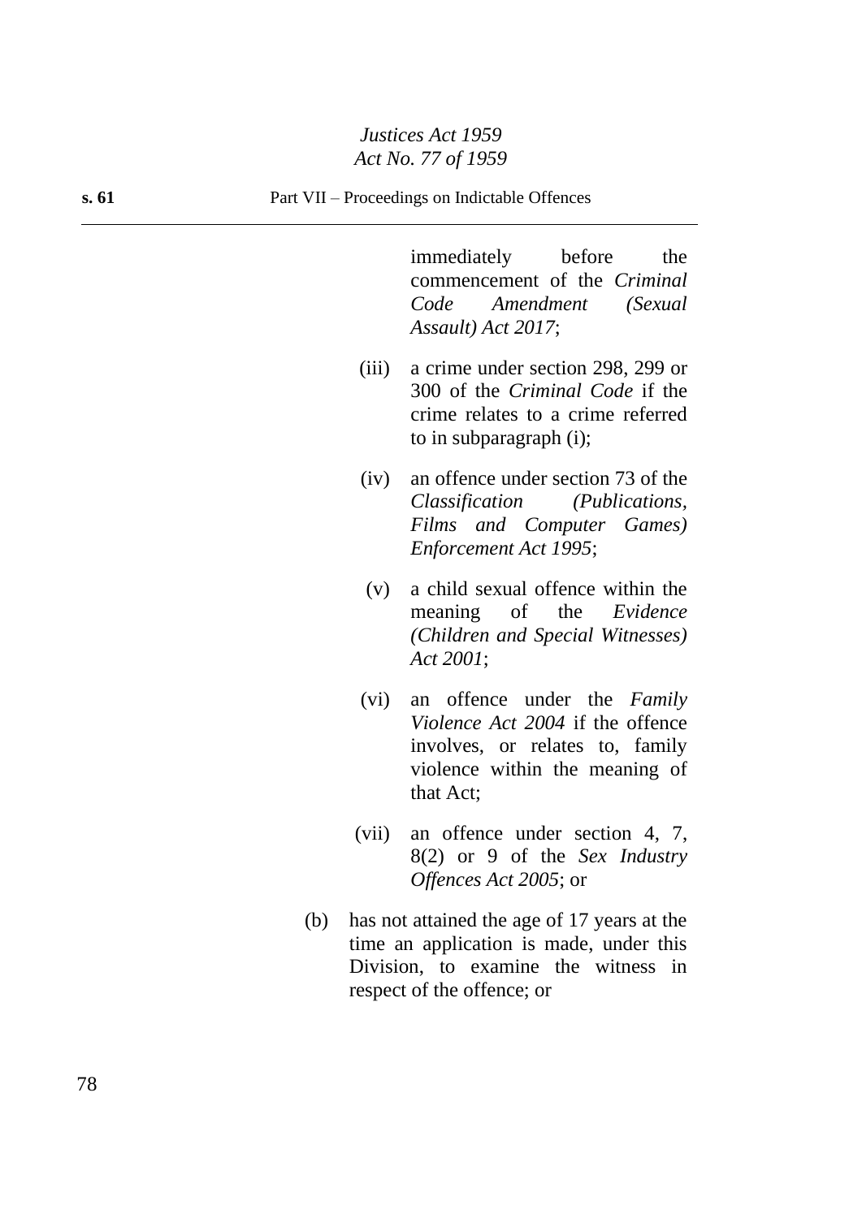immediately before the commencement of the *Criminal Code Amendment (Sexual Assault) Act 2017*;

(iii) a crime under section 298, 299 or 300 of the *Criminal Code* if the crime relates to a crime referred to in subparagraph (i);

(iv) an offence under section 73 of the *Classification (Publications, Films and Computer Games) Enforcement Act 1995*;

(v) a child sexual offence within the meaning of the *Evidence (Children and Special Witnesses) Act 2001*;

(vi) an offence under the *Family Violence Act 2004* if the offence involves, or relates to, family violence within the meaning of that Act;

(vii) an offence under section 4, 7, 8(2) or 9 of the *Sex Industry Offences Act 2005*; or

(b) has not attained the age of 17 years at the time an application is made, under this Division, to examine the witness in respect of the offence; or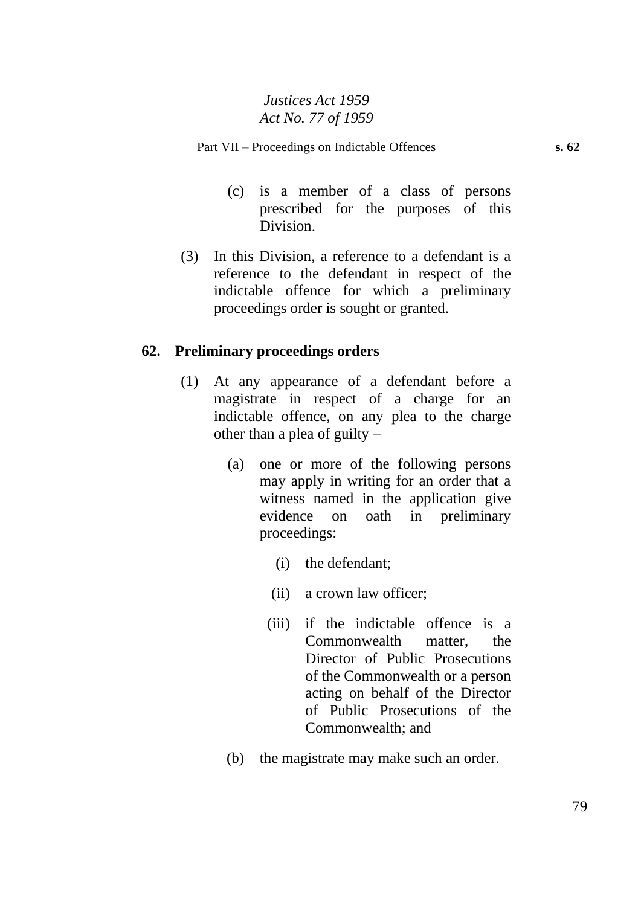(c) is a member of a class of persons prescribed for the purposes of this Division.

(3) In this Division, a reference to a defendant is a reference to the defendant in respect of the indictable offence for which a preliminary proceedings order is sought or granted.

## 62. Preliminary proceedings orders

(1) At any appearance of a defendant before a magistrate in respect of a charge for an indictable offence, on any plea to the charge other than a plea of guilty –

(a) one or more of the following persons may apply in writing for an order that a witness named in the application give evidence on oath in preliminary proceedings:

(i) the defendant;

(ii) a crown law officer;

(iii) if the indictable offence is a Commonwealth matter, the Director of Public Prosecutions of the Commonwealth or a person acting on behalf of the Director of Public Prosecutions of the Commonwealth; and

(b) the magistrate may make such an order.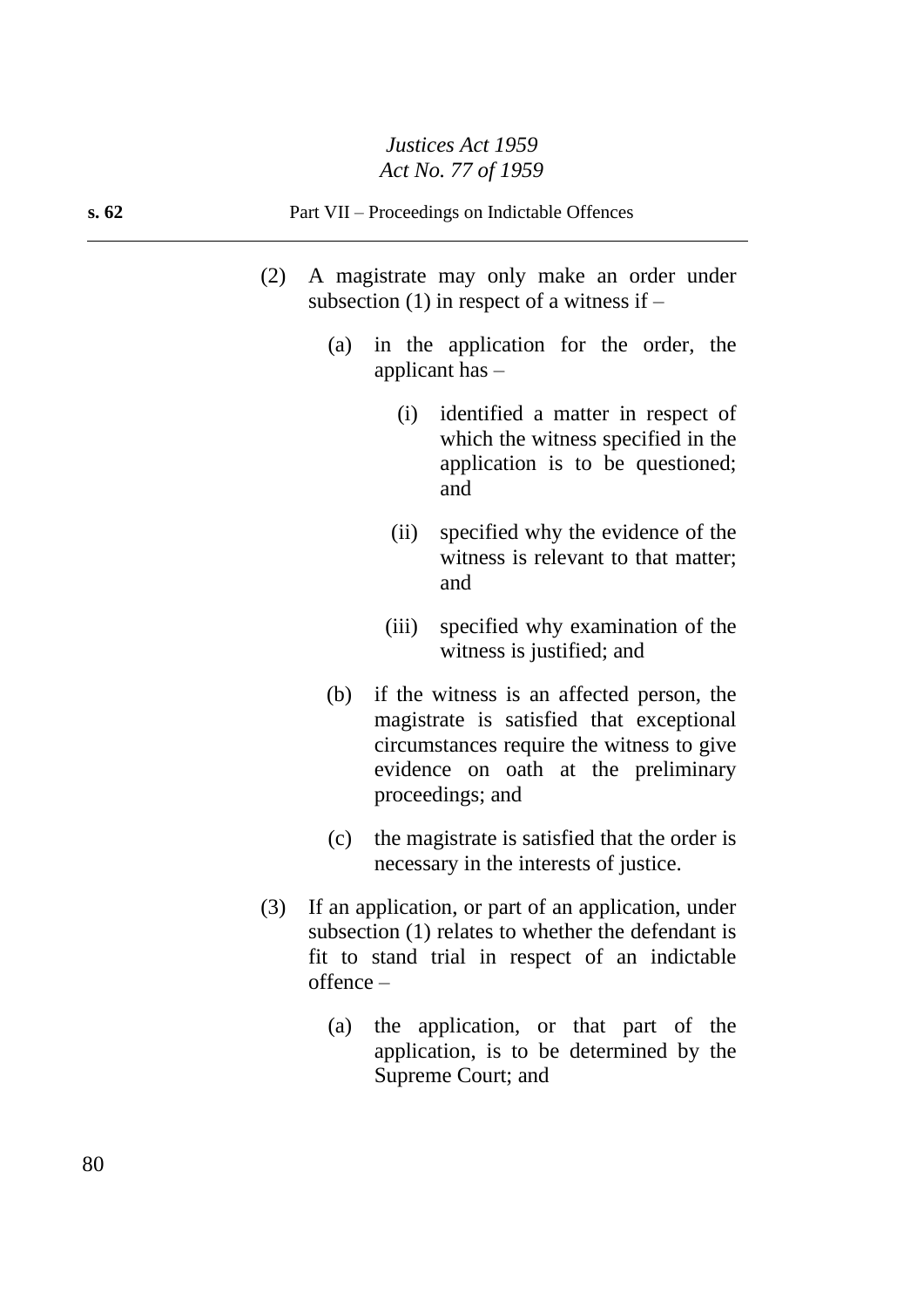(2) A magistrate may only make an order under subsection (1) in respect of a witness if –

  (a) in the application for the order, the applicant has –

    (i) identified a matter in respect of which the witness specified in the application is to be questioned; and

    (ii) specified why the evidence of the witness is relevant to that matter; and

    (iii) specified why examination of the witness is justified; and

  (b) if the witness is an affected person, the magistrate is satisfied that exceptional circumstances require the witness to give evidence on oath at the preliminary proceedings; and

  (c) the magistrate is satisfied that the order is necessary in the interests of justice.

(3) If an application, or part of an application, under subsection (1) relates to whether the defendant is fit to stand trial in respect of an indictable offence –

  (a) the application, or that part of the application, is to be determined by the Supreme Court; and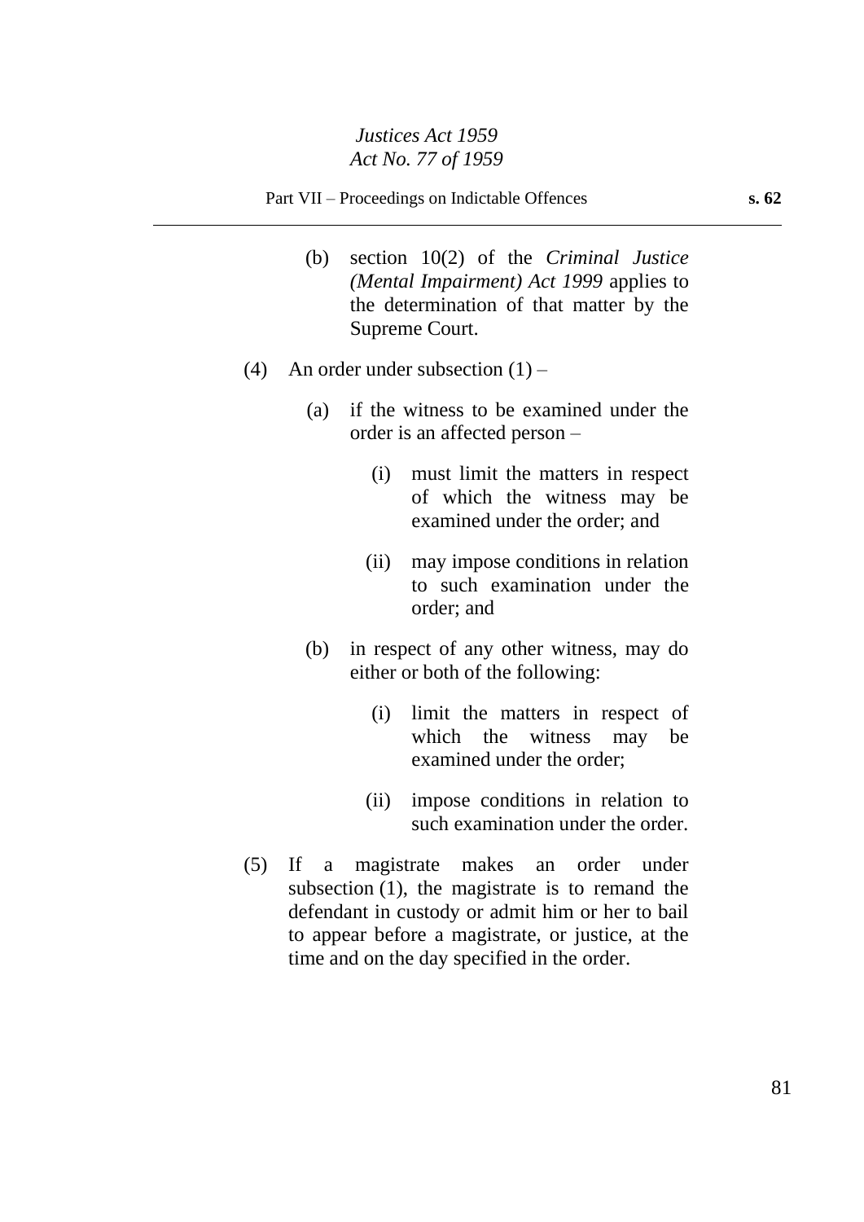(b) section 10(2) of the *Criminal Justice (Mental Impairment) Act 1999* applies to the determination of that matter by the Supreme Court.

(4) An order under subsection (1) –

(a) if the witness to be examined under the order is an affected person –

(i) must limit the matters in respect of which the witness may be examined under the order; and

(ii) may impose conditions in relation to such examination under the order; and

(b) in respect of any other witness, may do either or both of the following:

(i) limit the matters in respect of which the witness may be examined under the order;

(ii) impose conditions in relation to such examination under the order.

(5) If a magistrate makes an order under subsection (1), the magistrate is to remand the defendant in custody or admit him or her to bail to appear before a magistrate, or justice, at the time and on the day specified in the order.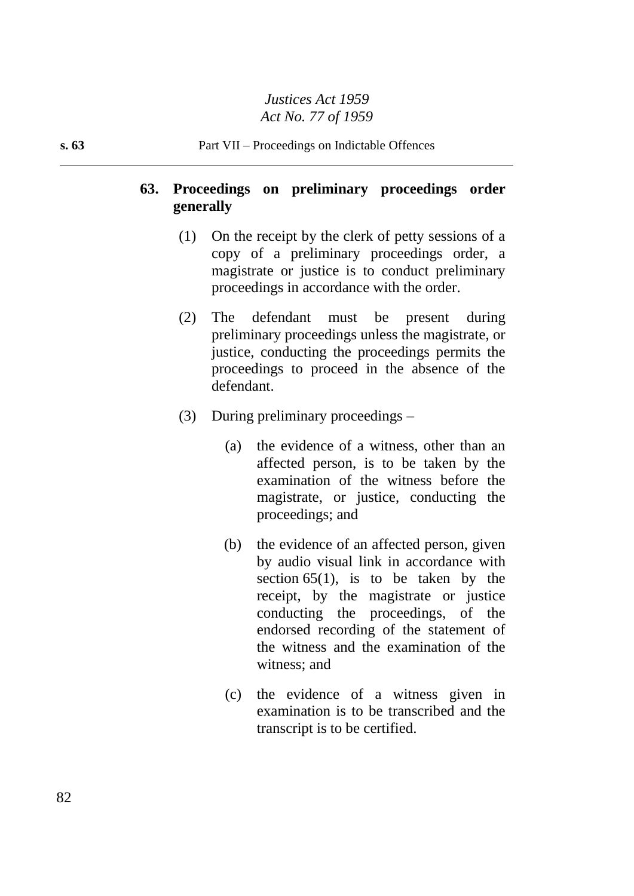## 63. Proceedings on preliminary proceedings order generally

(1) On the receipt by the clerk of petty sessions of a copy of a preliminary proceedings order, a magistrate or justice is to conduct preliminary proceedings in accordance with the order.

(2) The defendant must be present during preliminary proceedings unless the magistrate, or justice, conducting the proceedings permits the proceedings to proceed in the absence of the defendant.

(3) During preliminary proceedings –

(a) the evidence of a witness, other than an affected person, is to be taken by the examination of the witness before the magistrate, or justice, conducting the proceedings; and

(b) the evidence of an affected person, given by audio visual link in accordance with section 65(1), is to be taken by the receipt, by the magistrate or justice conducting the proceedings, of the endorsed recording of the statement of the witness and the examination of the witness; and

(c) the evidence of a witness given in examination is to be transcribed and the transcript is to be certified.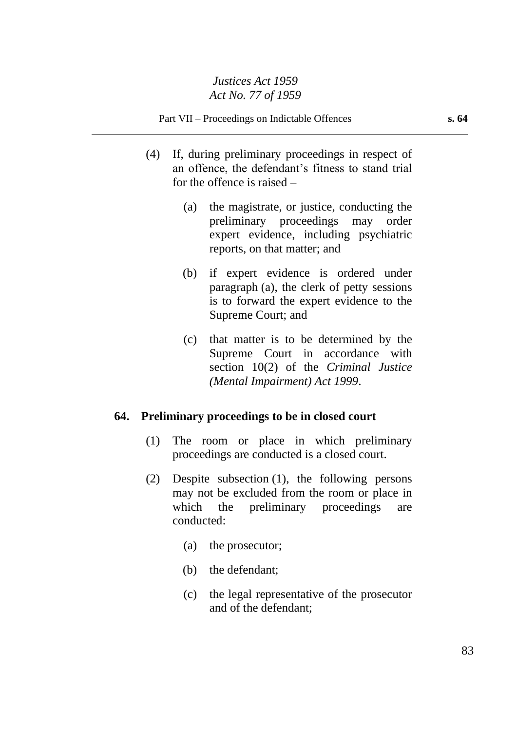(4) If, during preliminary proceedings in respect of an offence, the defendant's fitness to stand trial for the offence is raised –

(a) the magistrate, or justice, conducting the preliminary proceedings may order expert evidence, including psychiatric reports, on that matter; and

(b) if expert evidence is ordered under paragraph (a), the clerk of petty sessions is to forward the expert evidence to the Supreme Court; and

(c) that matter is to be determined by the Supreme Court in accordance with section 10(2) of the *Criminal Justice (Mental Impairment) Act 1999*.

## 64. Preliminary proceedings to be in closed court

(1) The room or place in which preliminary proceedings are conducted is a closed court.

(2) Despite subsection (1), the following persons may not be excluded from the room or place in which the preliminary proceedings are conducted:

(a) the prosecutor;

(b) the defendant;

(c) the legal representative of the prosecutor and of the defendant;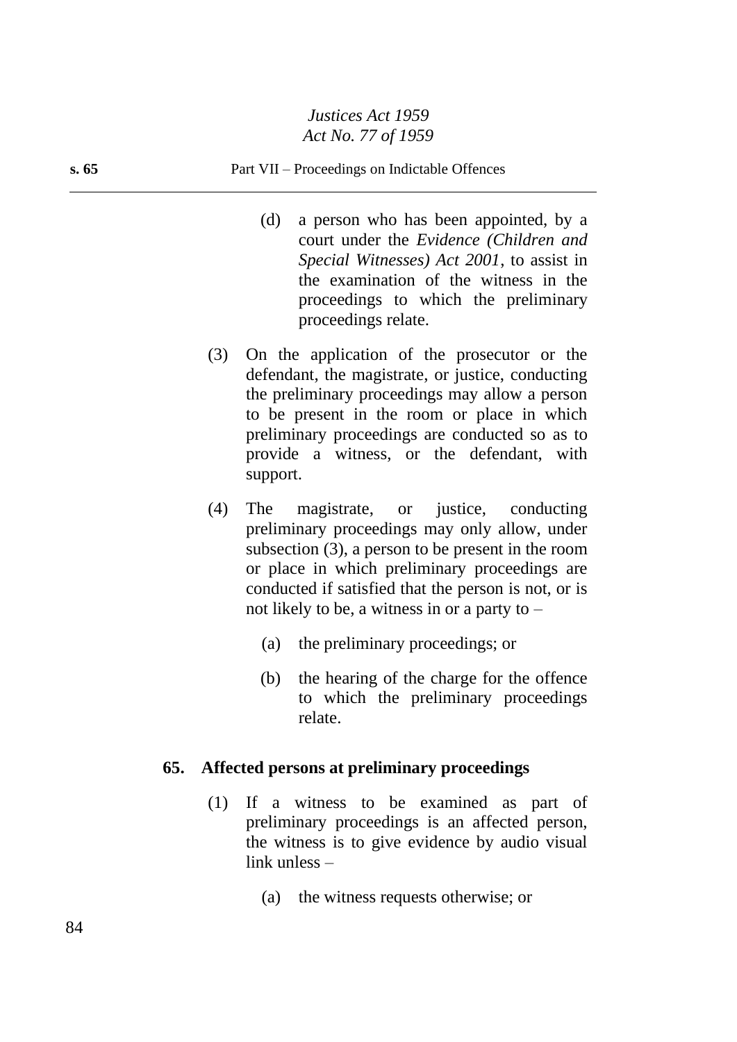(d) a person who has been appointed, by a court under the *Evidence (Children and Special Witnesses) Act 2001*, to assist in the examination of the witness in the proceedings to which the preliminary proceedings relate.

(3) On the application of the prosecutor or the defendant, the magistrate, or justice, conducting the preliminary proceedings may allow a person to be present in the room or place in which preliminary proceedings are conducted so as to provide a witness, or the defendant, with support.

(4) The magistrate, or justice, conducting preliminary proceedings may only allow, under subsection (3), a person to be present in the room or place in which preliminary proceedings are conducted if satisfied that the person is not, or is not likely to be, a witness in or a party to –

(a) the preliminary proceedings; or

(b) the hearing of the charge for the offence to which the preliminary proceedings relate.

### 65. Affected persons at preliminary proceedings

(1) If a witness to be examined as part of preliminary proceedings is an affected person, the witness is to give evidence by audio visual link unless –

(a) the witness requests otherwise; or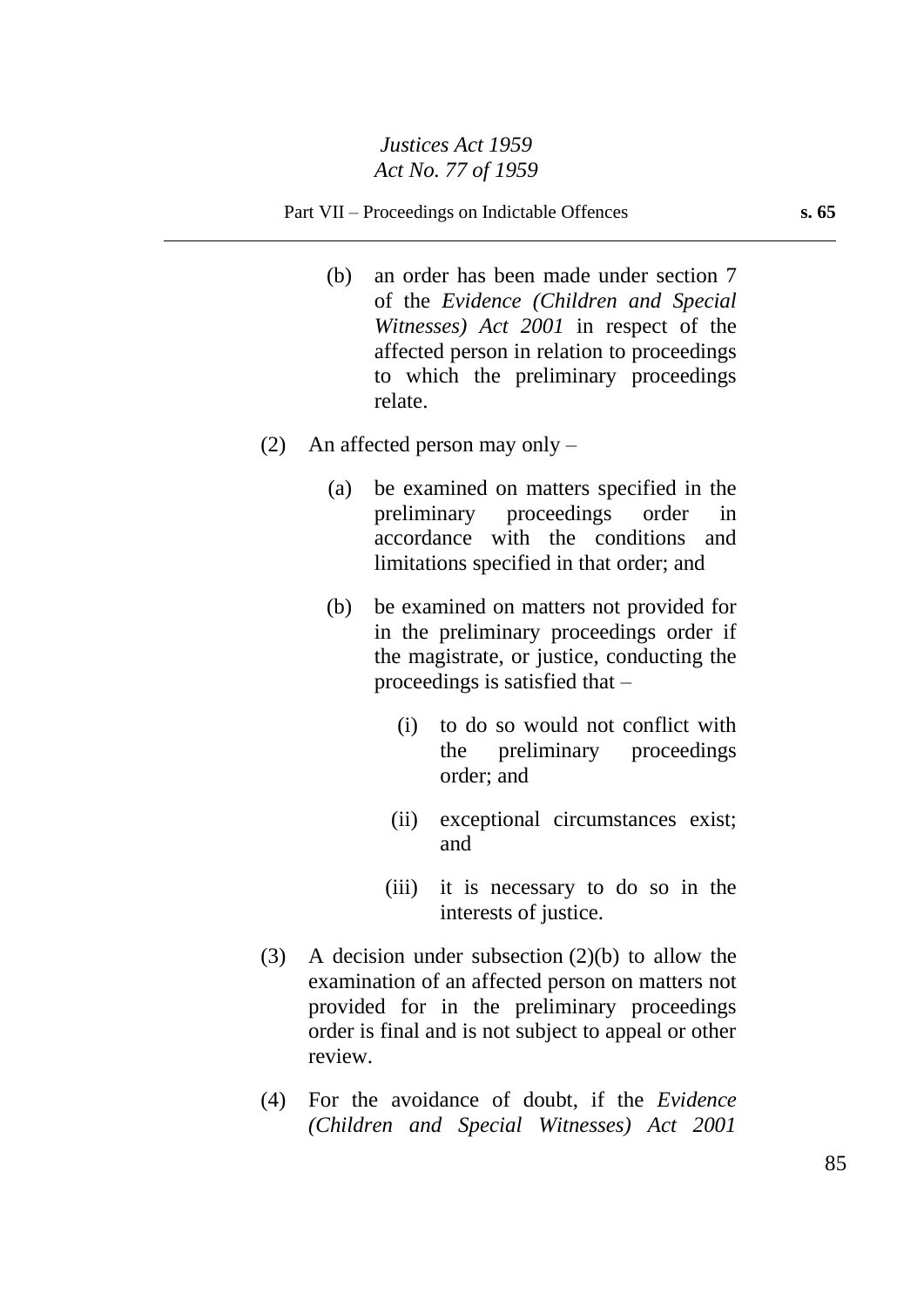(b) an order has been made under section 7 of the *Evidence (Children and Special Witnesses) Act 2001* in respect of the affected person in relation to proceedings to which the preliminary proceedings relate.

(2) An affected person may only –

(a) be examined on matters specified in the preliminary proceedings order in accordance with the conditions and limitations specified in that order; and

(b) be examined on matters not provided for in the preliminary proceedings order if the magistrate, or justice, conducting the proceedings is satisfied that –

(i) to do so would not conflict with the preliminary proceedings order; and

(ii) exceptional circumstances exist; and

(iii) it is necessary to do so in the interests of justice.

(3) A decision under subsection (2)(b) to allow the examination of an affected person on matters not provided for in the preliminary proceedings order is final and is not subject to appeal or other review.

(4) For the avoidance of doubt, if the *Evidence (Children and Special Witnesses) Act 2001*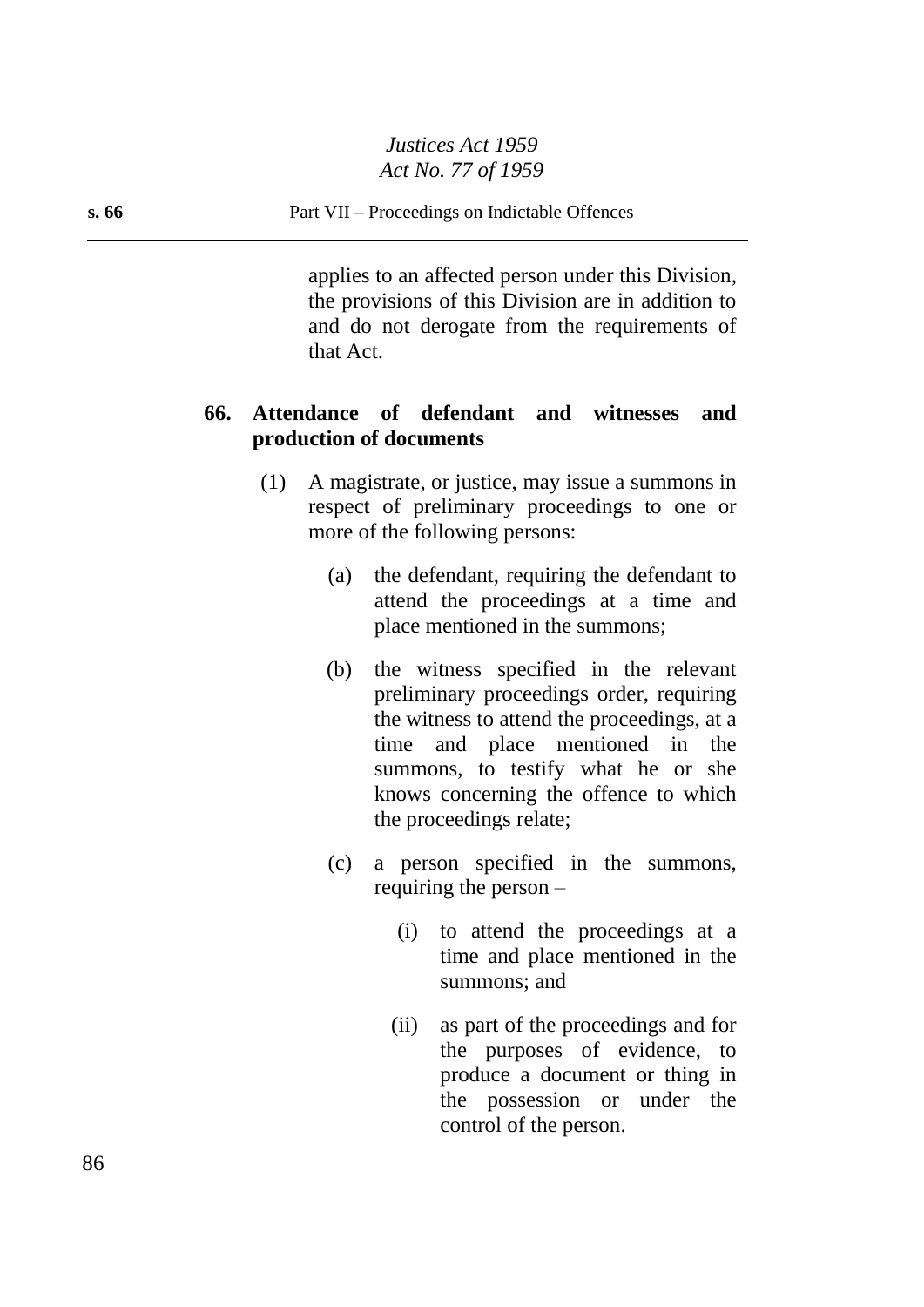applies to an affected person under this Division, the provisions of this Division are in addition to and do not derogate from the requirements of that Act.

**66. Attendance of defendant and witnesses and production of documents**

(1) A magistrate, or justice, may issue a summons in respect of preliminary proceedings to one or more of the following persons:

(a) the defendant, requiring the defendant to attend the proceedings at a time and place mentioned in the summons;

(b) the witness specified in the relevant preliminary proceedings order, requiring the witness to attend the proceedings, at a time and place mentioned in the summons, to testify what he or she knows concerning the offence to which the proceedings relate;

(c) a person specified in the summons, requiring the person –

(i) to attend the proceedings at a time and place mentioned in the summons; and

(ii) as part of the proceedings and for the purposes of evidence, to produce a document or thing in the possession or under the control of the person.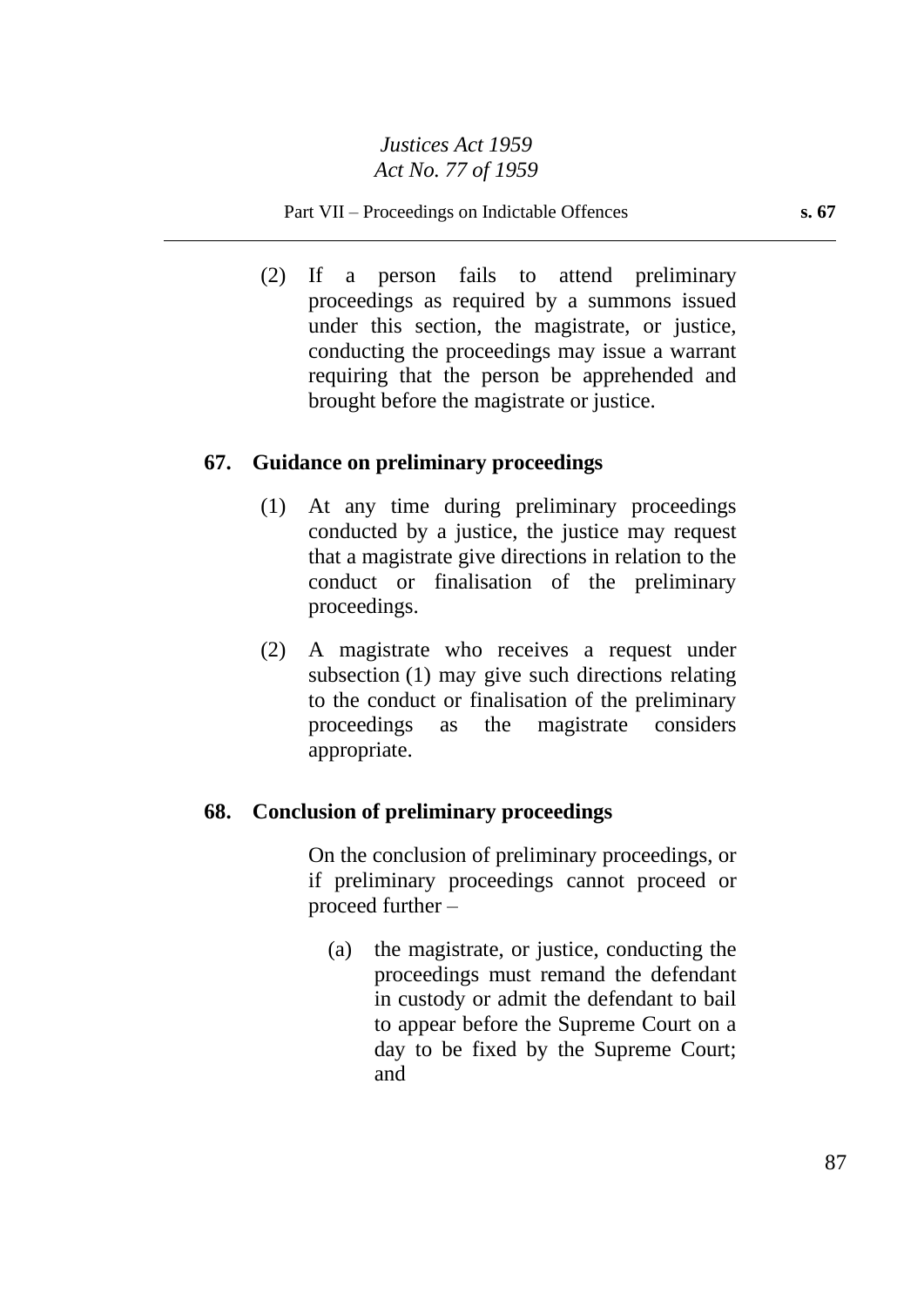(2) If a person fails to attend preliminary proceedings as required by a summons issued under this section, the magistrate, or justice, conducting the proceedings may issue a warrant requiring that the person be apprehended and brought before the magistrate or justice.

### 67. Guidance on preliminary proceedings

(1) At any time during preliminary proceedings conducted by a justice, the justice may request that a magistrate give directions in relation to the conduct or finalisation of the preliminary proceedings.

(2) A magistrate who receives a request under subsection (1) may give such directions relating to the conduct or finalisation of the preliminary proceedings as the magistrate considers appropriate.

### 68. Conclusion of preliminary proceedings

On the conclusion of preliminary proceedings, or if preliminary proceedings cannot proceed or proceed further –

(a) the magistrate, or justice, conducting the proceedings must remand the defendant in custody or admit the defendant to bail to appear before the Supreme Court on a day to be fixed by the Supreme Court; and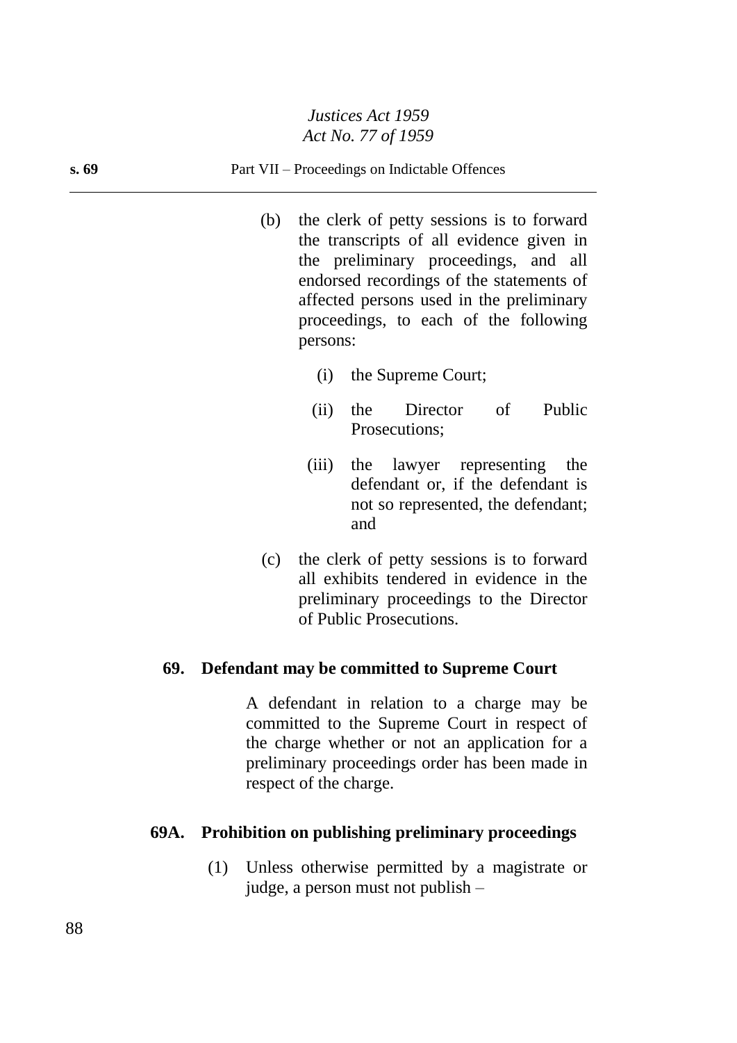(b) the clerk of petty sessions is to forward the transcripts of all evidence given in the preliminary proceedings, and all endorsed recordings of the statements of affected persons used in the preliminary proceedings, to each of the following persons:

   (i) the Supreme Court;

   (ii) the Director of Public Prosecutions;

   (iii) the lawyer representing the defendant or, if the defendant is not so represented, the defendant; and

(c) the clerk of petty sessions is to forward all exhibits tendered in evidence in the preliminary proceedings to the Director of Public Prosecutions.

### 69. Defendant may be committed to Supreme Court

A defendant in relation to a charge may be committed to the Supreme Court in respect of the charge whether or not an application for a preliminary proceedings order has been made in respect of the charge.

### 69A. Prohibition on publishing preliminary proceedings

(1) Unless otherwise permitted by a magistrate or judge, a person must not publish –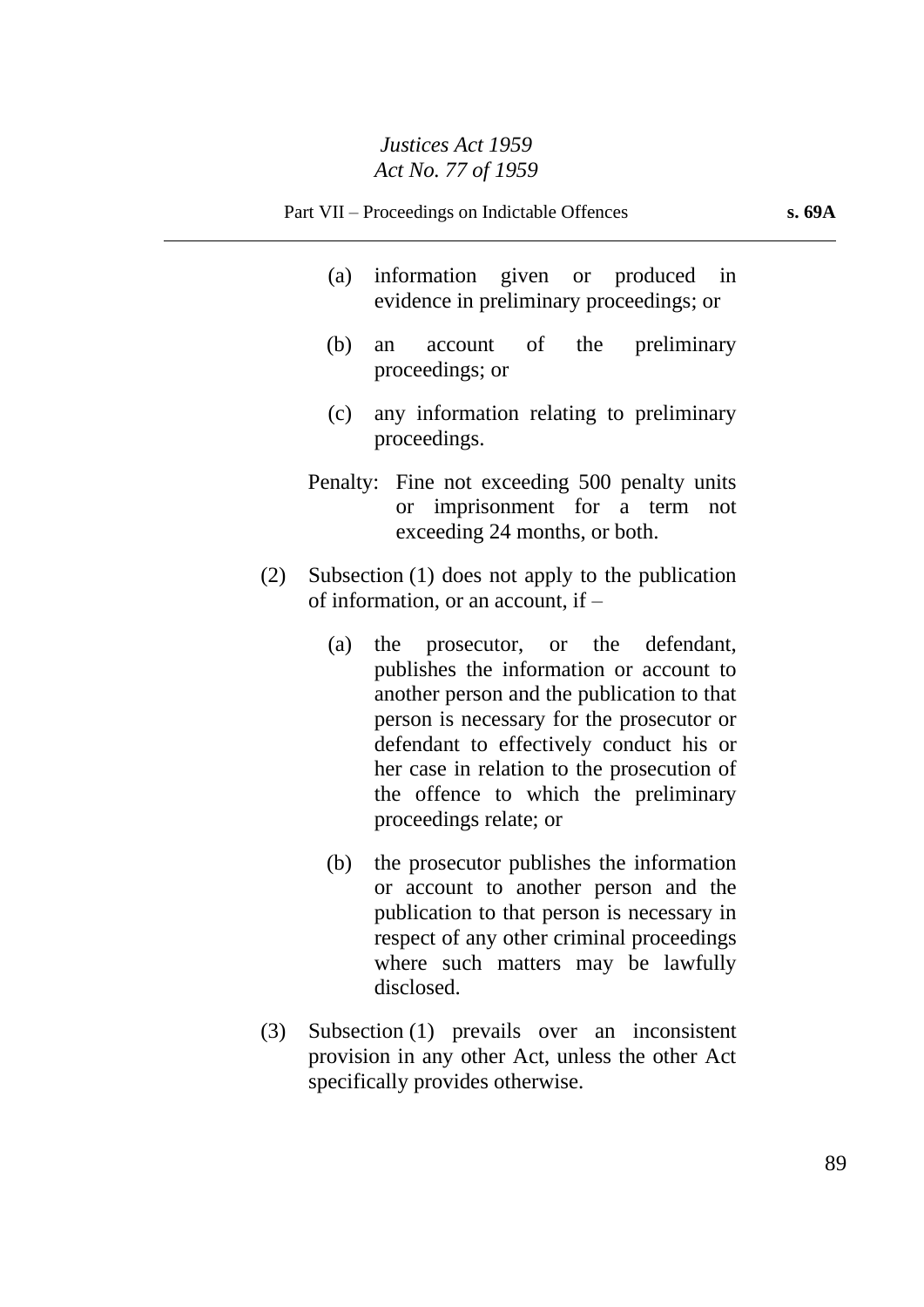(a) information given or produced in evidence in preliminary proceedings; or

(b) an account of the preliminary proceedings; or

(c) any information relating to preliminary proceedings.

Penalty: Fine not exceeding 500 penalty units or imprisonment for a term not exceeding 24 months, or both.

(2) Subsection (1) does not apply to the publication of information, or an account, if –

(a) the prosecutor, or the defendant, publishes the information or account to another person and the publication to that person is necessary for the prosecutor or defendant to effectively conduct his or her case in relation to the prosecution of the offence to which the preliminary proceedings relate; or

(b) the prosecutor publishes the information or account to another person and the publication to that person is necessary in respect of any other criminal proceedings where such matters may be lawfully disclosed.

(3) Subsection (1) prevails over an inconsistent provision in any other Act, unless the other Act specifically provides otherwise.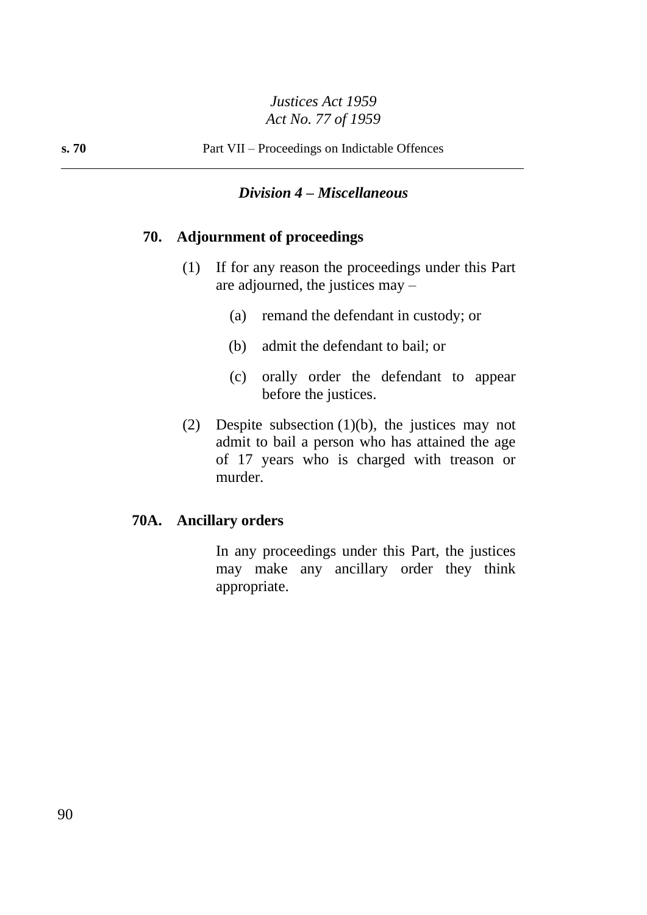### *Division 4 – Miscellaneous*

#### 70. Adjournment of proceedings

(1) If for any reason the proceedings under this Part are adjourned, the justices may –

(a) remand the defendant in custody; or

(b) admit the defendant to bail; or

(c) orally order the defendant to appear before the justices.

(2) Despite subsection (1)(b), the justices may not admit to bail a person who has attained the age of 17 years who is charged with treason or murder.

#### 70A. Ancillary orders

In any proceedings under this Part, the justices may make any ancillary order they think appropriate.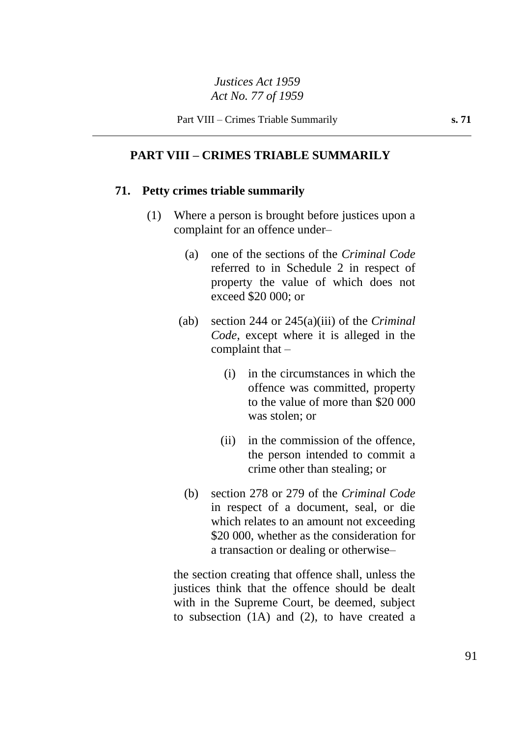## PART VIII – CRIMES TRIABLE SUMMARILY

### 71. Petty crimes triable summarily

(1) Where a person is brought before justices upon a complaint for an offence under–

(a) one of the sections of the *Criminal Code* referred to in Schedule 2 in respect of property the value of which does not exceed $20 000; or

(ab) section 244 or 245(a)(iii) of the *Criminal Code*, except where it is alleged in the complaint that –

(i) in the circumstances in which the offence was committed, property to the value of more than $20 000 was stolen; or

(ii) in the commission of the offence, the person intended to commit a crime other than stealing; or

(b) section 278 or 279 of the *Criminal Code* in respect of a document, seal, or die which relates to an amount not exceeding $20 000, whether as the consideration for a transaction or dealing or otherwise–

the section creating that offence shall, unless the justices think that the offence should be dealt with in the Supreme Court, be deemed, subject to subsection (1A) and (2), to have created a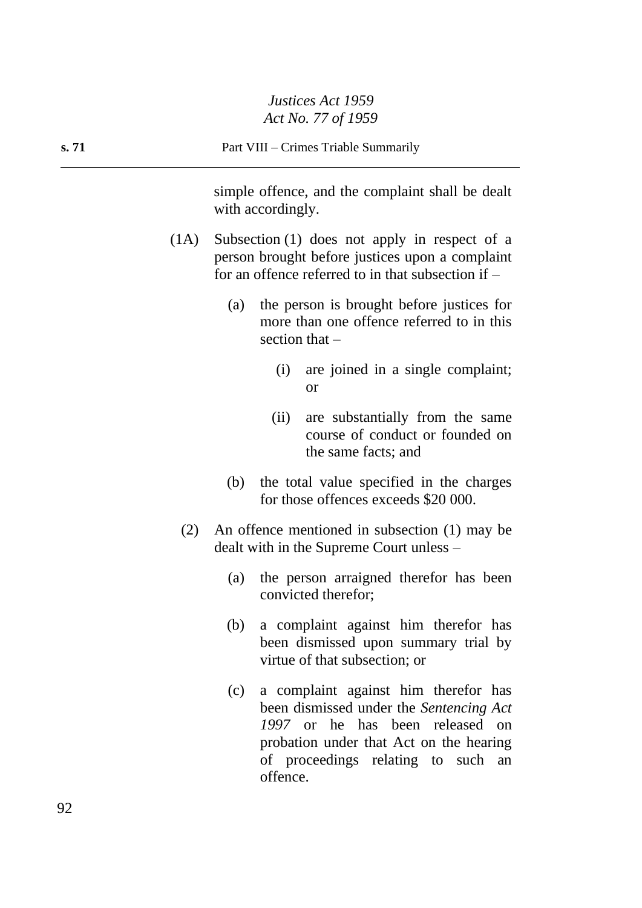simple offence, and the complaint shall be dealt with accordingly.

(1A) Subsection (1) does not apply in respect of a person brought before justices upon a complaint for an offence referred to in that subsection if –

(a) the person is brought before justices for more than one offence referred to in this section that –

(i) are joined in a single complaint; or

(ii) are substantially from the same course of conduct or founded on the same facts; and

(b) the total value specified in the charges for those offences exceeds $20 000.

(2) An offence mentioned in subsection (1) may be dealt with in the Supreme Court unless –

(a) the person arraigned therefor has been convicted therefor;

(b) a complaint against him therefor has been dismissed upon summary trial by virtue of that subsection; or

(c) a complaint against him therefor has been dismissed under the *Sentencing Act 1997* or he has been released on probation under that Act on the hearing of proceedings relating to such an offence.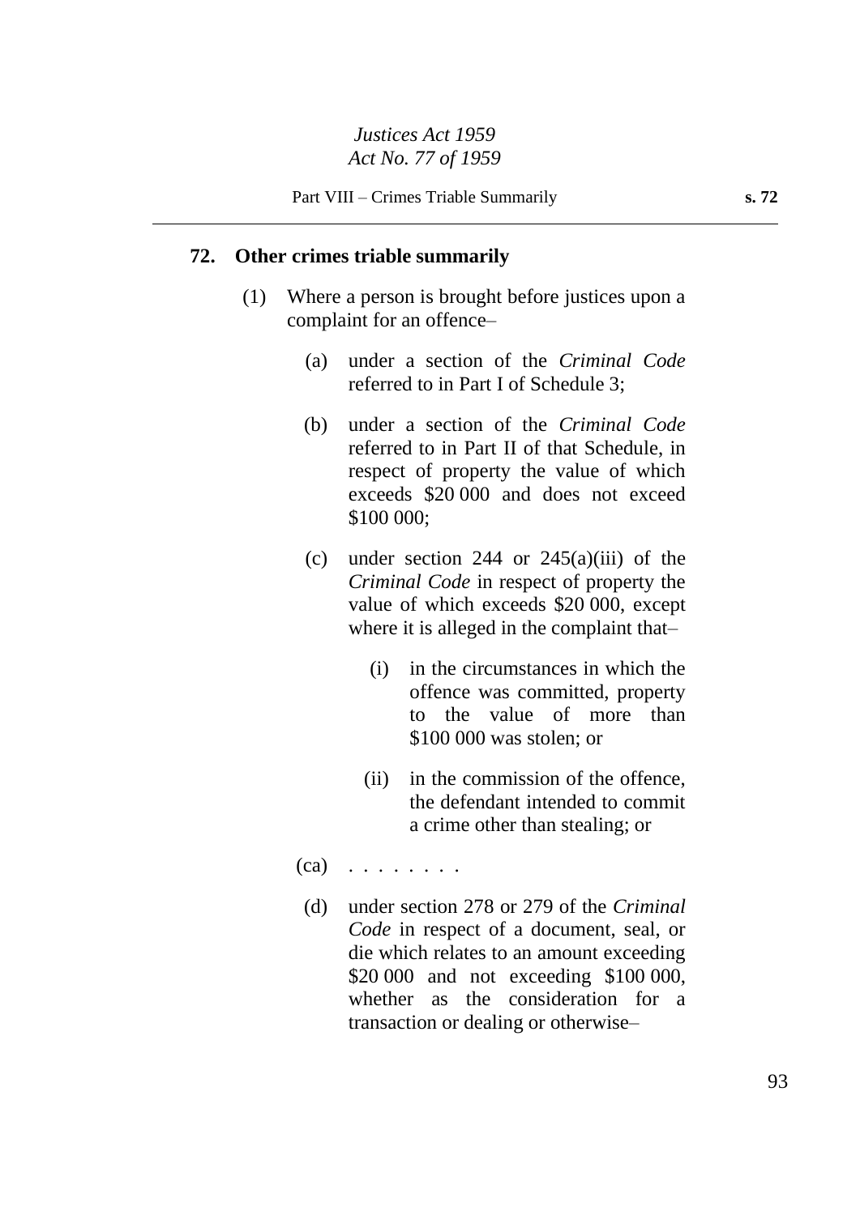## 72. Other crimes triable summarily

(1) Where a person is brought before justices upon a complaint for an offence–

(a) under a section of the *Criminal Code* referred to in Part I of Schedule 3;

(b) under a section of the *Criminal Code* referred to in Part II of that Schedule, in respect of property the value of which exceeds $20 000 and does not exceed $100 000;

(c) under section 244 or 245(a)(iii) of the *Criminal Code* in respect of property the value of which exceeds $20 000, except where it is alleged in the complaint that–

(i) in the circumstances in which the offence was committed, property to the value of more than $100 000 was stolen; or

(ii) in the commission of the offence, the defendant intended to commit a crime other than stealing; or

(ca) . . . . . . . .

(d) under section 278 or 279 of the *Criminal Code* in respect of a document, seal, or die which relates to an amount exceeding $20 000 and not exceeding $100 000, whether as the consideration for a transaction or dealing or otherwise–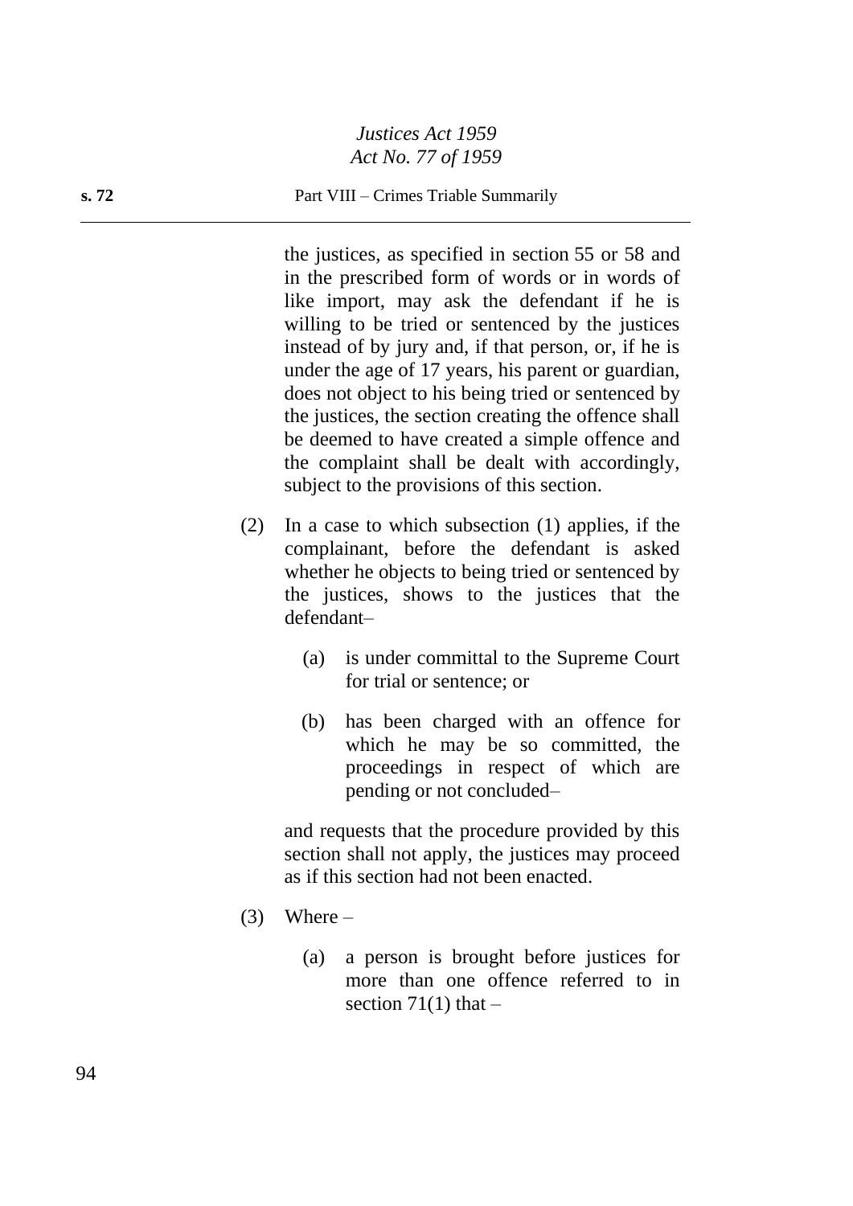the justices, as specified in section 55 or 58 and in the prescribed form of words or in words of like import, may ask the defendant if he is willing to be tried or sentenced by the justices instead of by jury and, if that person, or, if he is under the age of 17 years, his parent or guardian, does not object to his being tried or sentenced by the justices, the section creating the offence shall be deemed to have created a simple offence and the complaint shall be dealt with accordingly, subject to the provisions of this section.

(2) In a case to which subsection (1) applies, if the complainant, before the defendant is asked whether he objects to being tried or sentenced by the justices, shows to the justices that the defendant–

(a) is under committal to the Supreme Court for trial or sentence; or

(b) has been charged with an offence for which he may be so committed, the proceedings in respect of which are pending or not concluded–

and requests that the procedure provided by this section shall not apply, the justices may proceed as if this section had not been enacted.

(3) Where –

(a) a person is brought before justices for more than one offence referred to in section 71(1) that –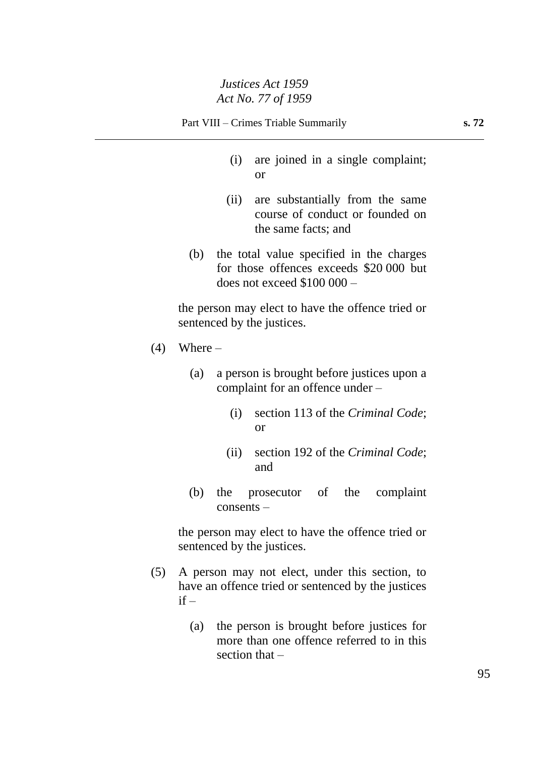(i) are joined in a single complaint; or

(ii) are substantially from the same course of conduct or founded on the same facts; and

(b) the total value specified in the charges for those offences exceeds $20 000 but does not exceed $100 000 –

the person may elect to have the offence tried or sentenced by the justices.

(4) Where –

(a) a person is brought before justices upon a complaint for an offence under –

(i) section 113 of the *Criminal Code*; or

(ii) section 192 of the *Criminal Code*; and

(b) the prosecutor of the complaint consents –

the person may elect to have the offence tried or sentenced by the justices.

(5) A person may not elect, under this section, to have an offence tried or sentenced by the justices if –

(a) the person is brought before justices for more than one offence referred to in this section that –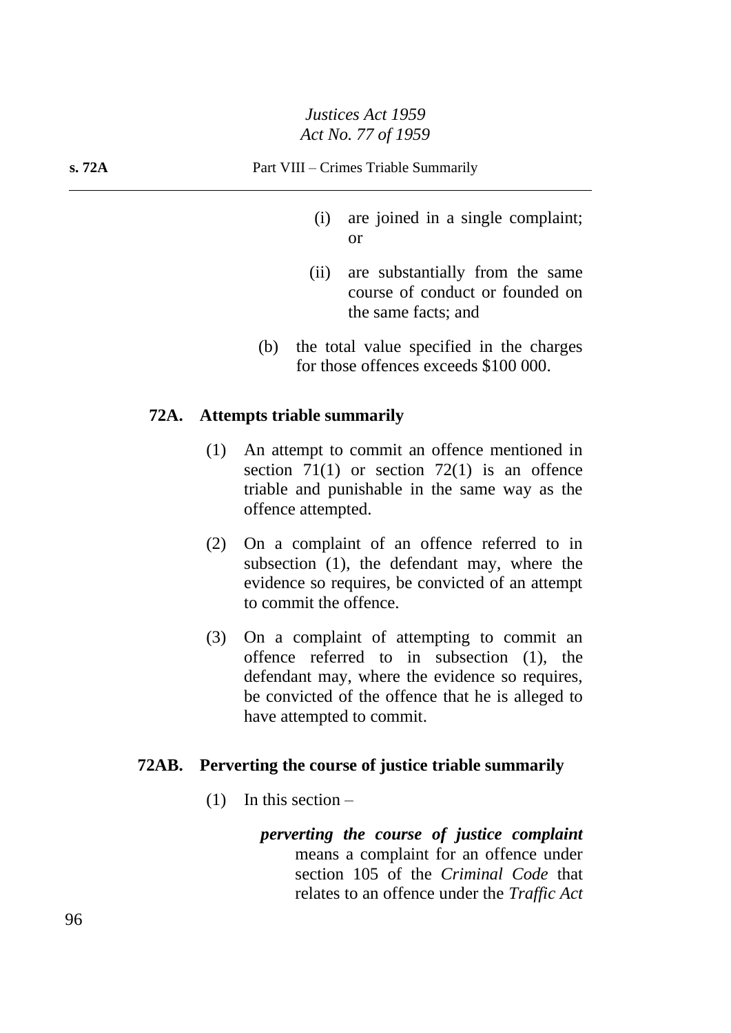(i) are joined in a single complaint; or

(ii) are substantially from the same course of conduct or founded on the same facts; and

(b) the total value specified in the charges for those offences exceeds $100 000.

**72A. Attempts triable summarily**

(1) An attempt to commit an offence mentioned in section 71(1) or section 72(1) is an offence triable and punishable in the same way as the offence attempted.

(2) On a complaint of an offence referred to in subsection (1), the defendant may, where the evidence so requires, be convicted of an attempt to commit the offence.

(3) On a complaint of attempting to commit an offence referred to in subsection (1), the defendant may, where the evidence so requires, be convicted of the offence that he is alleged to have attempted to commit.

**72AB. Perverting the course of justice triable summarily**

(1) In this section –

***perverting the course of justice complaint*** means a complaint for an offence under section 105 of the *Criminal Code* that relates to an offence under the *Traffic Act*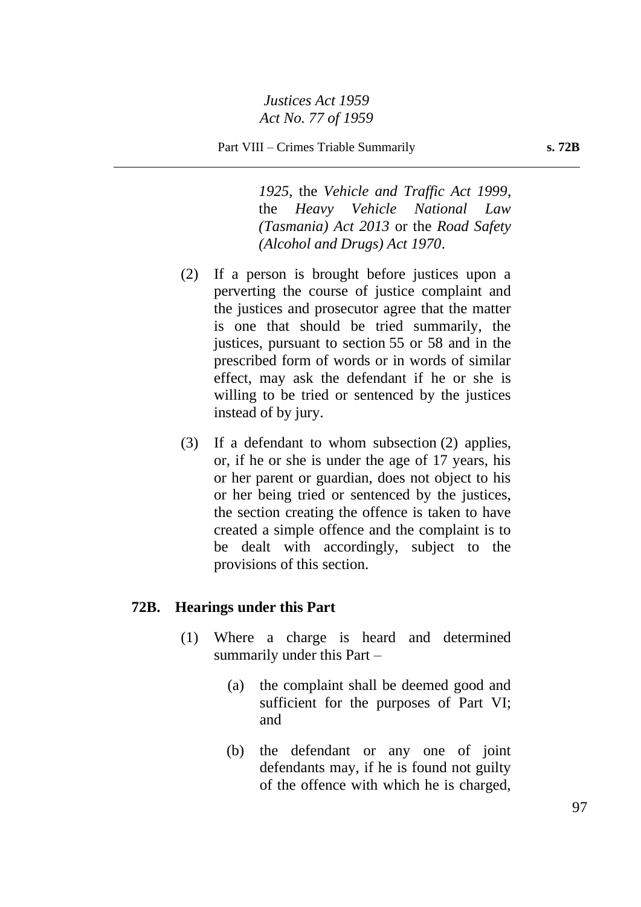*1925*, the *Vehicle and Traffic Act 1999*, the *Heavy Vehicle National Law (Tasmania) Act 2013* or the *Road Safety (Alcohol and Drugs) Act 1970*.

(2) If a person is brought before justices upon a perverting the course of justice complaint and the justices and prosecutor agree that the matter is one that should be tried summarily, the justices, pursuant to section 55 or 58 and in the prescribed form of words or in words of similar effect, may ask the defendant if he or she is willing to be tried or sentenced by the justices instead of by jury.

(3) If a defendant to whom subsection (2) applies, or, if he or she is under the age of 17 years, his or her parent or guardian, does not object to his or her being tried or sentenced by the justices, the section creating the offence is taken to have created a simple offence and the complaint is to be dealt with accordingly, subject to the provisions of this section.

### 72B. Hearings under this Part

(1) Where a charge is heard and determined summarily under this Part –

(a) the complaint shall be deemed good and sufficient for the purposes of Part VI; and

(b) the defendant or any one of joint defendants may, if he is found not guilty of the offence with which he is charged,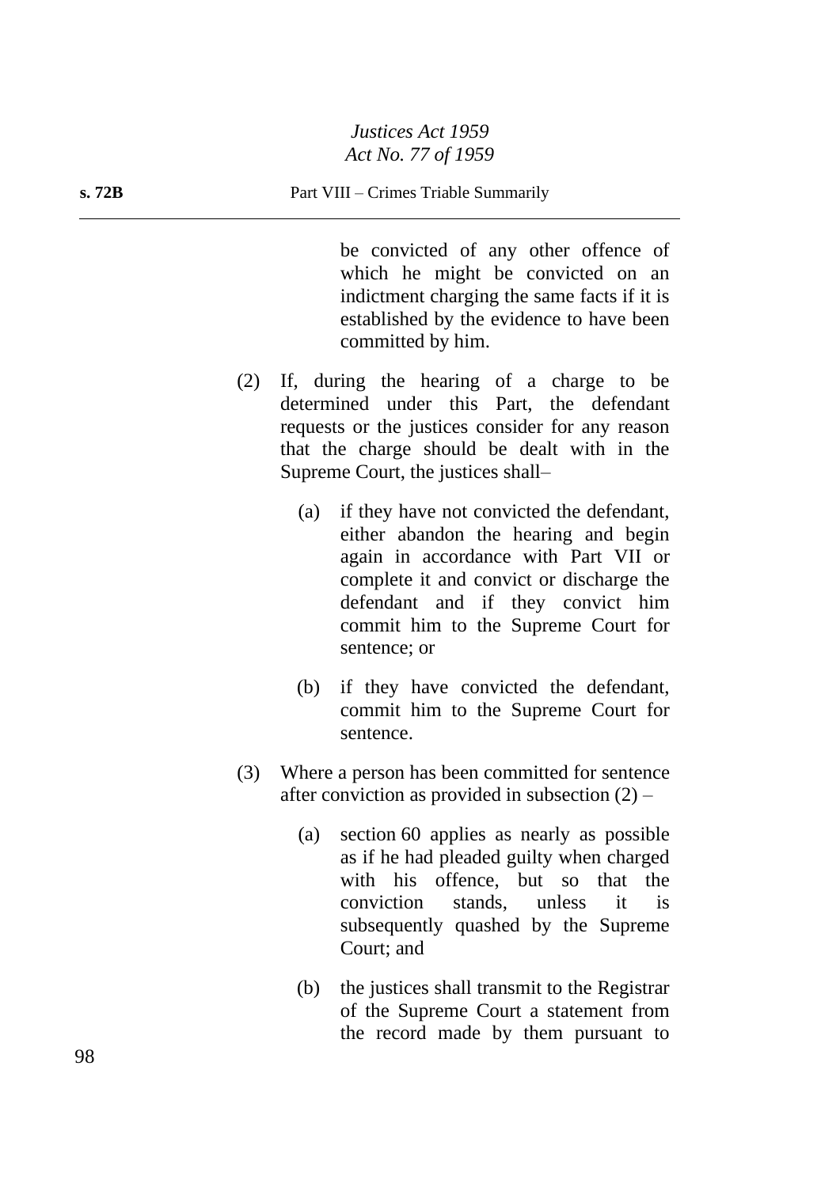be convicted of any other offence of which he might be convicted on an indictment charging the same facts if it is established by the evidence to have been committed by him.

(2) If, during the hearing of a charge to be determined under this Part, the defendant requests or the justices consider for any reason that the charge should be dealt with in the Supreme Court, the justices shall–

(a) if they have not convicted the defendant, either abandon the hearing and begin again in accordance with Part VII or complete it and convict or discharge the defendant and if they convict him commit him to the Supreme Court for sentence; or

(b) if they have convicted the defendant, commit him to the Supreme Court for sentence.

(3) Where a person has been committed for sentence after conviction as provided in subsection (2) –

(a) section 60 applies as nearly as possible as if he had pleaded guilty when charged with his offence, but so that the conviction stands, unless it is subsequently quashed by the Supreme Court; and

(b) the justices shall transmit to the Registrar of the Supreme Court a statement from the record made by them pursuant to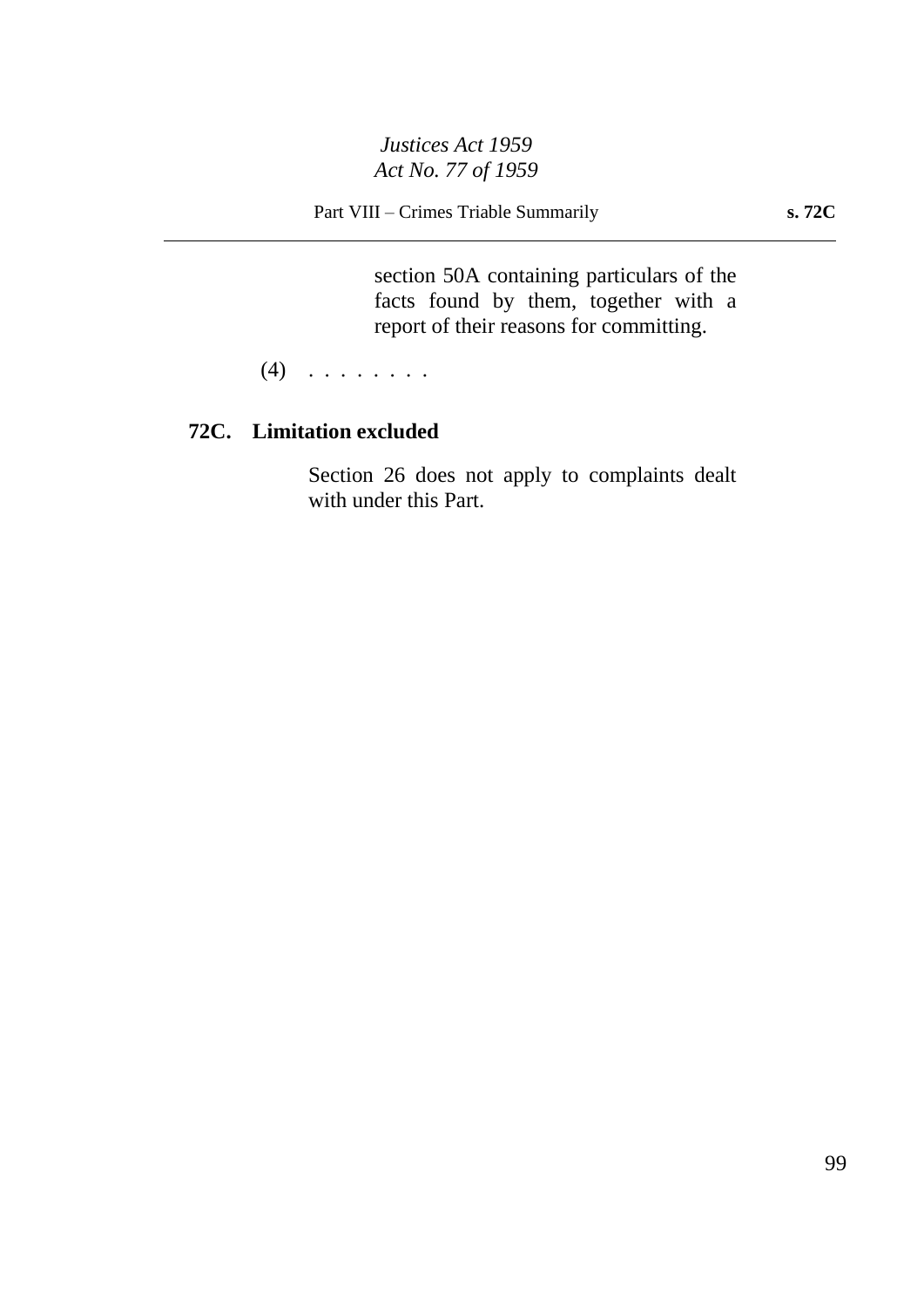section 50A containing particulars of the facts found by them, together with a report of their reasons for committing.

(4) . . . . . . . .

### 72C. Limitation excluded

Section 26 does not apply to complaints dealt with under this Part.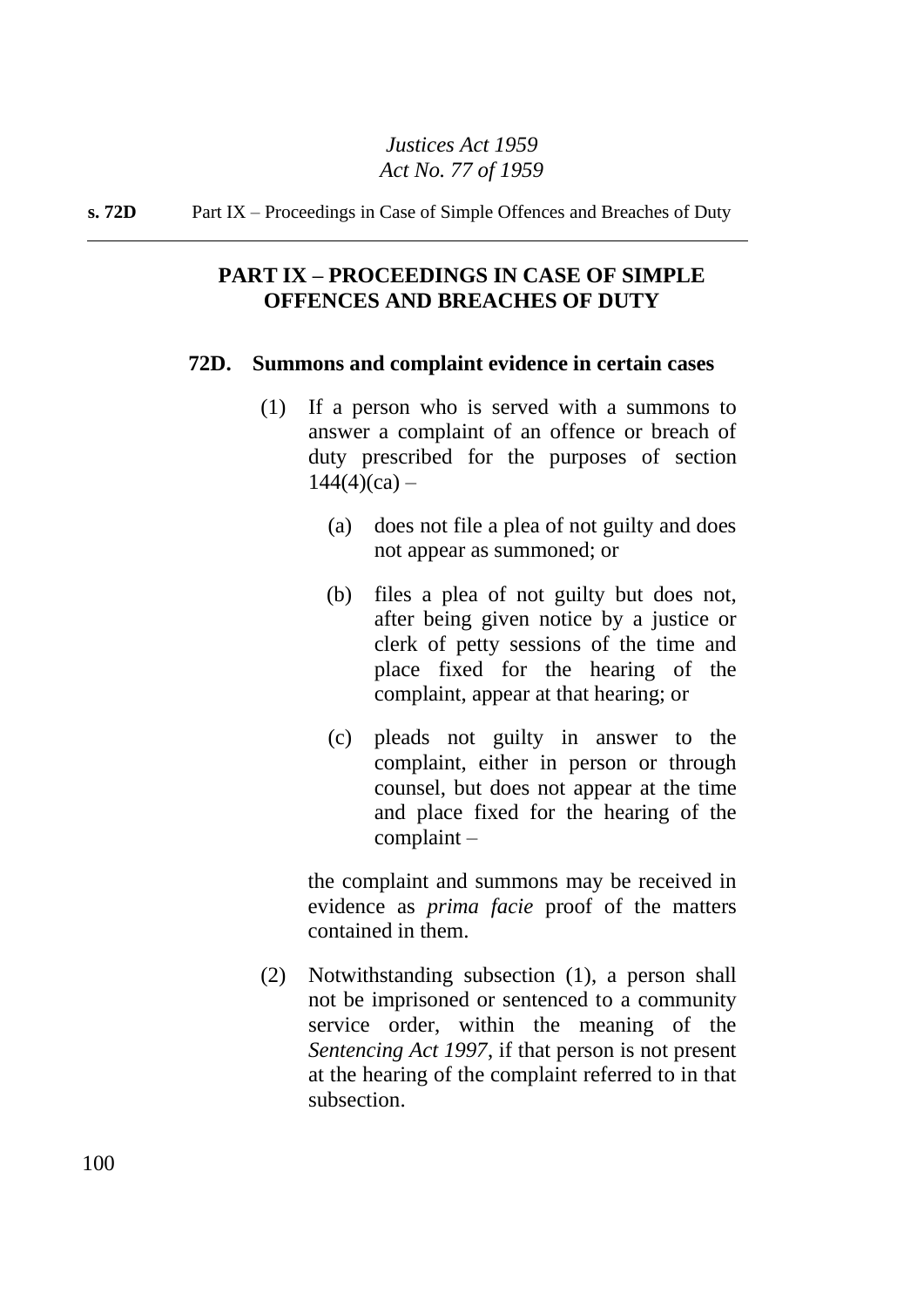## PART IX – PROCEEDINGS IN CASE OF SIMPLE OFFENCES AND BREACHES OF DUTY

### 72D. Summons and complaint evidence in certain cases

(1) If a person who is served with a summons to answer a complaint of an offence or breach of duty prescribed for the purposes of section 144(4)(ca) –

(a) does not file a plea of not guilty and does not appear as summoned; or

(b) files a plea of not guilty but does not, after being given notice by a justice or clerk of petty sessions of the time and place fixed for the hearing of the complaint, appear at that hearing; or

(c) pleads not guilty in answer to the complaint, either in person or through counsel, but does not appear at the time and place fixed for the hearing of the complaint –

the complaint and summons may be received in evidence as *prima facie* proof of the matters contained in them.

(2) Notwithstanding subsection (1), a person shall not be imprisoned or sentenced to a community service order, within the meaning of the *Sentencing Act 1997*, if that person is not present at the hearing of the complaint referred to in that subsection.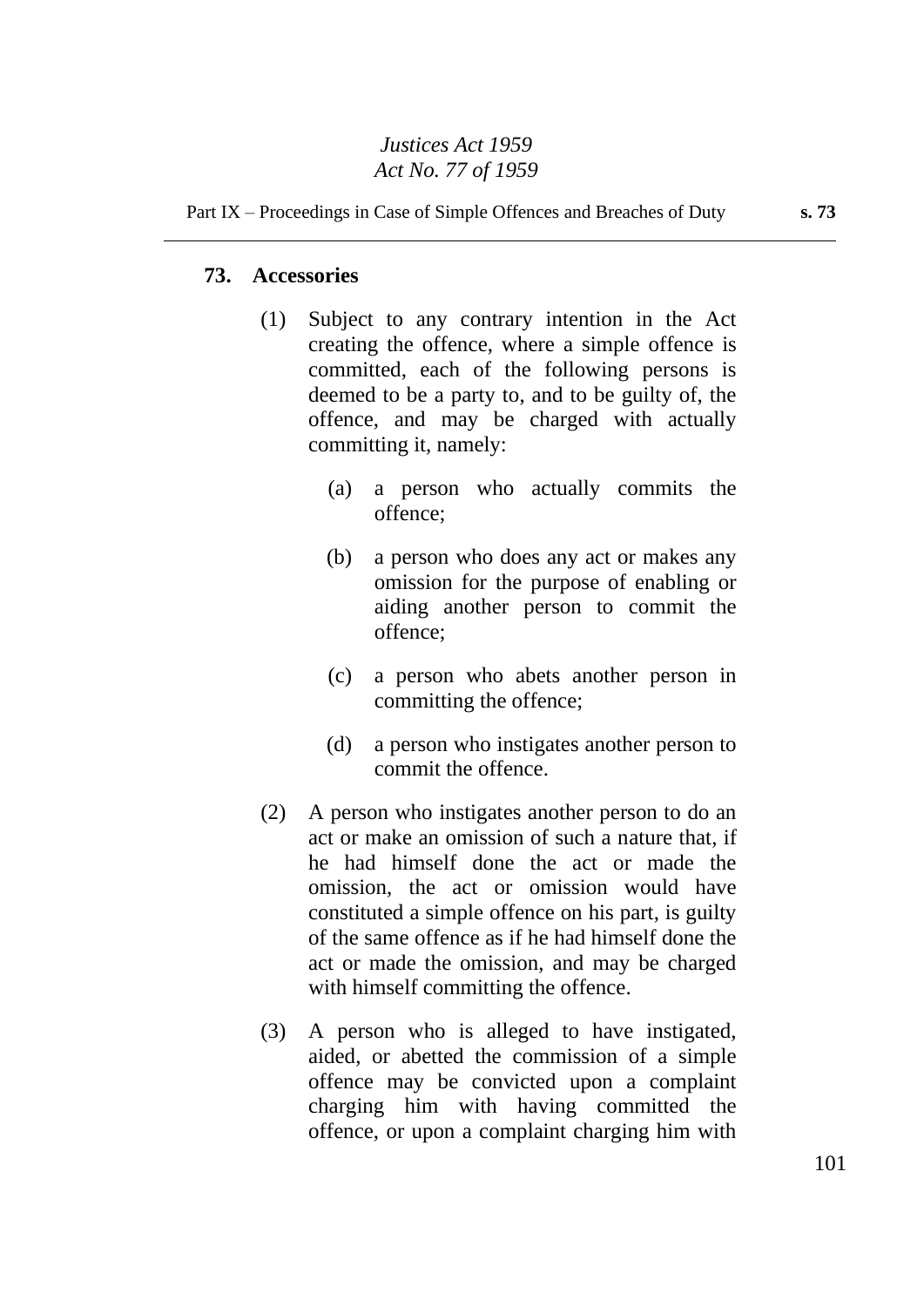## 73. Accessories

(1) Subject to any contrary intention in the Act creating the offence, where a simple offence is committed, each of the following persons is deemed to be a party to, and to be guilty of, the offence, and may be charged with actually committing it, namely:

(a) a person who actually commits the offence;

(b) a person who does any act or makes any omission for the purpose of enabling or aiding another person to commit the offence;

(c) a person who abets another person in committing the offence;

(d) a person who instigates another person to commit the offence.

(2) A person who instigates another person to do an act or make an omission of such a nature that, if he had himself done the act or made the omission, the act or omission would have constituted a simple offence on his part, is guilty of the same offence as if he had himself done the act or made the omission, and may be charged with himself committing the offence.

(3) A person who is alleged to have instigated, aided, or abetted the commission of a simple offence may be convicted upon a complaint charging him with having committed the offence, or upon a complaint charging him with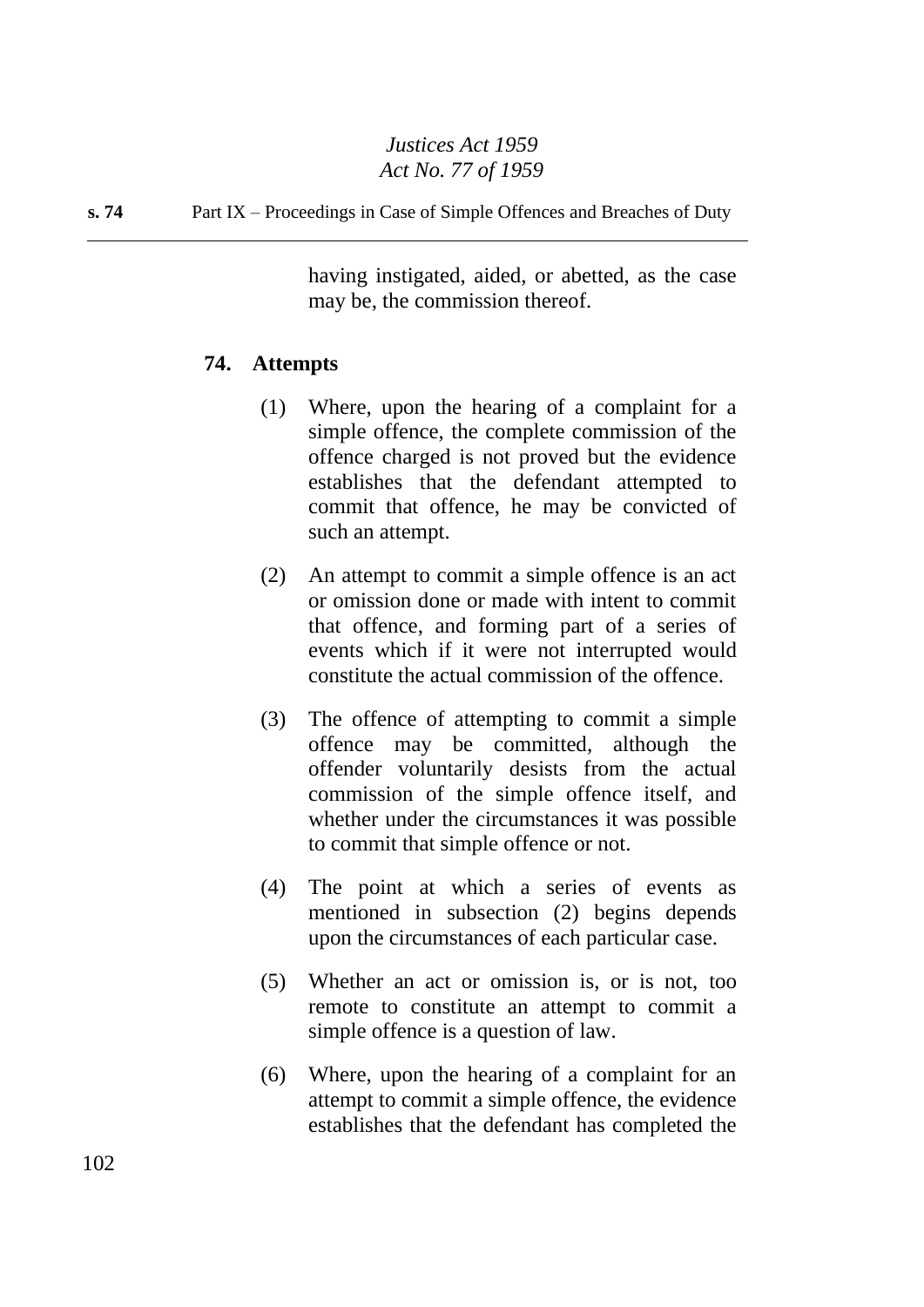having instigated, aided, or abetted, as the case may be, the commission thereof.

### 74. Attempts

(1) Where, upon the hearing of a complaint for a simple offence, the complete commission of the offence charged is not proved but the evidence establishes that the defendant attempted to commit that offence, he may be convicted of such an attempt.

(2) An attempt to commit a simple offence is an act or omission done or made with intent to commit that offence, and forming part of a series of events which if it were not interrupted would constitute the actual commission of the offence.

(3) The offence of attempting to commit a simple offence may be committed, although the offender voluntarily desists from the actual commission of the simple offence itself, and whether under the circumstances it was possible to commit that simple offence or not.

(4) The point at which a series of events as mentioned in subsection (2) begins depends upon the circumstances of each particular case.

(5) Whether an act or omission is, or is not, too remote to constitute an attempt to commit a simple offence is a question of law.

(6) Where, upon the hearing of a complaint for an attempt to commit a simple offence, the evidence establishes that the defendant has completed the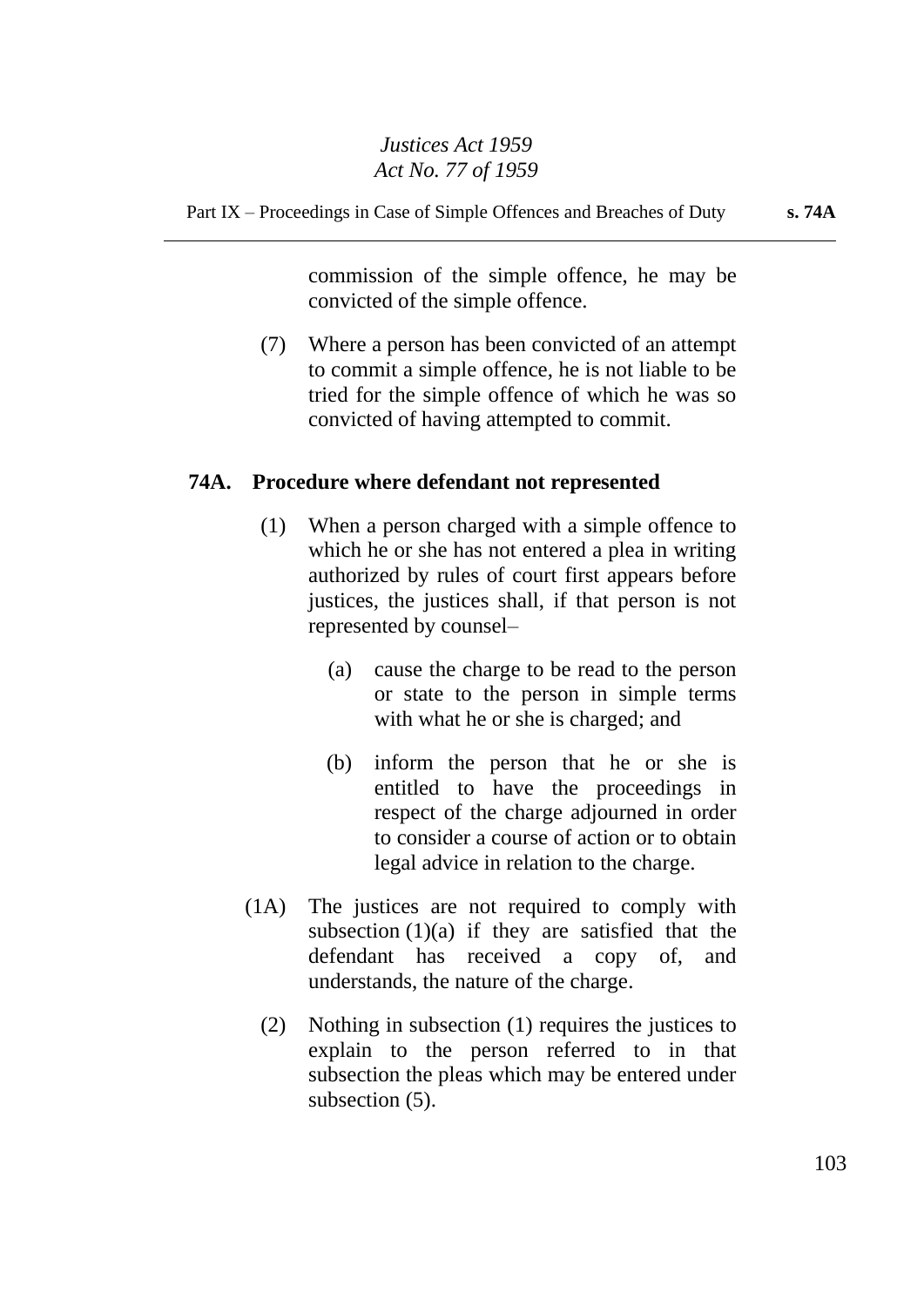commission of the simple offence, he may be convicted of the simple offence.

(7) Where a person has been convicted of an attempt to commit a simple offence, he is not liable to be tried for the simple offence of which he was so convicted of having attempted to commit.

### 74A. Procedure where defendant not represented

(1) When a person charged with a simple offence to which he or she has not entered a plea in writing authorized by rules of court first appears before justices, the justices shall, if that person is not represented by counsel–

(a) cause the charge to be read to the person or state to the person in simple terms with what he or she is charged; and

(b) inform the person that he or she is entitled to have the proceedings in respect of the charge adjourned in order to consider a course of action or to obtain legal advice in relation to the charge.

(1A) The justices are not required to comply with subsection (1)(a) if they are satisfied that the defendant has received a copy of, and understands, the nature of the charge.

(2) Nothing in subsection (1) requires the justices to explain to the person referred to in that subsection the pleas which may be entered under subsection (5).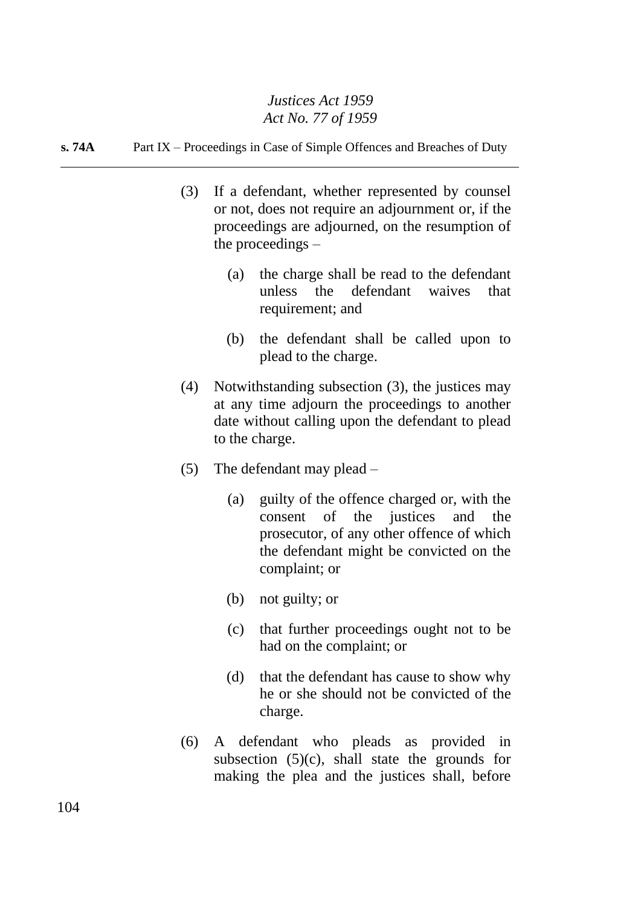(3) If a defendant, whether represented by counsel or not, does not require an adjournment or, if the proceedings are adjourned, on the resumption of the proceedings –

(a) the charge shall be read to the defendant unless the defendant waives that requirement; and

(b) the defendant shall be called upon to plead to the charge.

(4) Notwithstanding subsection (3), the justices may at any time adjourn the proceedings to another date without calling upon the defendant to plead to the charge.

(5) The defendant may plead –

(a) guilty of the offence charged or, with the consent of the justices and the prosecutor, of any other offence of which the defendant might be convicted on the complaint; or

(b) not guilty; or

(c) that further proceedings ought not to be had on the complaint; or

(d) that the defendant has cause to show why he or she should not be convicted of the charge.

(6) A defendant who pleads as provided in subsection (5)(c), shall state the grounds for making the plea and the justices shall, before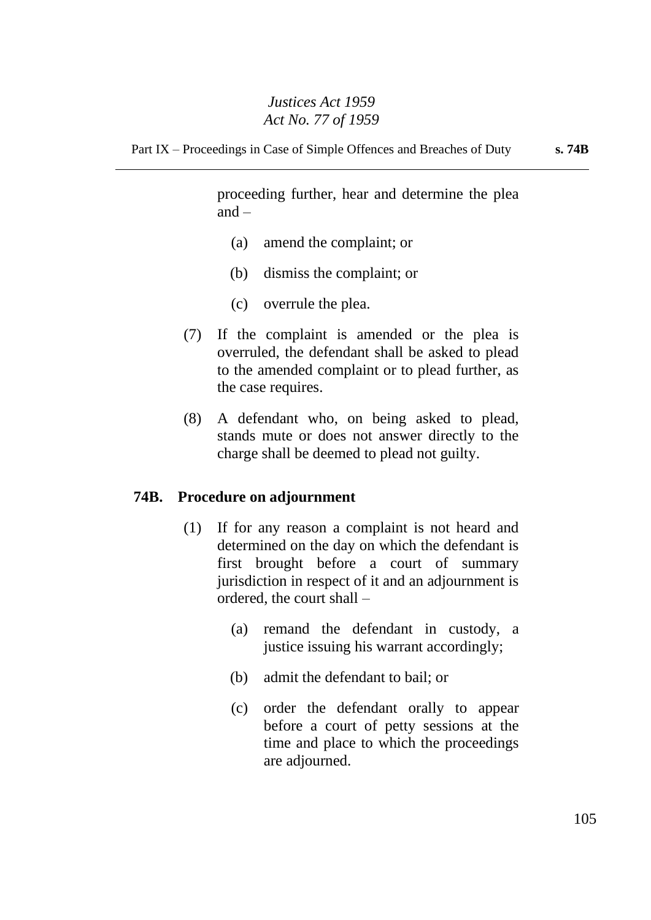proceeding further, hear and determine the plea and –

(a) amend the complaint; or

(b) dismiss the complaint; or

(c) overrule the plea.

(7) If the complaint is amended or the plea is overruled, the defendant shall be asked to plead to the amended complaint or to plead further, as the case requires.

(8) A defendant who, on being asked to plead, stands mute or does not answer directly to the charge shall be deemed to plead not guilty.

### 74B. Procedure on adjournment

(1) If for any reason a complaint is not heard and determined on the day on which the defendant is first brought before a court of summary jurisdiction in respect of it and an adjournment is ordered, the court shall –

(a) remand the defendant in custody, a justice issuing his warrant accordingly;

(b) admit the defendant to bail; or

(c) order the defendant orally to appear before a court of petty sessions at the time and place to which the proceedings are adjourned.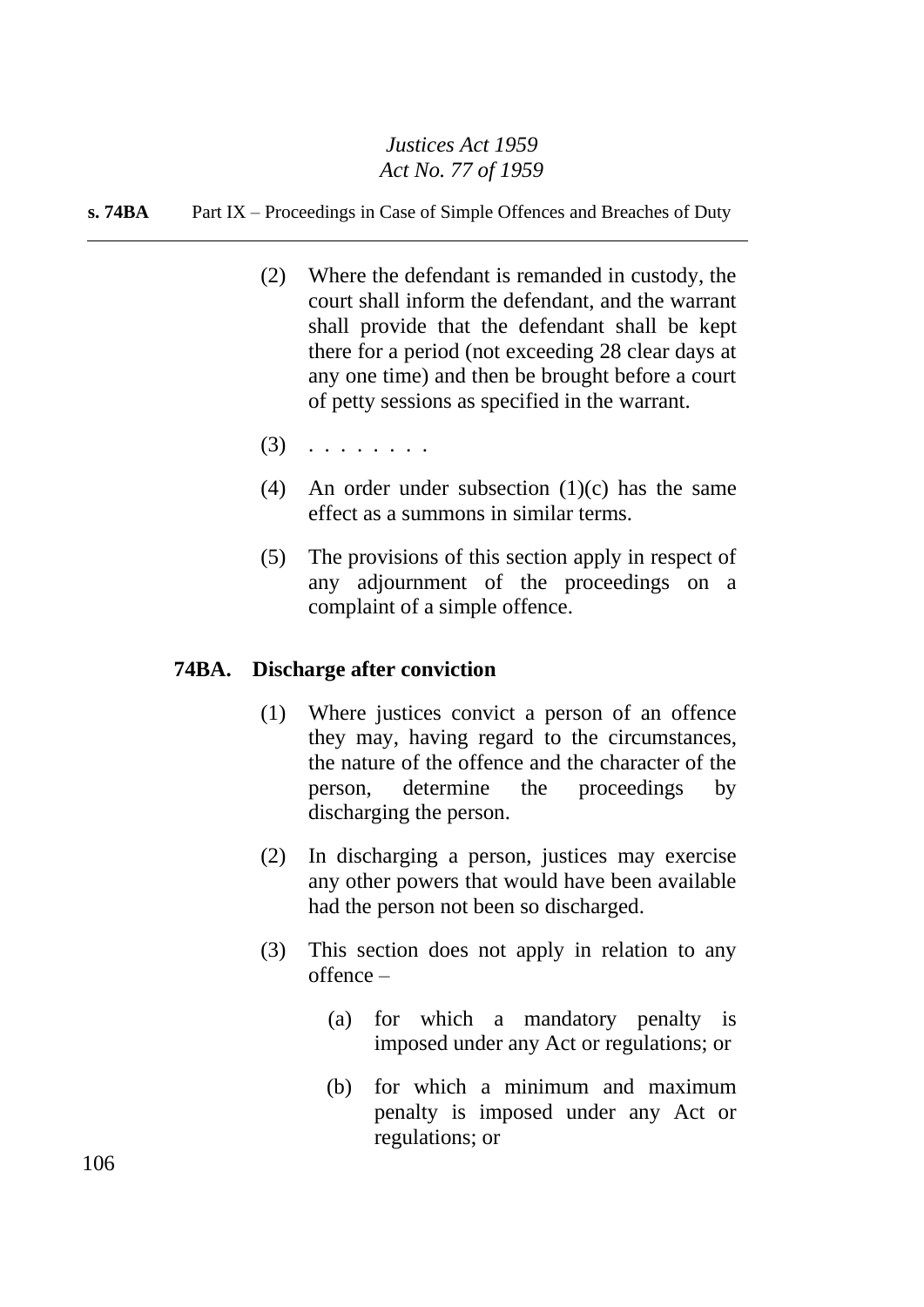(2) Where the defendant is remanded in custody, the court shall inform the defendant, and the warrant shall provide that the defendant shall be kept there for a period (not exceeding 28 clear days at any one time) and then be brought before a court of petty sessions as specified in the warrant.

(3) . . . . . . . .

(4) An order under subsection (1)(c) has the same effect as a summons in similar terms.

(5) The provisions of this section apply in respect of any adjournment of the proceedings on a complaint of a simple offence.

**74BA. Discharge after conviction**

(1) Where justices convict a person of an offence they may, having regard to the circumstances, the nature of the offence and the character of the person, determine the proceedings by discharging the person.

(2) In discharging a person, justices may exercise any other powers that would have been available had the person not been so discharged.

(3) This section does not apply in relation to any offence –

(a) for which a mandatory penalty is imposed under any Act or regulations; or

(b) for which a minimum and maximum penalty is imposed under any Act or regulations; or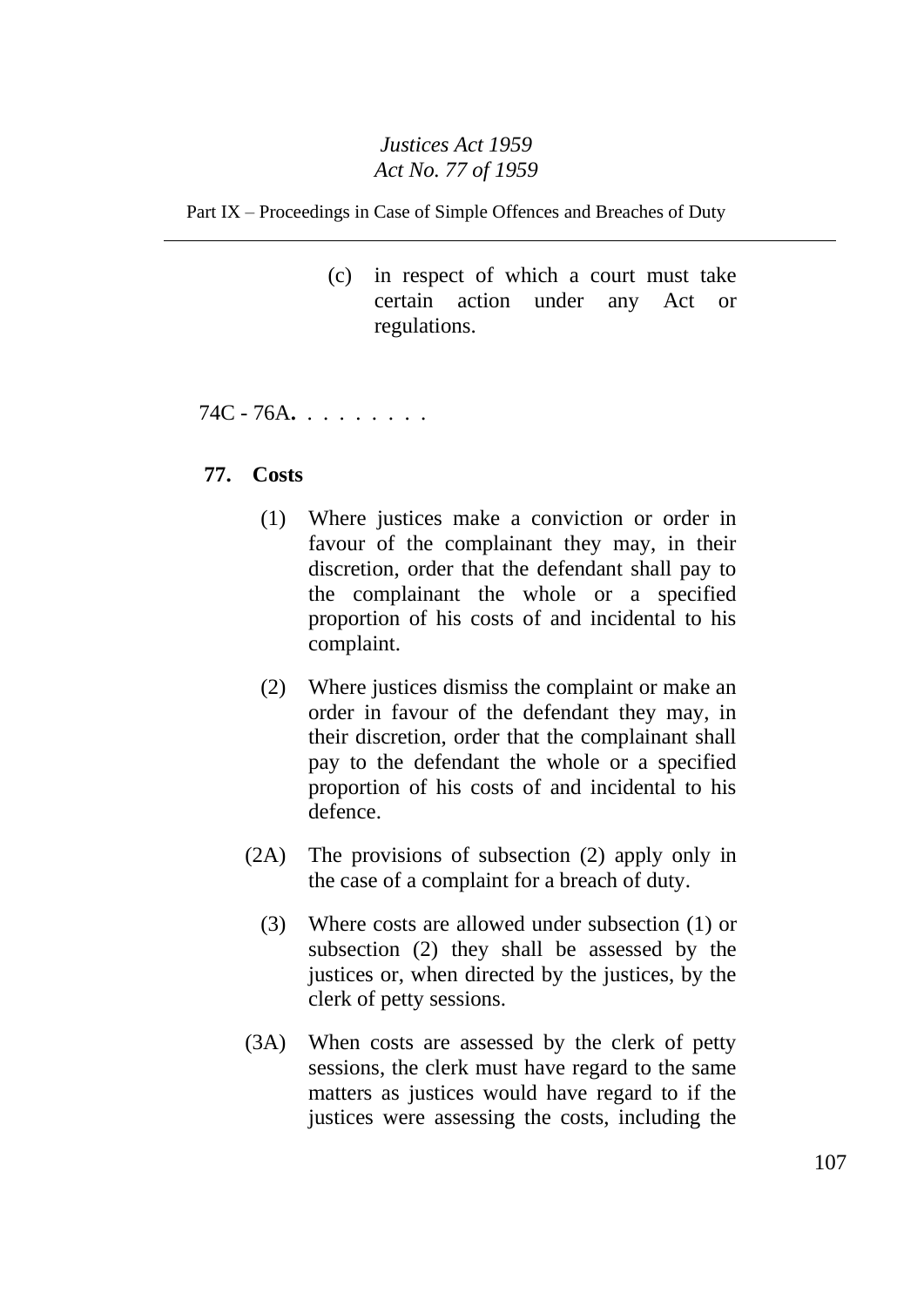(c) in respect of which a court must take certain action under any Act or regulations.

74C - 76A. . . . . . . . .

**77. Costs**

(1) Where justices make a conviction or order in favour of the complainant they may, in their discretion, order that the defendant shall pay to the complainant the whole or a specified proportion of his costs of and incidental to his complaint.

(2) Where justices dismiss the complaint or make an order in favour of the defendant they may, in their discretion, order that the complainant shall pay to the defendant the whole or a specified proportion of his costs of and incidental to his defence.

(2A) The provisions of subsection (2) apply only in the case of a complaint for a breach of duty.

(3) Where costs are allowed under subsection (1) or subsection (2) they shall be assessed by the justices or, when directed by the justices, by the clerk of petty sessions.

(3A) When costs are assessed by the clerk of petty sessions, the clerk must have regard to the same matters as justices would have regard to if the justices were assessing the costs, including the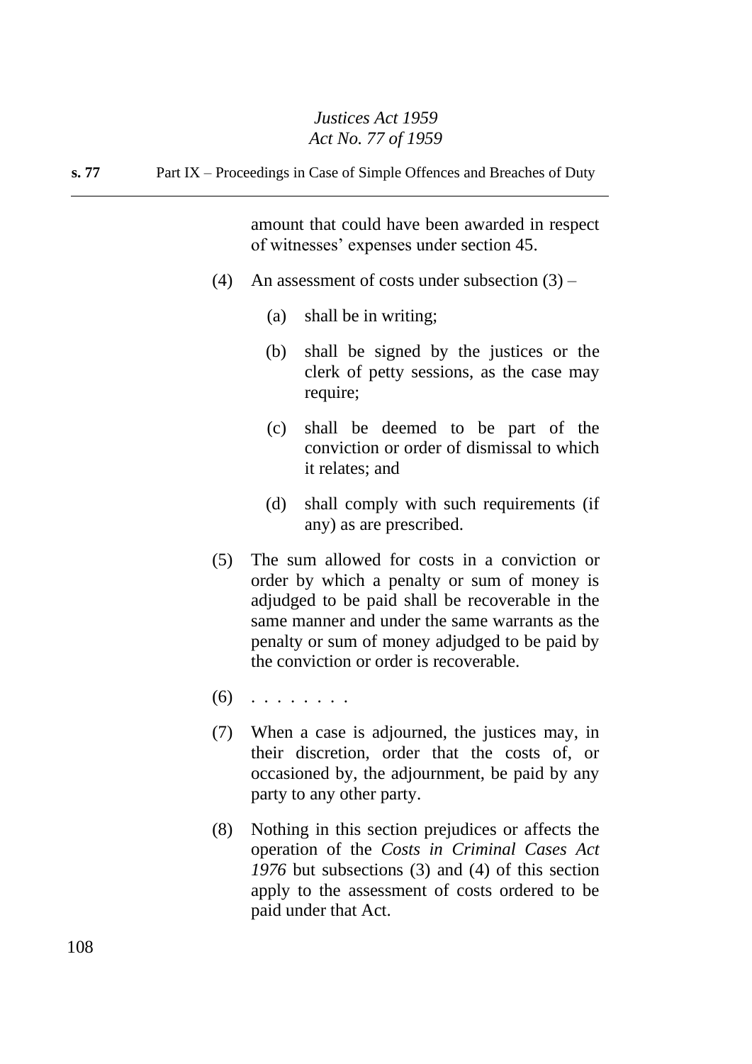amount that could have been awarded in respect of witnesses' expenses under section 45.

(4) An assessment of costs under subsection (3) –

(a) shall be in writing;

(b) shall be signed by the justices or the clerk of petty sessions, as the case may require;

(c) shall be deemed to be part of the conviction or order of dismissal to which it relates; and

(d) shall comply with such requirements (if any) as are prescribed.

(5) The sum allowed for costs in a conviction or order by which a penalty or sum of money is adjudged to be paid shall be recoverable in the same manner and under the same warrants as the penalty or sum of money adjudged to be paid by the conviction or order is recoverable.

(6) . . . . . . . .

(7) When a case is adjourned, the justices may, in their discretion, order that the costs of, or occasioned by, the adjournment, be paid by any party to any other party.

(8) Nothing in this section prejudices or affects the operation of the *Costs in Criminal Cases Act 1976* but subsections (3) and (4) of this section apply to the assessment of costs ordered to be paid under that Act.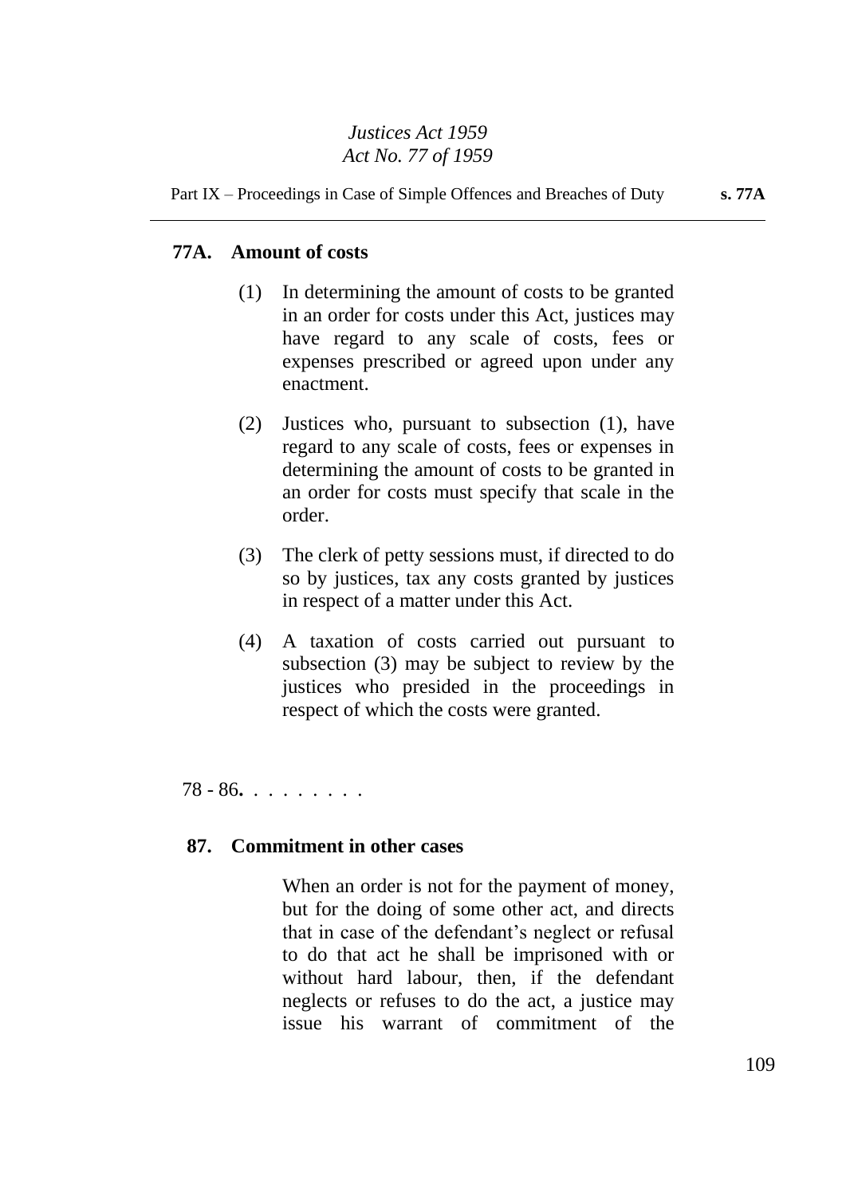## 77A. Amount of costs

(1) In determining the amount of costs to be granted in an order for costs under this Act, justices may have regard to any scale of costs, fees or expenses prescribed or agreed upon under any enactment.

(2) Justices who, pursuant to subsection (1), have regard to any scale of costs, fees or expenses in determining the amount of costs to be granted in an order for costs must specify that scale in the order.

(3) The clerk of petty sessions must, if directed to do so by justices, tax any costs granted by justices in respect of a matter under this Act.

(4) A taxation of costs carried out pursuant to subsection (3) may be subject to review by the justices who presided in the proceedings in respect of which the costs were granted.

78 - 86. . . . . . . . .

## 87. Commitment in other cases

When an order is not for the payment of money, but for the doing of some other act, and directs that in case of the defendant's neglect or refusal to do that act he shall be imprisoned with or without hard labour, then, if the defendant neglects or refuses to do the act, a justice may issue his warrant of commitment of the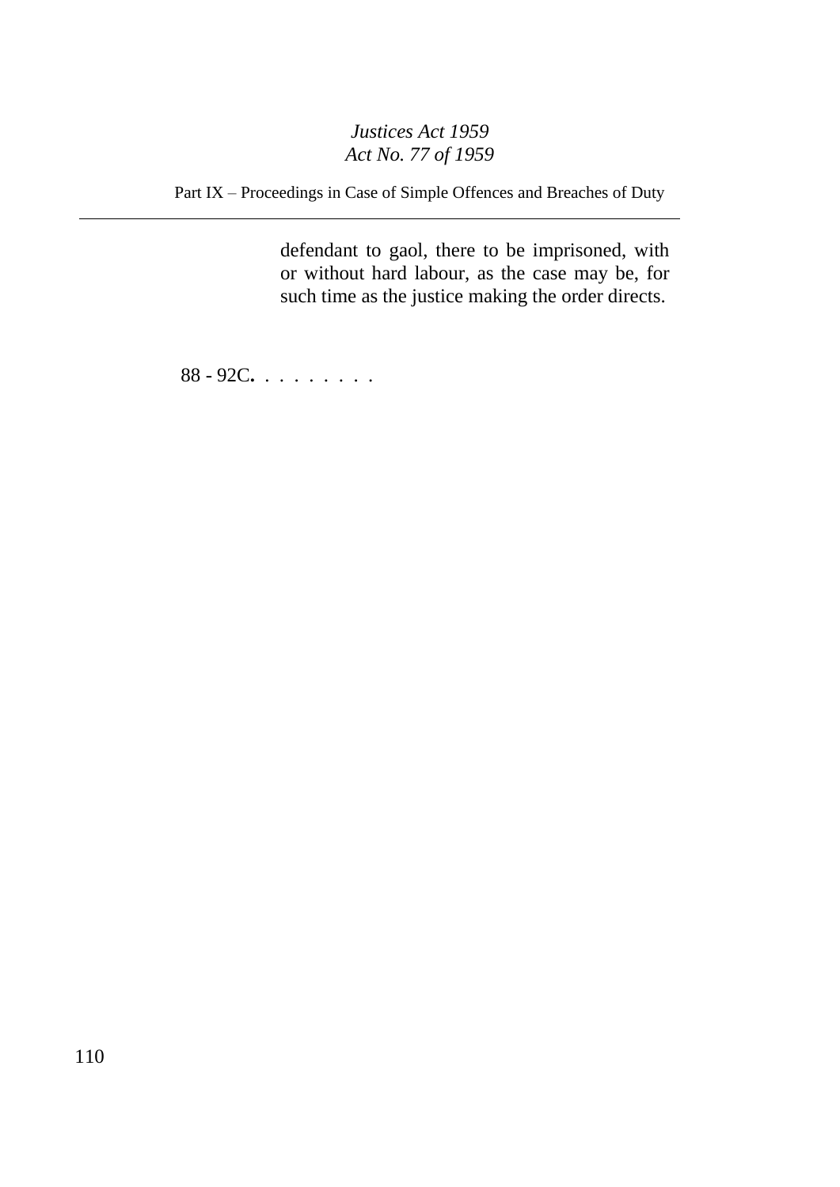defendant to gaol, there to be imprisoned, with or without hard labour, as the case may be, for such time as the justice making the order directs.

88 - 92C**.** . . . . . . . .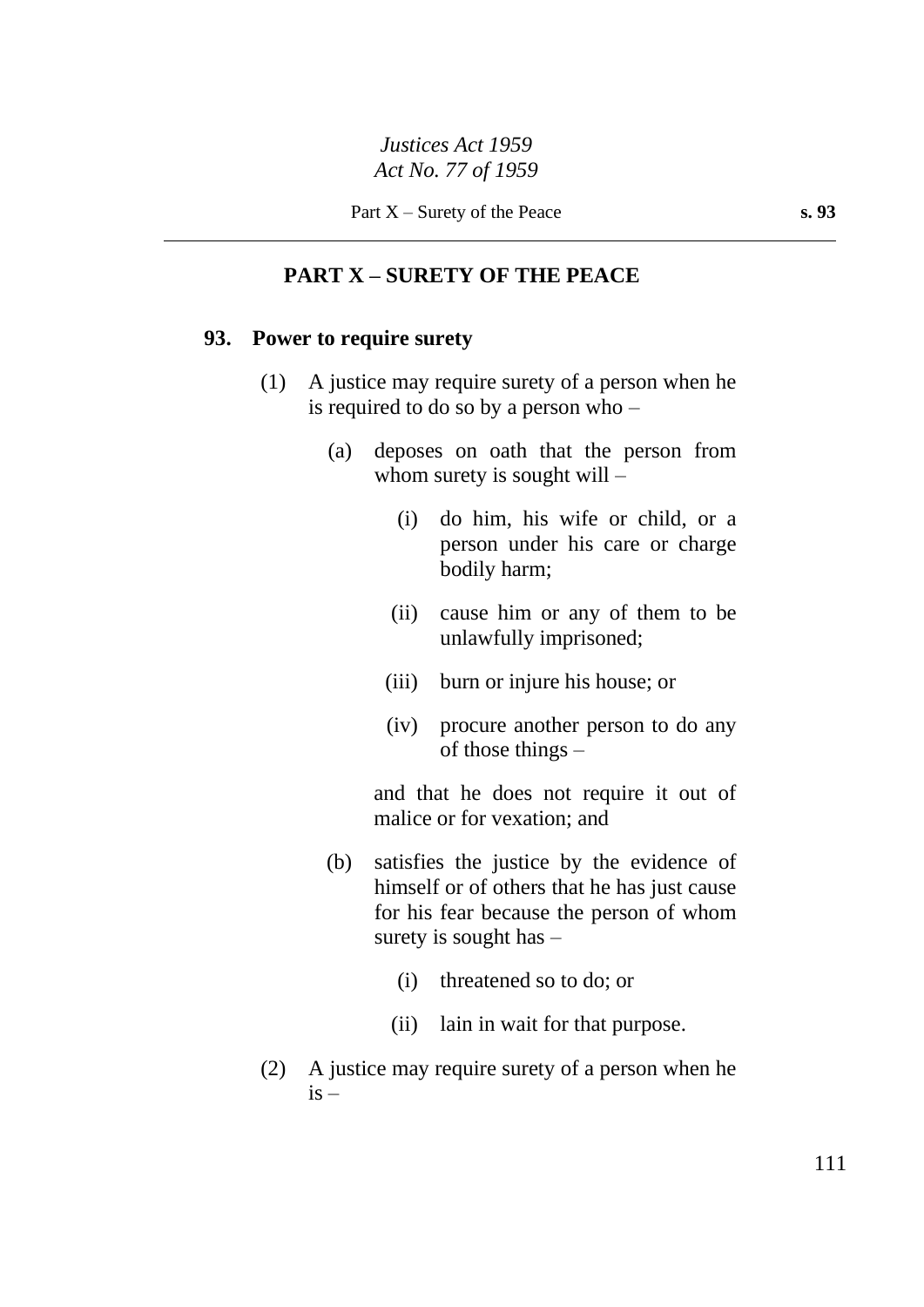## PART X – SURETY OF THE PEACE

### 93. Power to require surety

(1) A justice may require surety of a person when he is required to do so by a person who –

(a) deposes on oath that the person from whom surety is sought will –

(i) do him, his wife or child, or a person under his care or charge bodily harm;

(ii) cause him or any of them to be unlawfully imprisoned;

(iii) burn or injure his house; or

(iv) procure another person to do any of those things –

and that he does not require it out of malice or for vexation; and

(b) satisfies the justice by the evidence of himself or of others that he has just cause for his fear because the person of whom surety is sought has –

(i) threatened so to do; or

(ii) lain in wait for that purpose.

(2) A justice may require surety of a person when he is –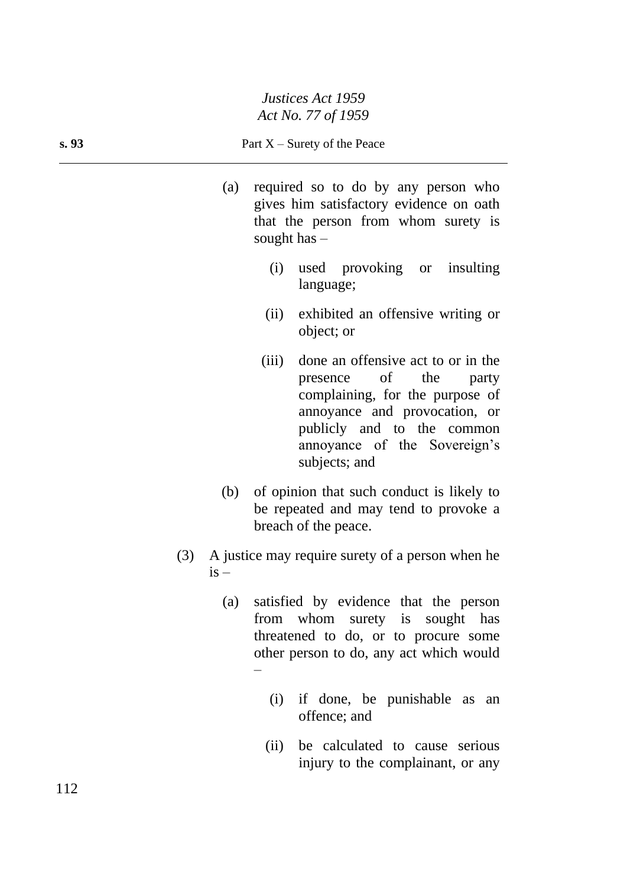(a) required so to do by any person who gives him satisfactory evidence on oath that the person from whom surety is sought has –

(i) used provoking or insulting language;

(ii) exhibited an offensive writing or object; or

(iii) done an offensive act to or in the presence of the party complaining, for the purpose of annoyance and provocation, or publicly and to the common annoyance of the Sovereign's subjects; and

(b) of opinion that such conduct is likely to be repeated and may tend to provoke a breach of the peace.

(3) A justice may require surety of a person when he is –

(a) satisfied by evidence that the person from whom surety is sought has threatened to do, or to procure some other person to do, any act which would –

(i) if done, be punishable as an offence; and

(ii) be calculated to cause serious injury to the complainant, or any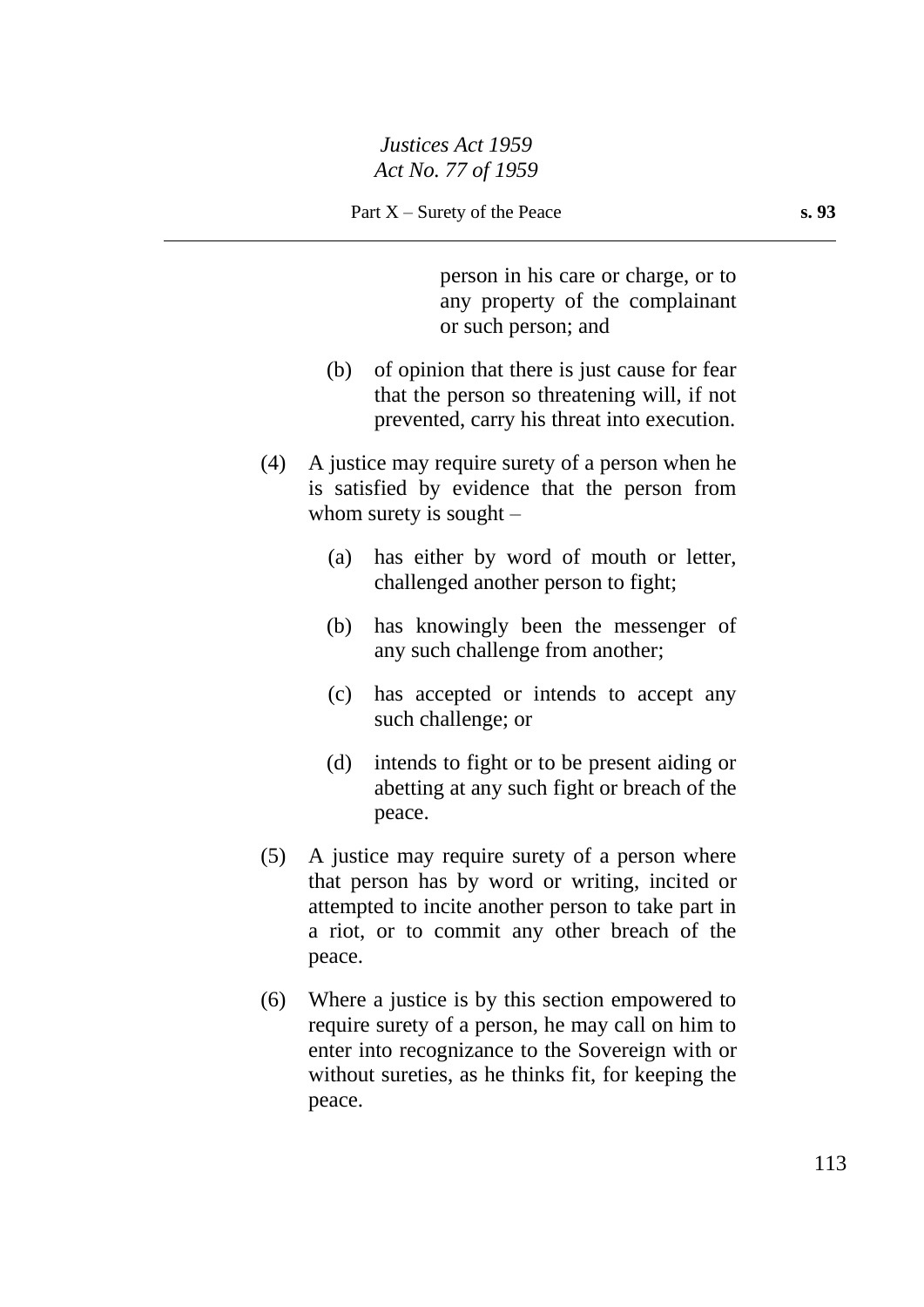person in his care or charge, or to any property of the complainant or such person; and

(b) of opinion that there is just cause for fear that the person so threatening will, if not prevented, carry his threat into execution.

(4) A justice may require surety of a person when he is satisfied by evidence that the person from whom surety is sought –

(a) has either by word of mouth or letter, challenged another person to fight;

(b) has knowingly been the messenger of any such challenge from another;

(c) has accepted or intends to accept any such challenge; or

(d) intends to fight or to be present aiding or abetting at any such fight or breach of the peace.

(5) A justice may require surety of a person where that person has by word or writing, incited or attempted to incite another person to take part in a riot, or to commit any other breach of the peace.

(6) Where a justice is by this section empowered to require surety of a person, he may call on him to enter into recognizance to the Sovereign with or without sureties, as he thinks fit, for keeping the peace.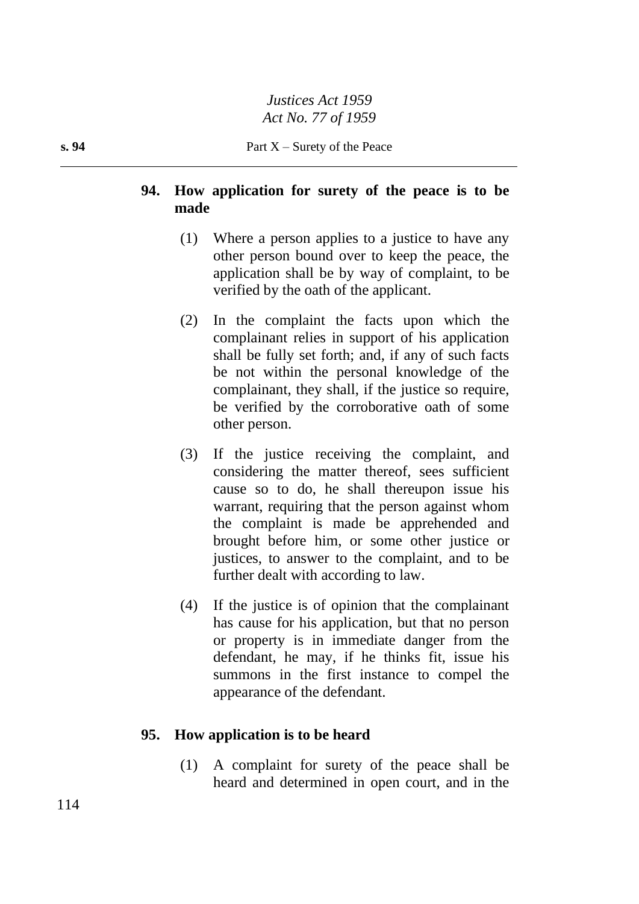## 94. How application for surety of the peace is to be made

(1) Where a person applies to a justice to have any other person bound over to keep the peace, the application shall be by way of complaint, to be verified by the oath of the applicant.

(2) In the complaint the facts upon which the complainant relies in support of his application shall be fully set forth; and, if any of such facts be not within the personal knowledge of the complainant, they shall, if the justice so require, be verified by the corroborative oath of some other person.

(3) If the justice receiving the complaint, and considering the matter thereof, sees sufficient cause so to do, he shall thereupon issue his warrant, requiring that the person against whom the complaint is made be apprehended and brought before him, or some other justice or justices, to answer to the complaint, and to be further dealt with according to law.

(4) If the justice is of opinion that the complainant has cause for his application, but that no person or property is in immediate danger from the defendant, he may, if he thinks fit, issue his summons in the first instance to compel the appearance of the defendant.

## 95. How application is to be heard

(1) A complaint for surety of the peace shall be heard and determined in open court, and in the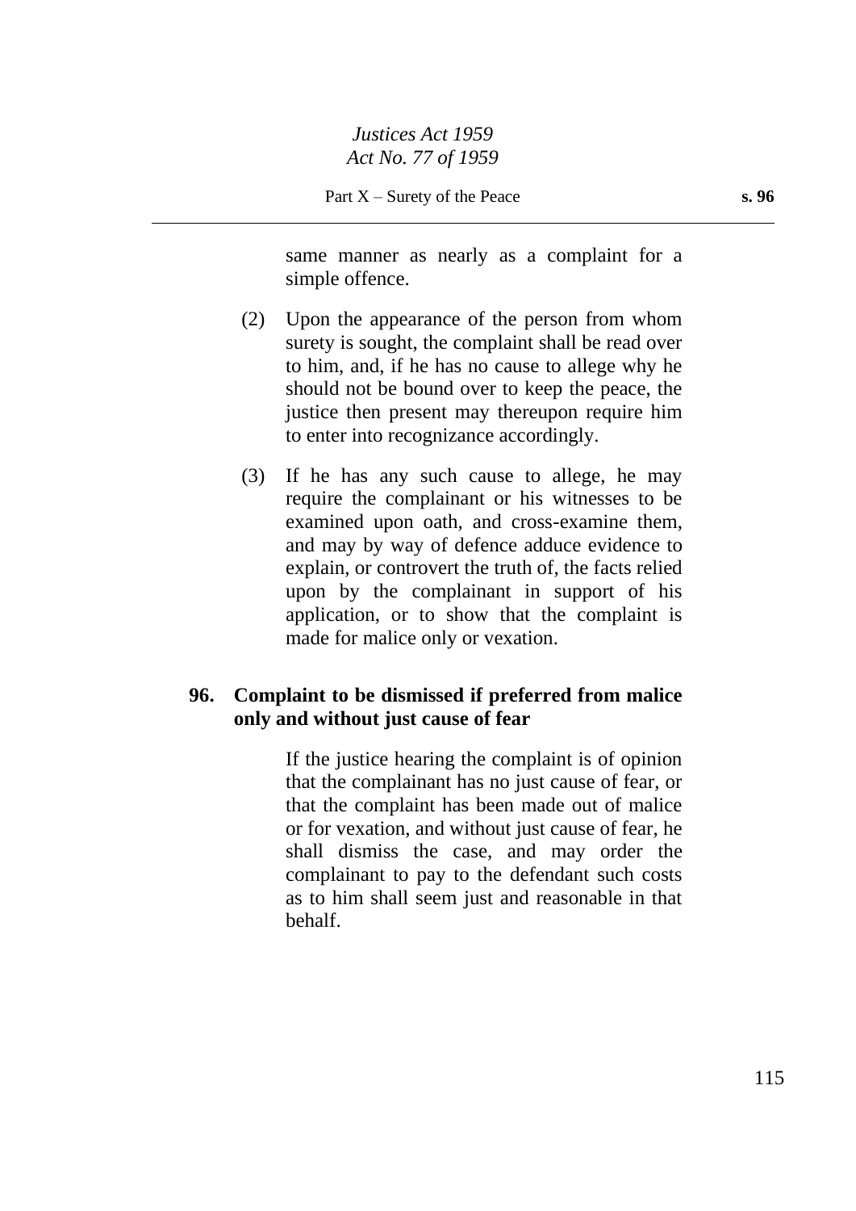same manner as nearly as a complaint for a simple offence.

(2) Upon the appearance of the person from whom surety is sought, the complaint shall be read over to him, and, if he has no cause to allege why he should not be bound over to keep the peace, the justice then present may thereupon require him to enter into recognizance accordingly.

(3) If he has any such cause to allege, he may require the complainant or his witnesses to be examined upon oath, and cross-examine them, and may by way of defence adduce evidence to explain, or controvert the truth of, the facts relied upon by the complainant in support of his application, or to show that the complaint is made for malice only or vexation.

### 96. Complaint to be dismissed if preferred from malice only and without just cause of fear

If the justice hearing the complaint is of opinion that the complainant has no just cause of fear, or that the complaint has been made out of malice or for vexation, and without just cause of fear, he shall dismiss the case, and may order the complainant to pay to the defendant such costs as to him shall seem just and reasonable in that behalf.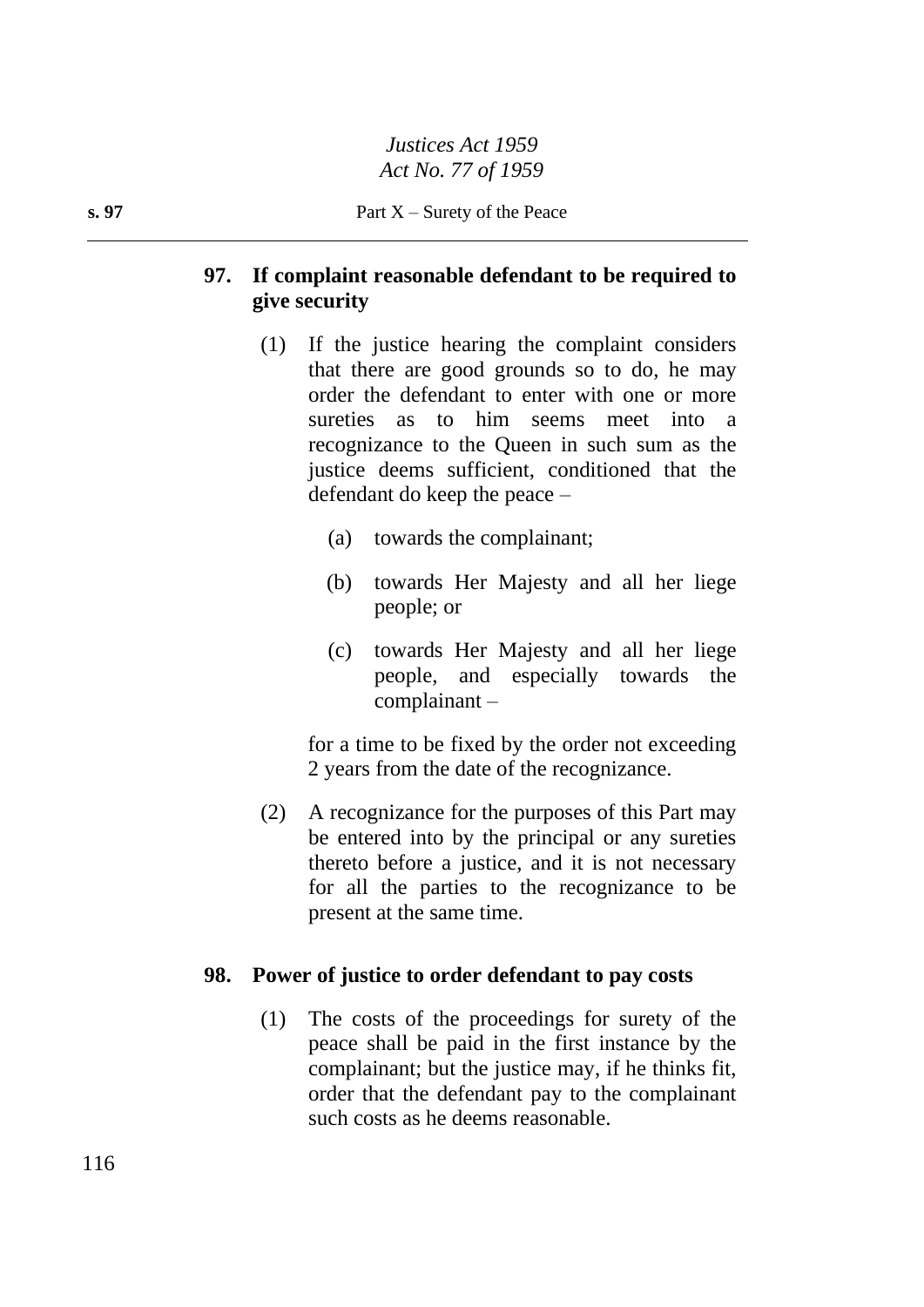### 97. If complaint reasonable defendant to be required to give security

(1) If the justice hearing the complaint considers that there are good grounds so to do, he may order the defendant to enter with one or more sureties as to him seems meet into a recognizance to the Queen in such sum as the justice deems sufficient, conditioned that the defendant do keep the peace –

(a) towards the complainant;

(b) towards Her Majesty and all her liege people; or

(c) towards Her Majesty and all her liege people, and especially towards the complainant –

for a time to be fixed by the order not exceeding 2 years from the date of the recognizance.

(2) A recognizance for the purposes of this Part may be entered into by the principal or any sureties thereto before a justice, and it is not necessary for all the parties to the recognizance to be present at the same time.

### 98. Power of justice to order defendant to pay costs

(1) The costs of the proceedings for surety of the peace shall be paid in the first instance by the complainant; but the justice may, if he thinks fit, order that the defendant pay to the complainant such costs as he deems reasonable.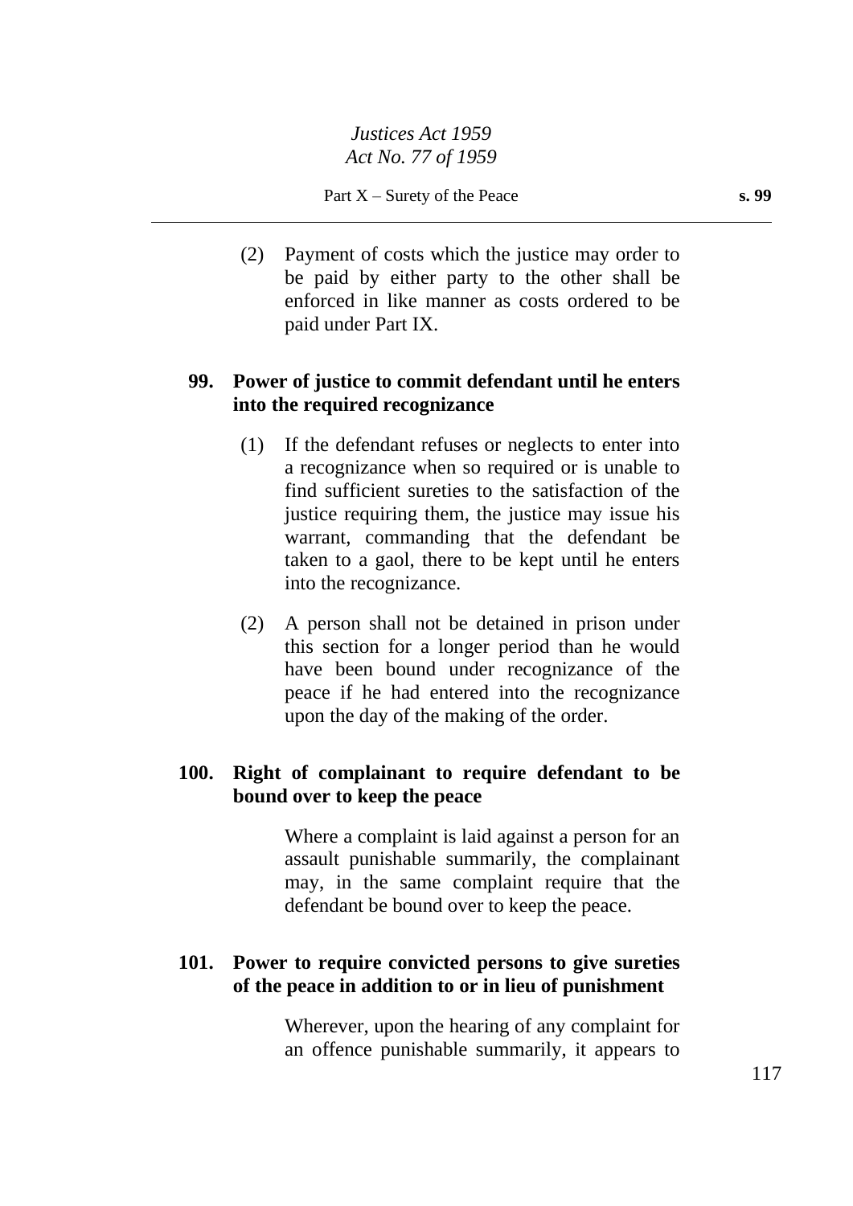(2) Payment of costs which the justice may order to be paid by either party to the other shall be enforced in like manner as costs ordered to be paid under Part IX.

### 99. Power of justice to commit defendant until he enters into the required recognizance

(1) If the defendant refuses or neglects to enter into a recognizance when so required or is unable to find sufficient sureties to the satisfaction of the justice requiring them, the justice may issue his warrant, commanding that the defendant be taken to a gaol, there to be kept until he enters into the recognizance.

(2) A person shall not be detained in prison under this section for a longer period than he would have been bound under recognizance of the peace if he had entered into the recognizance upon the day of the making of the order.

### 100. Right of complainant to require defendant to be bound over to keep the peace

Where a complaint is laid against a person for an assault punishable summarily, the complainant may, in the same complaint require that the defendant be bound over to keep the peace.

### 101. Power to require convicted persons to give sureties of the peace in addition to or in lieu of punishment

Wherever, upon the hearing of any complaint for an offence punishable summarily, it appears to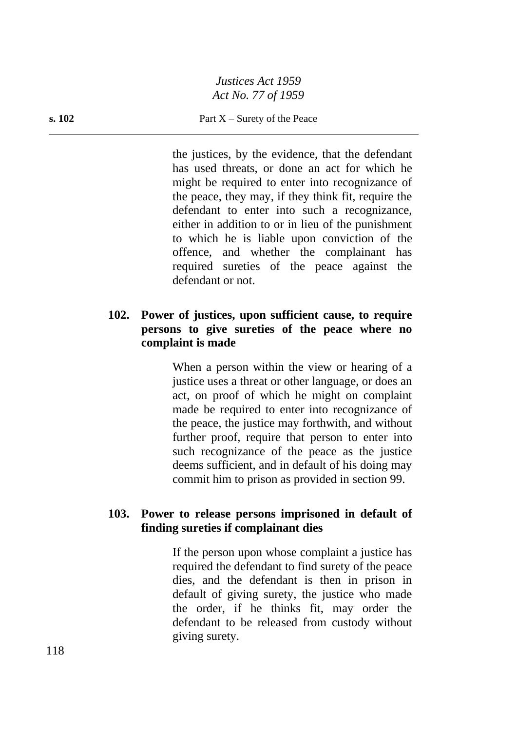the justices, by the evidence, that the defendant has used threats, or done an act for which he might be required to enter into recognizance of the peace, they may, if they think fit, require the defendant to enter into such a recognizance, either in addition to or in lieu of the punishment to which he is liable upon conviction of the offence, and whether the complainant has required sureties of the peace against the defendant or not.

## 102. Power of justices, upon sufficient cause, to require persons to give sureties of the peace where no complaint is made

When a person within the view or hearing of a justice uses a threat or other language, or does an act, on proof of which he might on complaint made be required to enter into recognizance of the peace, the justice may forthwith, and without further proof, require that person to enter into such recognizance of the peace as the justice deems sufficient, and in default of his doing may commit him to prison as provided in section 99.

## 103. Power to release persons imprisoned in default of finding sureties if complainant dies

If the person upon whose complaint a justice has required the defendant to find surety of the peace dies, and the defendant is then in prison in default of giving surety, the justice who made the order, if he thinks fit, may order the defendant to be released from custody without giving surety.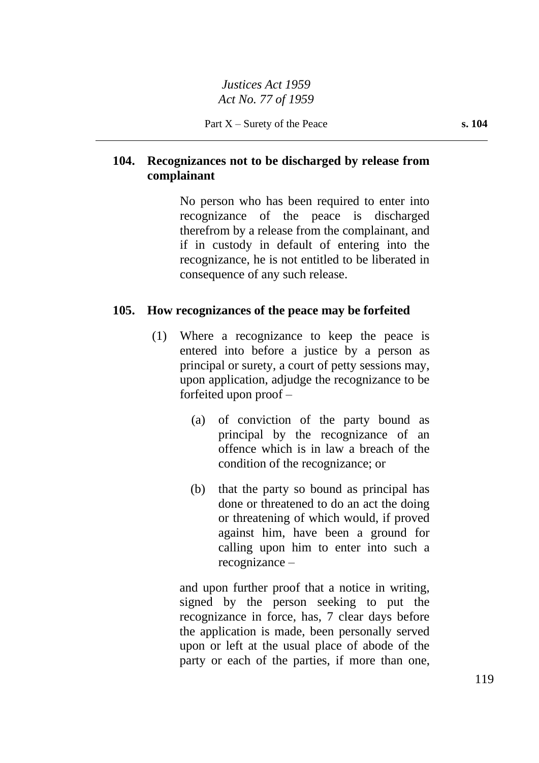## 104. Recognizances not to be discharged by release from complainant

No person who has been required to enter into recognizance of the peace is discharged therefrom by a release from the complainant, and if in custody in default of entering into the recognizance, he is not entitled to be liberated in consequence of any such release.

## 105. How recognizances of the peace may be forfeited

(1) Where a recognizance to keep the peace is entered into before a justice by a person as principal or surety, a court of petty sessions may, upon application, adjudge the recognizance to be forfeited upon proof –

(a) of conviction of the party bound as principal by the recognizance of an offence which is in law a breach of the condition of the recognizance; or

(b) that the party so bound as principal has done or threatened to do an act the doing or threatening of which would, if proved against him, have been a ground for calling upon him to enter into such a recognizance –

and upon further proof that a notice in writing, signed by the person seeking to put the recognizance in force, has, 7 clear days before the application is made, been personally served upon or left at the usual place of abode of the party or each of the parties, if more than one,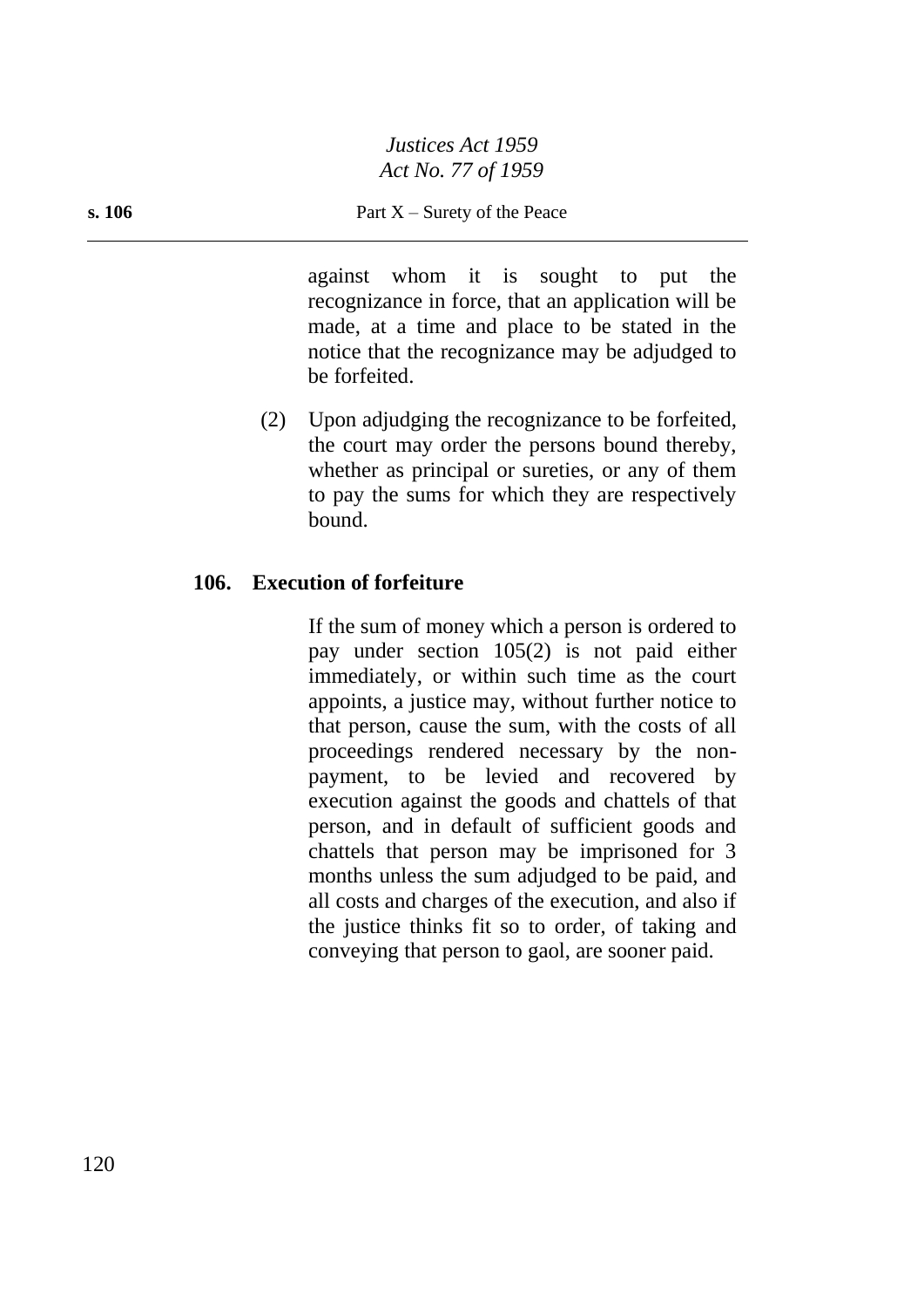against whom it is sought to put the recognizance in force, that an application will be made, at a time and place to be stated in the notice that the recognizance may be adjudged to be forfeited.

(2) Upon adjudging the recognizance to be forfeited, the court may order the persons bound thereby, whether as principal or sureties, or any of them to pay the sums for which they are respectively bound.

## 106. Execution of forfeiture

If the sum of money which a person is ordered to pay under section 105(2) is not paid either immediately, or within such time as the court appoints, a justice may, without further notice to that person, cause the sum, with the costs of all proceedings rendered necessary by the non-payment, to be levied and recovered by execution against the goods and chattels of that person, and in default of sufficient goods and chattels that person may be imprisoned for 3 months unless the sum adjudged to be paid, and all costs and charges of the execution, and also if the justice thinks fit so to order, of taking and conveying that person to gaol, are sooner paid.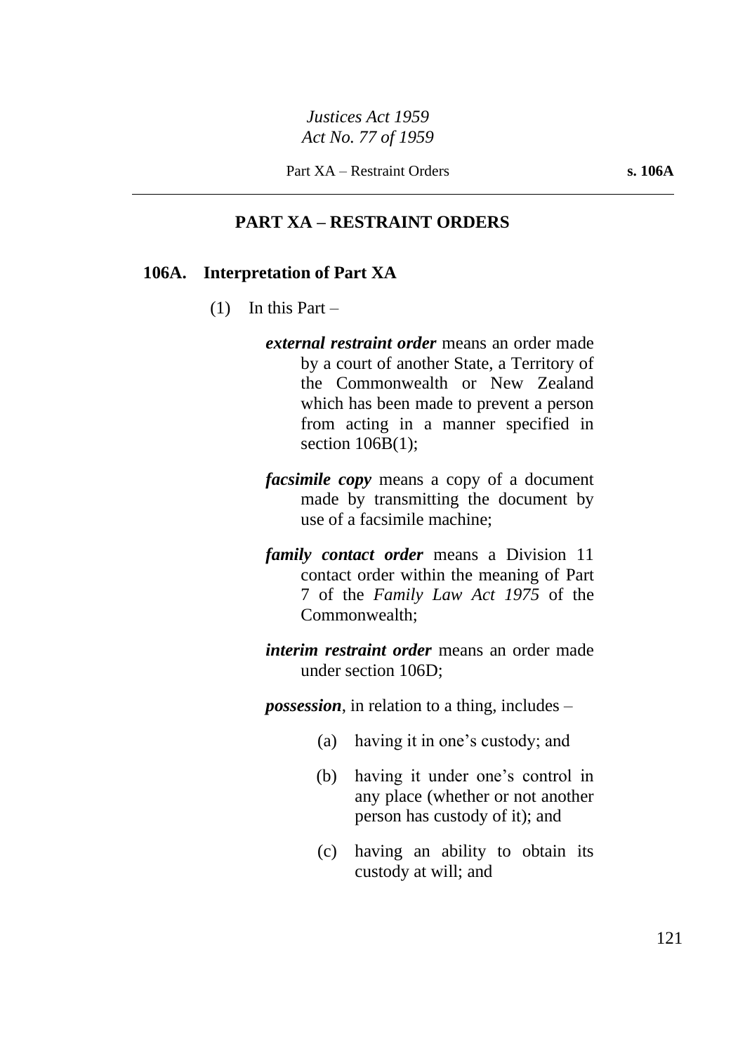## PART XA – RESTRAINT ORDERS

### 106A. Interpretation of Part XA

(1) In this Part –

***external restraint order*** means an order made by a court of another State, a Territory of the Commonwealth or New Zealand which has been made to prevent a person from acting in a manner specified in section 106B(1);

***facsimile copy*** means a copy of a document made by transmitting the document by use of a facsimile machine;

***family contact order*** means a Division 11 contact order within the meaning of Part 7 of the *Family Law Act 1975* of the Commonwealth;

***interim restraint order*** means an order made under section 106D;

***possession***, in relation to a thing, includes –

(a) having it in one's custody; and

(b) having it under one's control in any place (whether or not another person has custody of it); and

(c) having an ability to obtain its custody at will; and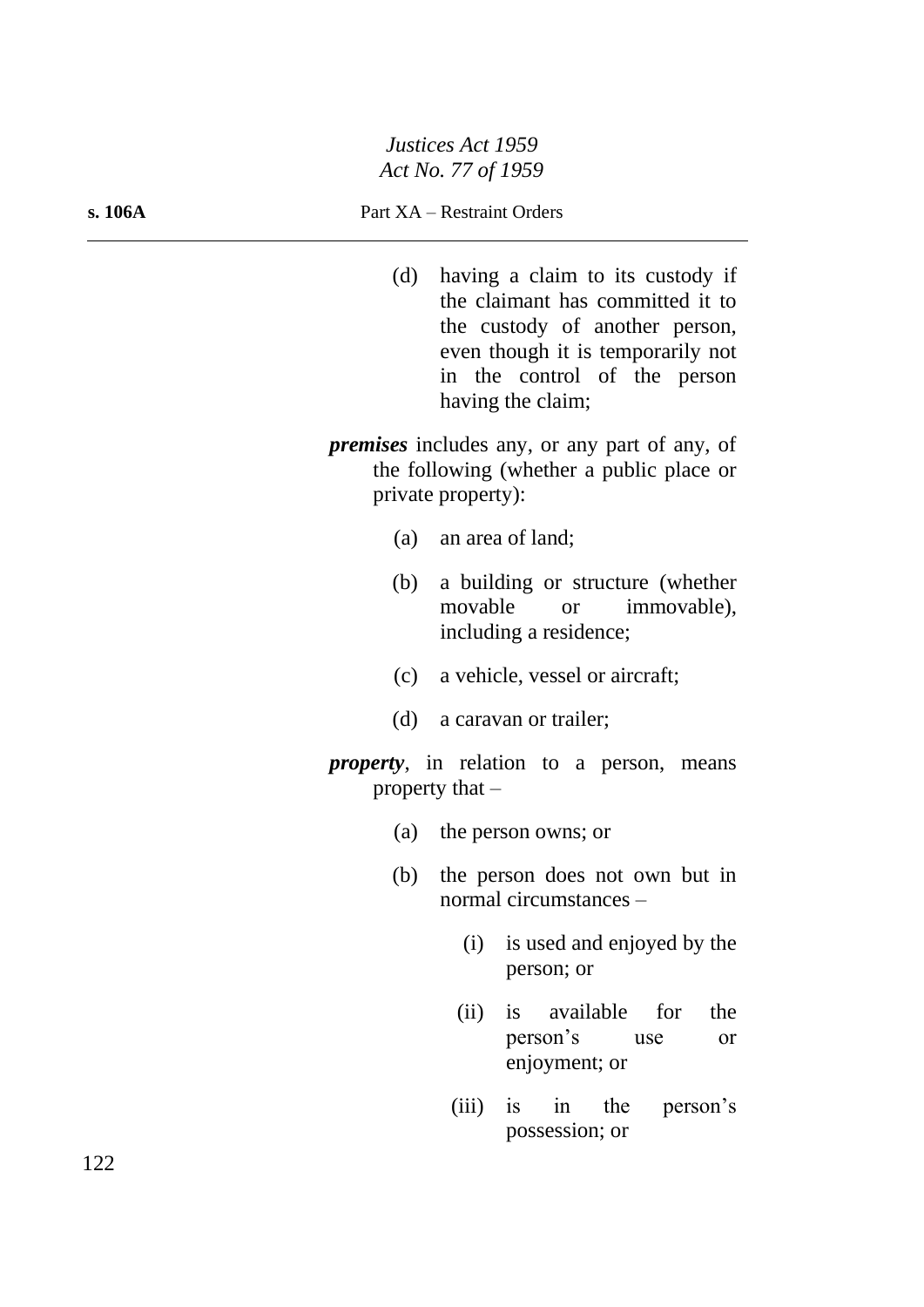(d) having a claim to its custody if the claimant has committed it to the custody of another person, even though it is temporarily not in the control of the person having the claim;

***premises*** includes any, or any part of any, of the following (whether a public place or private property):

(a) an area of land;

(b) a building or structure (whether movable or immovable), including a residence;

(c) a vehicle, vessel or aircraft;

(d) a caravan or trailer;

***property***, in relation to a person, means property that –

(a) the person owns; or

(b) the person does not own but in normal circumstances –

(i) is used and enjoyed by the person; or

(ii) is available for the person's use or enjoyment; or

(iii) is in the person's possession; or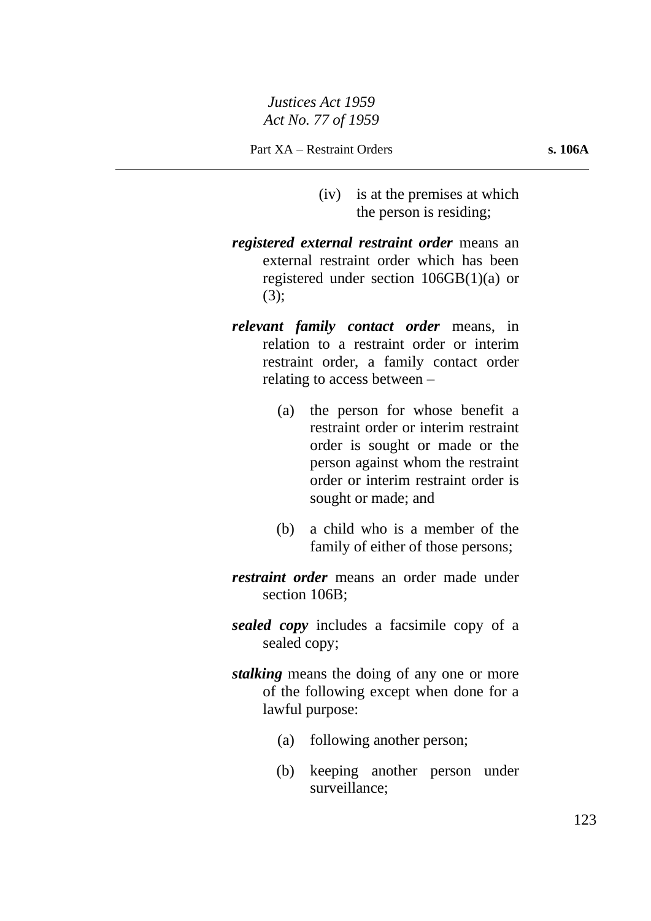(iv) is at the premises at which the person is residing;

***registered external restraint order*** means an external restraint order which has been registered under section 106GB(1)(a) or (3);

***relevant family contact order*** means, in relation to a restraint order or interim restraint order, a family contact order relating to access between –

(a) the person for whose benefit a restraint order or interim restraint order is sought or made or the person against whom the restraint order or interim restraint order is sought or made; and

(b) a child who is a member of the family of either of those persons;

***restraint order*** means an order made under section 106B;

***sealed copy*** includes a facsimile copy of a sealed copy;

***stalking*** means the doing of any one or more of the following except when done for a lawful purpose:

(a) following another person;

(b) keeping another person under surveillance;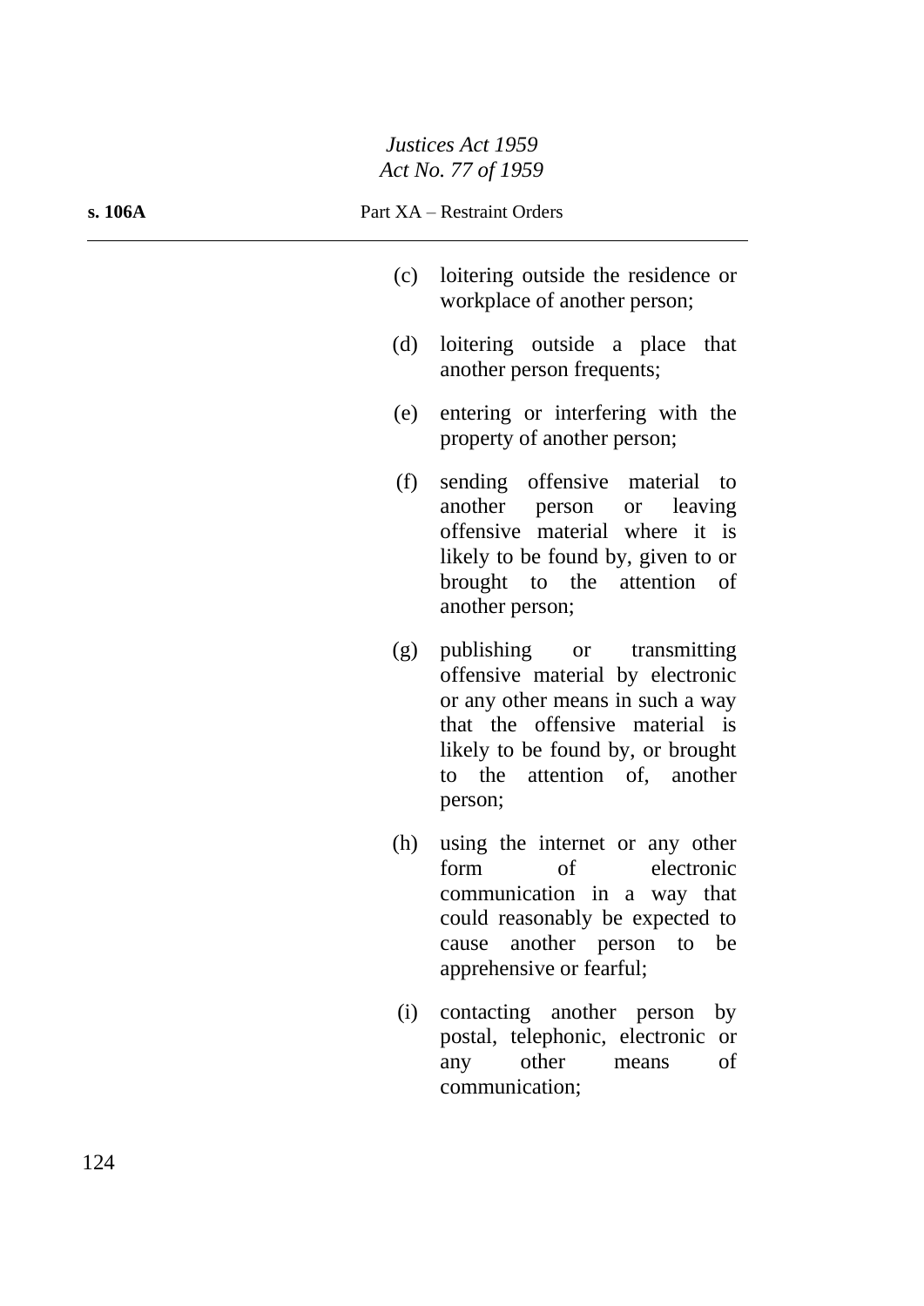(c) loitering outside the residence or workplace of another person;

(d) loitering outside a place that another person frequents;

(e) entering or interfering with the property of another person;

(f) sending offensive material to another person or leaving offensive material where it is likely to be found by, given to or brought to the attention of another person;

(g) publishing or transmitting offensive material by electronic or any other means in such a way that the offensive material is likely to be found by, or brought to the attention of, another person;

(h) using the internet or any other form of electronic communication in a way that could reasonably be expected to cause another person to be apprehensive or fearful;

(i) contacting another person by postal, telephonic, electronic or any other means of communication;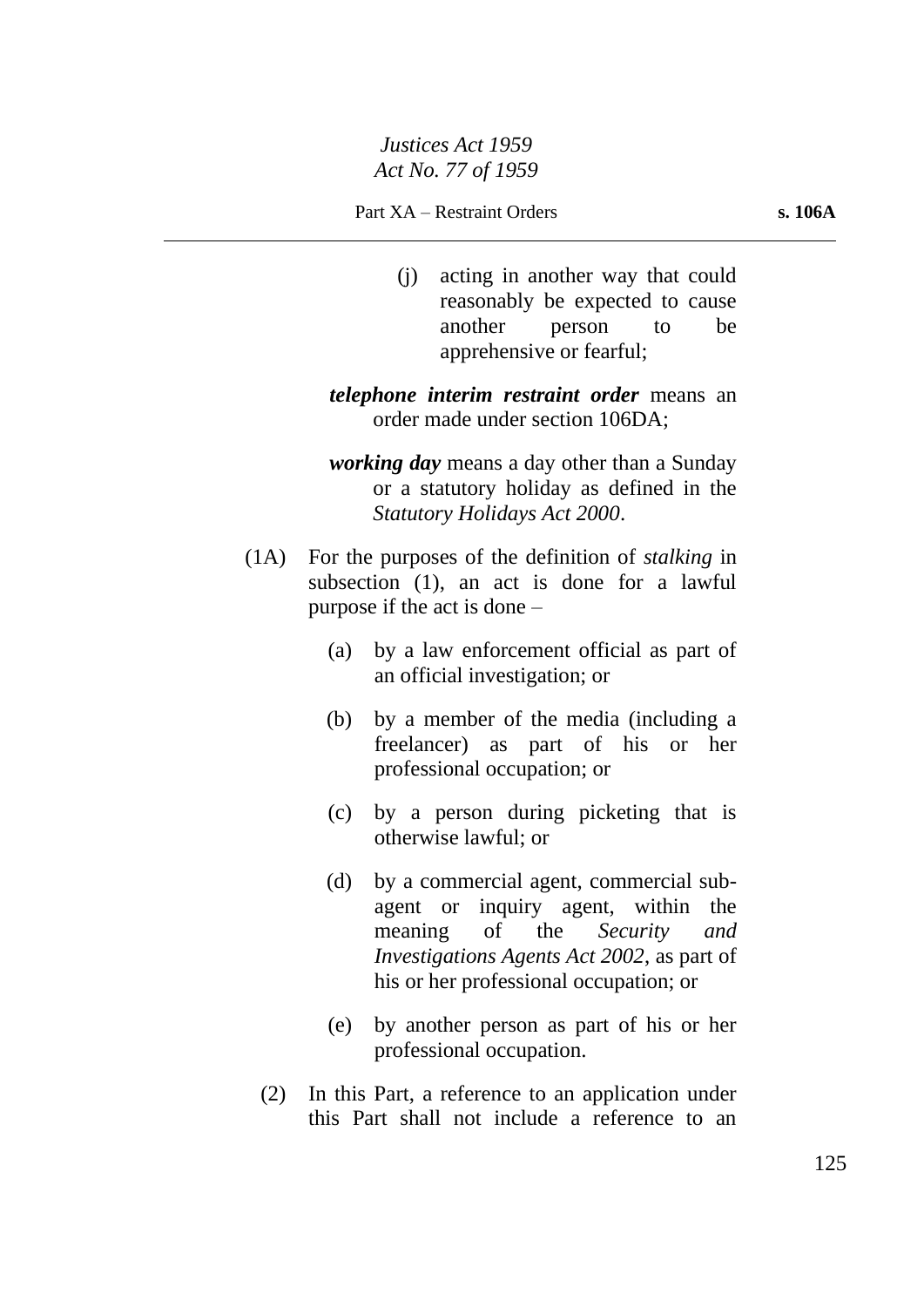(j) acting in another way that could reasonably be expected to cause another person to be apprehensive or fearful;

***telephone interim restraint order*** means an order made under section 106DA;

***working day*** means a day other than a Sunday or a statutory holiday as defined in the *Statutory Holidays Act 2000*.

(1A) For the purposes of the definition of *stalking* in subsection (1), an act is done for a lawful purpose if the act is done –

(a) by a law enforcement official as part of an official investigation; or

(b) by a member of the media (including a freelancer) as part of his or her professional occupation; or

(c) by a person during picketing that is otherwise lawful; or

(d) by a commercial agent, commercial sub-agent or inquiry agent, within the meaning of the *Security and Investigations Agents Act 2002*, as part of his or her professional occupation; or

(e) by another person as part of his or her professional occupation.

(2) In this Part, a reference to an application under this Part shall not include a reference to an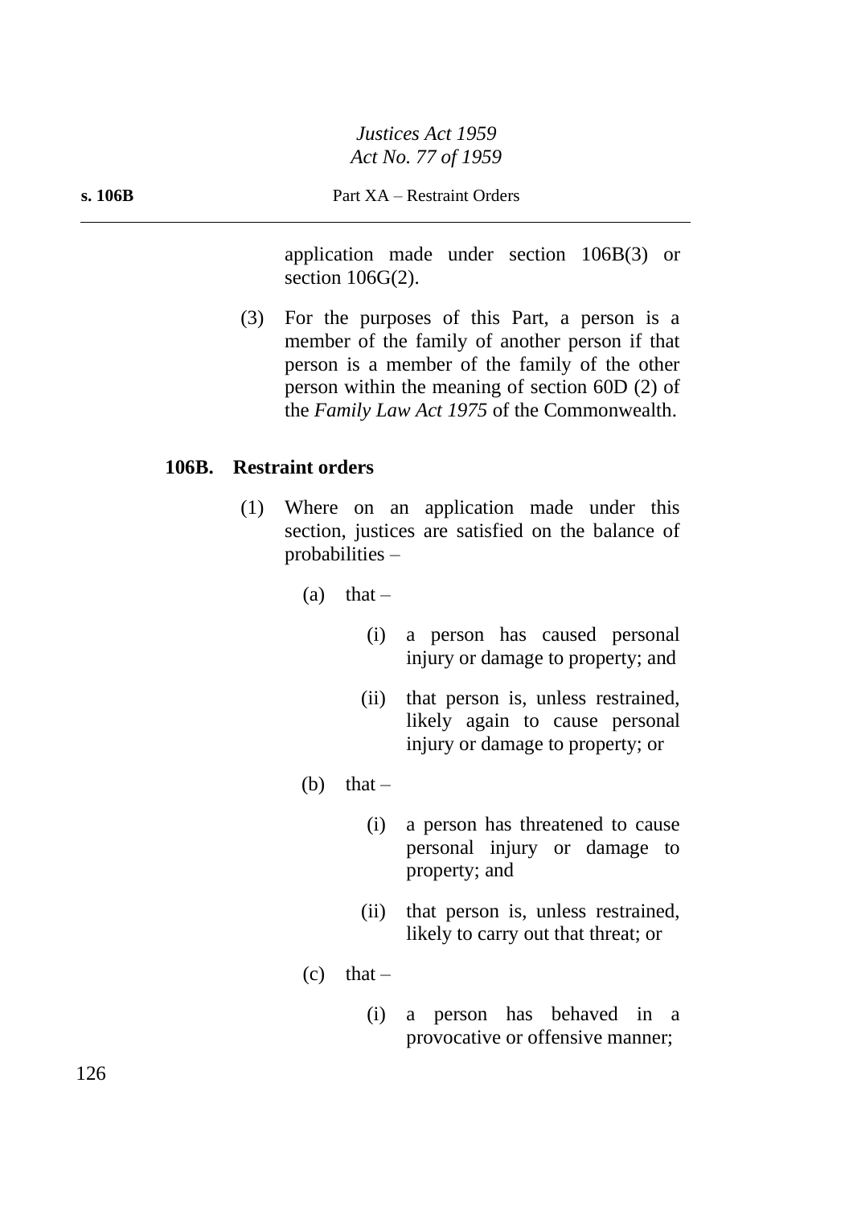application made under section 106B(3) or section 106G(2).

(3) For the purposes of this Part, a person is a member of the family of another person if that person is a member of the family of the other person within the meaning of section 60D (2) of the *Family Law Act 1975* of the Commonwealth.

## 106B. Restraint orders

(1) Where on an application made under this section, justices are satisfied on the balance of probabilities –

(a) that –

(i) a person has caused personal injury or damage to property; and

(ii) that person is, unless restrained, likely again to cause personal injury or damage to property; or

(b) that –

(i) a person has threatened to cause personal injury or damage to property; and

(ii) that person is, unless restrained, likely to carry out that threat; or

(c) that –

(i) a person has behaved in a provocative or offensive manner;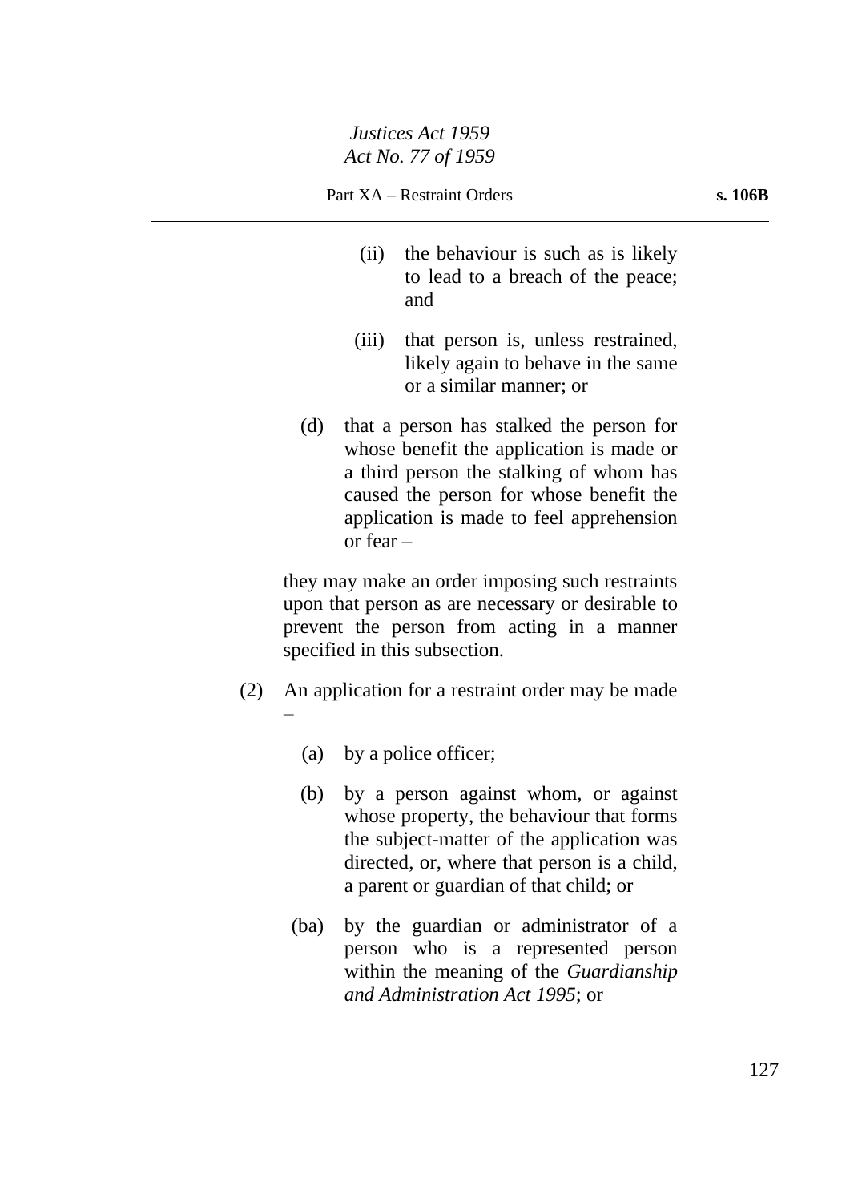(ii) the behaviour is such as is likely to lead to a breach of the peace; and

(iii) that person is, unless restrained, likely again to behave in the same or a similar manner; or

(d) that a person has stalked the person for whose benefit the application is made or a third person the stalking of whom has caused the person for whose benefit the application is made to feel apprehension or fear –

they may make an order imposing such restraints upon that person as are necessary or desirable to prevent the person from acting in a manner specified in this subsection.

(2) An application for a restraint order may be made –

(a) by a police officer;

(b) by a person against whom, or against whose property, the behaviour that forms the subject-matter of the application was directed, or, where that person is a child, a parent or guardian of that child; or

(ba) by the guardian or administrator of a person who is a represented person within the meaning of the *Guardianship and Administration Act 1995*; or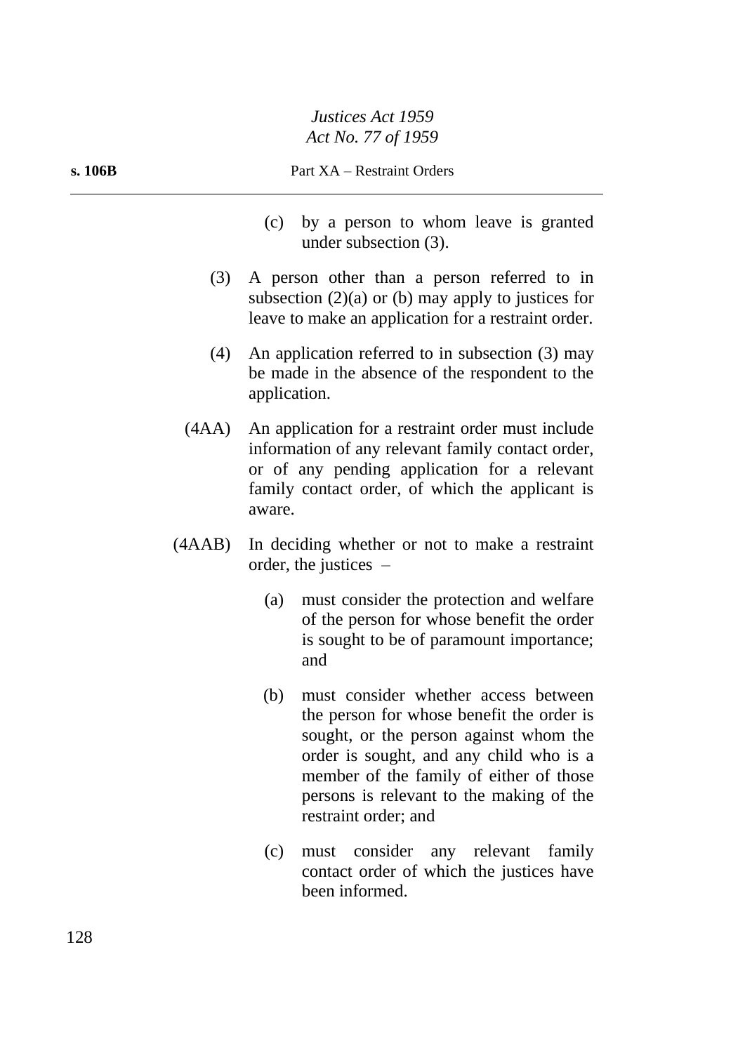(c) by a person to whom leave is granted under subsection (3).

(3) A person other than a person referred to in subsection (2)(a) or (b) may apply to justices for leave to make an application for a restraint order.

(4) An application referred to in subsection (3) may be made in the absence of the respondent to the application.

(4AA) An application for a restraint order must include information of any relevant family contact order, or of any pending application for a relevant family contact order, of which the applicant is aware.

(4AAB) In deciding whether or not to make a restraint order, the justices –

(a) must consider the protection and welfare of the person for whose benefit the order is sought to be of paramount importance; and

(b) must consider whether access between the person for whose benefit the order is sought, or the person against whom the order is sought, and any child who is a member of the family of either of those persons is relevant to the making of the restraint order; and

(c) must consider any relevant family contact order of which the justices have been informed.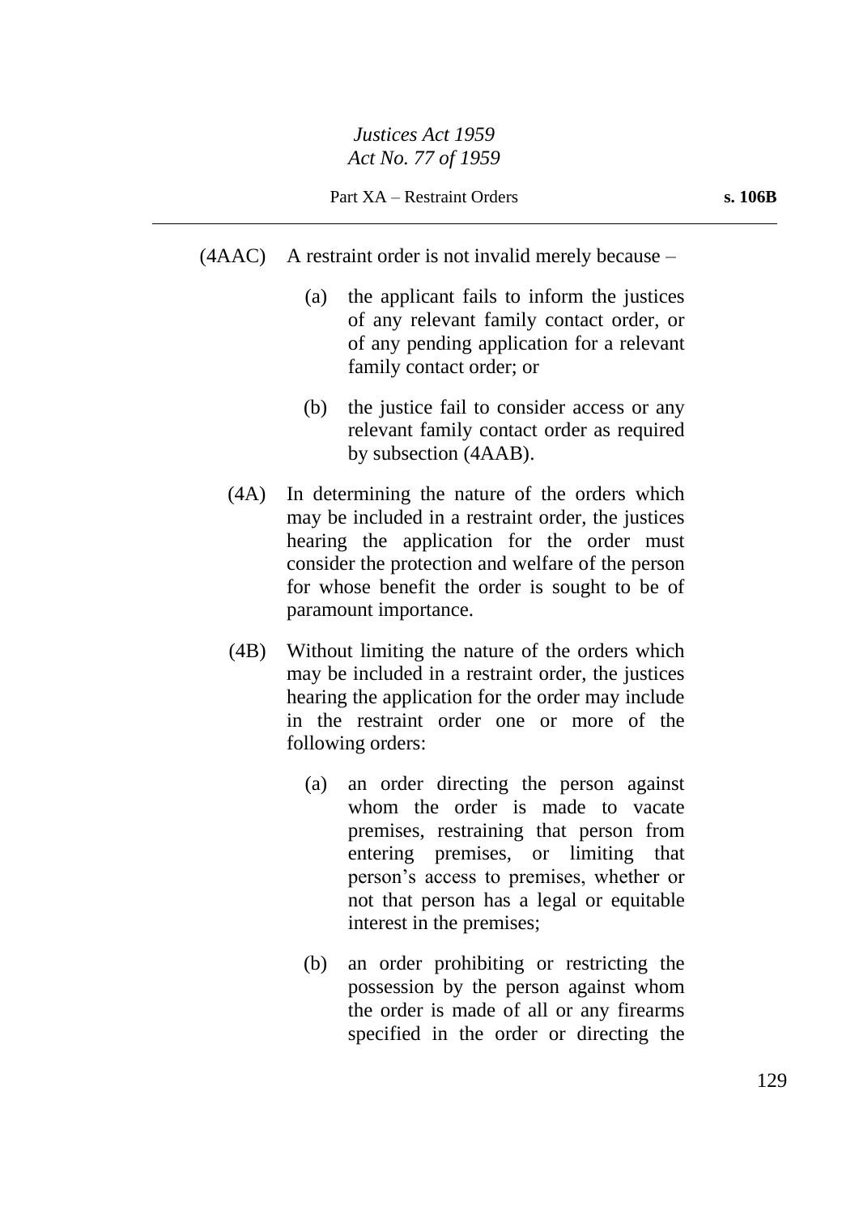(4AAC) A restraint order is not invalid merely because –

(a) the applicant fails to inform the justices of any relevant family contact order, or of any pending application for a relevant family contact order; or

(b) the justice fail to consider access or any relevant family contact order as required by subsection (4AAB).

(4A) In determining the nature of the orders which may be included in a restraint order, the justices hearing the application for the order must consider the protection and welfare of the person for whose benefit the order is sought to be of paramount importance.

(4B) Without limiting the nature of the orders which may be included in a restraint order, the justices hearing the application for the order may include in the restraint order one or more of the following orders:

(a) an order directing the person against whom the order is made to vacate premises, restraining that person from entering premises, or limiting that person's access to premises, whether or not that person has a legal or equitable interest in the premises;

(b) an order prohibiting or restricting the possession by the person against whom the order is made of all or any firearms specified in the order or directing the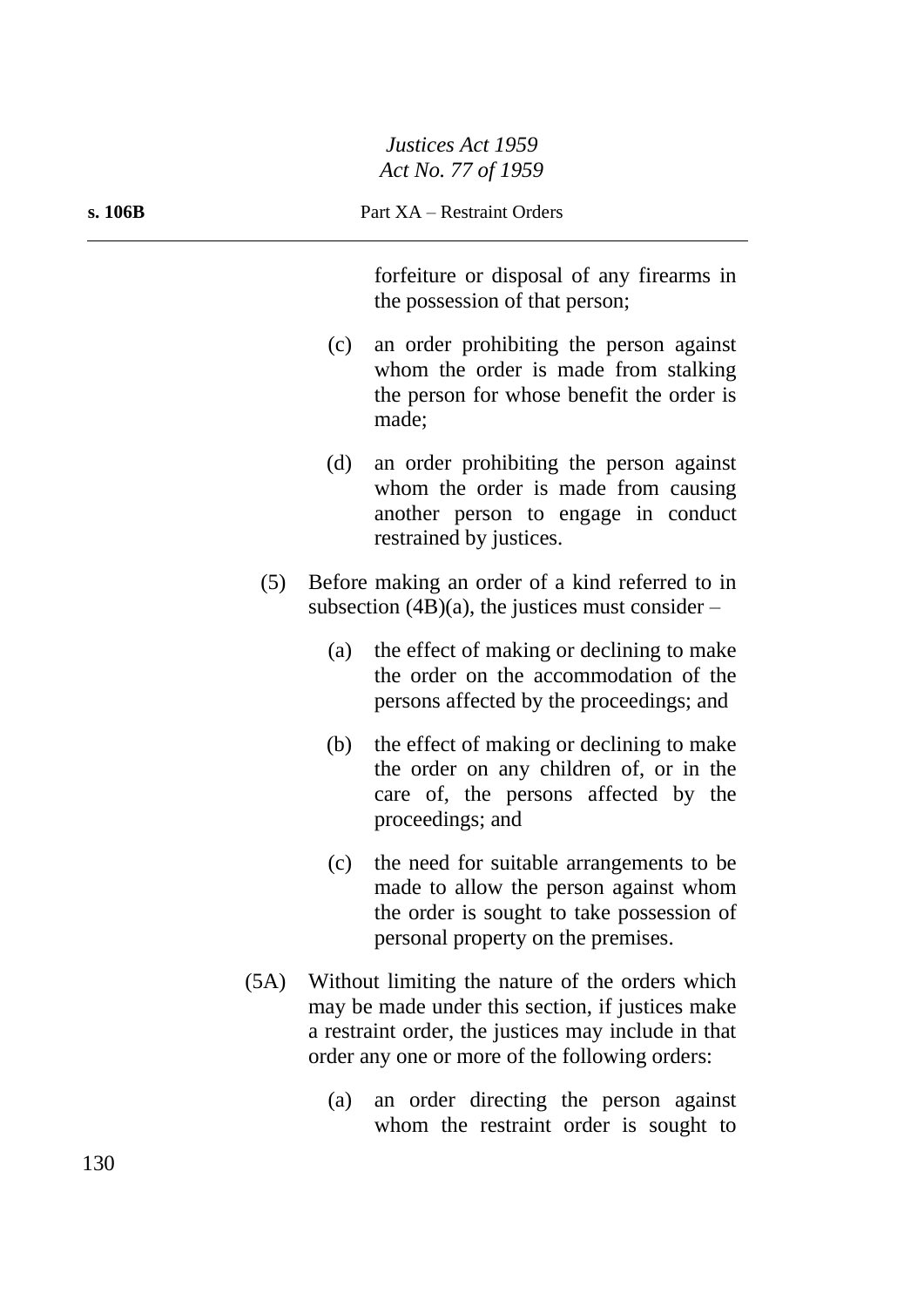forfeiture or disposal of any firearms in the possession of that person;

(c) an order prohibiting the person against whom the order is made from stalking the person for whose benefit the order is made;

(d) an order prohibiting the person against whom the order is made from causing another person to engage in conduct restrained by justices.

(5) Before making an order of a kind referred to in subsection (4B)(a), the justices must consider –

(a) the effect of making or declining to make the order on the accommodation of the persons affected by the proceedings; and

(b) the effect of making or declining to make the order on any children of, or in the care of, the persons affected by the proceedings; and

(c) the need for suitable arrangements to be made to allow the person against whom the order is sought to take possession of personal property on the premises.

(5A) Without limiting the nature of the orders which may be made under this section, if justices make a restraint order, the justices may include in that order any one or more of the following orders:

(a) an order directing the person against whom the restraint order is sought to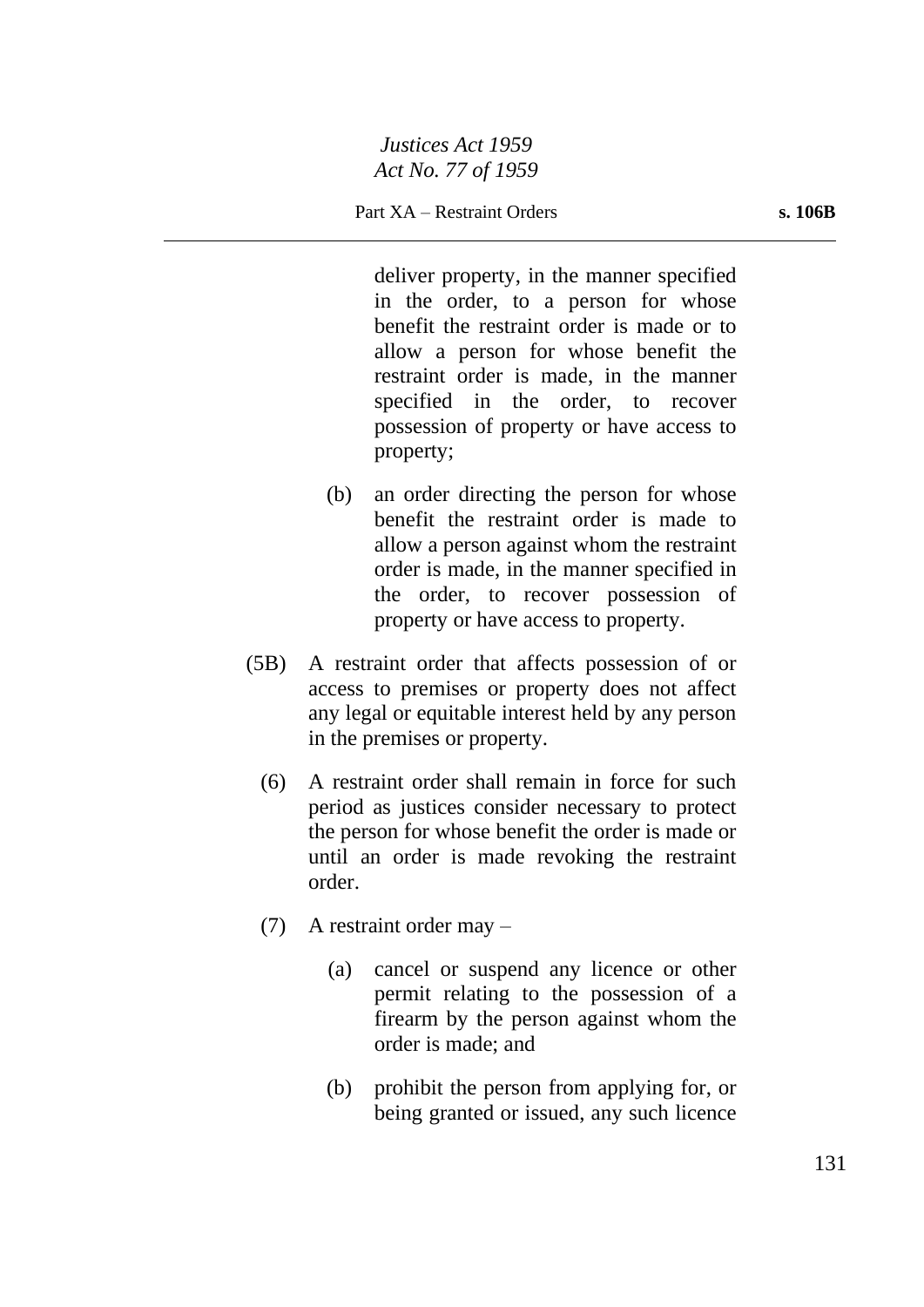deliver property, in the manner specified in the order, to a person for whose benefit the restraint order is made or to allow a person for whose benefit the restraint order is made, in the manner specified in the order, to recover possession of property or have access to property;

(b) an order directing the person for whose benefit the restraint order is made to allow a person against whom the restraint order is made, in the manner specified in the order, to recover possession of property or have access to property.

(5B) A restraint order that affects possession of or access to premises or property does not affect any legal or equitable interest held by any person in the premises or property.

(6) A restraint order shall remain in force for such period as justices consider necessary to protect the person for whose benefit the order is made or until an order is made revoking the restraint order.

(7) A restraint order may –

(a) cancel or suspend any licence or other permit relating to the possession of a firearm by the person against whom the order is made; and

(b) prohibit the person from applying for, or being granted or issued, any such licence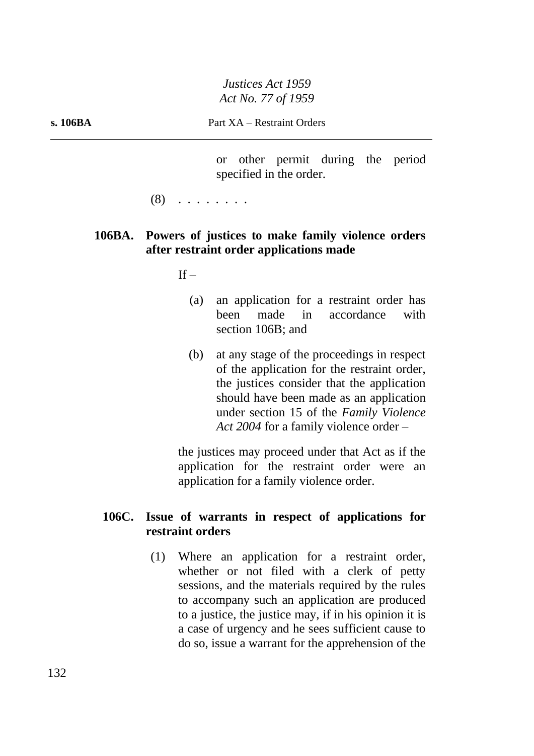or other permit during the period specified in the order.

(8) . . . . . . . .

**106BA. Powers of justices to make family violence orders after restraint order applications made**

If –

(a) an application for a restraint order has been made in accordance with section 106B; and

(b) at any stage of the proceedings in respect of the application for the restraint order, the justices consider that the application should have been made as an application under section 15 of the *Family Violence Act 2004* for a family violence order –

the justices may proceed under that Act as if the application for the restraint order were an application for a family violence order.

**106C. Issue of warrants in respect of applications for restraint orders**

(1) Where an application for a restraint order, whether or not filed with a clerk of petty sessions, and the materials required by the rules to accompany such an application are produced to a justice, the justice may, if in his opinion it is a case of urgency and he sees sufficient cause to do so, issue a warrant for the apprehension of the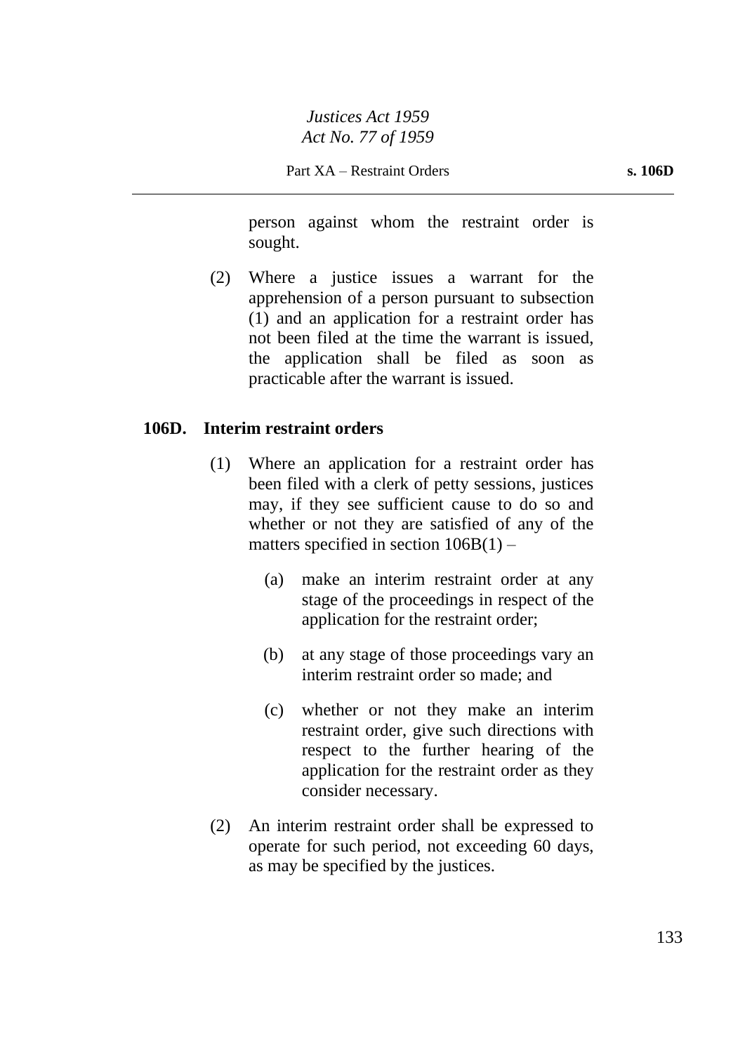person against whom the restraint order is sought.

(2) Where a justice issues a warrant for the apprehension of a person pursuant to subsection (1) and an application for a restraint order has not been filed at the time the warrant is issued, the application shall be filed as soon as practicable after the warrant is issued.

**106D. Interim restraint orders**

(1) Where an application for a restraint order has been filed with a clerk of petty sessions, justices may, if they see sufficient cause to do so and whether or not they are satisfied of any of the matters specified in section 106B(1) –

(a) make an interim restraint order at any stage of the proceedings in respect of the application for the restraint order;

(b) at any stage of those proceedings vary an interim restraint order so made; and

(c) whether or not they make an interim restraint order, give such directions with respect to the further hearing of the application for the restraint order as they consider necessary.

(2) An interim restraint order shall be expressed to operate for such period, not exceeding 60 days, as may be specified by the justices.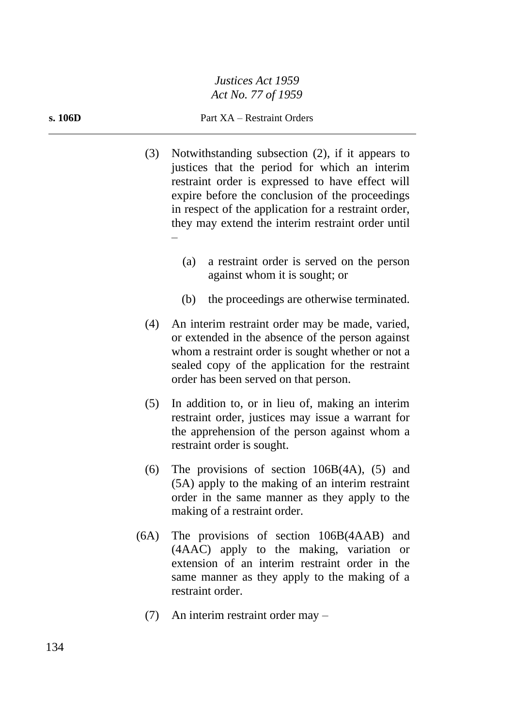(3) Notwithstanding subsection (2), if it appears to justices that the period for which an interim restraint order is expressed to have effect will expire before the conclusion of the proceedings in respect of the application for a restraint order, they may extend the interim restraint order until –

(a) a restraint order is served on the person against whom it is sought; or

(b) the proceedings are otherwise terminated.

(4) An interim restraint order may be made, varied, or extended in the absence of the person against whom a restraint order is sought whether or not a sealed copy of the application for the restraint order has been served on that person.

(5) In addition to, or in lieu of, making an interim restraint order, justices may issue a warrant for the apprehension of the person against whom a restraint order is sought.

(6) The provisions of section 106B(4A), (5) and (5A) apply to the making of an interim restraint order in the same manner as they apply to the making of a restraint order.

(6A) The provisions of section 106B(4AAB) and (4AAC) apply to the making, variation or extension of an interim restraint order in the same manner as they apply to the making of a restraint order.

(7) An interim restraint order may –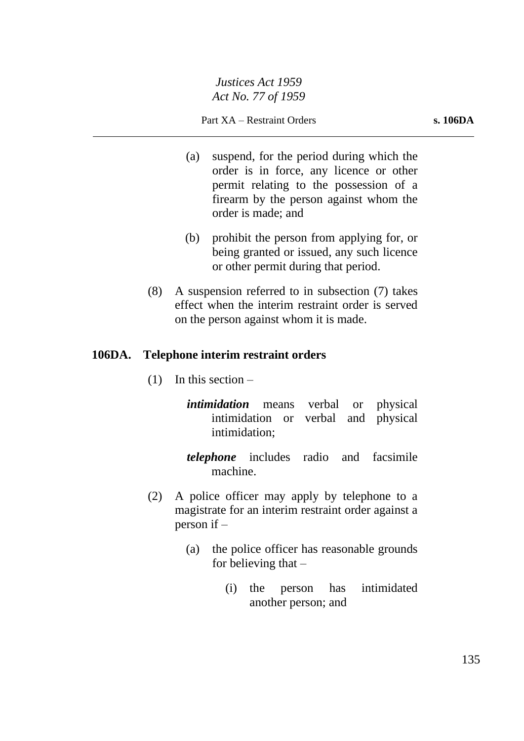(a) suspend, for the period during which the order is in force, any licence or other permit relating to the possession of a firearm by the person against whom the order is made; and

(b) prohibit the person from applying for, or being granted or issued, any such licence or other permit during that period.

(8) A suspension referred to in subsection (7) takes effect when the interim restraint order is served on the person against whom it is made.

## 106DA. Telephone interim restraint orders

(1) In this section –

***intimidation*** means verbal or physical intimidation or verbal and physical intimidation;

***telephone*** includes radio and facsimile machine.

(2) A police officer may apply by telephone to a magistrate for an interim restraint order against a person if –

(a) the police officer has reasonable grounds for believing that –

(i) the person has intimidated another person; and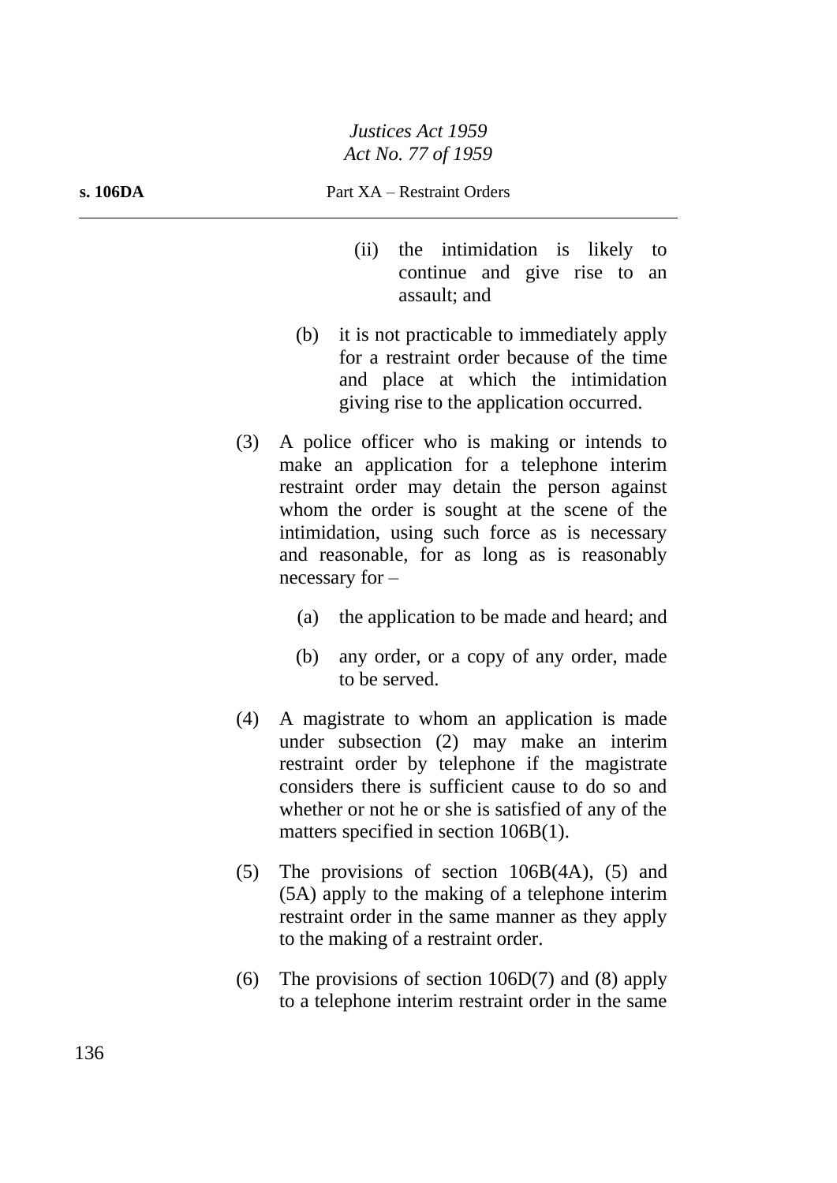(ii) the intimidation is likely to continue and give rise to an assault; and

(b) it is not practicable to immediately apply for a restraint order because of the time and place at which the intimidation giving rise to the application occurred.

(3) A police officer who is making or intends to make an application for a telephone interim restraint order may detain the person against whom the order is sought at the scene of the intimidation, using such force as is necessary and reasonable, for as long as is reasonably necessary for –

(a) the application to be made and heard; and

(b) any order, or a copy of any order, made to be served.

(4) A magistrate to whom an application is made under subsection (2) may make an interim restraint order by telephone if the magistrate considers there is sufficient cause to do so and whether or not he or she is satisfied of any of the matters specified in section 106B(1).

(5) The provisions of section 106B(4A), (5) and (5A) apply to the making of a telephone interim restraint order in the same manner as they apply to the making of a restraint order.

(6) The provisions of section 106D(7) and (8) apply to a telephone interim restraint order in the same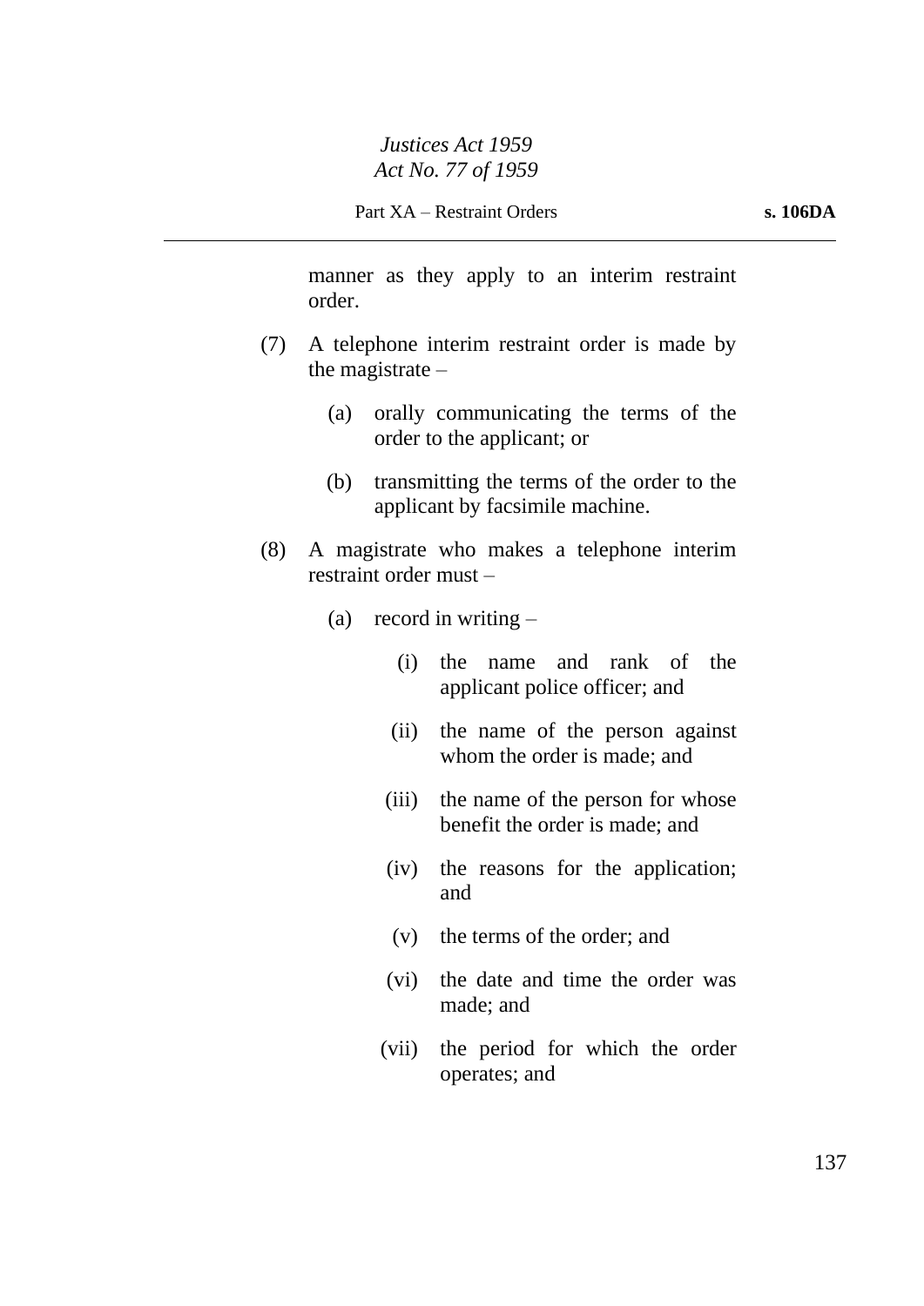manner as they apply to an interim restraint order.

(7) A telephone interim restraint order is made by the magistrate –

  (a) orally communicating the terms of the order to the applicant; or

  (b) transmitting the terms of the order to the applicant by facsimile machine.

(8) A magistrate who makes a telephone interim restraint order must –

  (a) record in writing –

    (i) the name and rank of the applicant police officer; and

    (ii) the name of the person against whom the order is made; and

    (iii) the name of the person for whose benefit the order is made; and

    (iv) the reasons for the application; and

    (v) the terms of the order; and

    (vi) the date and time the order was made; and

    (vii) the period for which the order operates; and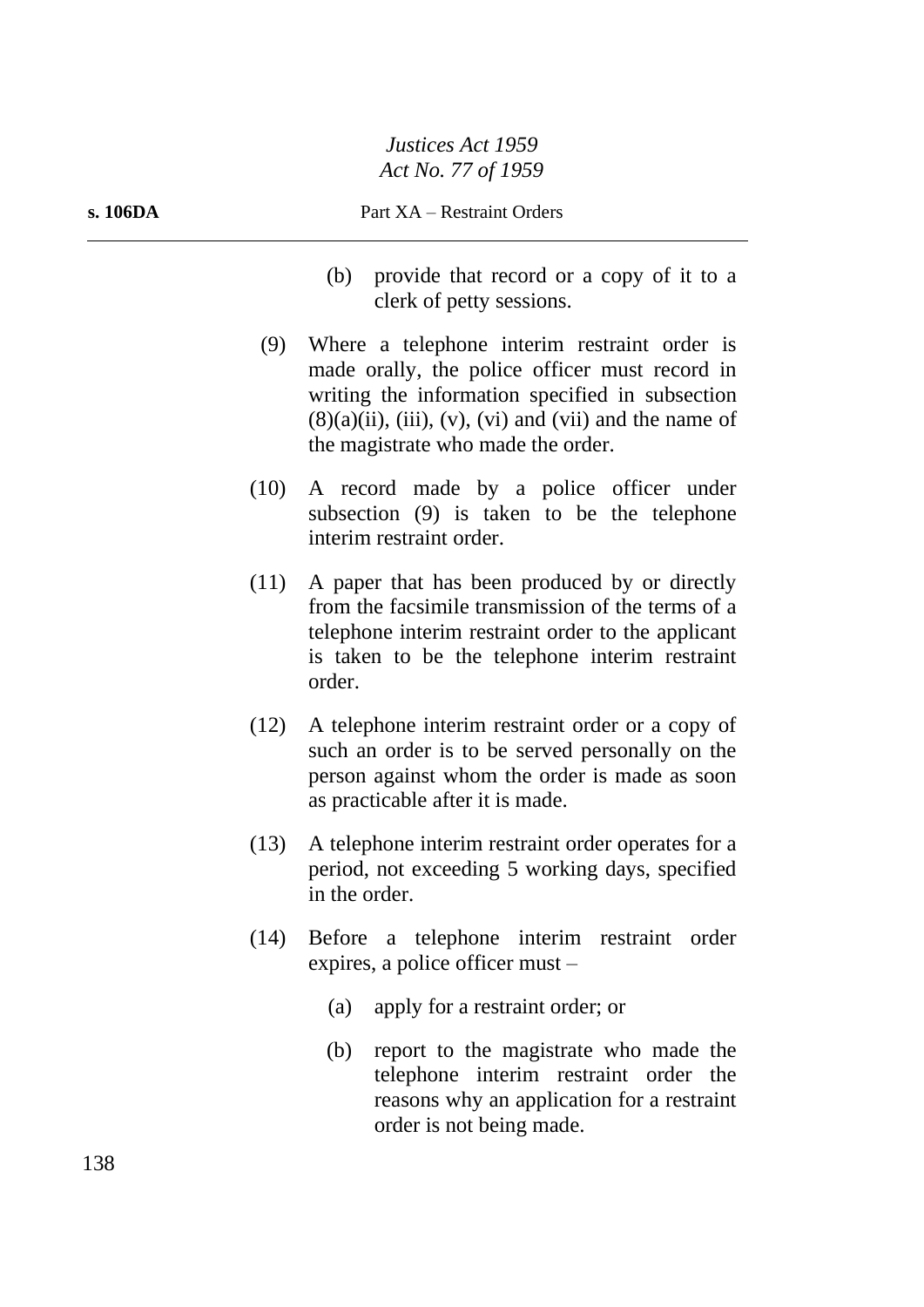(b) provide that record or a copy of it to a clerk of petty sessions.

(9) Where a telephone interim restraint order is made orally, the police officer must record in writing the information specified in subsection (8)(a)(ii), (iii), (v), (vi) and (vii) and the name of the magistrate who made the order.

(10) A record made by a police officer under subsection (9) is taken to be the telephone interim restraint order.

(11) A paper that has been produced by or directly from the facsimile transmission of the terms of a telephone interim restraint order to the applicant is taken to be the telephone interim restraint order.

(12) A telephone interim restraint order or a copy of such an order is to be served personally on the person against whom the order is made as soon as practicable after it is made.

(13) A telephone interim restraint order operates for a period, not exceeding 5 working days, specified in the order.

(14) Before a telephone interim restraint order expires, a police officer must –

(a) apply for a restraint order; or

(b) report to the magistrate who made the telephone interim restraint order the reasons why an application for a restraint order is not being made.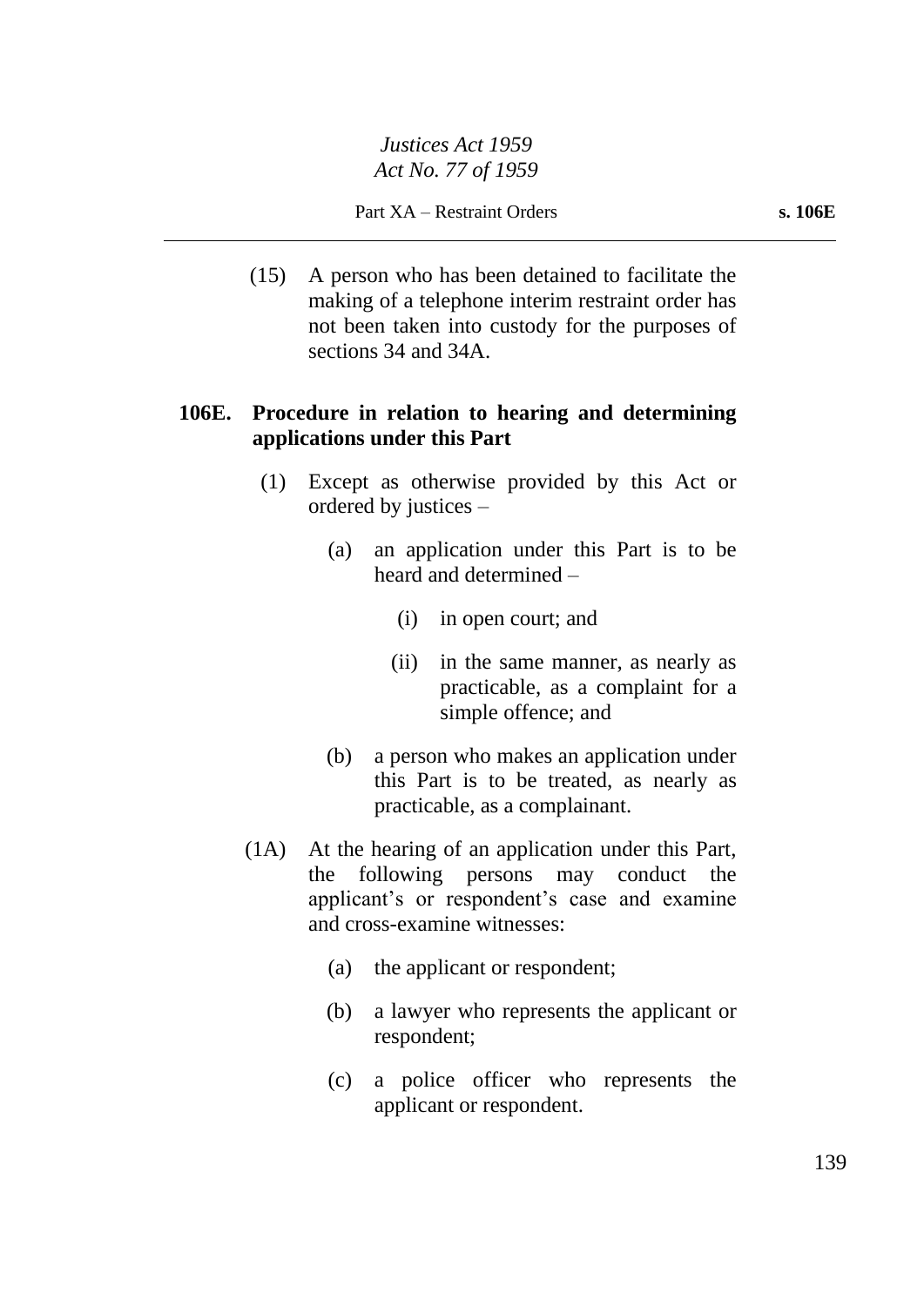(15) A person who has been detained to facilitate the making of a telephone interim restraint order has not been taken into custody for the purposes of sections 34 and 34A.

### 106E. Procedure in relation to hearing and determining applications under this Part

(1) Except as otherwise provided by this Act or ordered by justices –

(a) an application under this Part is to be heard and determined –

(i) in open court; and

(ii) in the same manner, as nearly as practicable, as a complaint for a simple offence; and

(b) a person who makes an application under this Part is to be treated, as nearly as practicable, as a complainant.

(1A) At the hearing of an application under this Part, the following persons may conduct the applicant's or respondent's case and examine and cross-examine witnesses:

(a) the applicant or respondent;

(b) a lawyer who represents the applicant or respondent;

(c) a police officer who represents the applicant or respondent.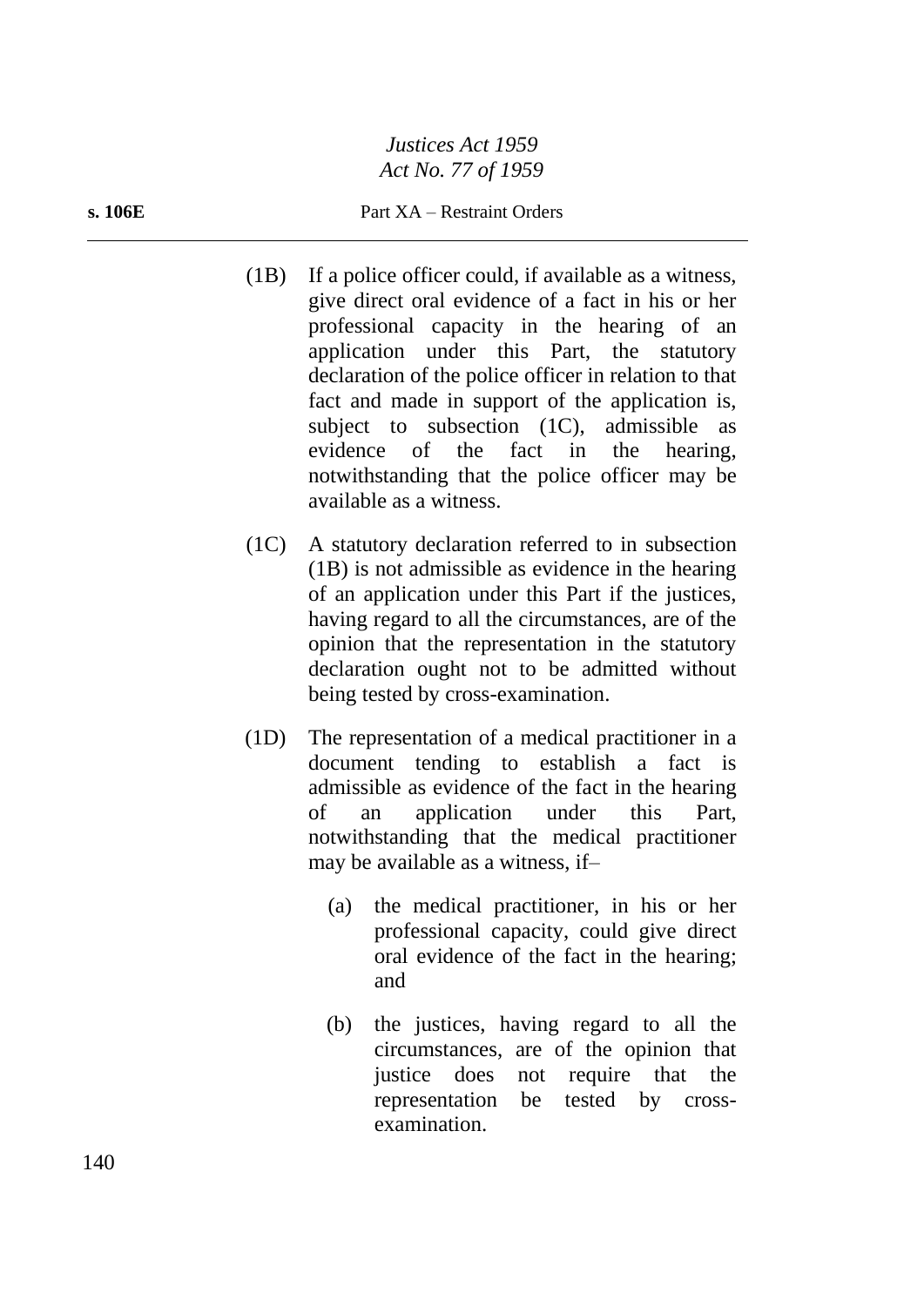(1B) If a police officer could, if available as a witness, give direct oral evidence of a fact in his or her professional capacity in the hearing of an application under this Part, the statutory declaration of the police officer in relation to that fact and made in support of the application is, subject to subsection (1C), admissible as evidence of the fact in the hearing, notwithstanding that the police officer may be available as a witness.

(1C) A statutory declaration referred to in subsection (1B) is not admissible as evidence in the hearing of an application under this Part if the justices, having regard to all the circumstances, are of the opinion that the representation in the statutory declaration ought not to be admitted without being tested by cross-examination.

(1D) The representation of a medical practitioner in a document tending to establish a fact is admissible as evidence of the fact in the hearing of an application under this Part, notwithstanding that the medical practitioner may be available as a witness, if–

(a) the medical practitioner, in his or her professional capacity, could give direct oral evidence of the fact in the hearing; and

(b) the justices, having regard to all the circumstances, are of the opinion that justice does not require that the representation be tested by cross-examination.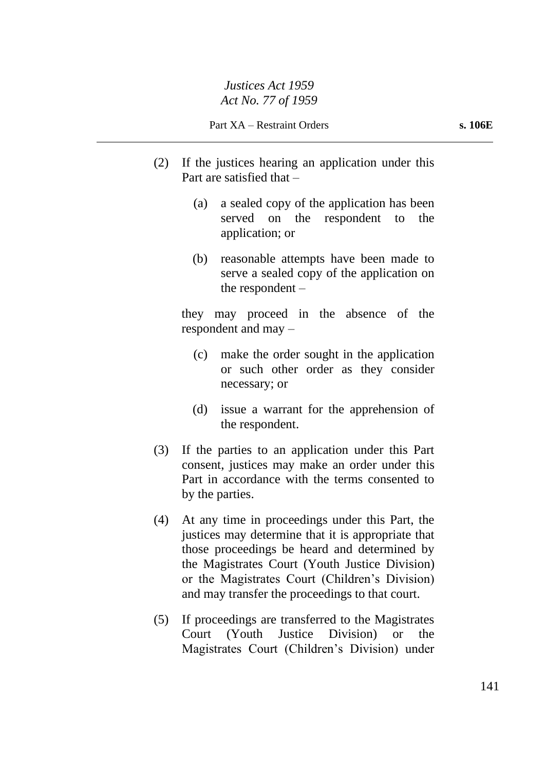(2) If the justices hearing an application under this Part are satisfied that –

  (a) a sealed copy of the application has been served on the respondent to the application; or

  (b) reasonable attempts have been made to serve a sealed copy of the application on the respondent –

they may proceed in the absence of the respondent and may –

  (c) make the order sought in the application or such other order as they consider necessary; or

  (d) issue a warrant for the apprehension of the respondent.

(3) If the parties to an application under this Part consent, justices may make an order under this Part in accordance with the terms consented to by the parties.

(4) At any time in proceedings under this Part, the justices may determine that it is appropriate that those proceedings be heard and determined by the Magistrates Court (Youth Justice Division) or the Magistrates Court (Children's Division) and may transfer the proceedings to that court.

(5) If proceedings are transferred to the Magistrates Court (Youth Justice Division) or the Magistrates Court (Children's Division) under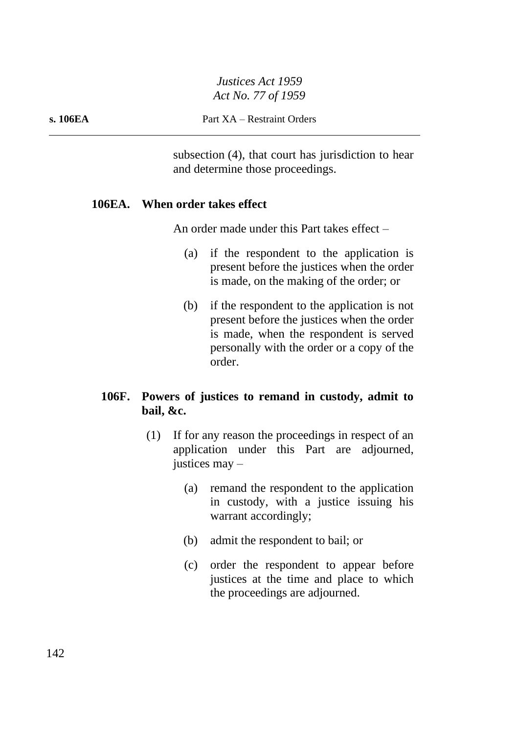subsection (4), that court has jurisdiction to hear and determine those proceedings.

**106EA. When order takes effect**

An order made under this Part takes effect –

(a) if the respondent to the application is present before the justices when the order is made, on the making of the order; or

(b) if the respondent to the application is not present before the justices when the order is made, when the respondent is served personally with the order or a copy of the order.

**106F. Powers of justices to remand in custody, admit to bail, &c.**

(1) If for any reason the proceedings in respect of an application under this Part are adjourned, justices may –

(a) remand the respondent to the application in custody, with a justice issuing his warrant accordingly;

(b) admit the respondent to bail; or

(c) order the respondent to appear before justices at the time and place to which the proceedings are adjourned.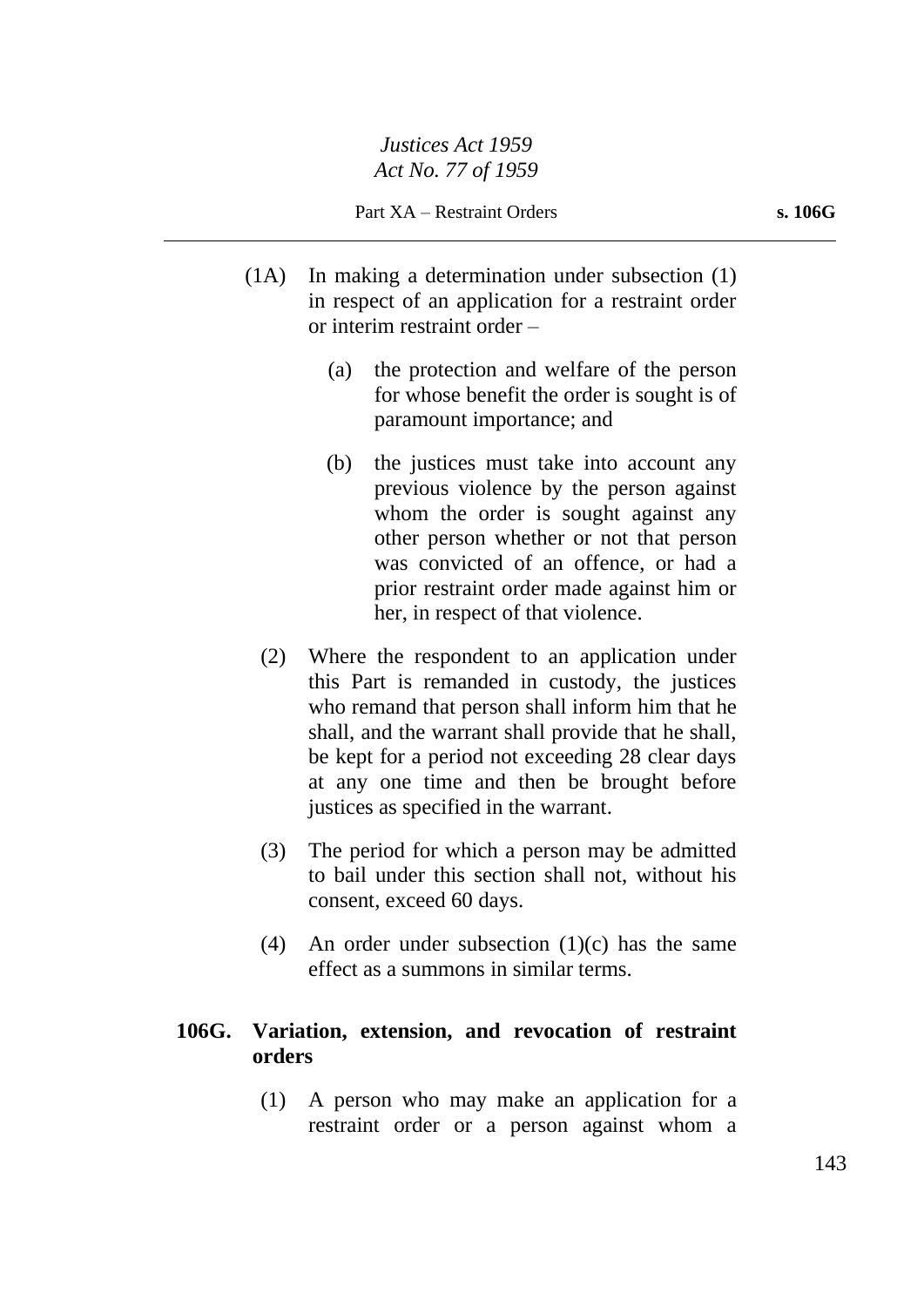(1A) In making a determination under subsection (1) in respect of an application for a restraint order or interim restraint order –

(a) the protection and welfare of the person for whose benefit the order is sought is of paramount importance; and

(b) the justices must take into account any previous violence by the person against whom the order is sought against any other person whether or not that person was convicted of an offence, or had a prior restraint order made against him or her, in respect of that violence.

(2) Where the respondent to an application under this Part is remanded in custody, the justices who remand that person shall inform him that he shall, and the warrant shall provide that he shall, be kept for a period not exceeding 28 clear days at any one time and then be brought before justices as specified in the warrant.

(3) The period for which a person may be admitted to bail under this section shall not, without his consent, exceed 60 days.

(4) An order under subsection (1)(c) has the same effect as a summons in similar terms.

### 106G. Variation, extension, and revocation of restraint orders

(1) A person who may make an application for a restraint order or a person against whom a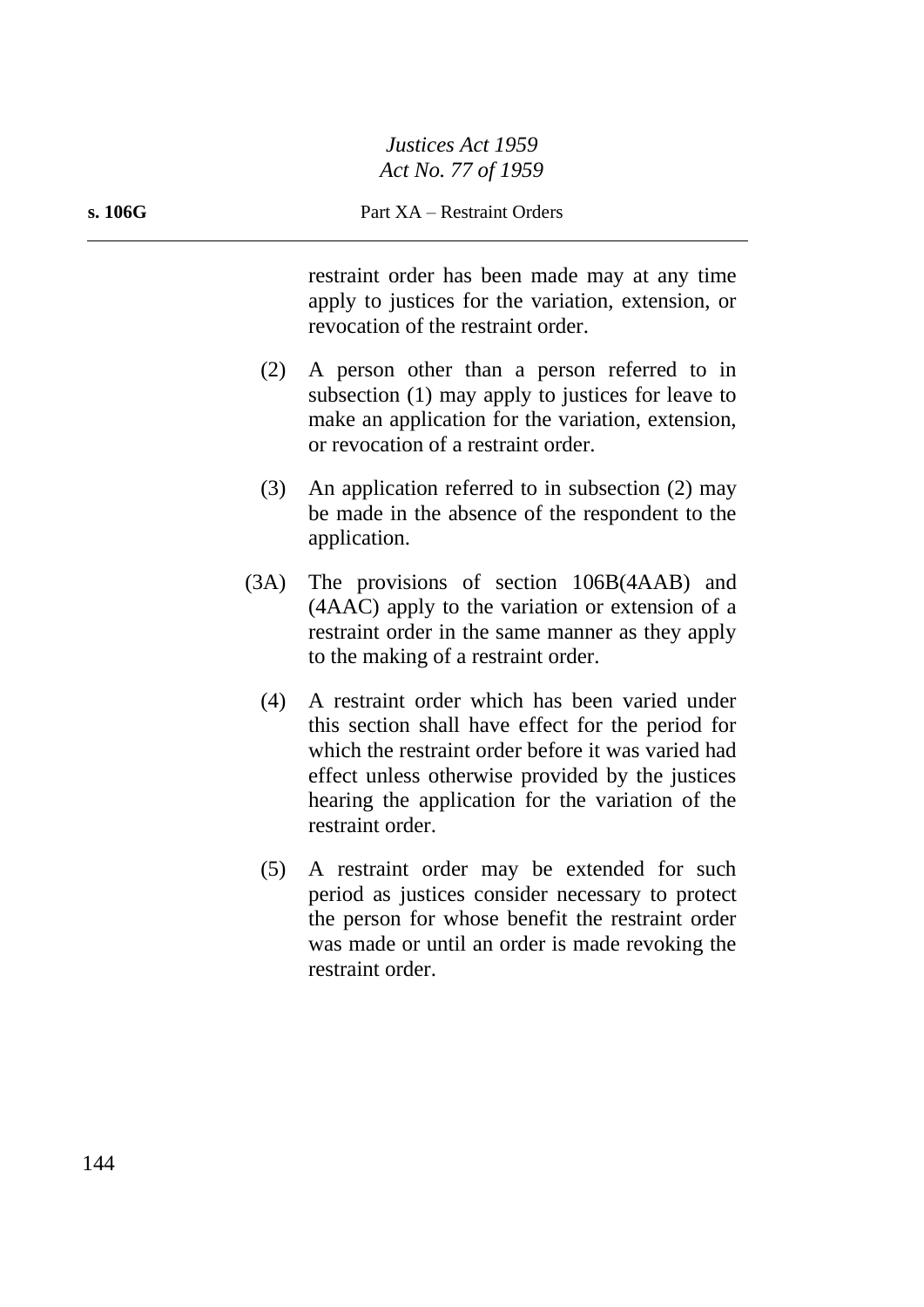restraint order has been made may at any time apply to justices for the variation, extension, or revocation of the restraint order.

(2) A person other than a person referred to in subsection (1) may apply to justices for leave to make an application for the variation, extension, or revocation of a restraint order.

(3) An application referred to in subsection (2) may be made in the absence of the respondent to the application.

(3A) The provisions of section 106B(4AAB) and (4AAC) apply to the variation or extension of a restraint order in the same manner as they apply to the making of a restraint order.

(4) A restraint order which has been varied under this section shall have effect for the period for which the restraint order before it was varied had effect unless otherwise provided by the justices hearing the application for the variation of the restraint order.

(5) A restraint order may be extended for such period as justices consider necessary to protect the person for whose benefit the restraint order was made or until an order is made revoking the restraint order.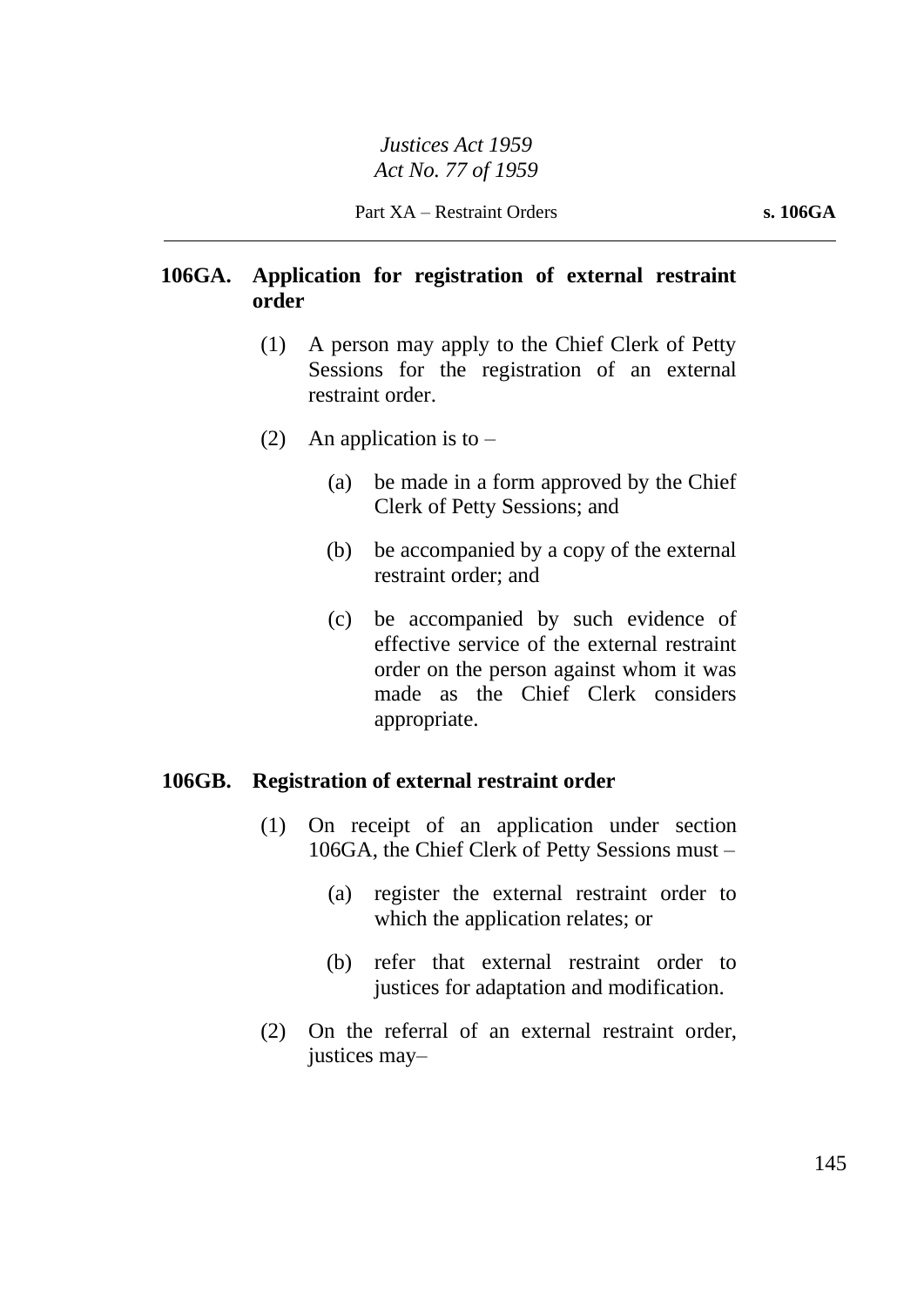### 106GA. Application for registration of external restraint order

(1) A person may apply to the Chief Clerk of Petty Sessions for the registration of an external restraint order.

(2) An application is to –

(a) be made in a form approved by the Chief Clerk of Petty Sessions; and

(b) be accompanied by a copy of the external restraint order; and

(c) be accompanied by such evidence of effective service of the external restraint order on the person against whom it was made as the Chief Clerk considers appropriate.

### 106GB. Registration of external restraint order

(1) On receipt of an application under section 106GA, the Chief Clerk of Petty Sessions must –

(a) register the external restraint order to which the application relates; or

(b) refer that external restraint order to justices for adaptation and modification.

(2) On the referral of an external restraint order, justices may–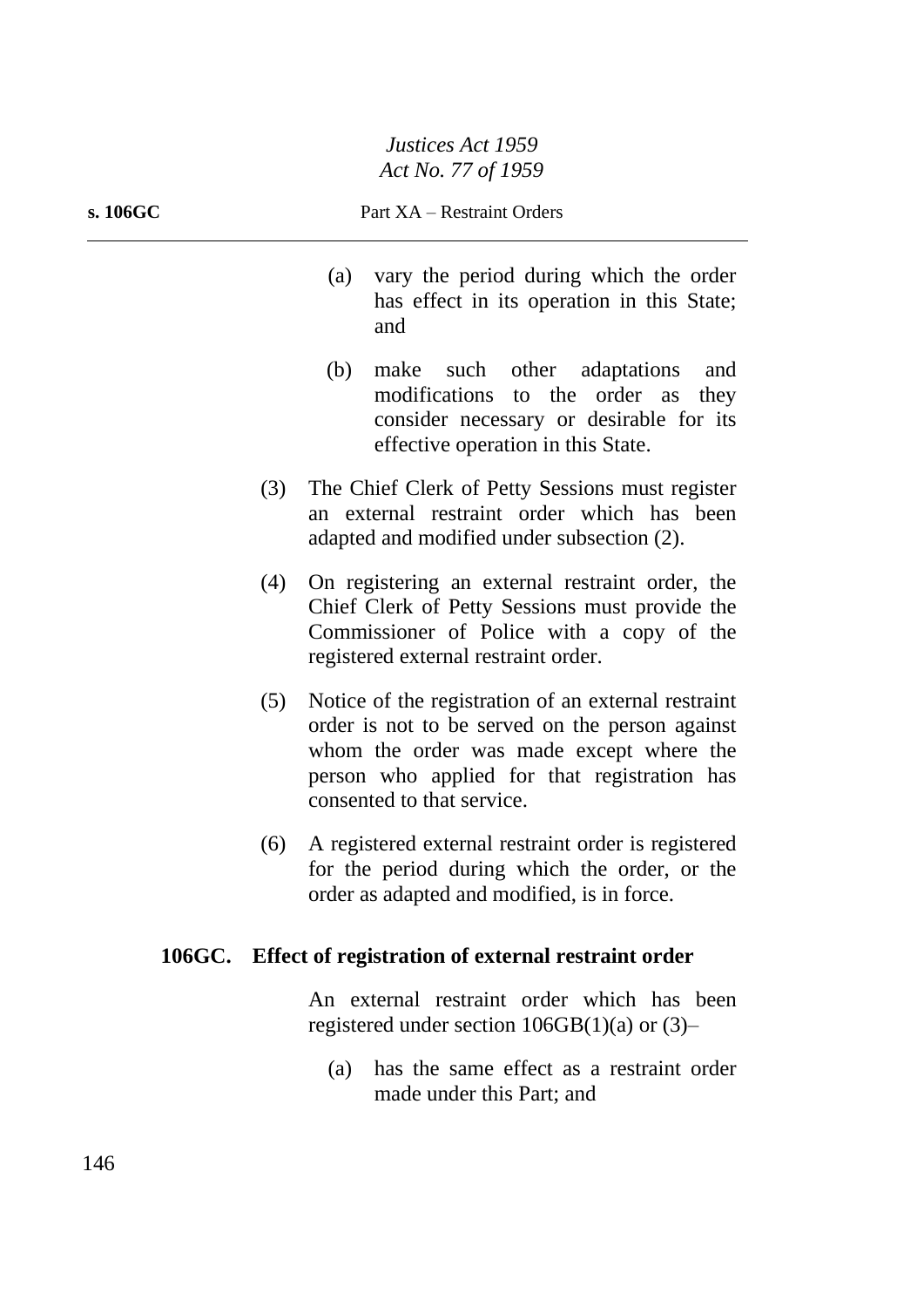(a) vary the period during which the order has effect in its operation in this State; and

(b) make such other adaptations and modifications to the order as they consider necessary or desirable for its effective operation in this State.

(3) The Chief Clerk of Petty Sessions must register an external restraint order which has been adapted and modified under subsection (2).

(4) On registering an external restraint order, the Chief Clerk of Petty Sessions must provide the Commissioner of Police with a copy of the registered external restraint order.

(5) Notice of the registration of an external restraint order is not to be served on the person against whom the order was made except where the person who applied for that registration has consented to that service.

(6) A registered external restraint order is registered for the period during which the order, or the order as adapted and modified, is in force.

**106GC. Effect of registration of external restraint order**

An external restraint order which has been registered under section 106GB(1)(a) or (3)–

(a) has the same effect as a restraint order made under this Part; and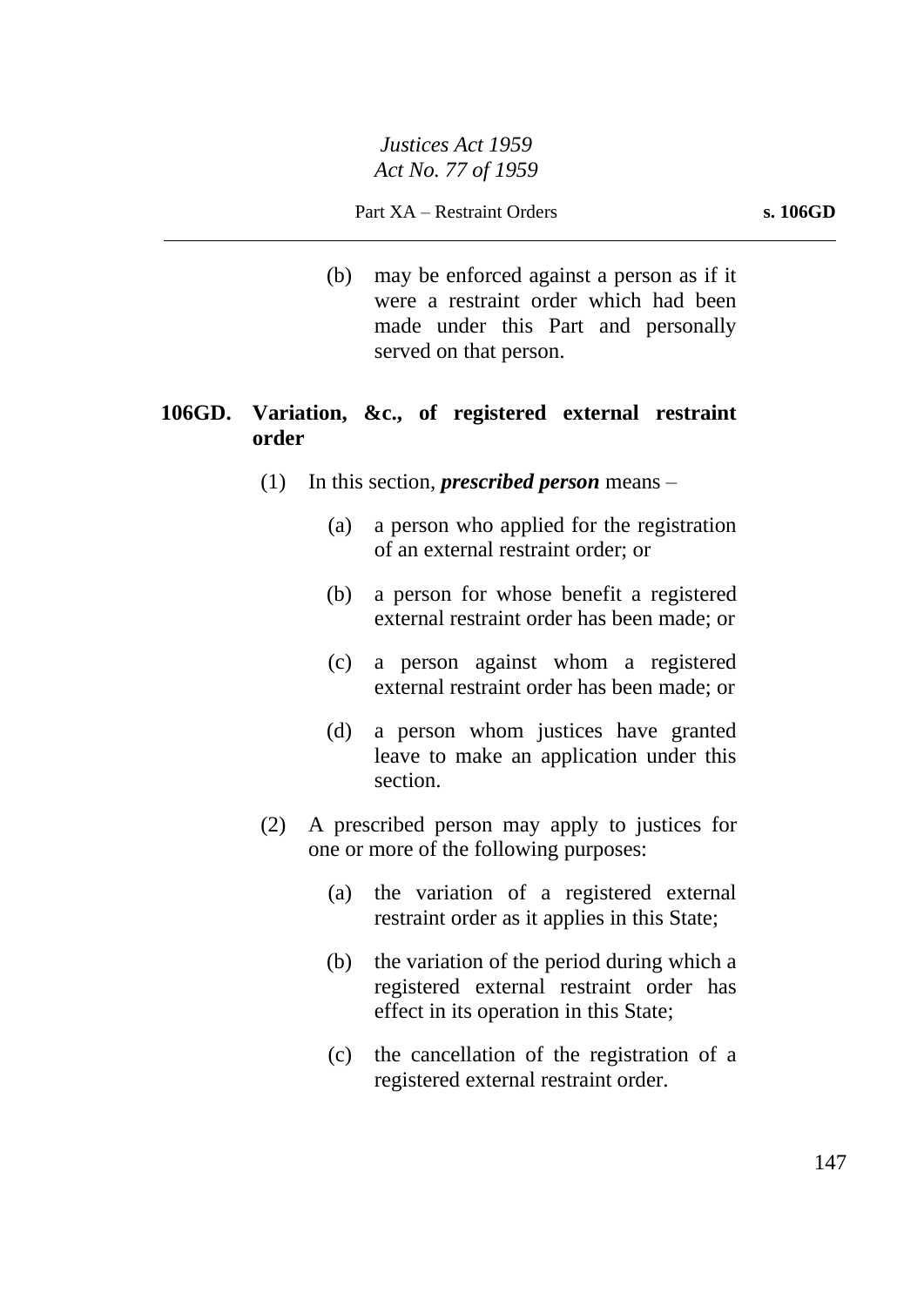(b) may be enforced against a person as if it were a restraint order which had been made under this Part and personally served on that person.

### 106GD. Variation, &c., of registered external restraint order

(1) In this section, ***prescribed person*** means –

(a) a person who applied for the registration of an external restraint order; or

(b) a person for whose benefit a registered external restraint order has been made; or

(c) a person against whom a registered external restraint order has been made; or

(d) a person whom justices have granted leave to make an application under this section.

(2) A prescribed person may apply to justices for one or more of the following purposes:

(a) the variation of a registered external restraint order as it applies in this State;

(b) the variation of the period during which a registered external restraint order has effect in its operation in this State;

(c) the cancellation of the registration of a registered external restraint order.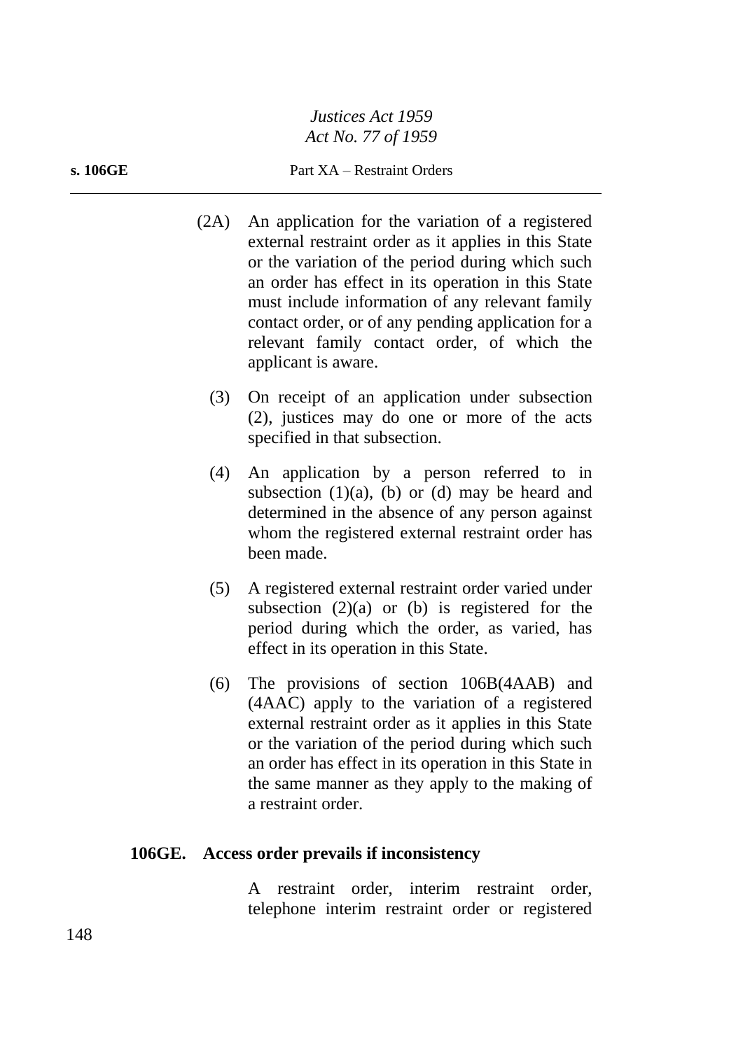(2A) An application for the variation of a registered external restraint order as it applies in this State or the variation of the period during which such an order has effect in its operation in this State must include information of any relevant family contact order, or of any pending application for a relevant family contact order, of which the applicant is aware.

(3) On receipt of an application under subsection (2), justices may do one or more of the acts specified in that subsection.

(4) An application by a person referred to in subsection (1)(a), (b) or (d) may be heard and determined in the absence of any person against whom the registered external restraint order has been made.

(5) A registered external restraint order varied under subsection (2)(a) or (b) is registered for the period during which the order, as varied, has effect in its operation in this State.

(6) The provisions of section 106B(4AAB) and (4AAC) apply to the variation of a registered external restraint order as it applies in this State or the variation of the period during which such an order has effect in its operation in this State in the same manner as they apply to the making of a restraint order.

**106GE. Access order prevails if inconsistency**

A restraint order, interim restraint order, telephone interim restraint order or registered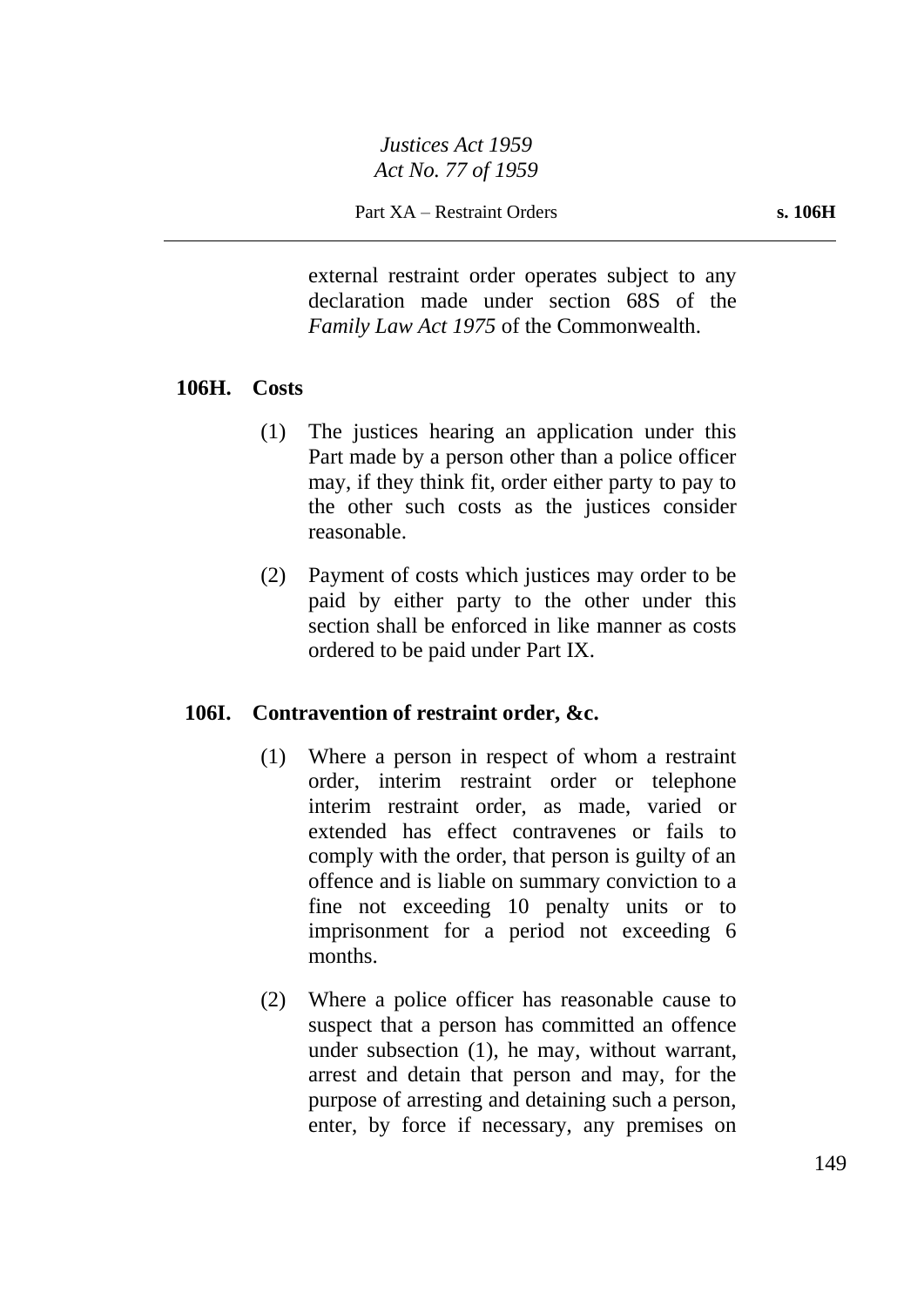external restraint order operates subject to any declaration made under section 68S of the *Family Law Act 1975* of the Commonwealth.

### 106H. Costs

(1) The justices hearing an application under this Part made by a person other than a police officer may, if they think fit, order either party to pay to the other such costs as the justices consider reasonable.

(2) Payment of costs which justices may order to be paid by either party to the other under this section shall be enforced in like manner as costs ordered to be paid under Part IX.

### 106I. Contravention of restraint order, &c.

(1) Where a person in respect of whom a restraint order, interim restraint order or telephone interim restraint order, as made, varied or extended has effect contravenes or fails to comply with the order, that person is guilty of an offence and is liable on summary conviction to a fine not exceeding 10 penalty units or to imprisonment for a period not exceeding 6 months.

(2) Where a police officer has reasonable cause to suspect that a person has committed an offence under subsection (1), he may, without warrant, arrest and detain that person and may, for the purpose of arresting and detaining such a person, enter, by force if necessary, any premises on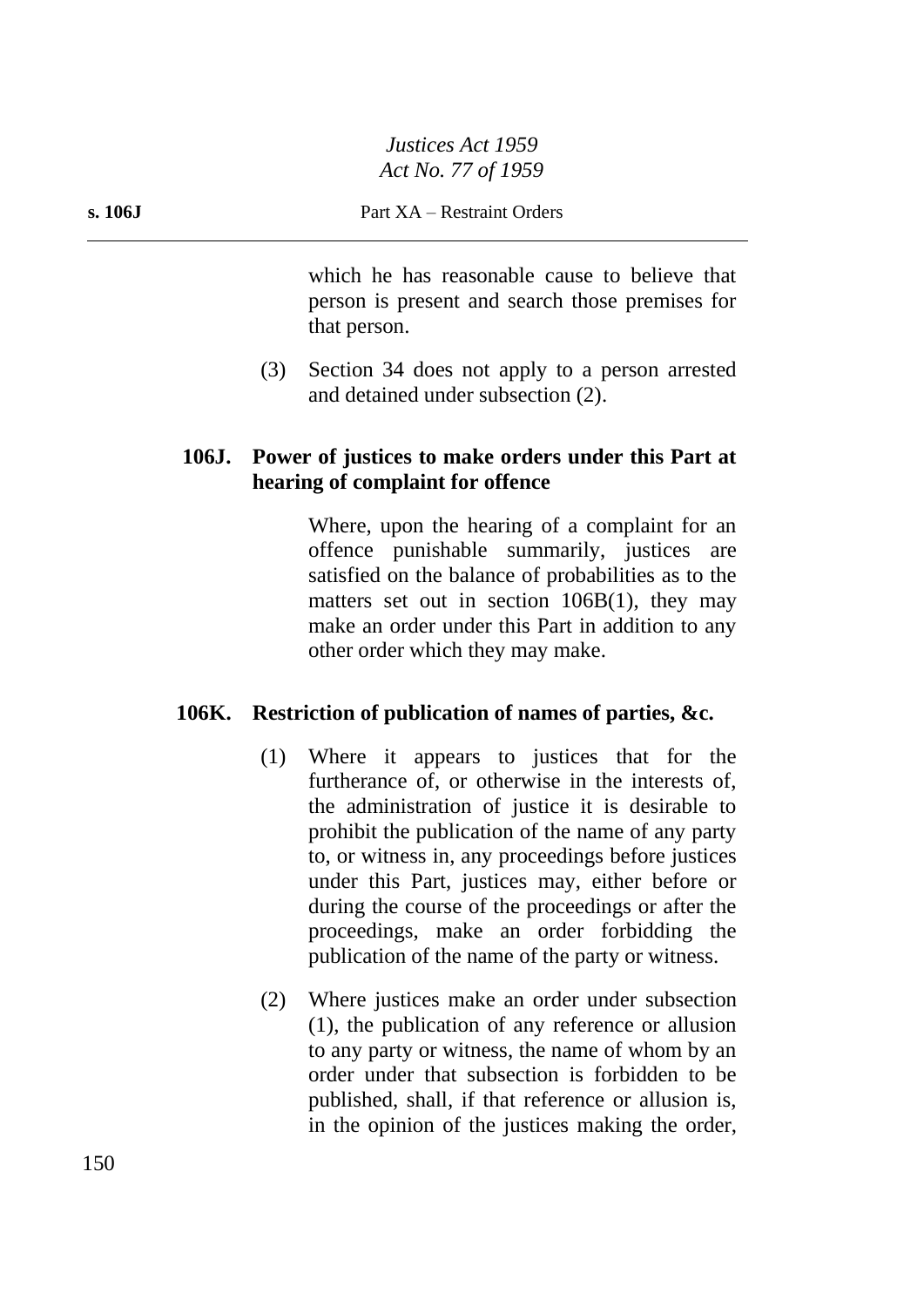which he has reasonable cause to believe that person is present and search those premises for that person.

(3) Section 34 does not apply to a person arrested and detained under subsection (2).

### 106J. Power of justices to make orders under this Part at hearing of complaint for offence

Where, upon the hearing of a complaint for an offence punishable summarily, justices are satisfied on the balance of probabilities as to the matters set out in section 106B(1), they may make an order under this Part in addition to any other order which they may make.

### 106K. Restriction of publication of names of parties, &c.

(1) Where it appears to justices that for the furtherance of, or otherwise in the interests of, the administration of justice it is desirable to prohibit the publication of the name of any party to, or witness in, any proceedings before justices under this Part, justices may, either before or during the course of the proceedings or after the proceedings, make an order forbidding the publication of the name of the party or witness.

(2) Where justices make an order under subsection (1), the publication of any reference or allusion to any party or witness, the name of whom by an order under that subsection is forbidden to be published, shall, if that reference or allusion is, in the opinion of the justices making the order,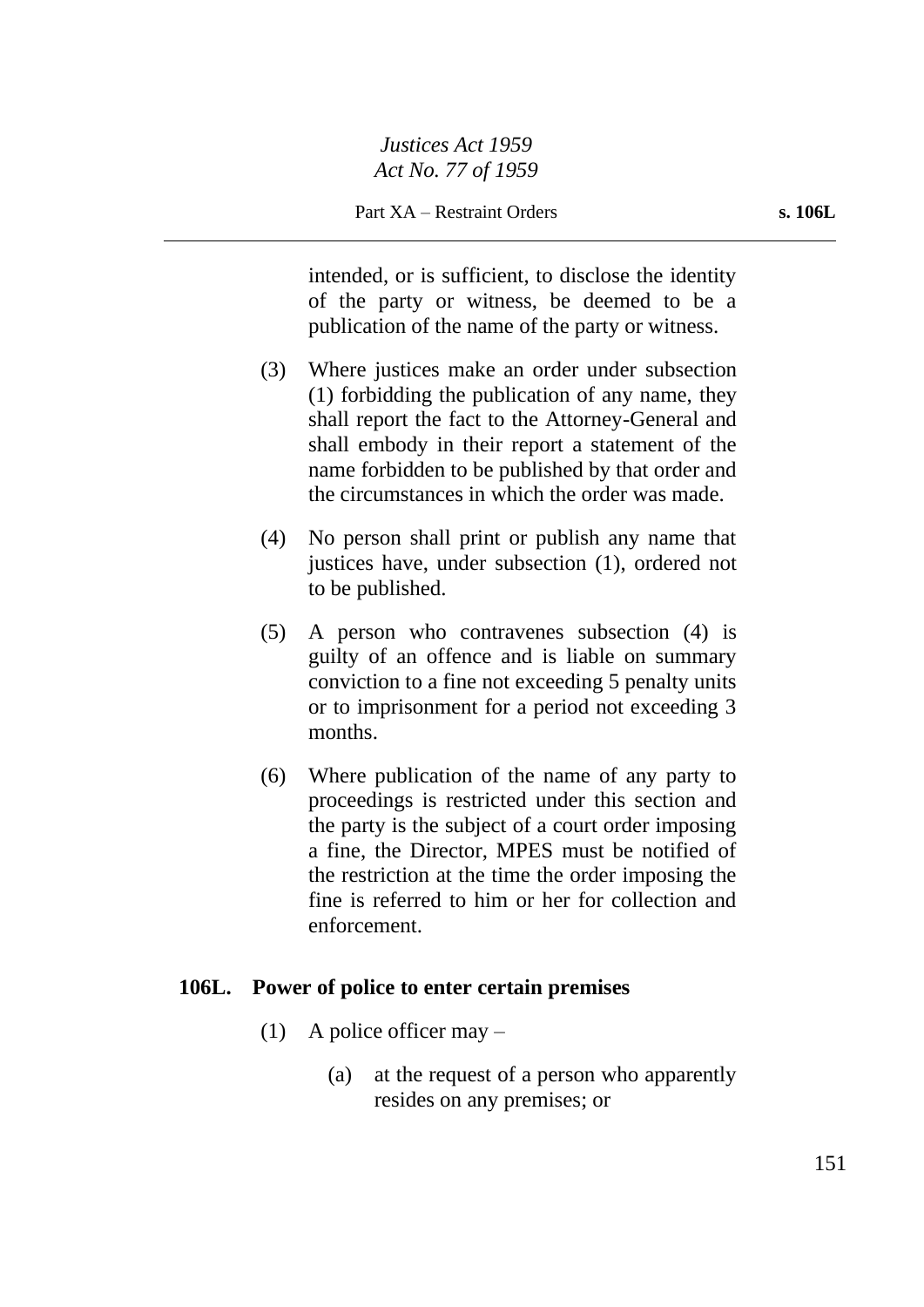intended, or is sufficient, to disclose the identity of the party or witness, be deemed to be a publication of the name of the party or witness.

(3) Where justices make an order under subsection (1) forbidding the publication of any name, they shall report the fact to the Attorney-General and shall embody in their report a statement of the name forbidden to be published by that order and the circumstances in which the order was made.

(4) No person shall print or publish any name that justices have, under subsection (1), ordered not to be published.

(5) A person who contravenes subsection (4) is guilty of an offence and is liable on summary conviction to a fine not exceeding 5 penalty units or to imprisonment for a period not exceeding 3 months.

(6) Where publication of the name of any party to proceedings is restricted under this section and the party is the subject of a court order imposing a fine, the Director, MPES must be notified of the restriction at the time the order imposing the fine is referred to him or her for collection and enforcement.

**106L. Power of police to enter certain premises**

(1) A police officer may –

(a) at the request of a person who apparently resides on any premises; or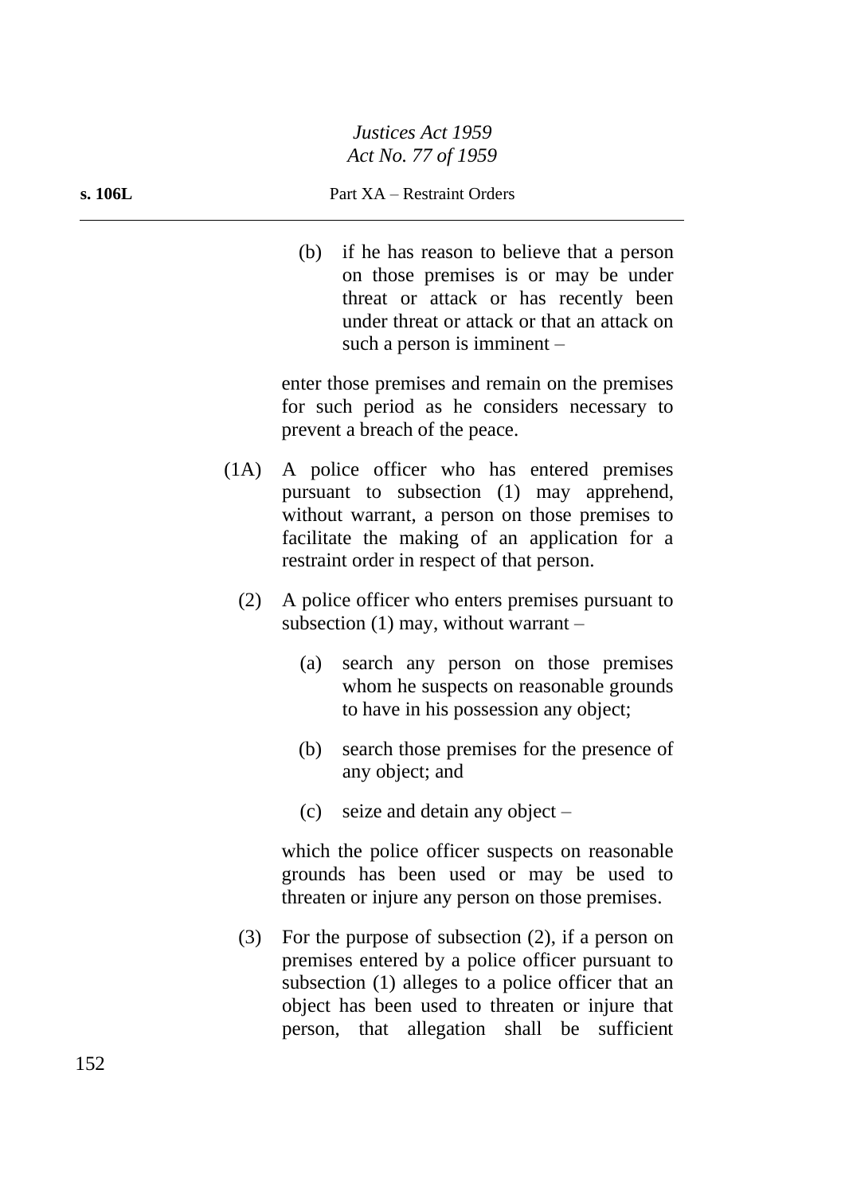(b) if he has reason to believe that a person on those premises is or may be under threat or attack or has recently been under threat or attack or that an attack on such a person is imminent –

enter those premises and remain on the premises for such period as he considers necessary to prevent a breach of the peace.

(1A) A police officer who has entered premises pursuant to subsection (1) may apprehend, without warrant, a person on those premises to facilitate the making of an application for a restraint order in respect of that person.

(2) A police officer who enters premises pursuant to subsection (1) may, without warrant –

(a) search any person on those premises whom he suspects on reasonable grounds to have in his possession any object;

(b) search those premises for the presence of any object; and

(c) seize and detain any object –

which the police officer suspects on reasonable grounds has been used or may be used to threaten or injure any person on those premises.

(3) For the purpose of subsection (2), if a person on premises entered by a police officer pursuant to subsection (1) alleges to a police officer that an object has been used to threaten or injure that person, that allegation shall be sufficient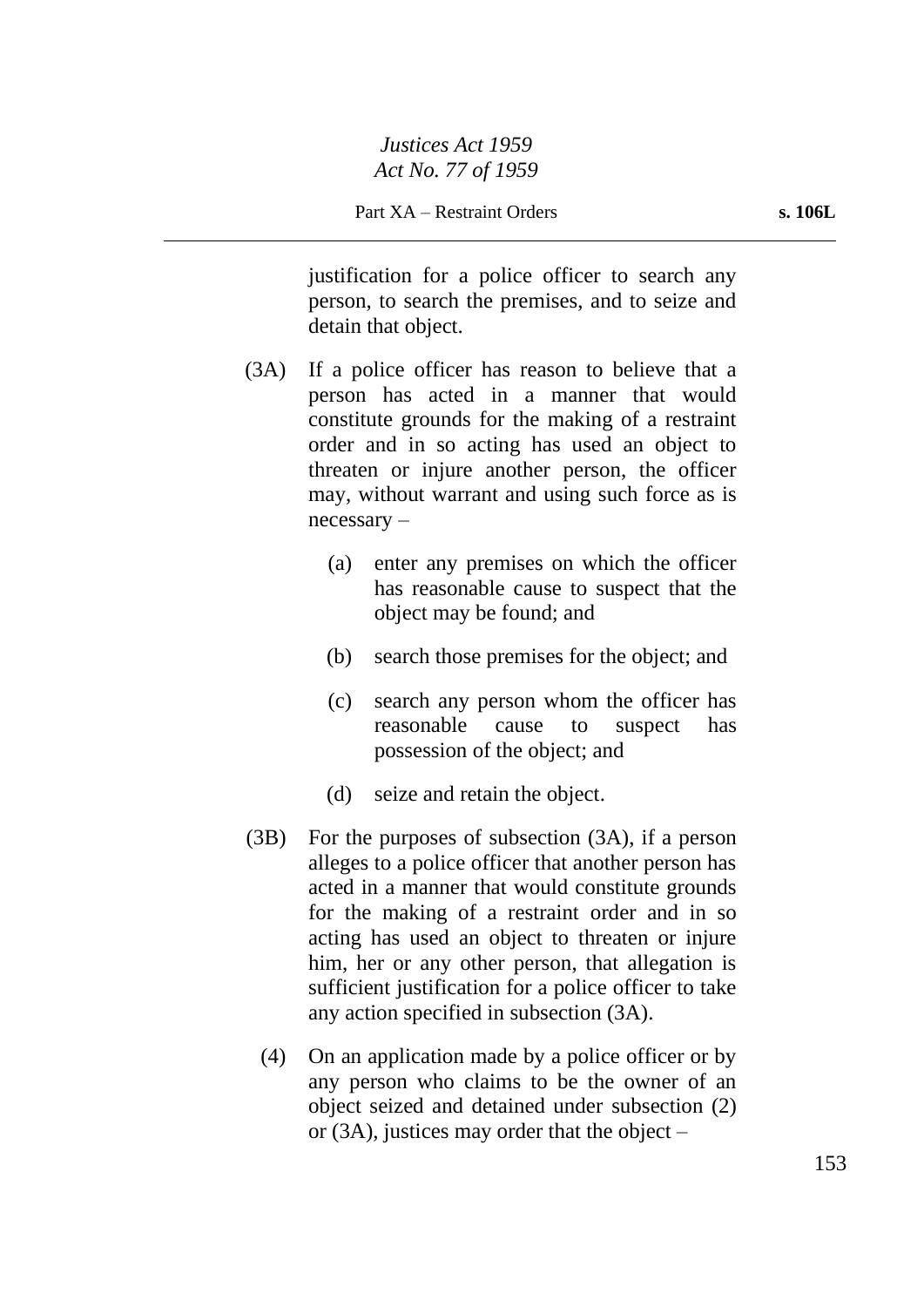justification for a police officer to search any person, to search the premises, and to seize and detain that object.

(3A) If a police officer has reason to believe that a person has acted in a manner that would constitute grounds for the making of a restraint order and in so acting has used an object to threaten or injure another person, the officer may, without warrant and using such force as is necessary –

(a) enter any premises on which the officer has reasonable cause to suspect that the object may be found; and

(b) search those premises for the object; and

(c) search any person whom the officer has reasonable cause to suspect has possession of the object; and

(d) seize and retain the object.

(3B) For the purposes of subsection (3A), if a person alleges to a police officer that another person has acted in a manner that would constitute grounds for the making of a restraint order and in so acting has used an object to threaten or injure him, her or any other person, that allegation is sufficient justification for a police officer to take any action specified in subsection (3A).

(4) On an application made by a police officer or by any person who claims to be the owner of an object seized and detained under subsection (2) or (3A), justices may order that the object –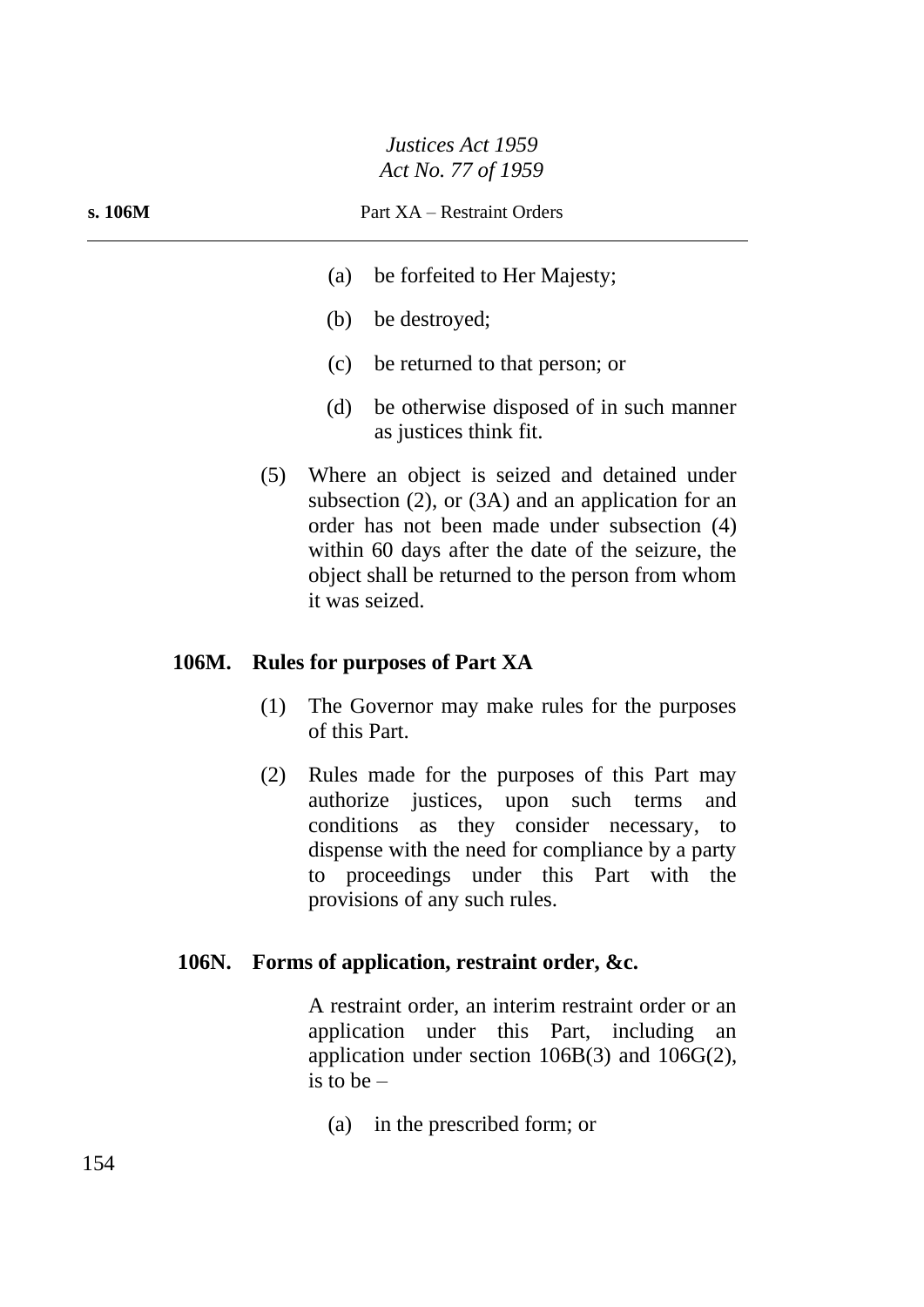(a) be forfeited to Her Majesty;

(b) be destroyed;

(c) be returned to that person; or

(d) be otherwise disposed of in such manner as justices think fit.

(5) Where an object is seized and detained under subsection (2), or (3A) and an application for an order has not been made under subsection (4) within 60 days after the date of the seizure, the object shall be returned to the person from whom it was seized.

### 106M. Rules for purposes of Part XA

(1) The Governor may make rules for the purposes of this Part.

(2) Rules made for the purposes of this Part may authorize justices, upon such terms and conditions as they consider necessary, to dispense with the need for compliance by a party to proceedings under this Part with the provisions of any such rules.

### 106N. Forms of application, restraint order, &c.

A restraint order, an interim restraint order or an application under this Part, including an application under section 106B(3) and 106G(2), is to be –

(a) in the prescribed form; or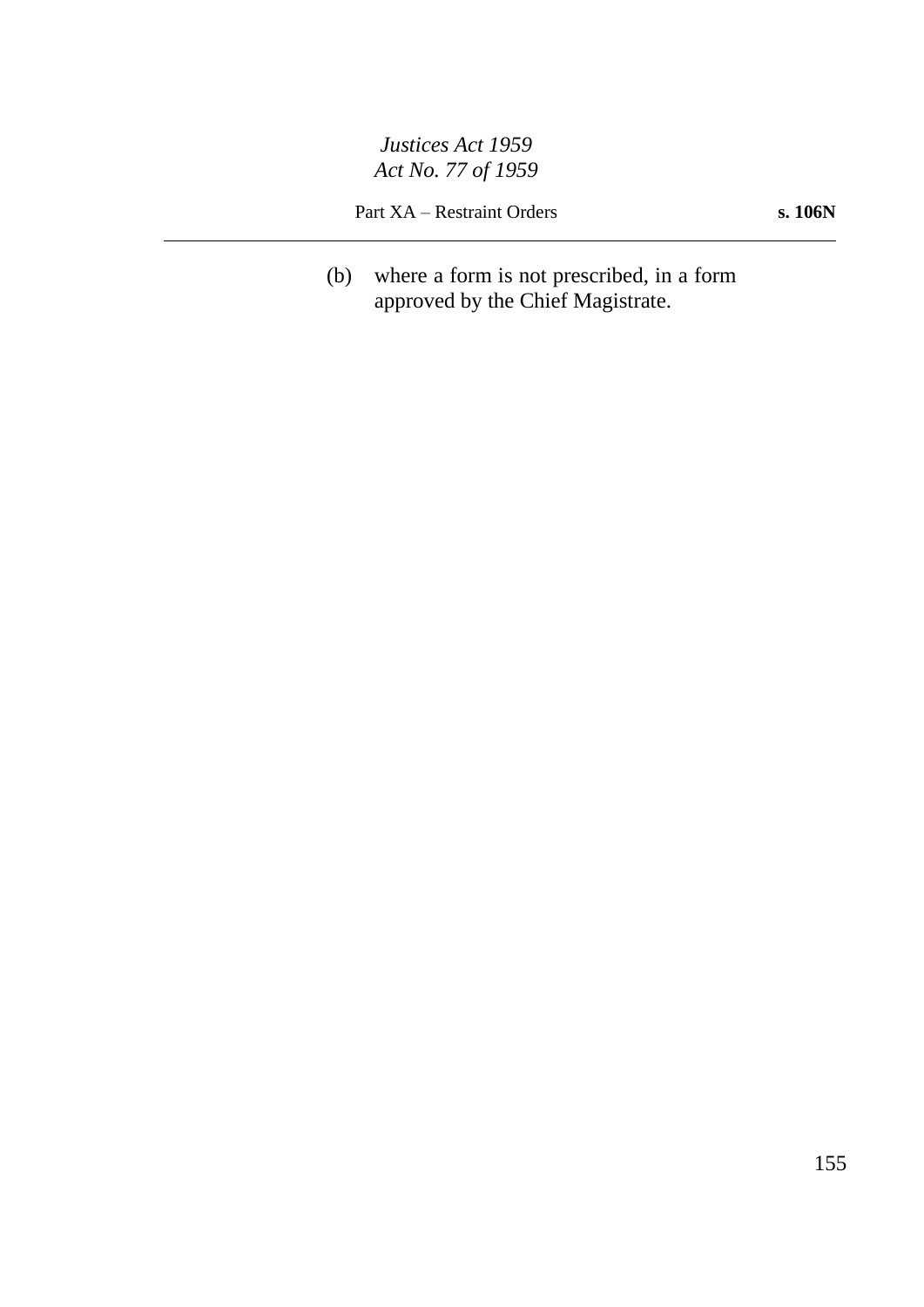(b) where a form is not prescribed, in a form approved by the Chief Magistrate.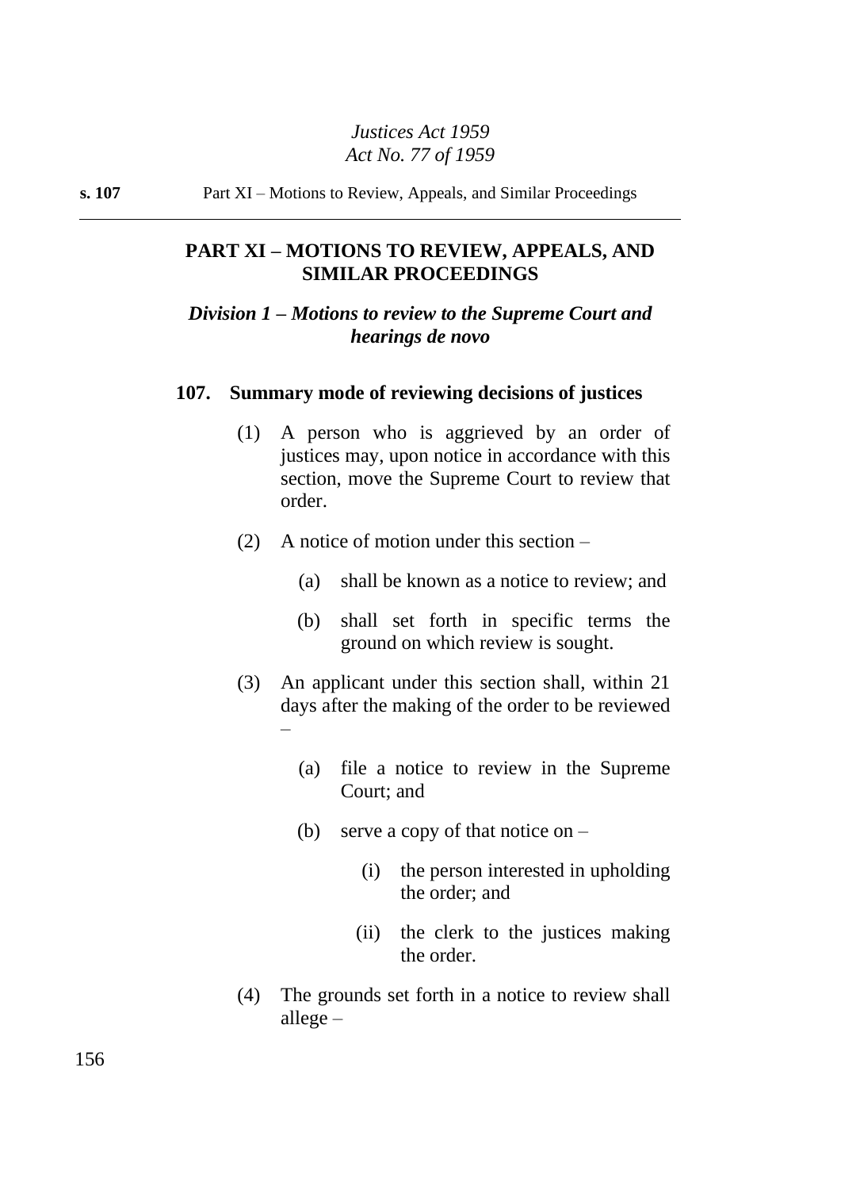## PART XI – MOTIONS TO REVIEW, APPEALS, AND SIMILAR PROCEEDINGS

### *Division 1 – Motions to review to the Supreme Court and hearings de novo*

#### 107. Summary mode of reviewing decisions of justices

(1) A person who is aggrieved by an order of justices may, upon notice in accordance with this section, move the Supreme Court to review that order.

(2) A notice of motion under this section –

(a) shall be known as a notice to review; and

(b) shall set forth in specific terms the ground on which review is sought.

(3) An applicant under this section shall, within 21 days after the making of the order to be reviewed –

(a) file a notice to review in the Supreme Court; and

(b) serve a copy of that notice on –

(i) the person interested in upholding the order; and

(ii) the clerk to the justices making the order.

(4) The grounds set forth in a notice to review shall allege –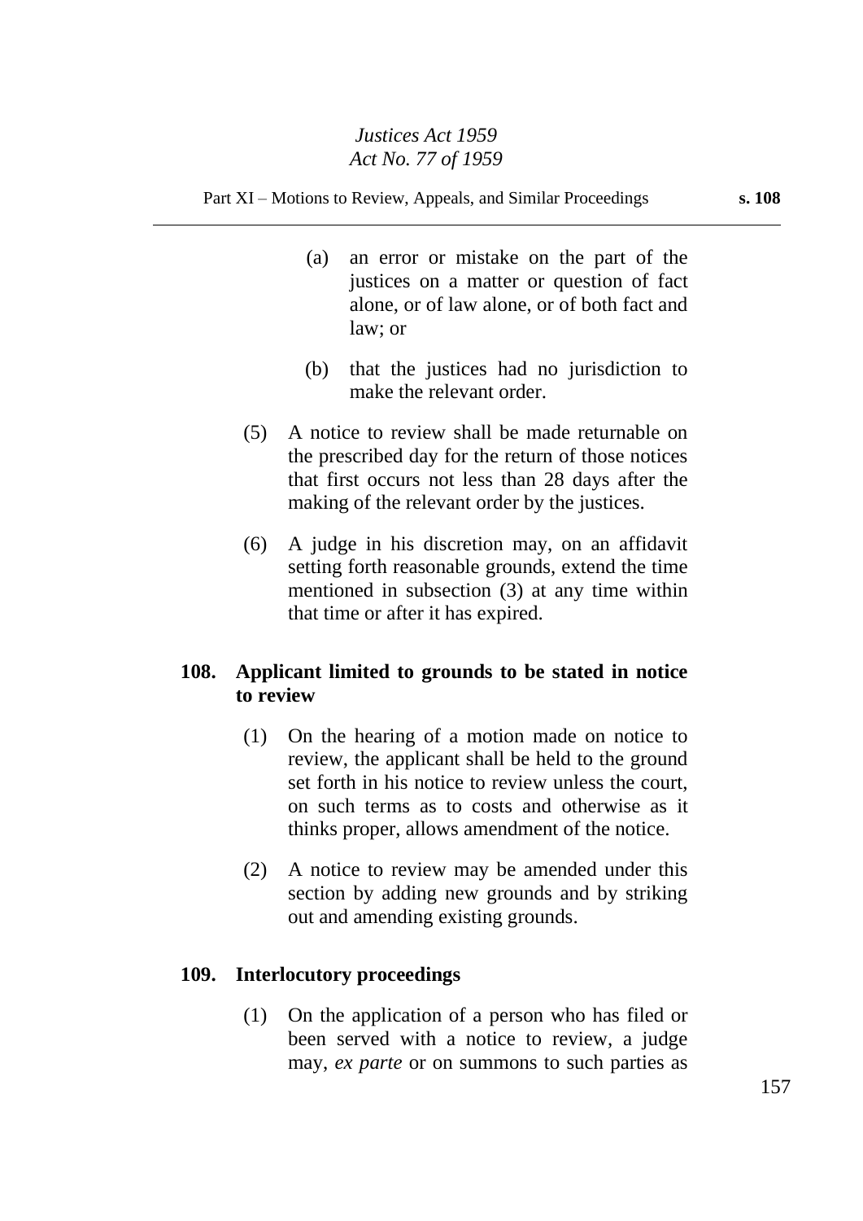(a) an error or mistake on the part of the justices on a matter or question of fact alone, or of law alone, or of both fact and law; or

(b) that the justices had no jurisdiction to make the relevant order.

(5) A notice to review shall be made returnable on the prescribed day for the return of those notices that first occurs not less than 28 days after the making of the relevant order by the justices.

(6) A judge in his discretion may, on an affidavit setting forth reasonable grounds, extend the time mentioned in subsection (3) at any time within that time or after it has expired.

### 108. Applicant limited to grounds to be stated in notice to review

(1) On the hearing of a motion made on notice to review, the applicant shall be held to the ground set forth in his notice to review unless the court, on such terms as to costs and otherwise as it thinks proper, allows amendment of the notice.

(2) A notice to review may be amended under this section by adding new grounds and by striking out and amending existing grounds.

### 109. Interlocutory proceedings

(1) On the application of a person who has filed or been served with a notice to review, a judge may, *ex parte* or on summons to such parties as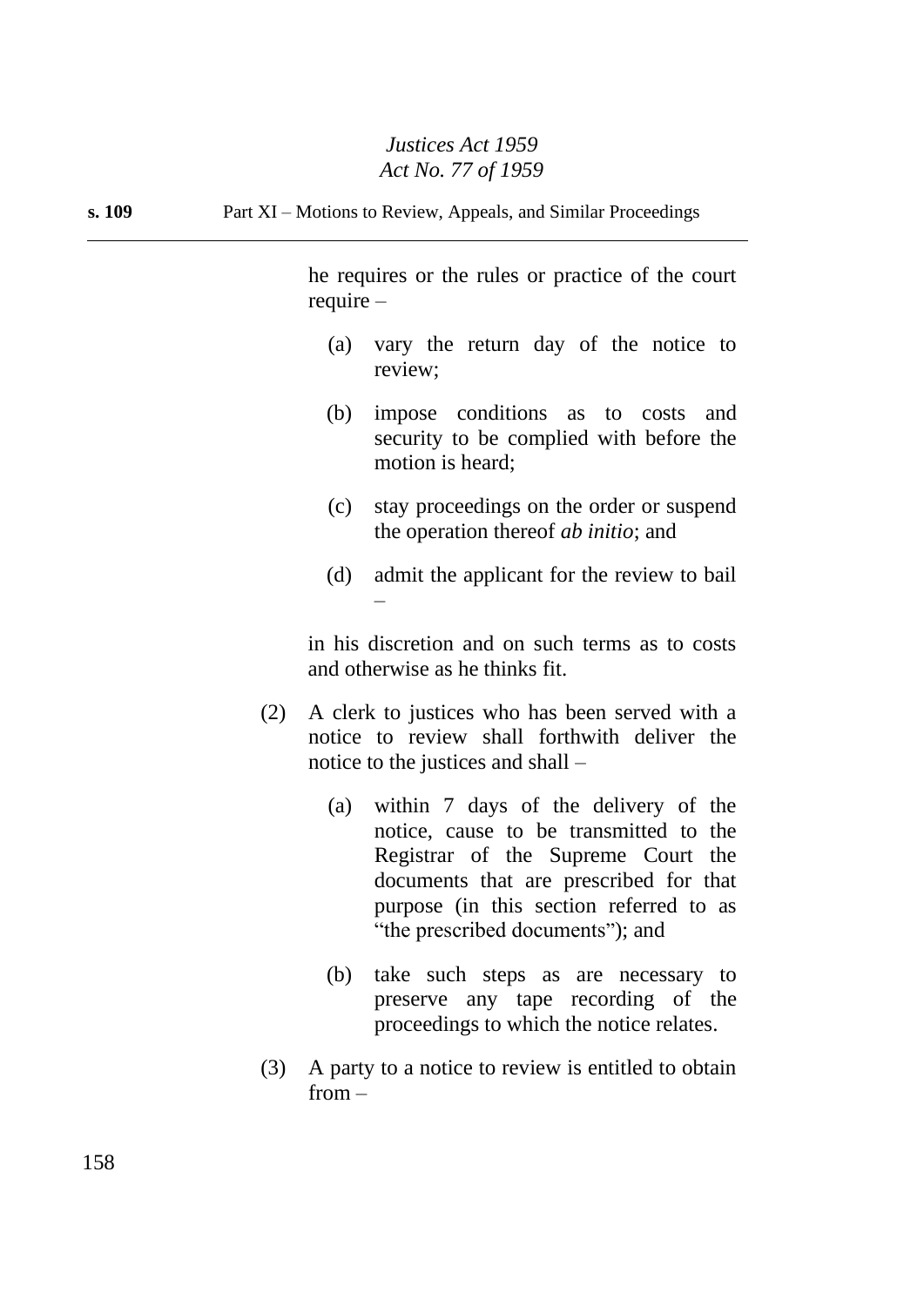he requires or the rules or practice of the court require –

(a) vary the return day of the notice to review;

(b) impose conditions as to costs and security to be complied with before the motion is heard;

(c) stay proceedings on the order or suspend the operation thereof *ab initio*; and

(d) admit the applicant for the review to bail –

in his discretion and on such terms as to costs and otherwise as he thinks fit.

(2) A clerk to justices who has been served with a notice to review shall forthwith deliver the notice to the justices and shall –

(a) within 7 days of the delivery of the notice, cause to be transmitted to the Registrar of the Supreme Court the documents that are prescribed for that purpose (in this section referred to as "the prescribed documents"); and

(b) take such steps as are necessary to preserve any tape recording of the proceedings to which the notice relates.

(3) A party to a notice to review is entitled to obtain from –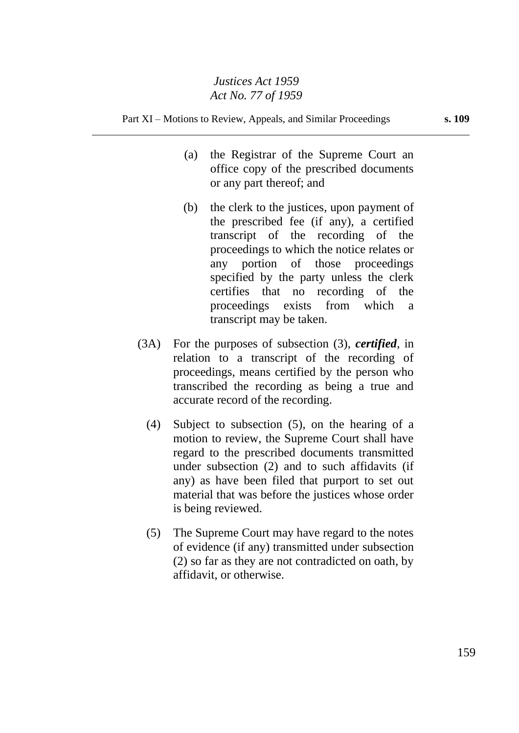(a) the Registrar of the Supreme Court an office copy of the prescribed documents or any part thereof; and

(b) the clerk to the justices, upon payment of the prescribed fee (if any), a certified transcript of the recording of the proceedings to which the notice relates or any portion of those proceedings specified by the party unless the clerk certifies that no recording of the proceedings exists from which a transcript may be taken.

(3A) For the purposes of subsection (3), ***certified***, in relation to a transcript of the recording of proceedings, means certified by the person who transcribed the recording as being a true and accurate record of the recording.

(4) Subject to subsection (5), on the hearing of a motion to review, the Supreme Court shall have regard to the prescribed documents transmitted under subsection (2) and to such affidavits (if any) as have been filed that purport to set out material that was before the justices whose order is being reviewed.

(5) The Supreme Court may have regard to the notes of evidence (if any) transmitted under subsection (2) so far as they are not contradicted on oath, by affidavit, or otherwise.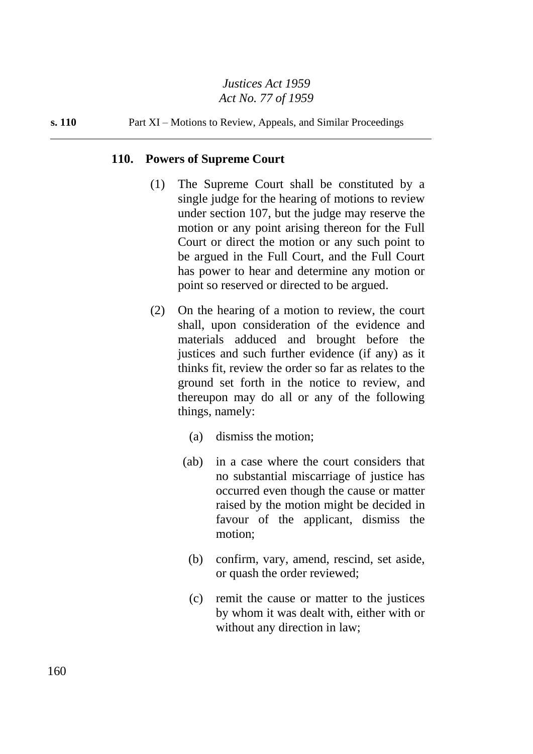## 110. Powers of Supreme Court

(1) The Supreme Court shall be constituted by a single judge for the hearing of motions to review under section 107, but the judge may reserve the motion or any point arising thereon for the Full Court or direct the motion or any such point to be argued in the Full Court, and the Full Court has power to hear and determine any motion or point so reserved or directed to be argued.

(2) On the hearing of a motion to review, the court shall, upon consideration of the evidence and materials adduced and brought before the justices and such further evidence (if any) as it thinks fit, review the order so far as relates to the ground set forth in the notice to review, and thereupon may do all or any of the following things, namely:

- (a) dismiss the motion;
- (ab) in a case where the court considers that no substantial miscarriage of justice has occurred even though the cause or matter raised by the motion might be decided in favour of the applicant, dismiss the motion;
- (b) confirm, vary, amend, rescind, set aside, or quash the order reviewed;
- (c) remit the cause or matter to the justices by whom it was dealt with, either with or without any direction in law;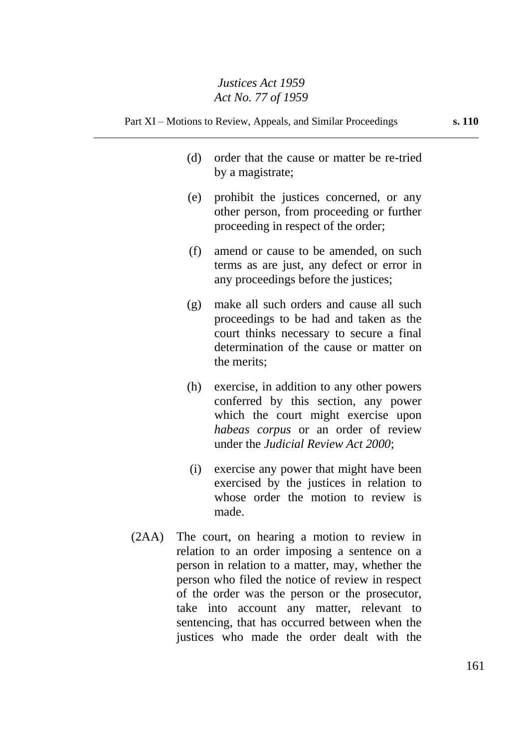(d) order that the cause or matter be re-tried by a magistrate;

(e) prohibit the justices concerned, or any other person, from proceeding or further proceeding in respect of the order;

(f) amend or cause to be amended, on such terms as are just, any defect or error in any proceedings before the justices;

(g) make all such orders and cause all such proceedings to be had and taken as the court thinks necessary to secure a final determination of the cause or matter on the merits;

(h) exercise, in addition to any other powers conferred by this section, any power which the court might exercise upon *habeas corpus* or an order of review under the *Judicial Review Act 2000*;

(i) exercise any power that might have been exercised by the justices in relation to whose order the motion to review is made.

(2AA) The court, on hearing a motion to review in relation to an order imposing a sentence on a person in relation to a matter, may, whether the person who filed the notice of review in respect of the order was the person or the prosecutor, take into account any matter, relevant to sentencing, that has occurred between when the justices who made the order dealt with the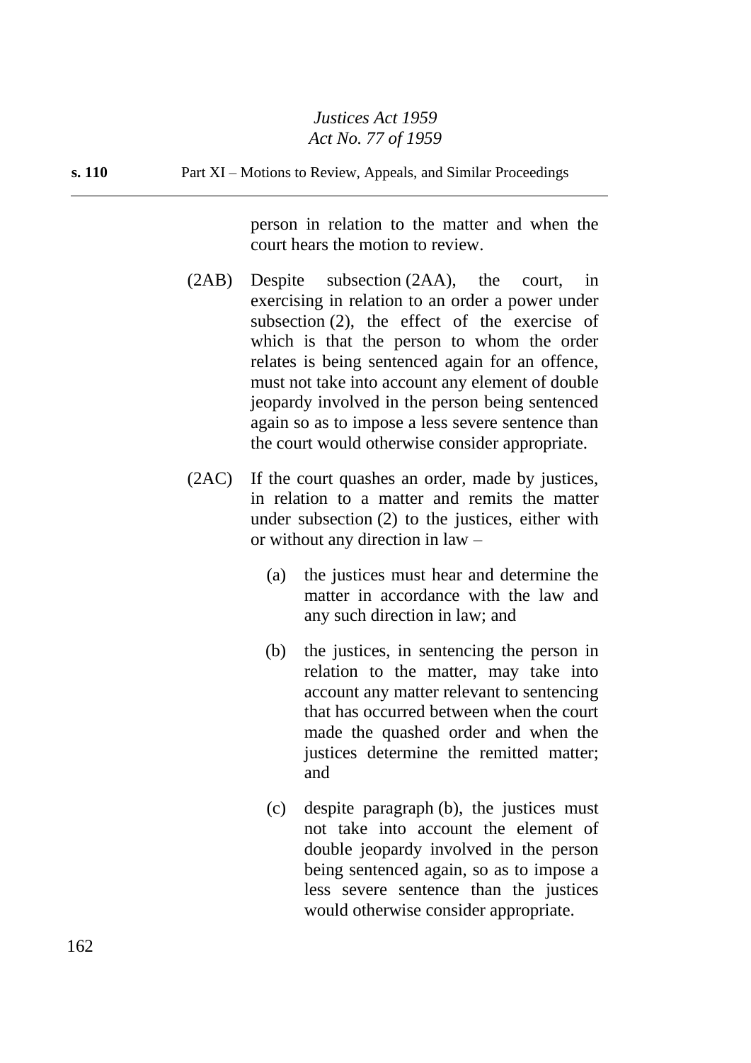person in relation to the matter and when the court hears the motion to review.

(2AB) Despite subsection (2AA), the court, in exercising in relation to an order a power under subsection (2), the effect of the exercise of which is that the person to whom the order relates is being sentenced again for an offence, must not take into account any element of double jeopardy involved in the person being sentenced again so as to impose a less severe sentence than the court would otherwise consider appropriate.

(2AC) If the court quashes an order, made by justices, in relation to a matter and remits the matter under subsection (2) to the justices, either with or without any direction in law –

(a) the justices must hear and determine the matter in accordance with the law and any such direction in law; and

(b) the justices, in sentencing the person in relation to the matter, may take into account any matter relevant to sentencing that has occurred between when the court made the quashed order and when the justices determine the remitted matter; and

(c) despite paragraph (b), the justices must not take into account the element of double jeopardy involved in the person being sentenced again, so as to impose a less severe sentence than the justices would otherwise consider appropriate.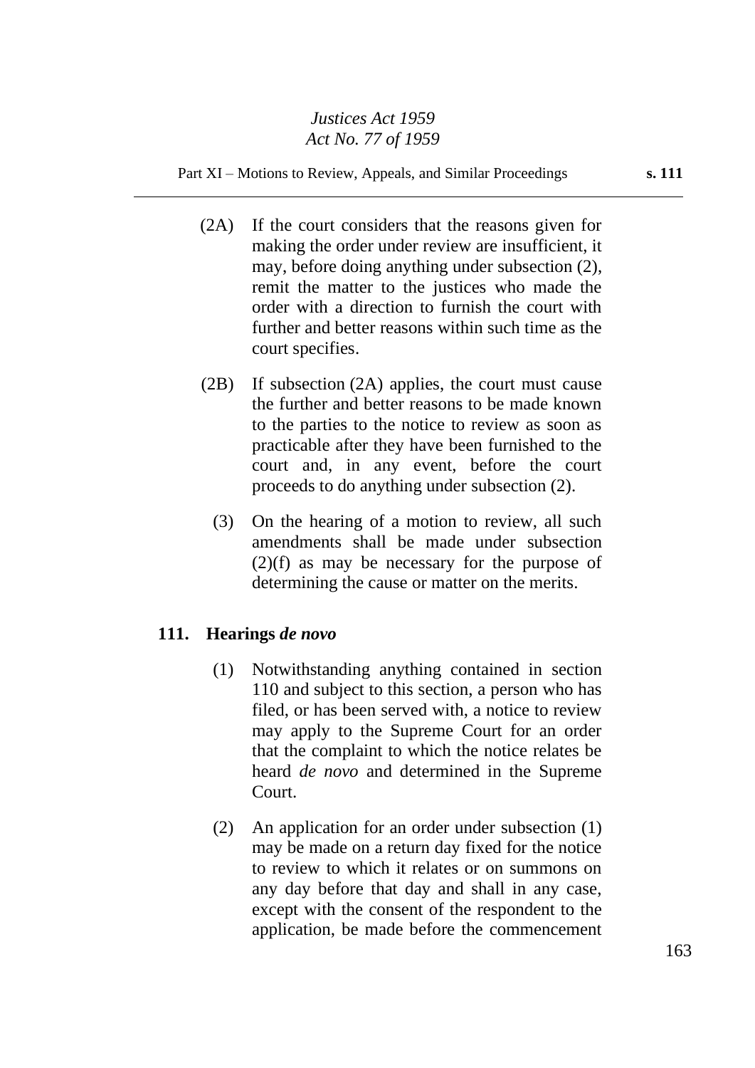(2A) If the court considers that the reasons given for making the order under review are insufficient, it may, before doing anything under subsection (2), remit the matter to the justices who made the order with a direction to furnish the court with further and better reasons within such time as the court specifies.

(2B) If subsection (2A) applies, the court must cause the further and better reasons to be made known to the parties to the notice to review as soon as practicable after they have been furnished to the court and, in any event, before the court proceeds to do anything under subsection (2).

(3) On the hearing of a motion to review, all such amendments shall be made under subsection (2)(f) as may be necessary for the purpose of determining the cause or matter on the merits.

## 111. Hearings *de novo*

(1) Notwithstanding anything contained in section 110 and subject to this section, a person who has filed, or has been served with, a notice to review may apply to the Supreme Court for an order that the complaint to which the notice relates be heard *de novo* and determined in the Supreme Court.

(2) An application for an order under subsection (1) may be made on a return day fixed for the notice to review to which it relates or on summons on any day before that day and shall in any case, except with the consent of the respondent to the application, be made before the commencement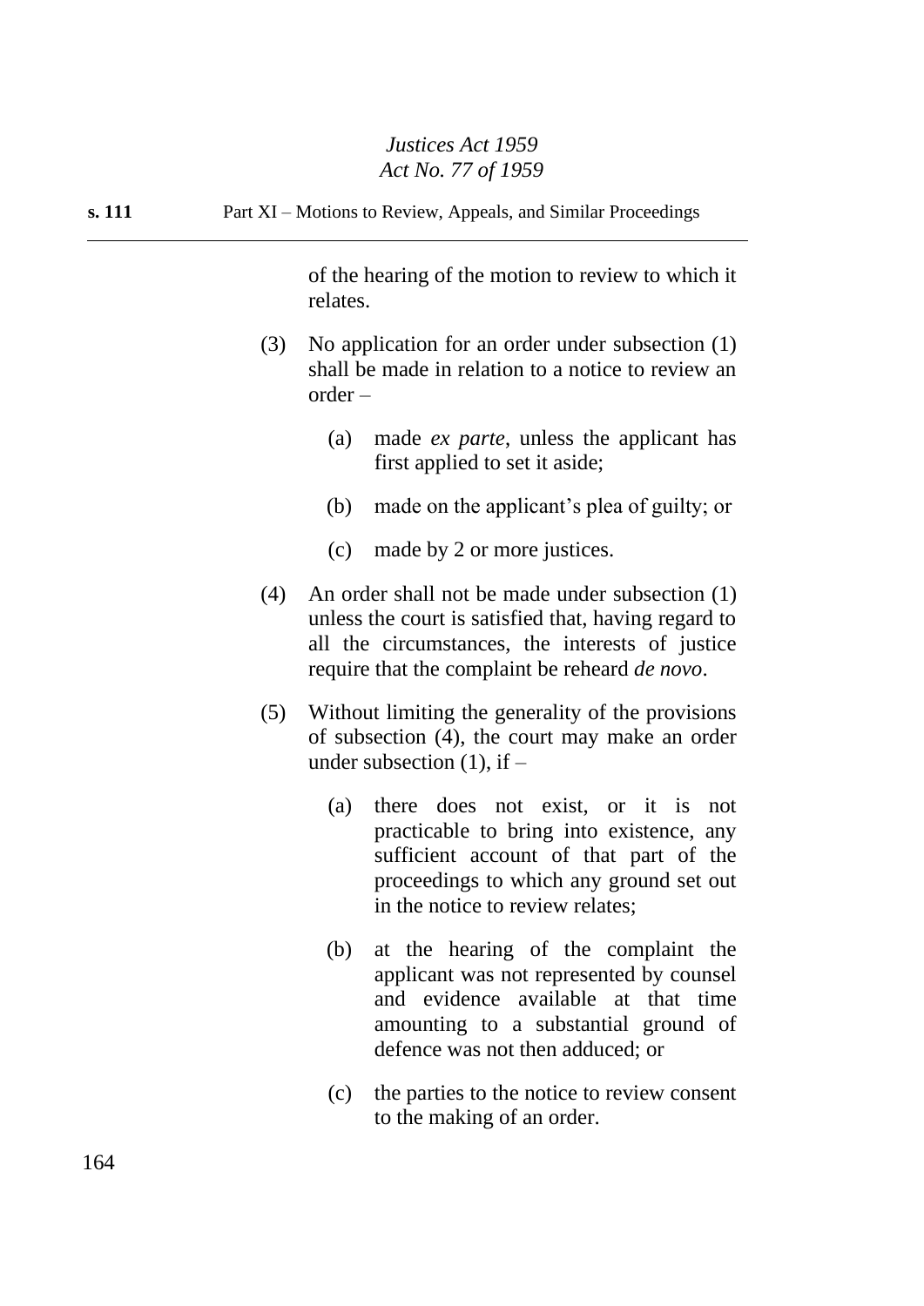of the hearing of the motion to review to which it relates.

(3) No application for an order under subsection (1) shall be made in relation to a notice to review an order –

(a) made *ex parte*, unless the applicant has first applied to set it aside;

(b) made on the applicant's plea of guilty; or

(c) made by 2 or more justices.

(4) An order shall not be made under subsection (1) unless the court is satisfied that, having regard to all the circumstances, the interests of justice require that the complaint be reheard *de novo*.

(5) Without limiting the generality of the provisions of subsection (4), the court may make an order under subsection (1), if –

(a) there does not exist, or it is not practicable to bring into existence, any sufficient account of that part of the proceedings to which any ground set out in the notice to review relates;

(b) at the hearing of the complaint the applicant was not represented by counsel and evidence available at that time amounting to a substantial ground of defence was not then adduced; or

(c) the parties to the notice to review consent to the making of an order.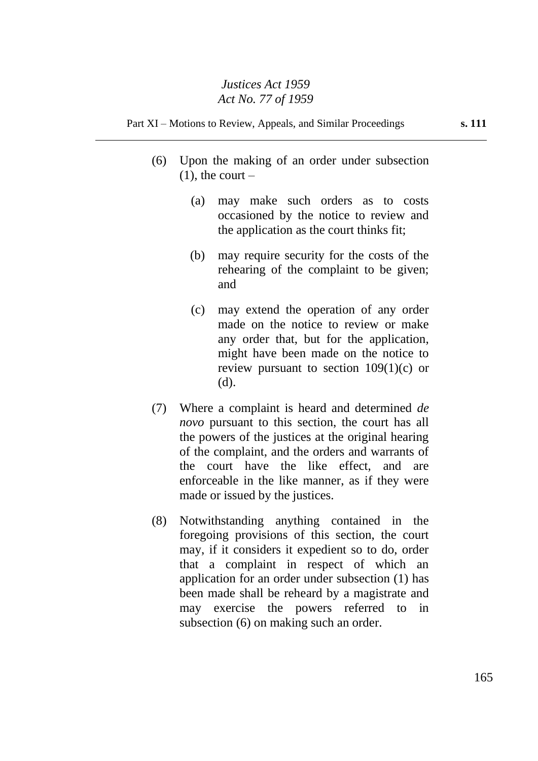(6) Upon the making of an order under subsection (1), the court –

(a) may make such orders as to costs occasioned by the notice to review and the application as the court thinks fit;

(b) may require security for the costs of the rehearing of the complaint to be given; and

(c) may extend the operation of any order made on the notice to review or make any order that, but for the application, might have been made on the notice to review pursuant to section 109(1)(c) or (d).

(7) Where a complaint is heard and determined *de novo* pursuant to this section, the court has all the powers of the justices at the original hearing of the complaint, and the orders and warrants of the court have the like effect, and are enforceable in the like manner, as if they were made or issued by the justices.

(8) Notwithstanding anything contained in the foregoing provisions of this section, the court may, if it considers it expedient so to do, order that a complaint in respect of which an application for an order under subsection (1) has been made shall be reheard by a magistrate and may exercise the powers referred to in subsection (6) on making such an order.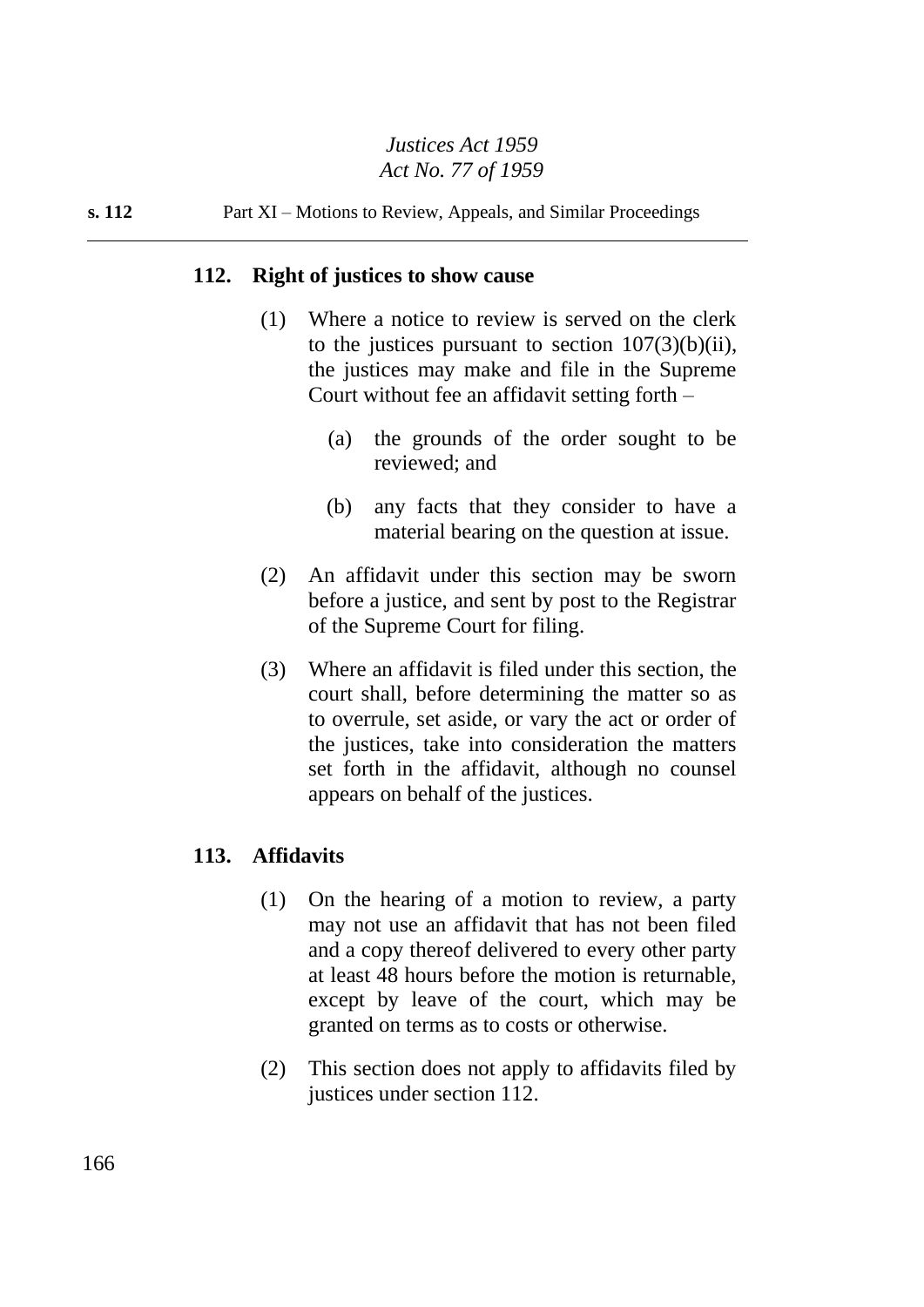## 112. Right of justices to show cause

(1) Where a notice to review is served on the clerk to the justices pursuant to section 107(3)(b)(ii), the justices may make and file in the Supreme Court without fee an affidavit setting forth –

  (a) the grounds of the order sought to be reviewed; and

  (b) any facts that they consider to have a material bearing on the question at issue.

(2) An affidavit under this section may be sworn before a justice, and sent by post to the Registrar of the Supreme Court for filing.

(3) Where an affidavit is filed under this section, the court shall, before determining the matter so as to overrule, set aside, or vary the act or order of the justices, take into consideration the matters set forth in the affidavit, although no counsel appears on behalf of the justices.

## 113. Affidavits

(1) On the hearing of a motion to review, a party may not use an affidavit that has not been filed and a copy thereof delivered to every other party at least 48 hours before the motion is returnable, except by leave of the court, which may be granted on terms as to costs or otherwise.

(2) This section does not apply to affidavits filed by justices under section 112.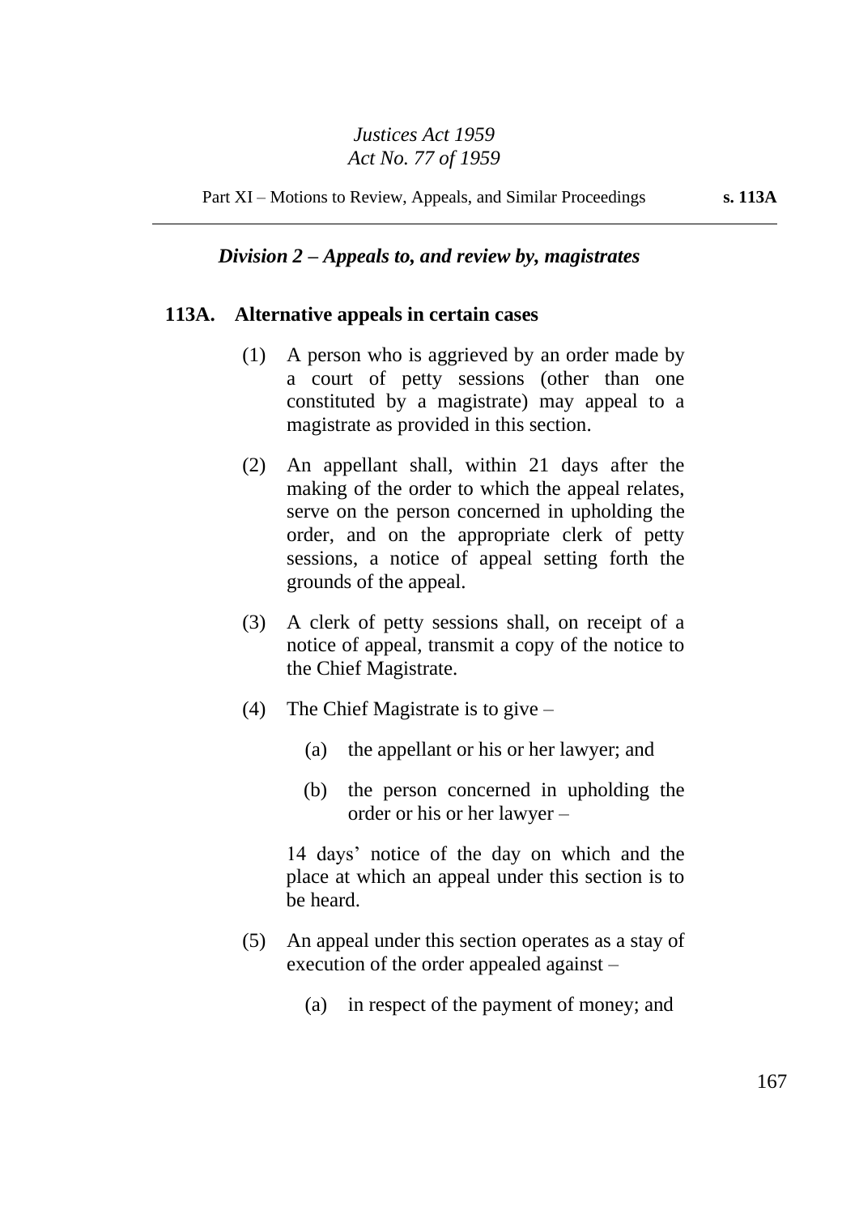### *Division 2 – Appeals to, and review by, magistrates*

#### 113A. Alternative appeals in certain cases

(1) A person who is aggrieved by an order made by a court of petty sessions (other than one constituted by a magistrate) may appeal to a magistrate as provided in this section.

(2) An appellant shall, within 21 days after the making of the order to which the appeal relates, serve on the person concerned in upholding the order, and on the appropriate clerk of petty sessions, a notice of appeal setting forth the grounds of the appeal.

(3) A clerk of petty sessions shall, on receipt of a notice of appeal, transmit a copy of the notice to the Chief Magistrate.

(4) The Chief Magistrate is to give –

(a) the appellant or his or her lawyer; and

(b) the person concerned in upholding the order or his or her lawyer –

14 days' notice of the day on which and the place at which an appeal under this section is to be heard.

(5) An appeal under this section operates as a stay of execution of the order appealed against –

(a) in respect of the payment of money; and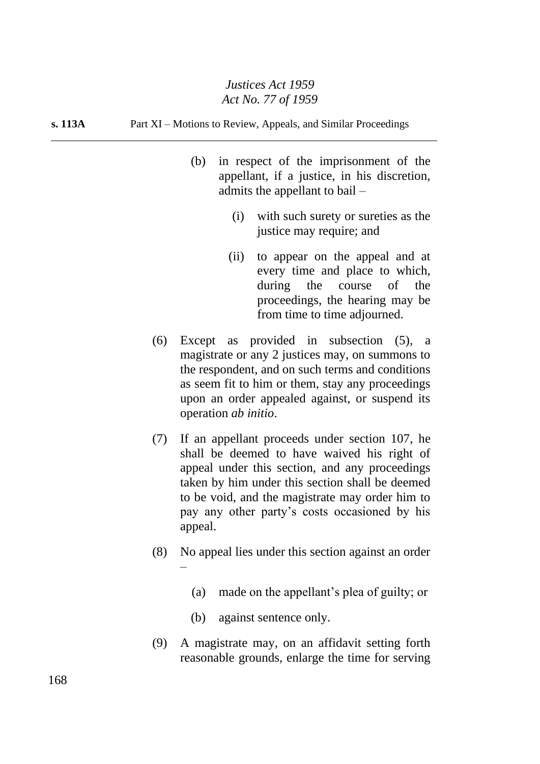(b) in respect of the imprisonment of the appellant, if a justice, in his discretion, admits the appellant to bail –

(i) with such surety or sureties as the justice may require; and

(ii) to appear on the appeal and at every time and place to which, during the course of the proceedings, the hearing may be from time to time adjourned.

(6) Except as provided in subsection (5), a magistrate or any 2 justices may, on summons to the respondent, and on such terms and conditions as seem fit to him or them, stay any proceedings upon an order appealed against, or suspend its operation *ab initio*.

(7) If an appellant proceeds under section 107, he shall be deemed to have waived his right of appeal under this section, and any proceedings taken by him under this section shall be deemed to be void, and the magistrate may order him to pay any other party's costs occasioned by his appeal.

(8) No appeal lies under this section against an order –

(a) made on the appellant's plea of guilty; or

(b) against sentence only.

(9) A magistrate may, on an affidavit setting forth reasonable grounds, enlarge the time for serving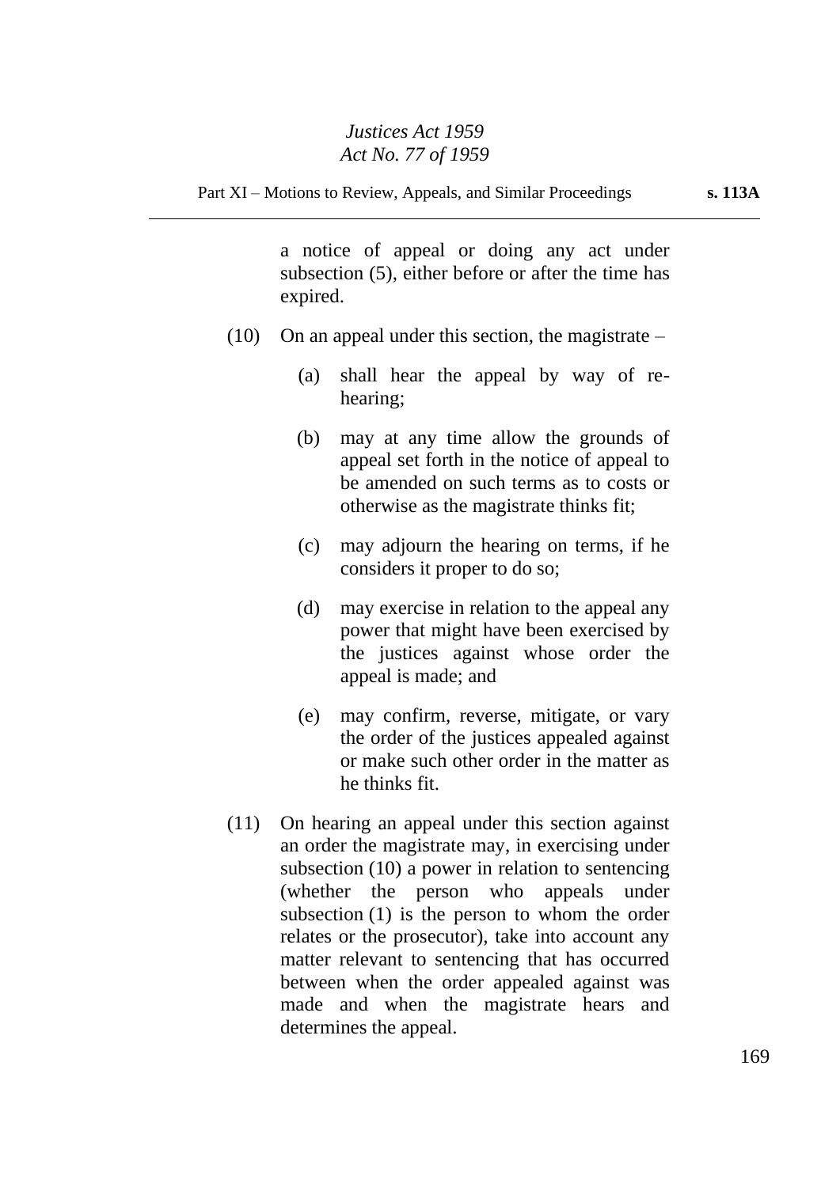a notice of appeal or doing any act under subsection (5), either before or after the time has expired.

(10) On an appeal under this section, the magistrate –

(a) shall hear the appeal by way of re-hearing;

(b) may at any time allow the grounds of appeal set forth in the notice of appeal to be amended on such terms as to costs or otherwise as the magistrate thinks fit;

(c) may adjourn the hearing on terms, if he considers it proper to do so;

(d) may exercise in relation to the appeal any power that might have been exercised by the justices against whose order the appeal is made; and

(e) may confirm, reverse, mitigate, or vary the order of the justices appealed against or make such other order in the matter as he thinks fit.

(11) On hearing an appeal under this section against an order the magistrate may, in exercising under subsection (10) a power in relation to sentencing (whether the person who appeals under subsection (1) is the person to whom the order relates or the prosecutor), take into account any matter relevant to sentencing that has occurred between when the order appealed against was made and when the magistrate hears and determines the appeal.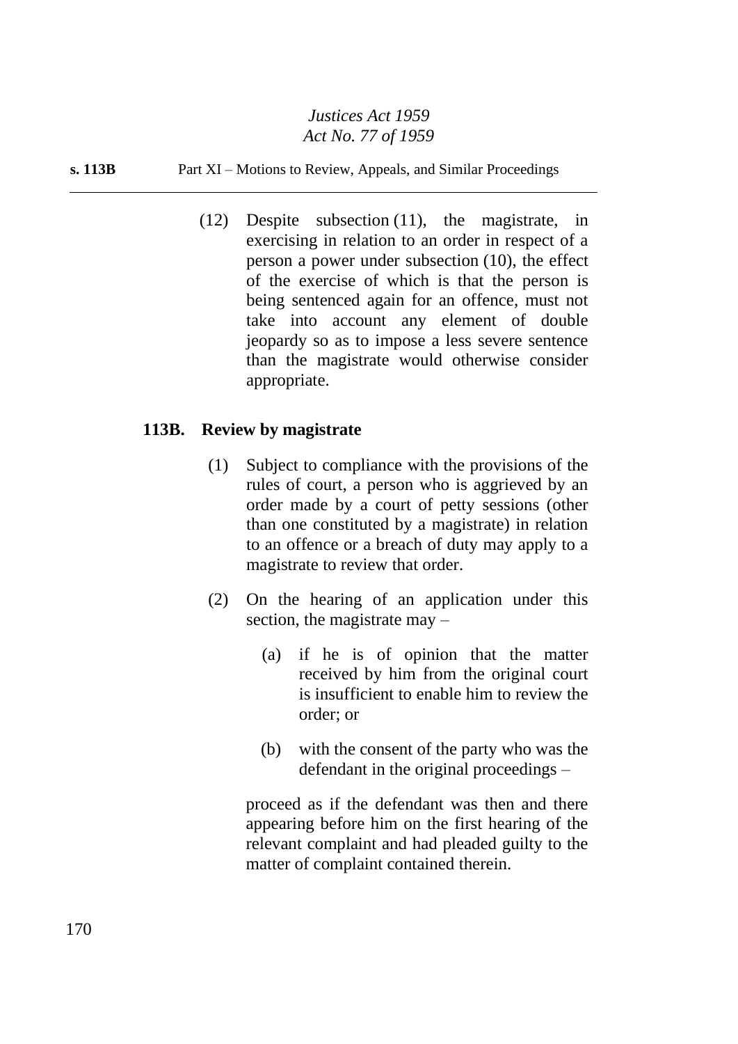(12) Despite subsection (11), the magistrate, in exercising in relation to an order in respect of a person a power under subsection (10), the effect of the exercise of which is that the person is being sentenced again for an offence, must not take into account any element of double jeopardy so as to impose a less severe sentence than the magistrate would otherwise consider appropriate.

### 113B. Review by magistrate

(1) Subject to compliance with the provisions of the rules of court, a person who is aggrieved by an order made by a court of petty sessions (other than one constituted by a magistrate) in relation to an offence or a breach of duty may apply to a magistrate to review that order.

(2) On the hearing of an application under this section, the magistrate may –

(a) if he is of opinion that the matter received by him from the original court is insufficient to enable him to review the order; or

(b) with the consent of the party who was the defendant in the original proceedings –

proceed as if the defendant was then and there appearing before him on the first hearing of the relevant complaint and had pleaded guilty to the matter of complaint contained therein.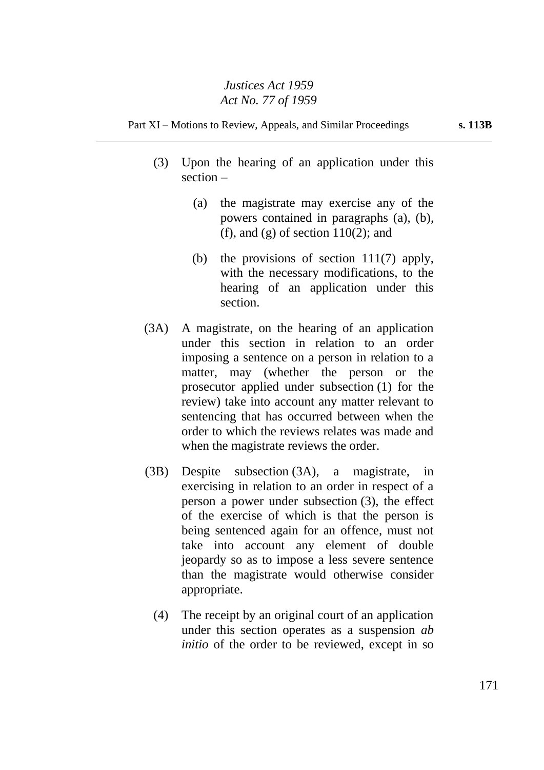(3) Upon the hearing of an application under this section –

(a) the magistrate may exercise any of the powers contained in paragraphs (a), (b), (f), and (g) of section 110(2); and

(b) the provisions of section 111(7) apply, with the necessary modifications, to the hearing of an application under this section.

(3A) A magistrate, on the hearing of an application under this section in relation to an order imposing a sentence on a person in relation to a matter, may (whether the person or the prosecutor applied under subsection (1) for the review) take into account any matter relevant to sentencing that has occurred between when the order to which the reviews relates was made and when the magistrate reviews the order.

(3B) Despite subsection (3A), a magistrate, in exercising in relation to an order in respect of a person a power under subsection (3), the effect of the exercise of which is that the person is being sentenced again for an offence, must not take into account any element of double jeopardy so as to impose a less severe sentence than the magistrate would otherwise consider appropriate.

(4) The receipt by an original court of an application under this section operates as a suspension *ab initio* of the order to be reviewed, except in so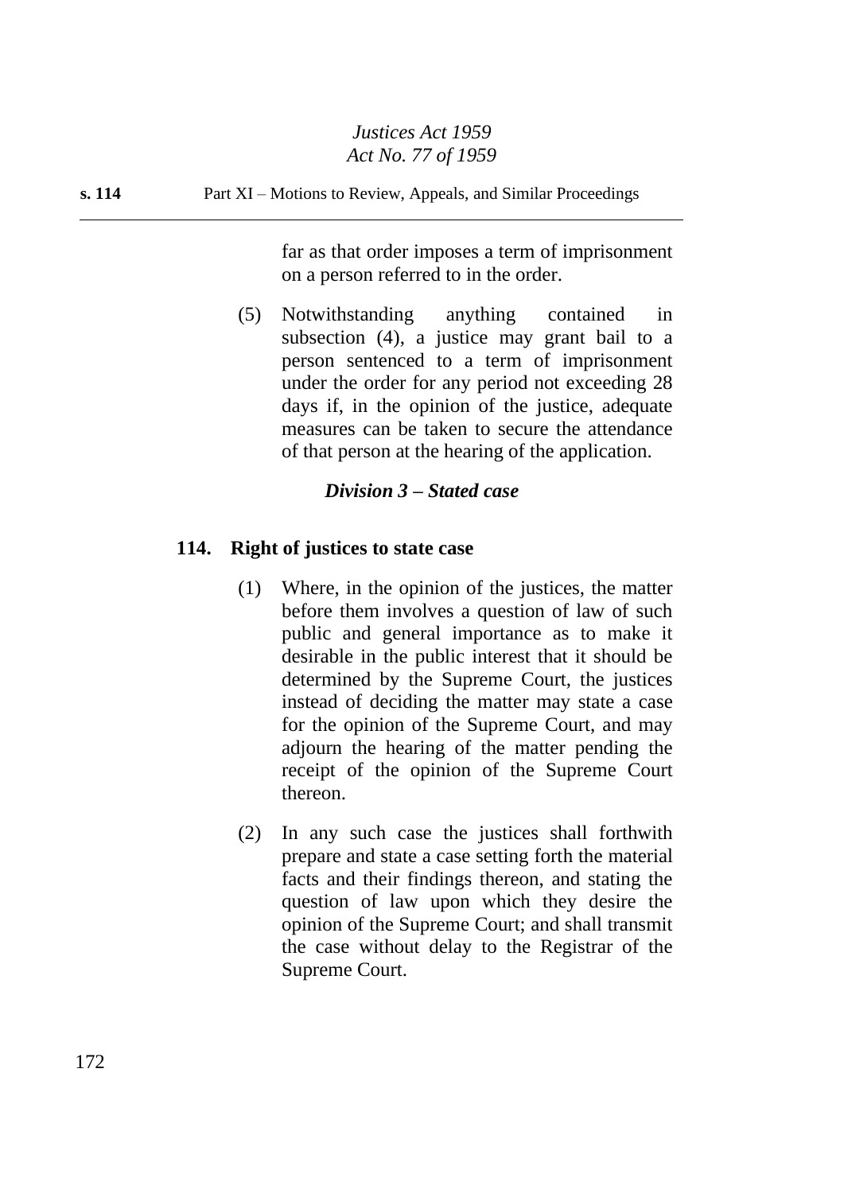far as that order imposes a term of imprisonment on a person referred to in the order.

(5) Notwithstanding anything contained in subsection (4), a justice may grant bail to a person sentenced to a term of imprisonment under the order for any period not exceeding 28 days if, in the opinion of the justice, adequate measures can be taken to secure the attendance of that person at the hearing of the application.

### *Division 3 – Stated case*

#### 114. Right of justices to state case

(1) Where, in the opinion of the justices, the matter before them involves a question of law of such public and general importance as to make it desirable in the public interest that it should be determined by the Supreme Court, the justices instead of deciding the matter may state a case for the opinion of the Supreme Court, and may adjourn the hearing of the matter pending the receipt of the opinion of the Supreme Court thereon.

(2) In any such case the justices shall forthwith prepare and state a case setting forth the material facts and their findings thereon, and stating the question of law upon which they desire the opinion of the Supreme Court; and shall transmit the case without delay to the Registrar of the Supreme Court.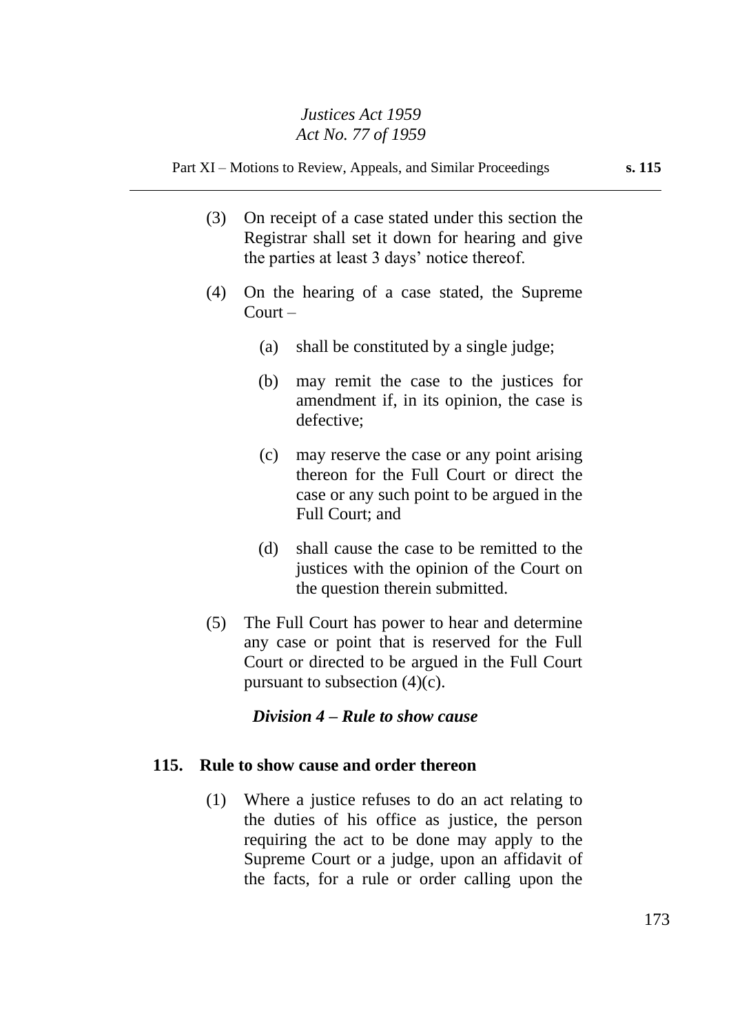(3) On receipt of a case stated under this section the Registrar shall set it down for hearing and give the parties at least 3 days' notice thereof.

(4) On the hearing of a case stated, the Supreme Court –

(a) shall be constituted by a single judge;

(b) may remit the case to the justices for amendment if, in its opinion, the case is defective;

(c) may reserve the case or any point arising thereon for the Full Court or direct the case or any such point to be argued in the Full Court; and

(d) shall cause the case to be remitted to the justices with the opinion of the Court on the question therein submitted.

(5) The Full Court has power to hear and determine any case or point that is reserved for the Full Court or directed to be argued in the Full Court pursuant to subsection (4)(c).

### *Division 4 – Rule to show cause*

#### 115. Rule to show cause and order thereon

(1) Where a justice refuses to do an act relating to the duties of his office as justice, the person requiring the act to be done may apply to the Supreme Court or a judge, upon an affidavit of the facts, for a rule or order calling upon the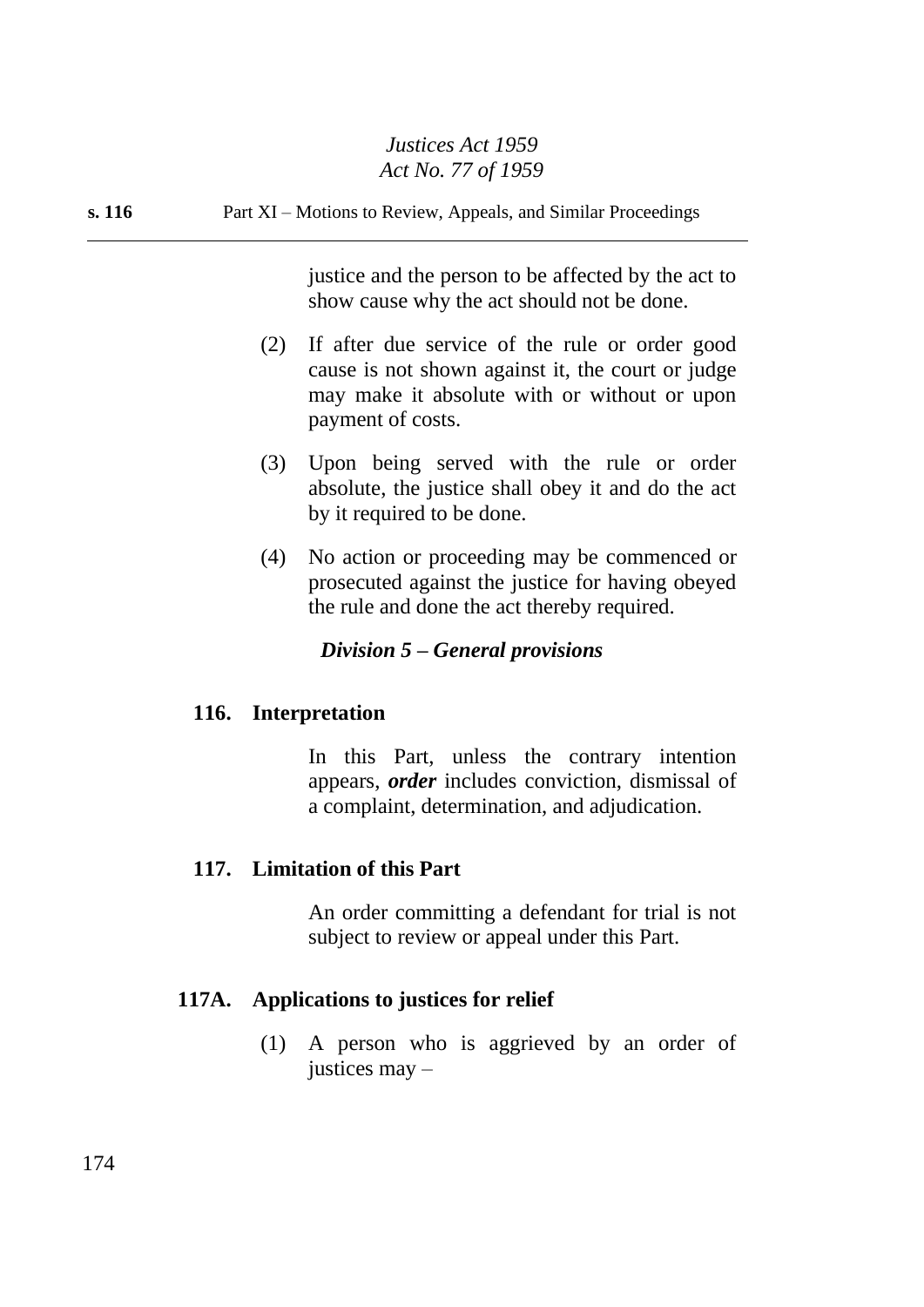justice and the person to be affected by the act to show cause why the act should not be done.

(2) If after due service of the rule or order good cause is not shown against it, the court or judge may make it absolute with or without or upon payment of costs.

(3) Upon being served with the rule or order absolute, the justice shall obey it and do the act by it required to be done.

(4) No action or proceeding may be commenced or prosecuted against the justice for having obeyed the rule and done the act thereby required.

### *Division 5 – General provisions*

#### 116. Interpretation

In this Part, unless the contrary intention appears, ***order*** includes conviction, dismissal of a complaint, determination, and adjudication.

#### 117. Limitation of this Part

An order committing a defendant for trial is not subject to review or appeal under this Part.

#### 117A. Applications to justices for relief

(1) A person who is aggrieved by an order of justices may –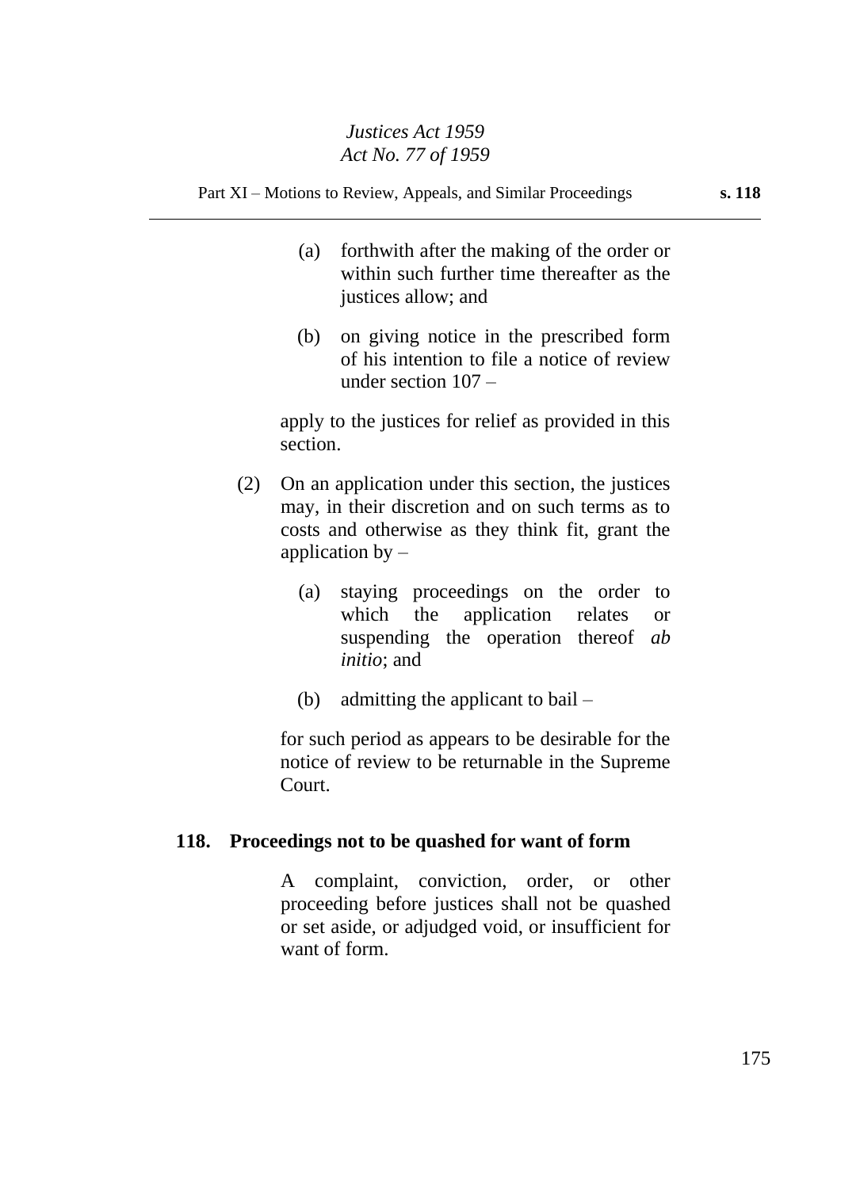(a) forthwith after the making of the order or within such further time thereafter as the justices allow; and

(b) on giving notice in the prescribed form of his intention to file a notice of review under section 107 –

apply to the justices for relief as provided in this section.

(2) On an application under this section, the justices may, in their discretion and on such terms as to costs and otherwise as they think fit, grant the application by –

(a) staying proceedings on the order to which the application relates or suspending the operation thereof *ab initio*; and

(b) admitting the applicant to bail –

for such period as appears to be desirable for the notice of review to be returnable in the Supreme Court.

### 118. Proceedings not to be quashed for want of form

A complaint, conviction, order, or other proceeding before justices shall not be quashed or set aside, or adjudged void, or insufficient for want of form.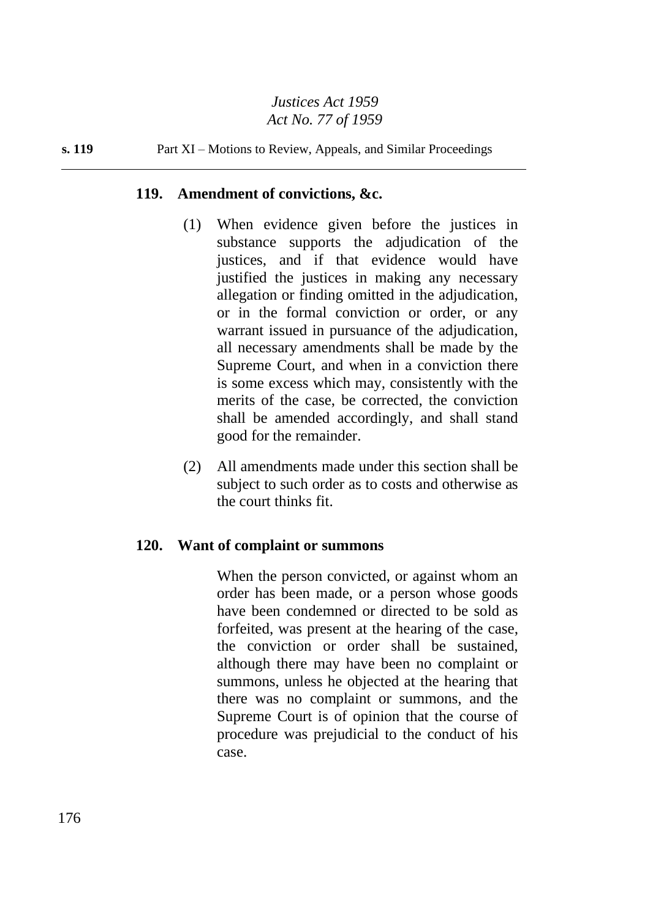### 119. Amendment of convictions, &c.

(1) When evidence given before the justices in substance supports the adjudication of the justices, and if that evidence would have justified the justices in making any necessary allegation or finding omitted in the adjudication, or in the formal conviction or order, or any warrant issued in pursuance of the adjudication, all necessary amendments shall be made by the Supreme Court, and when in a conviction there is some excess which may, consistently with the merits of the case, be corrected, the conviction shall be amended accordingly, and shall stand good for the remainder.

(2) All amendments made under this section shall be subject to such order as to costs and otherwise as the court thinks fit.

### 120. Want of complaint or summons

When the person convicted, or against whom an order has been made, or a person whose goods have been condemned or directed to be sold as forfeited, was present at the hearing of the case, the conviction or order shall be sustained, although there may have been no complaint or summons, unless he objected at the hearing that there was no complaint or summons, and the Supreme Court is of opinion that the course of procedure was prejudicial to the conduct of his case.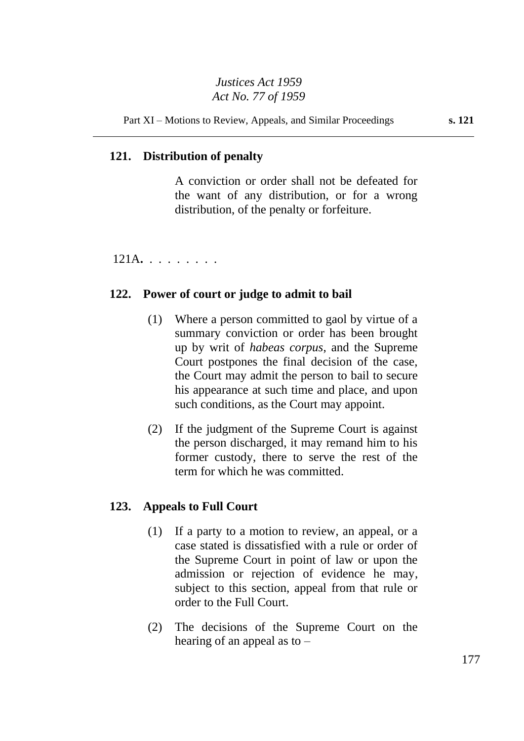### 121. Distribution of penalty

A conviction or order shall not be defeated for the want of any distribution, or for a wrong distribution, of the penalty or forfeiture.

121A. . . . . . . . .

### 122. Power of court or judge to admit to bail

(1) Where a person committed to gaol by virtue of a summary conviction or order has been brought up by writ of *habeas corpus*, and the Supreme Court postpones the final decision of the case, the Court may admit the person to bail to secure his appearance at such time and place, and upon such conditions, as the Court may appoint.

(2) If the judgment of the Supreme Court is against the person discharged, it may remand him to his former custody, there to serve the rest of the term for which he was committed.

### 123. Appeals to Full Court

(1) If a party to a motion to review, an appeal, or a case stated is dissatisfied with a rule or order of the Supreme Court in point of law or upon the admission or rejection of evidence he may, subject to this section, appeal from that rule or order to the Full Court.

(2) The decisions of the Supreme Court on the hearing of an appeal as to –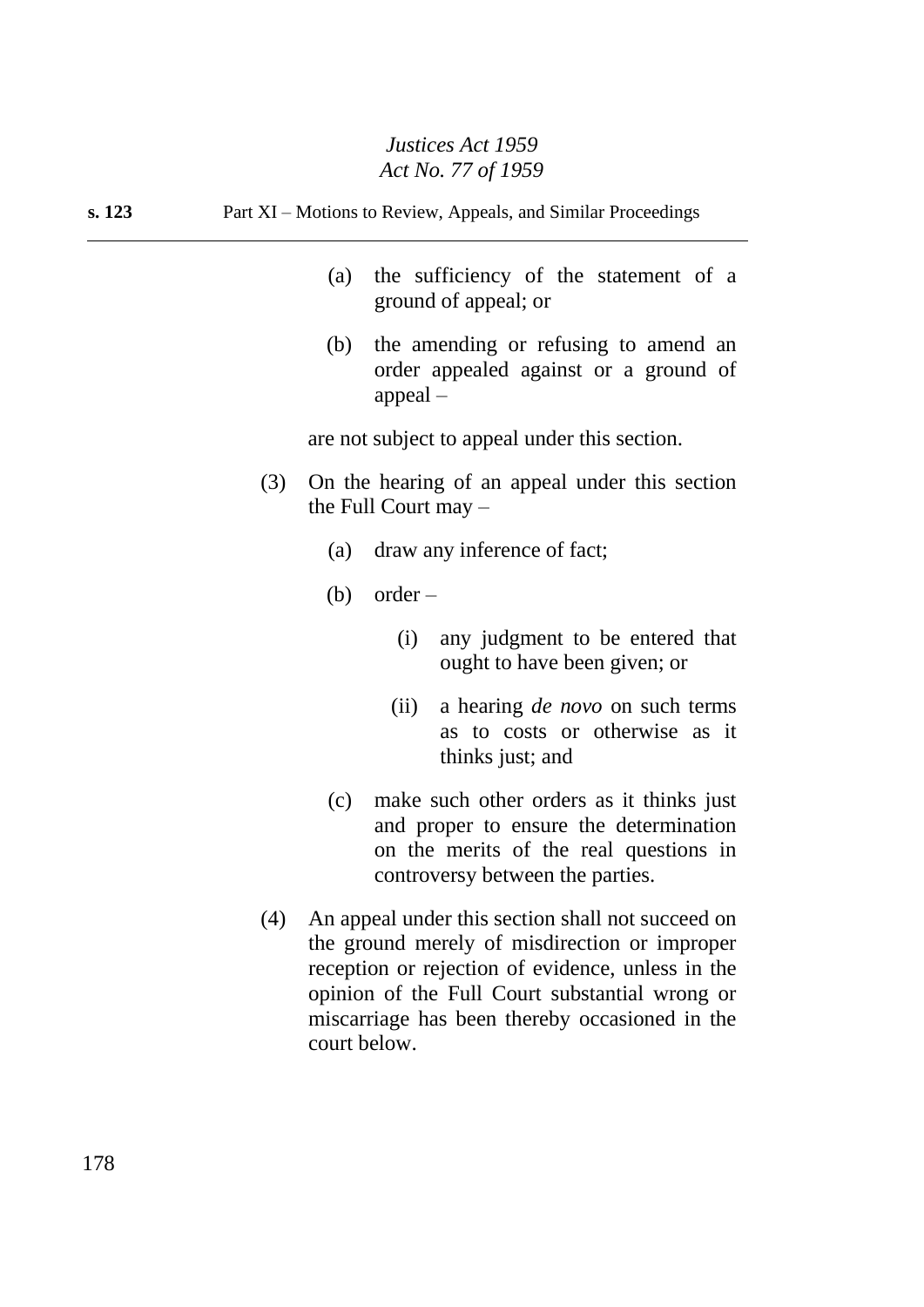(a) the sufficiency of the statement of a ground of appeal; or

(b) the amending or refusing to amend an order appealed against or a ground of appeal –

are not subject to appeal under this section.

(3) On the hearing of an appeal under this section the Full Court may –

(a) draw any inference of fact;

(b) order –

(i) any judgment to be entered that ought to have been given; or

(ii) a hearing *de novo* on such terms as to costs or otherwise as it thinks just; and

(c) make such other orders as it thinks just and proper to ensure the determination on the merits of the real questions in controversy between the parties.

(4) An appeal under this section shall not succeed on the ground merely of misdirection or improper reception or rejection of evidence, unless in the opinion of the Full Court substantial wrong or miscarriage has been thereby occasioned in the court below.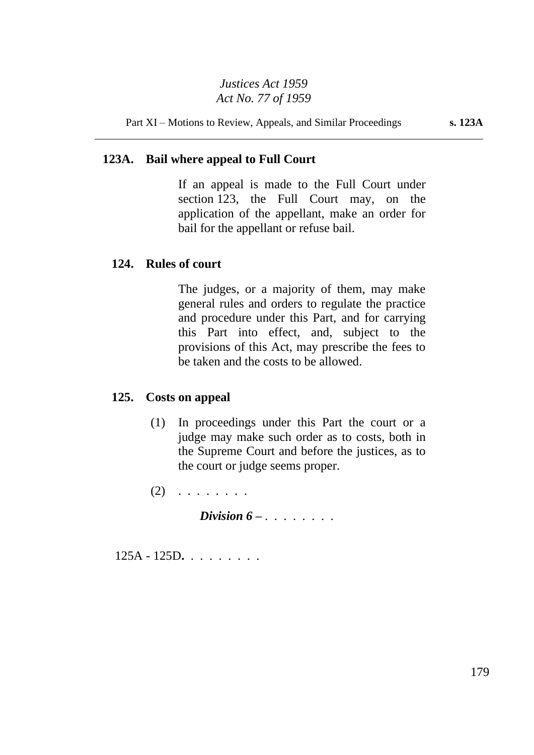### 123A. Bail where appeal to Full Court

If an appeal is made to the Full Court under section 123, the Full Court may, on the application of the appellant, make an order for bail for the appellant or refuse bail.

### 124. Rules of court

The judges, or a majority of them, may make general rules and orders to regulate the practice and procedure under this Part, and for carrying this Part into effect, and, subject to the provisions of this Act, may prescribe the fees to be taken and the costs to be allowed.

### 125. Costs on appeal

(1) In proceedings under this Part the court or a judge may make such order as to costs, both in the Supreme Court and before the justices, as to the court or judge seems proper.

(2) . . . . . . . .

***Division 6 –*** . . . . . . . .

125A - 125D. . . . . . . . .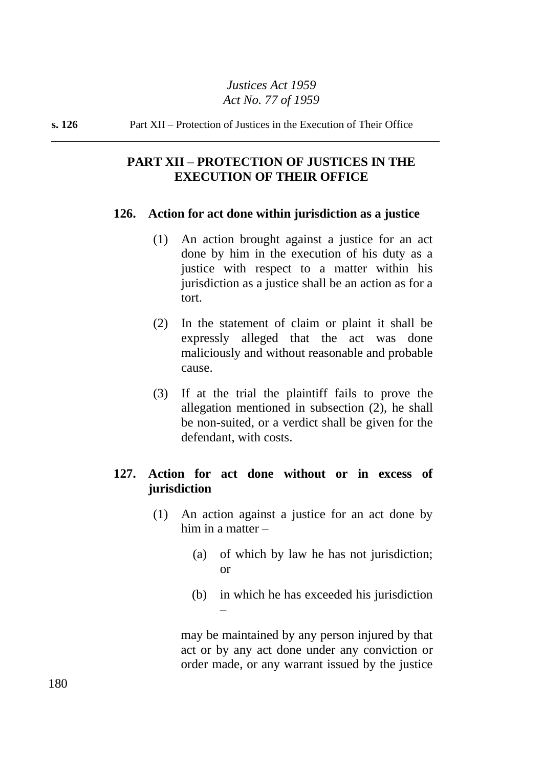## PART XII – PROTECTION OF JUSTICES IN THE EXECUTION OF THEIR OFFICE

### 126. Action for act done within jurisdiction as a justice

(1) An action brought against a justice for an act done by him in the execution of his duty as a justice with respect to a matter within his jurisdiction as a justice shall be an action as for a tort.

(2) In the statement of claim or plaint it shall be expressly alleged that the act was done maliciously and without reasonable and probable cause.

(3) If at the trial the plaintiff fails to prove the allegation mentioned in subsection (2), he shall be non-suited, or a verdict shall be given for the defendant, with costs.

### 127. Action for act done without or in excess of jurisdiction

(1) An action against a justice for an act done by him in a matter –

(a) of which by law he has not jurisdiction; or

(b) in which he has exceeded his jurisdiction –

may be maintained by any person injured by that act or by any act done under any conviction or order made, or any warrant issued by the justice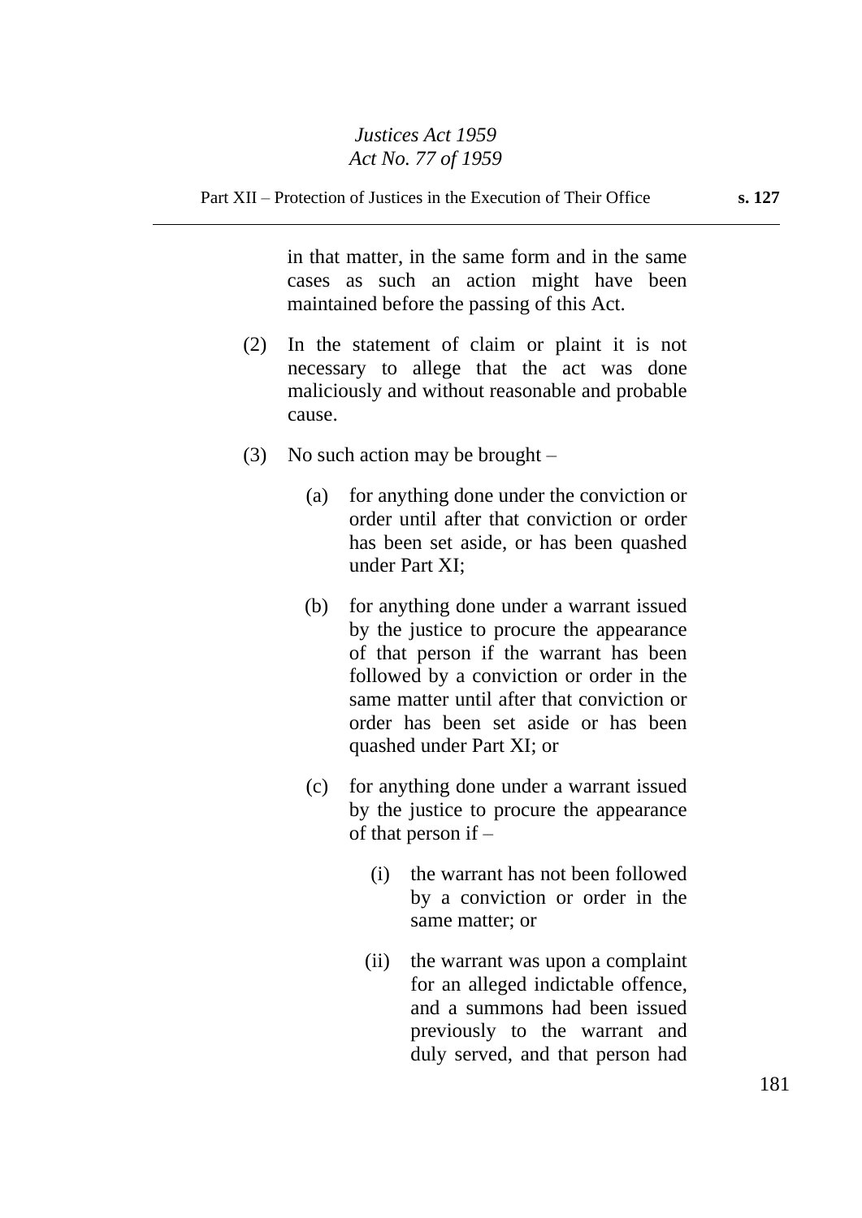in that matter, in the same form and in the same cases as such an action might have been maintained before the passing of this Act.

(2) In the statement of claim or plaint it is not necessary to allege that the act was done maliciously and without reasonable and probable cause.

(3) No such action may be brought –

  (a) for anything done under the conviction or order until after that conviction or order has been set aside, or has been quashed under Part XI;

  (b) for anything done under a warrant issued by the justice to procure the appearance of that person if the warrant has been followed by a conviction or order in the same matter until after that conviction or order has been set aside or has been quashed under Part XI; or

  (c) for anything done under a warrant issued by the justice to procure the appearance of that person if –

    (i) the warrant has not been followed by a conviction or order in the same matter; or

    (ii) the warrant was upon a complaint for an alleged indictable offence, and a summons had been issued previously to the warrant and duly served, and that person had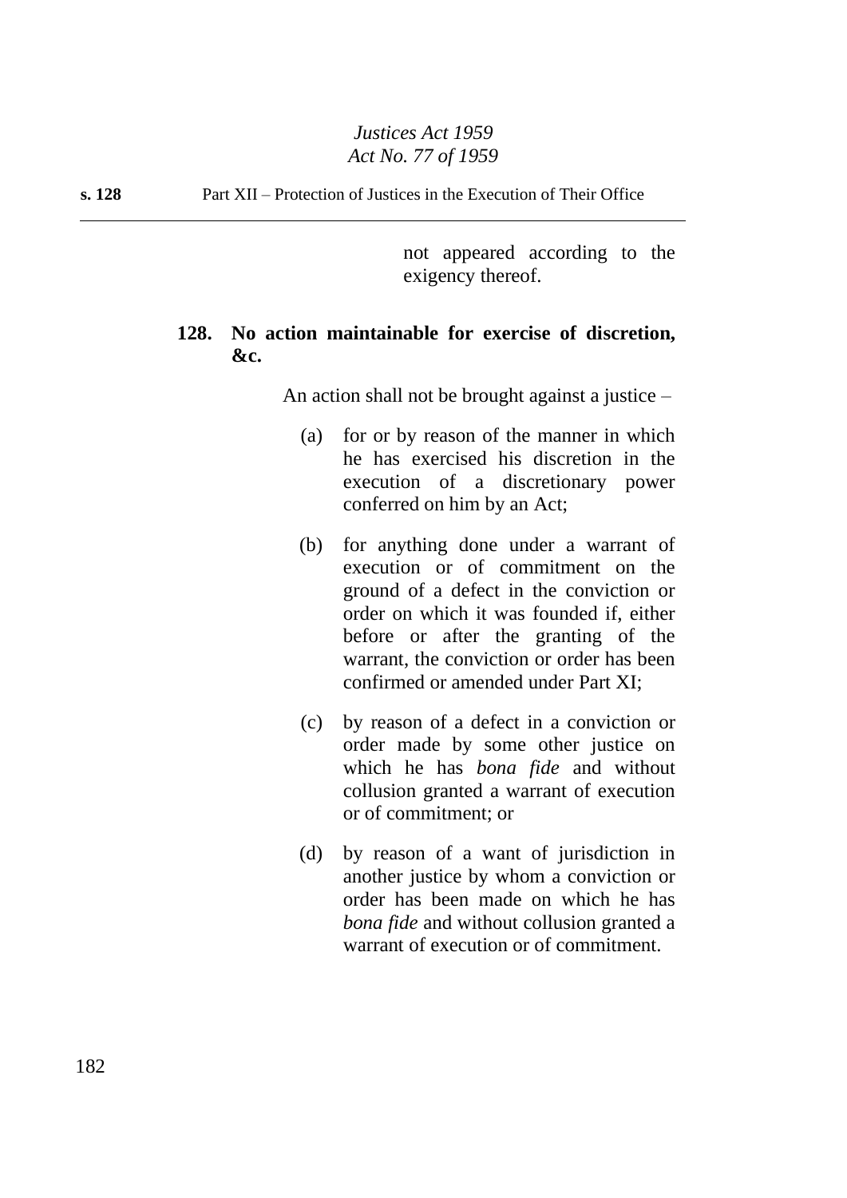not appeared according to the exigency thereof.

**128. No action maintainable for exercise of discretion, &c.**

An action shall not be brought against a justice –

(a) for or by reason of the manner in which he has exercised his discretion in the execution of a discretionary power conferred on him by an Act;

(b) for anything done under a warrant of execution or of commitment on the ground of a defect in the conviction or order on which it was founded if, either before or after the granting of the warrant, the conviction or order has been confirmed or amended under Part XI;

(c) by reason of a defect in a conviction or order made by some other justice on which he has *bona fide* and without collusion granted a warrant of execution or of commitment; or

(d) by reason of a want of jurisdiction in another justice by whom a conviction or order has been made on which he has *bona fide* and without collusion granted a warrant of execution or of commitment.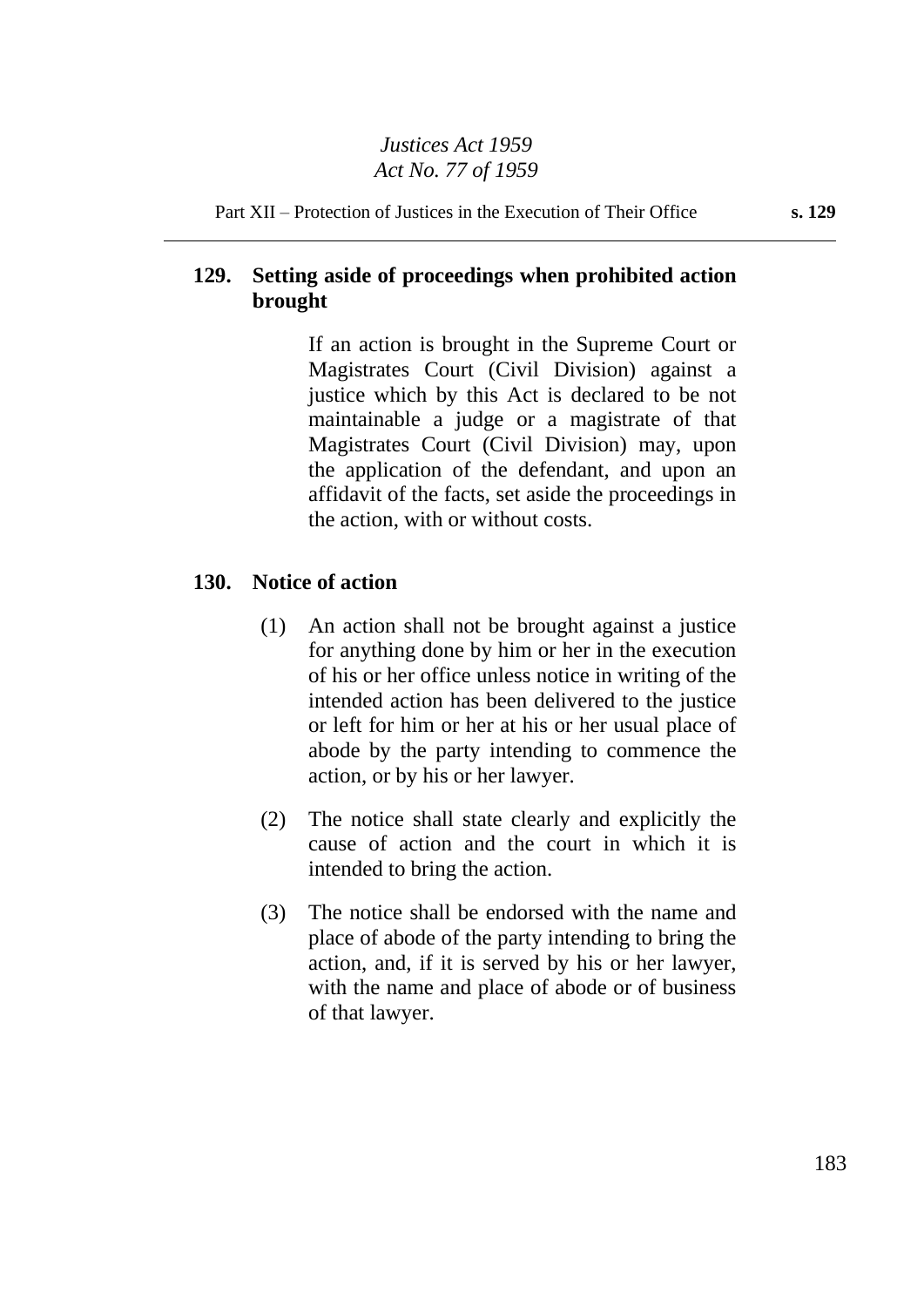## 129. Setting aside of proceedings when prohibited action brought

If an action is brought in the Supreme Court or Magistrates Court (Civil Division) against a justice which by this Act is declared to be not maintainable a judge or a magistrate of that Magistrates Court (Civil Division) may, upon the application of the defendant, and upon an affidavit of the facts, set aside the proceedings in the action, with or without costs.

## 130. Notice of action

(1) An action shall not be brought against a justice for anything done by him or her in the execution of his or her office unless notice in writing of the intended action has been delivered to the justice or left for him or her at his or her usual place of abode by the party intending to commence the action, or by his or her lawyer.

(2) The notice shall state clearly and explicitly the cause of action and the court in which it is intended to bring the action.

(3) The notice shall be endorsed with the name and place of abode of the party intending to bring the action, and, if it is served by his or her lawyer, with the name and place of abode or of business of that lawyer.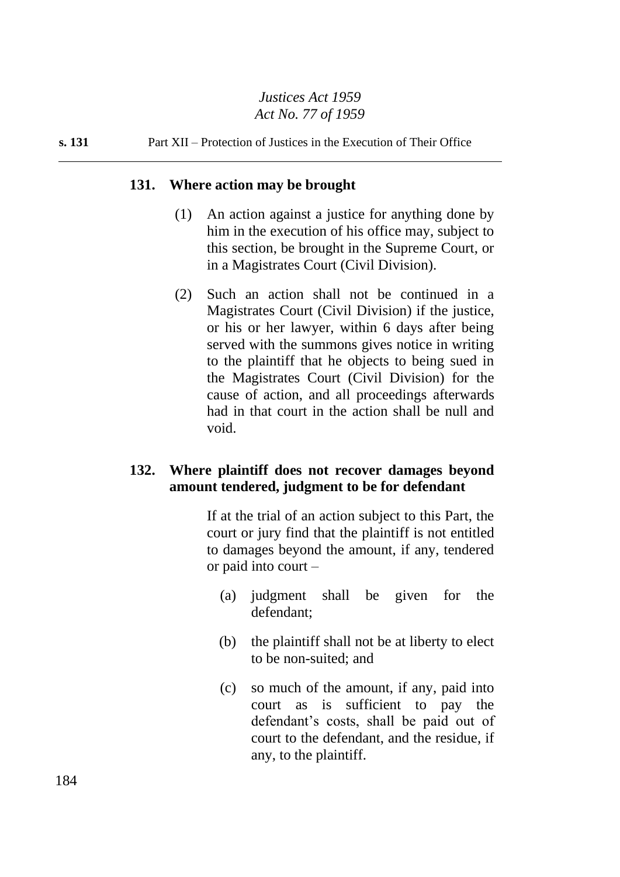## 131. Where action may be brought

(1) An action against a justice for anything done by him in the execution of his office may, subject to this section, be brought in the Supreme Court, or in a Magistrates Court (Civil Division).

(2) Such an action shall not be continued in a Magistrates Court (Civil Division) if the justice, or his or her lawyer, within 6 days after being served with the summons gives notice in writing to the plaintiff that he objects to being sued in the Magistrates Court (Civil Division) for the cause of action, and all proceedings afterwards had in that court in the action shall be null and void.

## 132. Where plaintiff does not recover damages beyond amount tendered, judgment to be for defendant

If at the trial of an action subject to this Part, the court or jury find that the plaintiff is not entitled to damages beyond the amount, if any, tendered or paid into court –

(a) judgment shall be given for the defendant;

(b) the plaintiff shall not be at liberty to elect to be non-suited; and

(c) so much of the amount, if any, paid into court as is sufficient to pay the defendant's costs, shall be paid out of court to the defendant, and the residue, if any, to the plaintiff.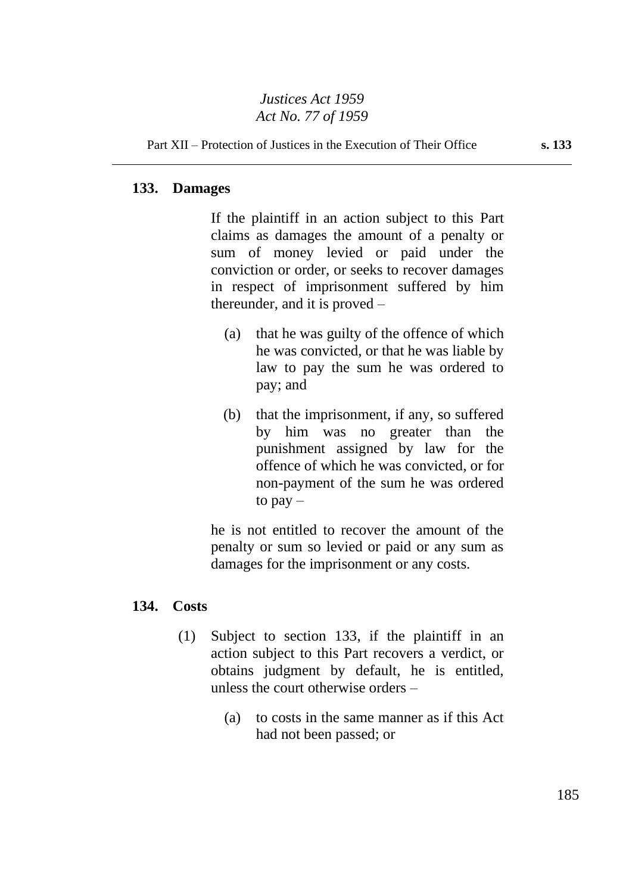### 133. Damages

If the plaintiff in an action subject to this Part claims as damages the amount of a penalty or sum of money levied or paid under the conviction or order, or seeks to recover damages in respect of imprisonment suffered by him thereunder, and it is proved –

(a) that he was guilty of the offence of which he was convicted, or that he was liable by law to pay the sum he was ordered to pay; and

(b) that the imprisonment, if any, so suffered by him was no greater than the punishment assigned by law for the offence of which he was convicted, or for non-payment of the sum he was ordered to pay –

he is not entitled to recover the amount of the penalty or sum so levied or paid or any sum as damages for the imprisonment or any costs.

### 134. Costs

(1) Subject to section 133, if the plaintiff in an action subject to this Part recovers a verdict, or obtains judgment by default, he is entitled, unless the court otherwise orders –

(a) to costs in the same manner as if this Act had not been passed; or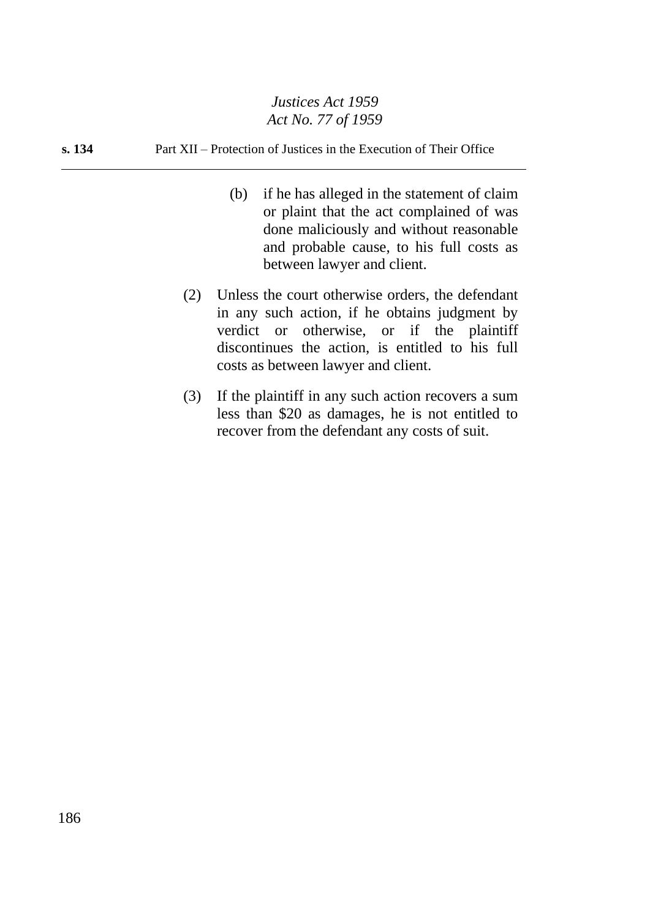(b) if he has alleged in the statement of claim or plaint that the act complained of was done maliciously and without reasonable and probable cause, to his full costs as between lawyer and client.

(2) Unless the court otherwise orders, the defendant in any such action, if he obtains judgment by verdict or otherwise, or if the plaintiff discontinues the action, is entitled to his full costs as between lawyer and client.

(3) If the plaintiff in any such action recovers a sum less than $20 as damages, he is not entitled to recover from the defendant any costs of suit.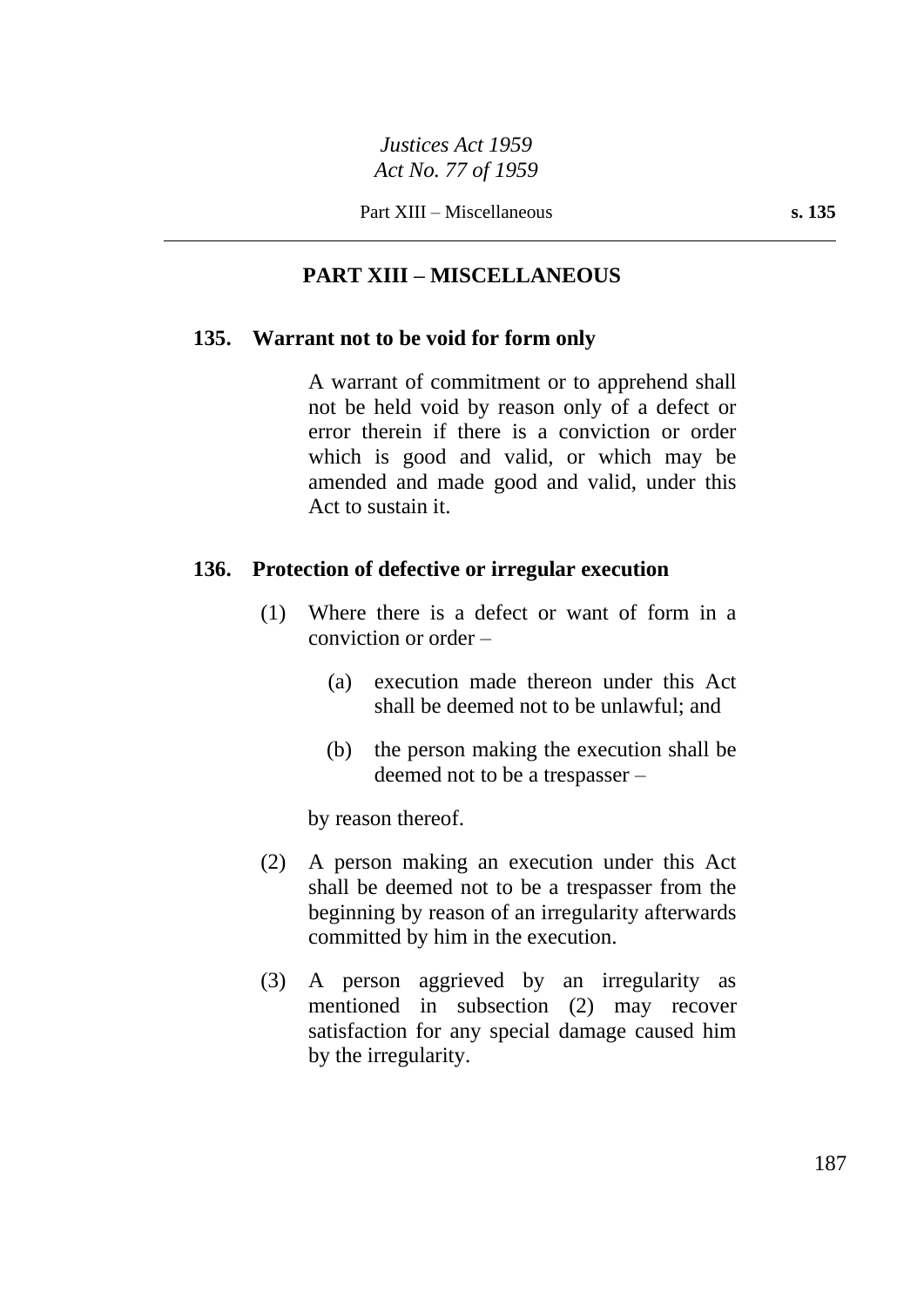## PART XIII – MISCELLANEOUS

### 135. Warrant not to be void for form only

A warrant of commitment or to apprehend shall not be held void by reason only of a defect or error therein if there is a conviction or order which is good and valid, or which may be amended and made good and valid, under this Act to sustain it.

### 136. Protection of defective or irregular execution

(1) Where there is a defect or want of form in a conviction or order –

(a) execution made thereon under this Act shall be deemed not to be unlawful; and

(b) the person making the execution shall be deemed not to be a trespasser –

by reason thereof.

(2) A person making an execution under this Act shall be deemed not to be a trespasser from the beginning by reason of an irregularity afterwards committed by him in the execution.

(3) A person aggrieved by an irregularity as mentioned in subsection (2) may recover satisfaction for any special damage caused him by the irregularity.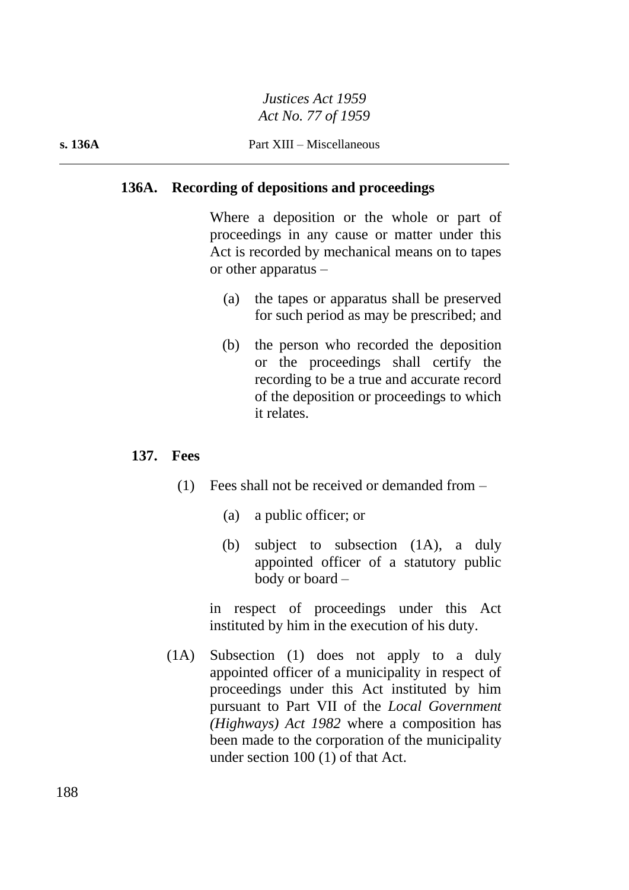### 136A. Recording of depositions and proceedings

Where a deposition or the whole or part of proceedings in any cause or matter under this Act is recorded by mechanical means on to tapes or other apparatus –

(a) the tapes or apparatus shall be preserved for such period as may be prescribed; and

(b) the person who recorded the deposition or the proceedings shall certify the recording to be a true and accurate record of the deposition or proceedings to which it relates.

### 137. Fees

(1) Fees shall not be received or demanded from –

(a) a public officer; or

(b) subject to subsection (1A), a duly appointed officer of a statutory public body or board –

in respect of proceedings under this Act instituted by him in the execution of his duty.

(1A) Subsection (1) does not apply to a duly appointed officer of a municipality in respect of proceedings under this Act instituted by him pursuant to Part VII of the *Local Government (Highways) Act 1982* where a composition has been made to the corporation of the municipality under section 100 (1) of that Act.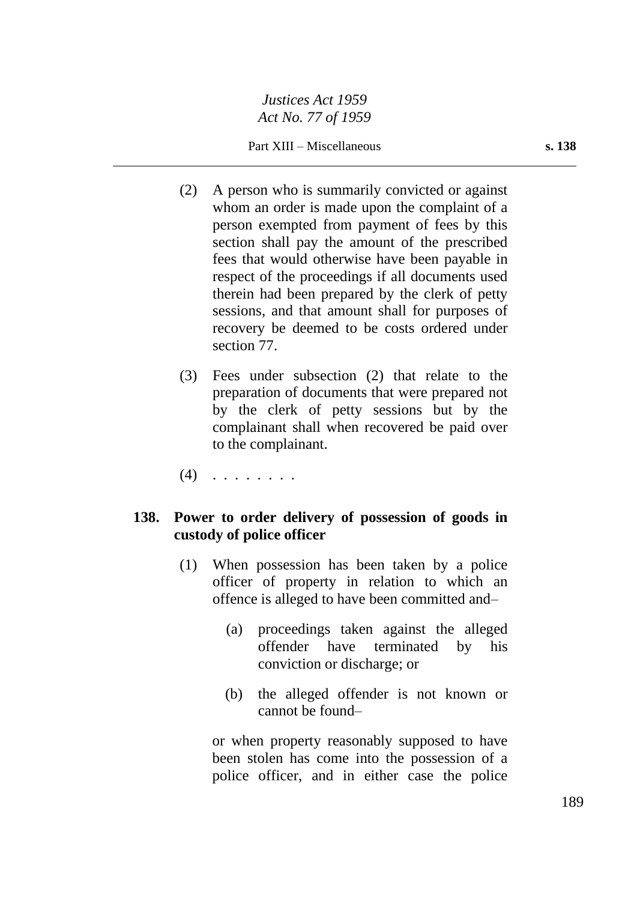(2) A person who is summarily convicted or against whom an order is made upon the complaint of a person exempted from payment of fees by this section shall pay the amount of the prescribed fees that would otherwise have been payable in respect of the proceedings if all documents used therein had been prepared by the clerk of petty sessions, and that amount shall for purposes of recovery be deemed to be costs ordered under section 77.

(3) Fees under subsection (2) that relate to the preparation of documents that were prepared not by the clerk of petty sessions but by the complainant shall when recovered be paid over to the complainant.

(4) . . . . . . . .

**138. Power to order delivery of possession of goods in custody of police officer**

(1) When possession has been taken by a police officer of property in relation to which an offence is alleged to have been committed and–

(a) proceedings taken against the alleged offender have terminated by his conviction or discharge; or

(b) the alleged offender is not known or cannot be found–

or when property reasonably supposed to have been stolen has come into the possession of a police officer, and in either case the police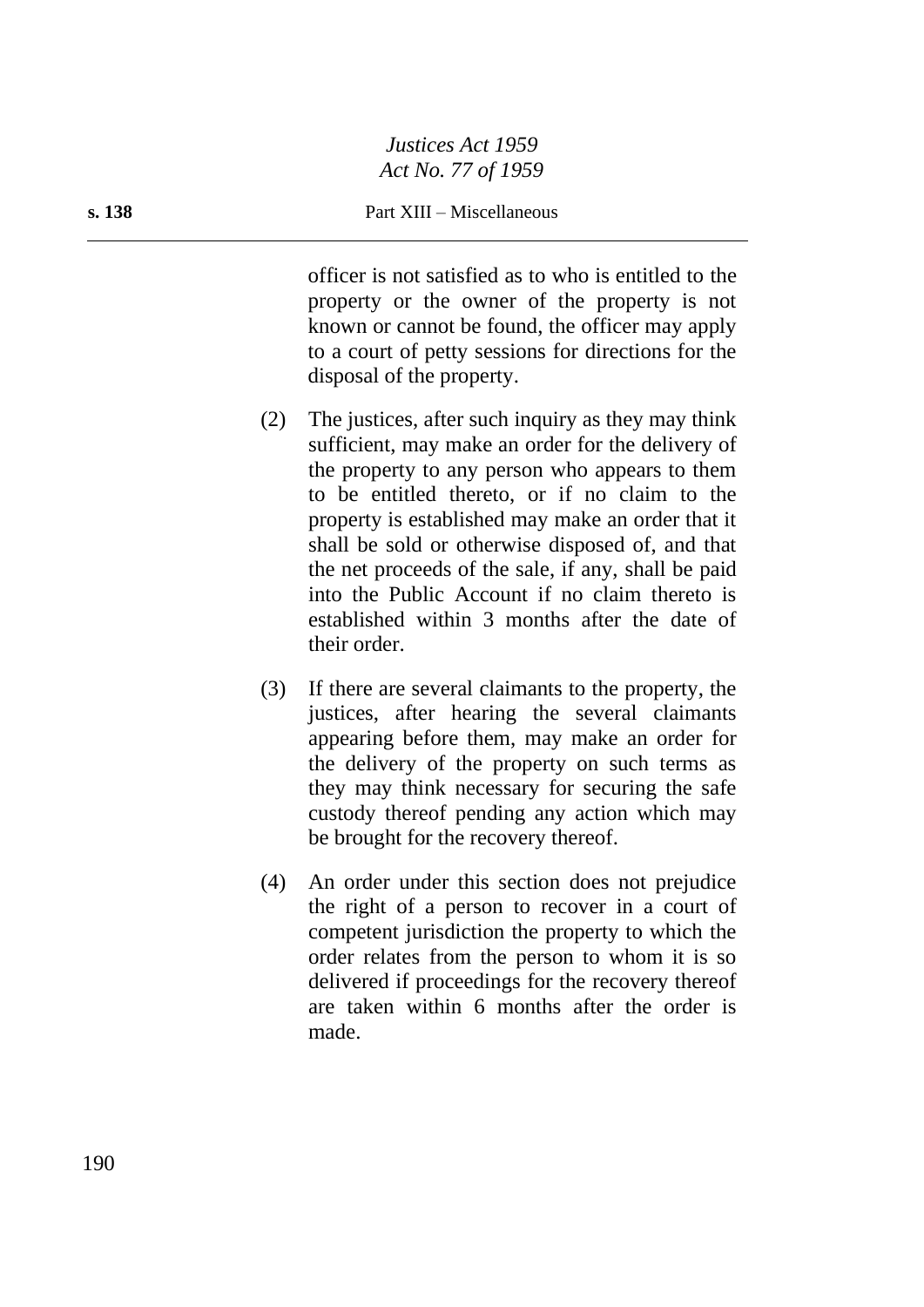officer is not satisfied as to who is entitled to the property or the owner of the property is not known or cannot be found, the officer may apply to a court of petty sessions for directions for the disposal of the property.

(2) The justices, after such inquiry as they may think sufficient, may make an order for the delivery of the property to any person who appears to them to be entitled thereto, or if no claim to the property is established may make an order that it shall be sold or otherwise disposed of, and that the net proceeds of the sale, if any, shall be paid into the Public Account if no claim thereto is established within 3 months after the date of their order.

(3) If there are several claimants to the property, the justices, after hearing the several claimants appearing before them, may make an order for the delivery of the property on such terms as they may think necessary for securing the safe custody thereof pending any action which may be brought for the recovery thereof.

(4) An order under this section does not prejudice the right of a person to recover in a court of competent jurisdiction the property to which the order relates from the person to whom it is so delivered if proceedings for the recovery thereof are taken within 6 months after the order is made.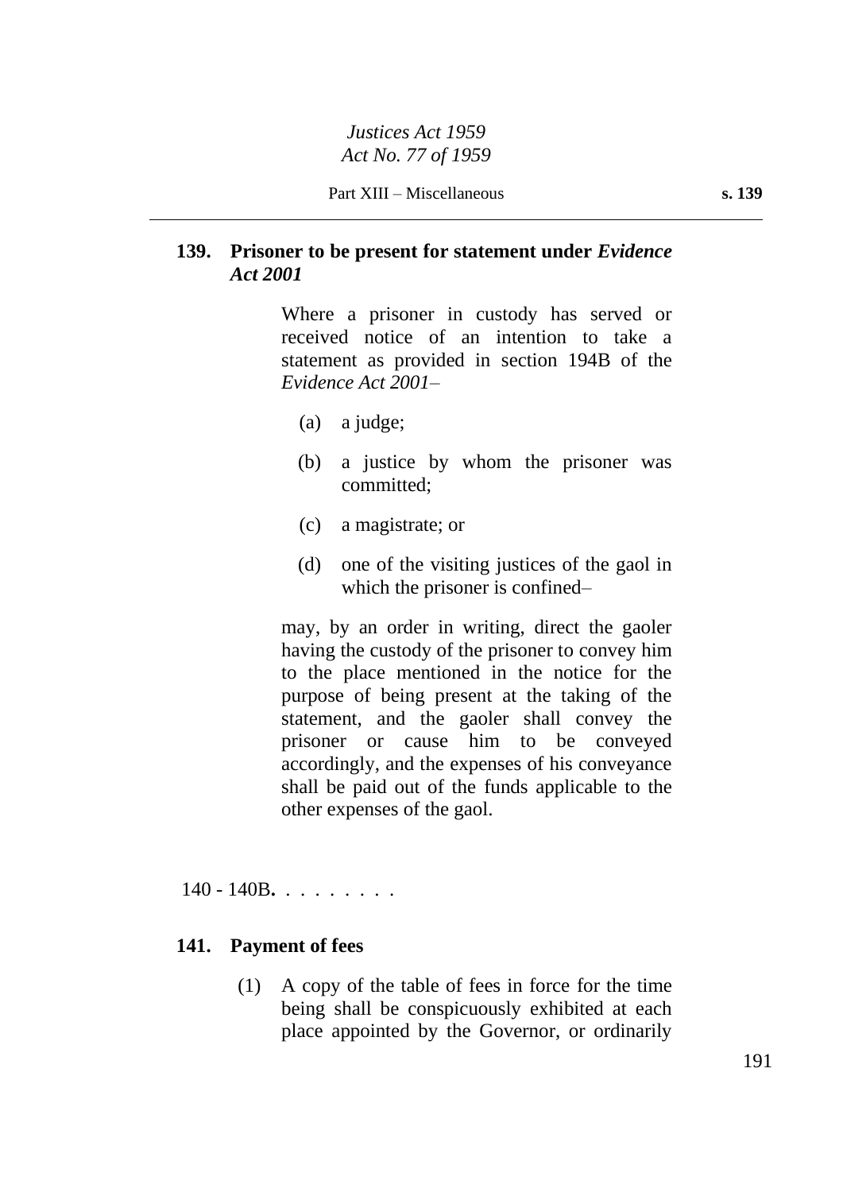## 139. Prisoner to be present for statement under *Evidence Act 2001*

Where a prisoner in custody has served or received notice of an intention to take a statement as provided in section 194B of the *Evidence Act 2001*–

(a) a judge;

(b) a justice by whom the prisoner was committed;

(c) a magistrate; or

(d) one of the visiting justices of the gaol in which the prisoner is confined–

may, by an order in writing, direct the gaoler having the custody of the prisoner to convey him to the place mentioned in the notice for the purpose of being present at the taking of the statement, and the gaoler shall convey the prisoner or cause him to be conveyed accordingly, and the expenses of his conveyance shall be paid out of the funds applicable to the other expenses of the gaol.

140 - 140B. . . . . . . . .

## 141. Payment of fees

(1) A copy of the table of fees in force for the time being shall be conspicuously exhibited at each place appointed by the Governor, or ordinarily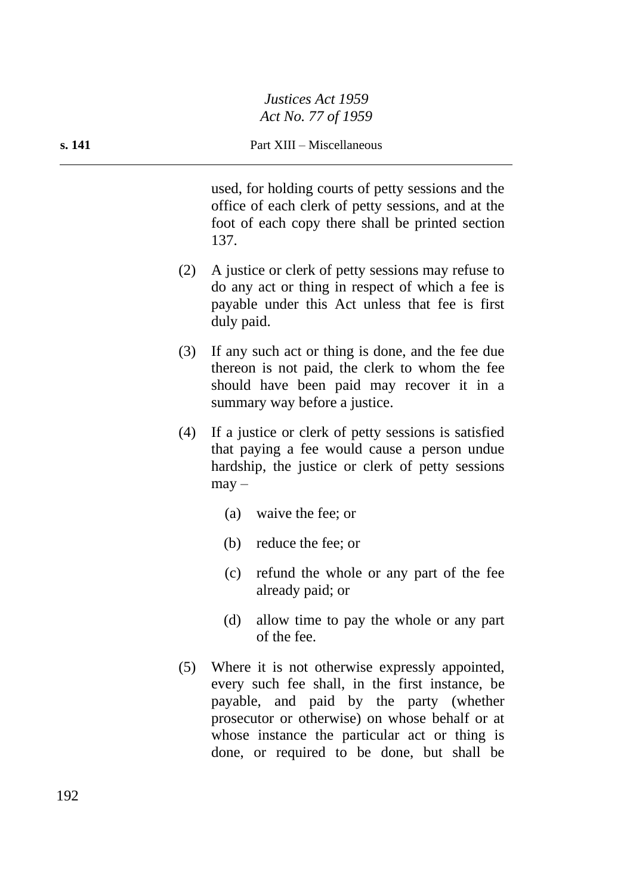used, for holding courts of petty sessions and the office of each clerk of petty sessions, and at the foot of each copy there shall be printed section 137.

(2) A justice or clerk of petty sessions may refuse to do any act or thing in respect of which a fee is payable under this Act unless that fee is first duly paid.

(3) If any such act or thing is done, and the fee due thereon is not paid, the clerk to whom the fee should have been paid may recover it in a summary way before a justice.

(4) If a justice or clerk of petty sessions is satisfied that paying a fee would cause a person undue hardship, the justice or clerk of petty sessions may –

(a) waive the fee; or

(b) reduce the fee; or

(c) refund the whole or any part of the fee already paid; or

(d) allow time to pay the whole or any part of the fee.

(5) Where it is not otherwise expressly appointed, every such fee shall, in the first instance, be payable, and paid by the party (whether prosecutor or otherwise) on whose behalf or at whose instance the particular act or thing is done, or required to be done, but shall be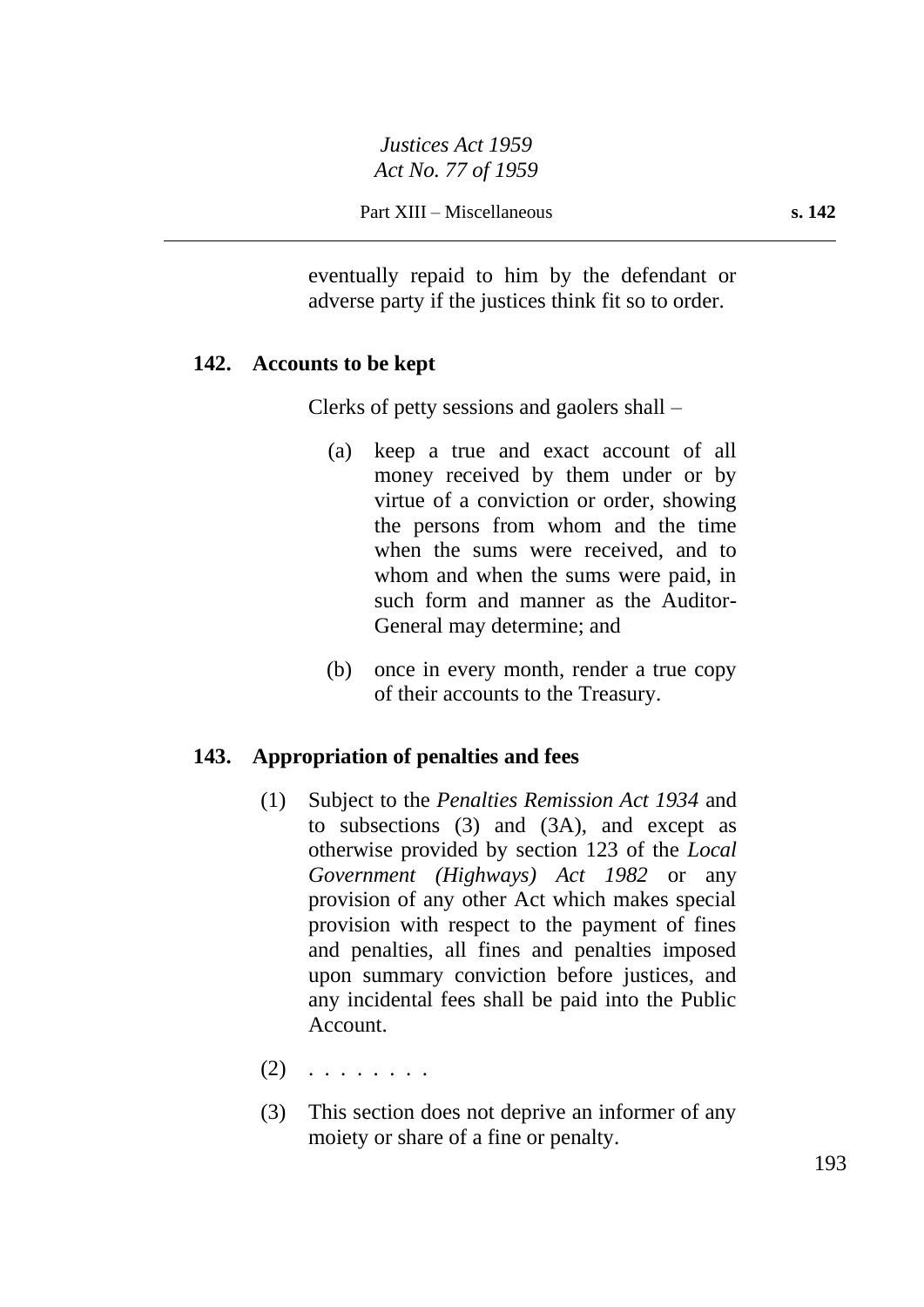eventually repaid to him by the defendant or adverse party if the justices think fit so to order.

## 142. Accounts to be kept

Clerks of petty sessions and gaolers shall –

(a) keep a true and exact account of all money received by them under or by virtue of a conviction or order, showing the persons from whom and the time when the sums were received, and to whom and when the sums were paid, in such form and manner as the Auditor-General may determine; and

(b) once in every month, render a true copy of their accounts to the Treasury.

## 143. Appropriation of penalties and fees

(1) Subject to the *Penalties Remission Act 1934* and to subsections (3) and (3A), and except as otherwise provided by section 123 of the *Local Government (Highways) Act 1982* or any provision of any other Act which makes special provision with respect to the payment of fines and penalties, all fines and penalties imposed upon summary conviction before justices, and any incidental fees shall be paid into the Public Account.

(2) . . . . . . . .

(3) This section does not deprive an informer of any moiety or share of a fine or penalty.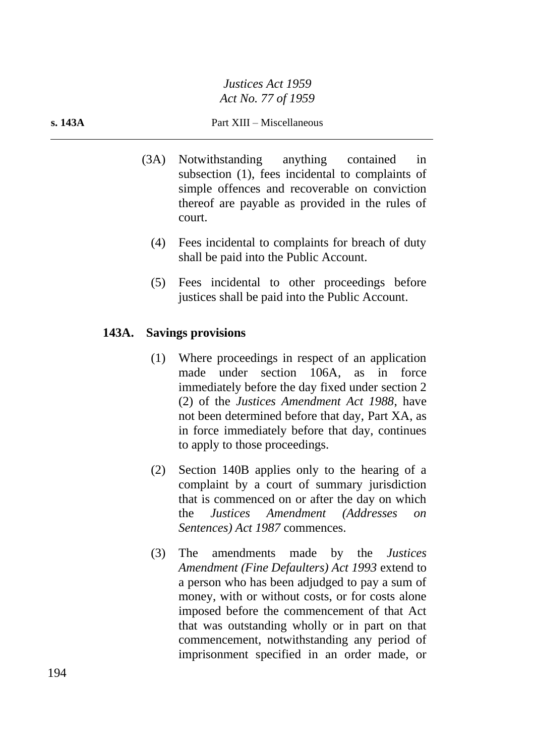(3A) Notwithstanding anything contained in subsection (1), fees incidental to complaints of simple offences and recoverable on conviction thereof are payable as provided in the rules of court.

(4) Fees incidental to complaints for breach of duty shall be paid into the Public Account.

(5) Fees incidental to other proceedings before justices shall be paid into the Public Account.

### 143A. Savings provisions

(1) Where proceedings in respect of an application made under section 106A, as in force immediately before the day fixed under section 2 (2) of the *Justices Amendment Act 1988*, have not been determined before that day, Part XA, as in force immediately before that day, continues to apply to those proceedings.

(2) Section 140B applies only to the hearing of a complaint by a court of summary jurisdiction that is commenced on or after the day on which the *Justices Amendment (Addresses on Sentences) Act 1987* commences.

(3) The amendments made by the *Justices Amendment (Fine Defaulters) Act 1993* extend to a person who has been adjudged to pay a sum of money, with or without costs, or for costs alone imposed before the commencement of that Act that was outstanding wholly or in part on that commencement, notwithstanding any period of imprisonment specified in an order made, or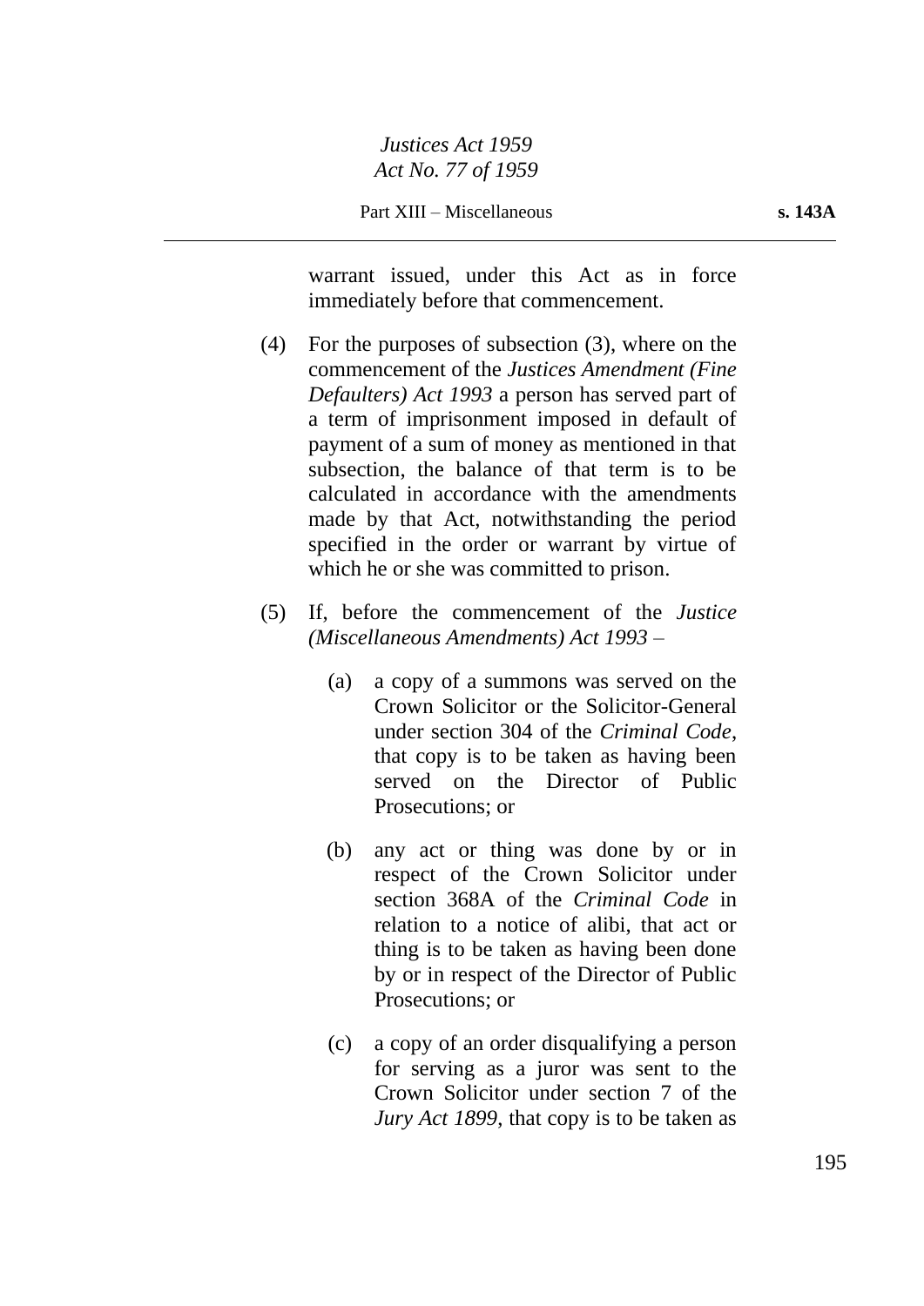warrant issued, under this Act as in force immediately before that commencement.

(4) For the purposes of subsection (3), where on the commencement of the *Justices Amendment (Fine Defaulters) Act 1993* a person has served part of a term of imprisonment imposed in default of payment of a sum of money as mentioned in that subsection, the balance of that term is to be calculated in accordance with the amendments made by that Act, notwithstanding the period specified in the order or warrant by virtue of which he or she was committed to prison.

(5) If, before the commencement of the *Justice (Miscellaneous Amendments) Act 1993* –

(a) a copy of a summons was served on the Crown Solicitor or the Solicitor-General under section 304 of the *Criminal Code*, that copy is to be taken as having been served on the Director of Public Prosecutions; or

(b) any act or thing was done by or in respect of the Crown Solicitor under section 368A of the *Criminal Code* in relation to a notice of alibi, that act or thing is to be taken as having been done by or in respect of the Director of Public Prosecutions; or

(c) a copy of an order disqualifying a person for serving as a juror was sent to the Crown Solicitor under section 7 of the *Jury Act 1899*, that copy is to be taken as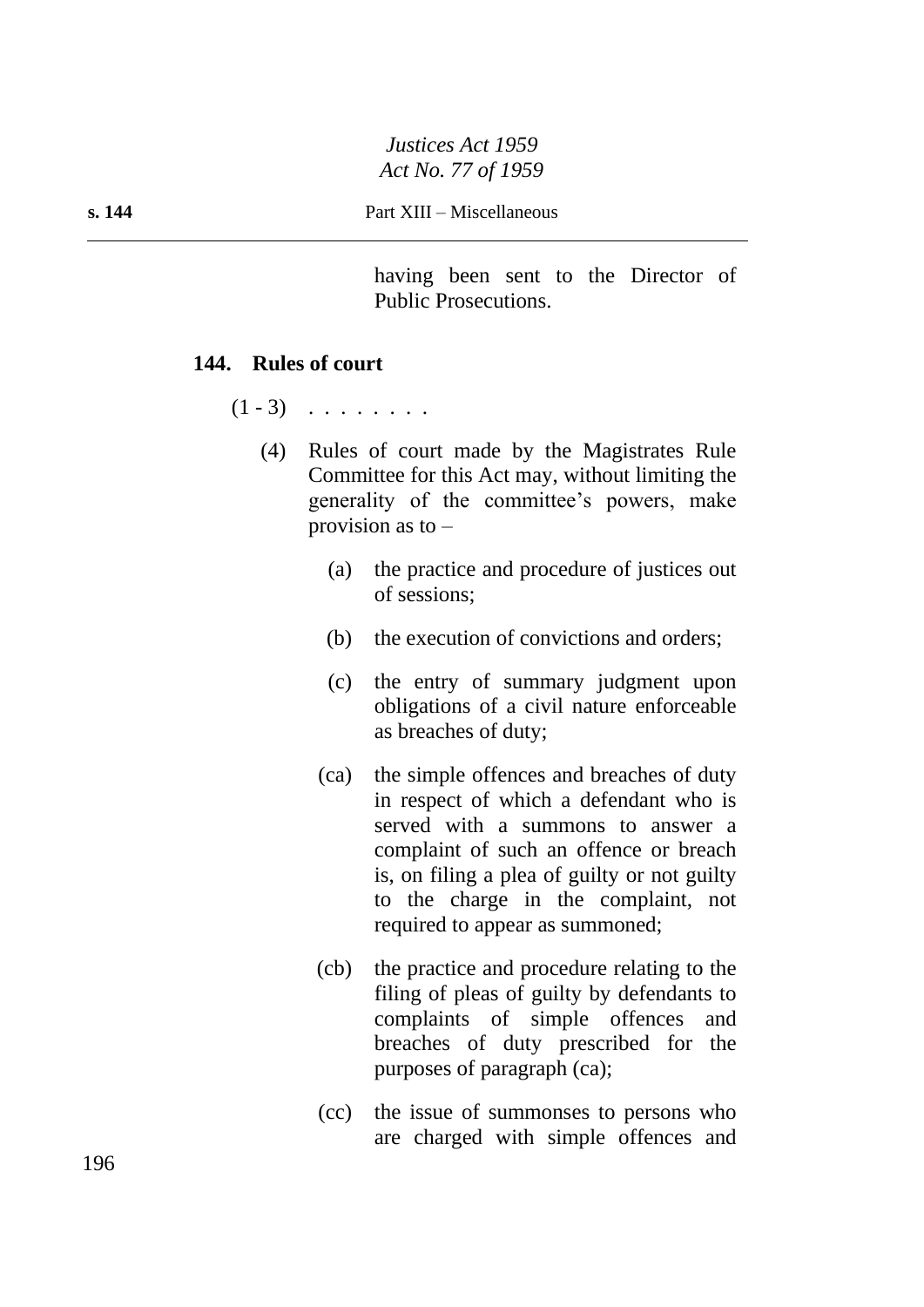having been sent to the Director of Public Prosecutions.

### 144. Rules of court

(1 - 3) . . . . . . . .

(4) Rules of court made by the Magistrates Rule Committee for this Act may, without limiting the generality of the committee's powers, make provision as to –

(a) the practice and procedure of justices out of sessions;

(b) the execution of convictions and orders;

(c) the entry of summary judgment upon obligations of a civil nature enforceable as breaches of duty;

(ca) the simple offences and breaches of duty in respect of which a defendant who is served with a summons to answer a complaint of such an offence or breach is, on filing a plea of guilty or not guilty to the charge in the complaint, not required to appear as summoned;

(cb) the practice and procedure relating to the filing of pleas of guilty by defendants to complaints of simple offences and breaches of duty prescribed for the purposes of paragraph (ca);

(cc) the issue of summonses to persons who are charged with simple offences and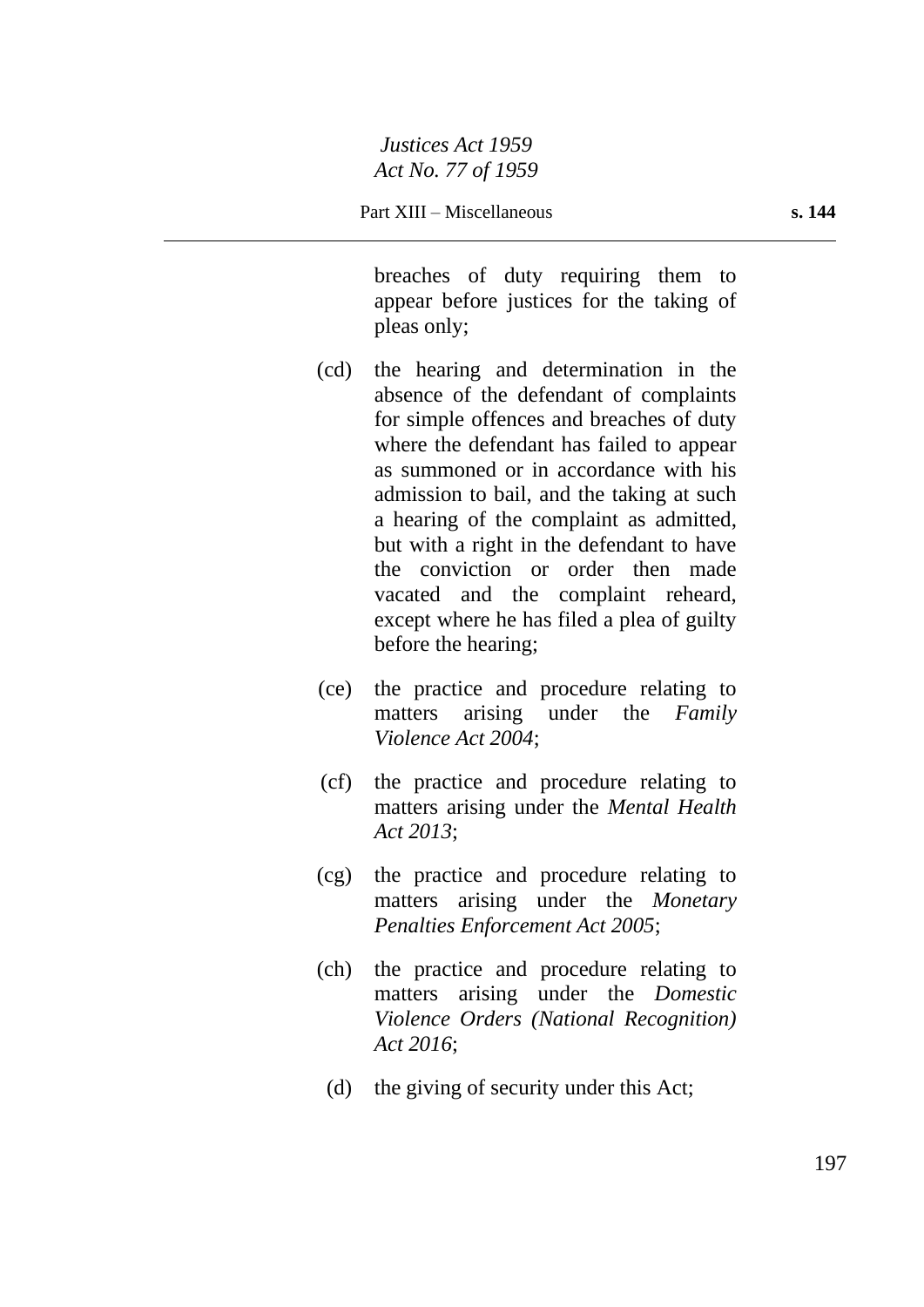breaches of duty requiring them to appear before justices for the taking of pleas only;

(cd) the hearing and determination in the absence of the defendant of complaints for simple offences and breaches of duty where the defendant has failed to appear as summoned or in accordance with his admission to bail, and the taking at such a hearing of the complaint as admitted, but with a right in the defendant to have the conviction or order then made vacated and the complaint reheard, except where he has filed a plea of guilty before the hearing;

(ce) the practice and procedure relating to matters arising under the *Family Violence Act 2004*;

(cf) the practice and procedure relating to matters arising under the *Mental Health Act 2013*;

(cg) the practice and procedure relating to matters arising under the *Monetary Penalties Enforcement Act 2005*;

(ch) the practice and procedure relating to matters arising under the *Domestic Violence Orders (National Recognition) Act 2016*;

(d) the giving of security under this Act;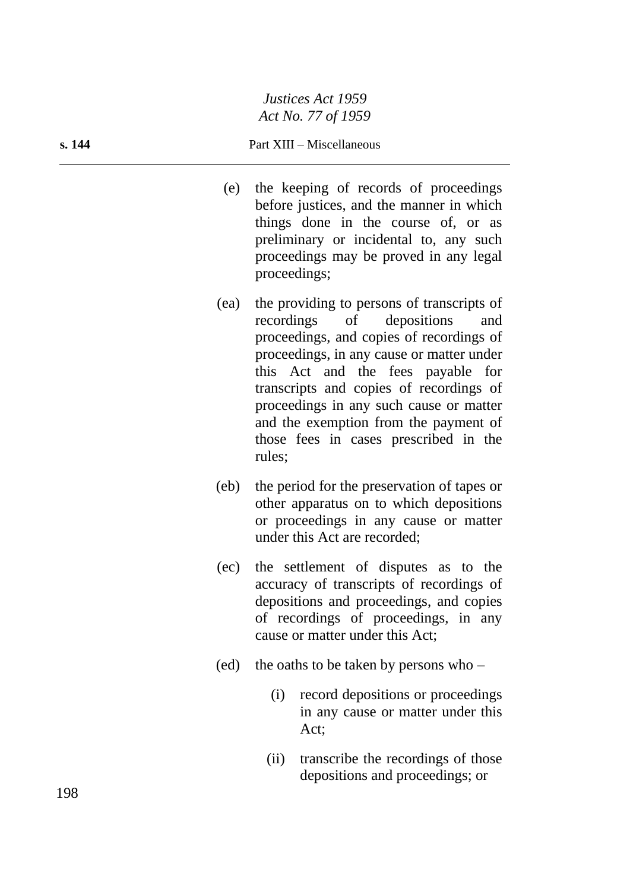(e) the keeping of records of proceedings before justices, and the manner in which things done in the course of, or as preliminary or incidental to, any such proceedings may be proved in any legal proceedings;

(ea) the providing to persons of transcripts of recordings of depositions and proceedings, and copies of recordings of proceedings, in any cause or matter under this Act and the fees payable for transcripts and copies of recordings of proceedings in any such cause or matter and the exemption from the payment of those fees in cases prescribed in the rules;

(eb) the period for the preservation of tapes or other apparatus on to which depositions or proceedings in any cause or matter under this Act are recorded;

(ec) the settlement of disputes as to the accuracy of transcripts of recordings of depositions and proceedings, and copies of recordings of proceedings, in any cause or matter under this Act;

(ed) the oaths to be taken by persons who –

  (i) record depositions or proceedings in any cause or matter under this Act;

  (ii) transcribe the recordings of those depositions and proceedings; or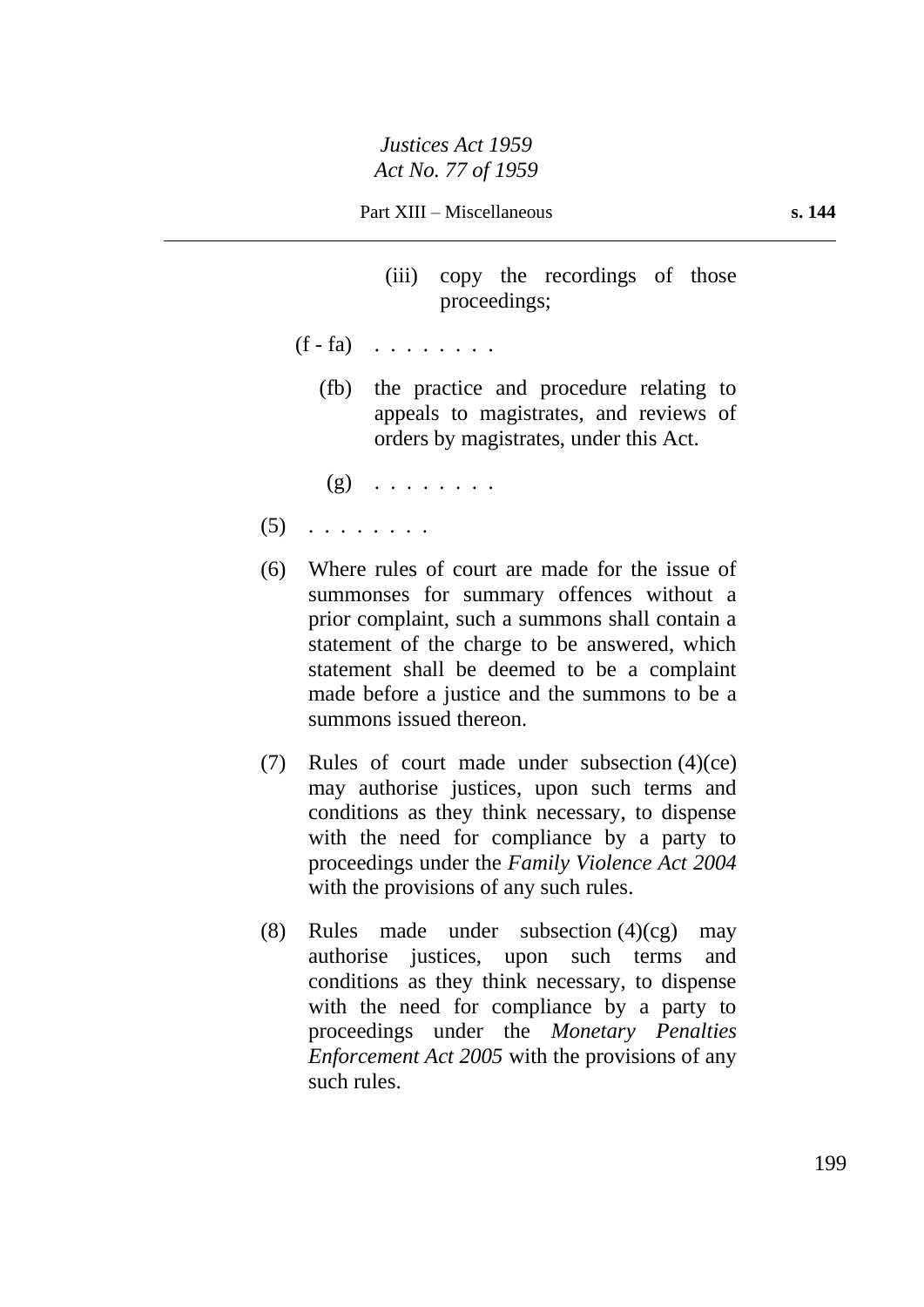(iii) copy the recordings of those proceedings;

(f - fa) . . . . . . . .

(fb) the practice and procedure relating to appeals to magistrates, and reviews of orders by magistrates, under this Act.

(g) . . . . . . . .

(5) . . . . . . . .

(6) Where rules of court are made for the issue of summonses for summary offences without a prior complaint, such a summons shall contain a statement of the charge to be answered, which statement shall be deemed to be a complaint made before a justice and the summons to be a summons issued thereon.

(7) Rules of court made under subsection (4)(ce) may authorise justices, upon such terms and conditions as they think necessary, to dispense with the need for compliance by a party to proceedings under the *Family Violence Act 2004* with the provisions of any such rules.

(8) Rules made under subsection (4)(cg) may authorise justices, upon such terms and conditions as they think necessary, to dispense with the need for compliance by a party to proceedings under the *Monetary Penalties Enforcement Act 2005* with the provisions of any such rules.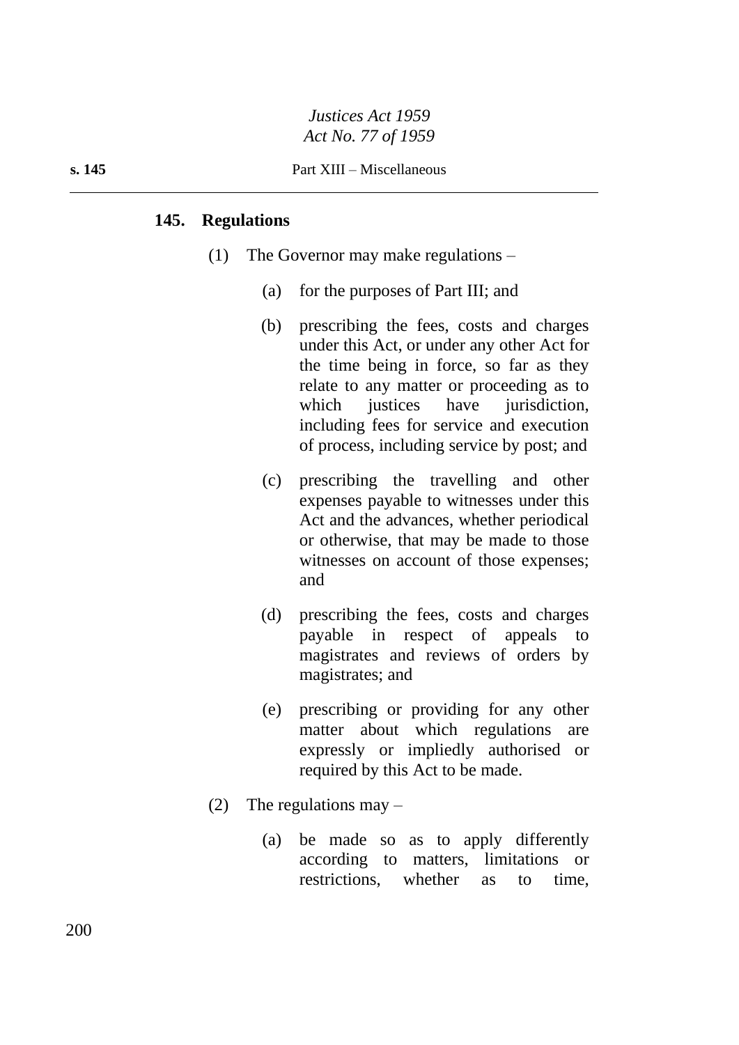## 145. Regulations

(1) The Governor may make regulations –

(a) for the purposes of Part III; and

(b) prescribing the fees, costs and charges under this Act, or under any other Act for the time being in force, so far as they relate to any matter or proceeding as to which justices have jurisdiction, including fees for service and execution of process, including service by post; and

(c) prescribing the travelling and other expenses payable to witnesses under this Act and the advances, whether periodical or otherwise, that may be made to those witnesses on account of those expenses; and

(d) prescribing the fees, costs and charges payable in respect of appeals to magistrates and reviews of orders by magistrates; and

(e) prescribing or providing for any other matter about which regulations are expressly or impliedly authorised or required by this Act to be made.

(2) The regulations may –

(a) be made so as to apply differently according to matters, limitations or restrictions, whether as to time,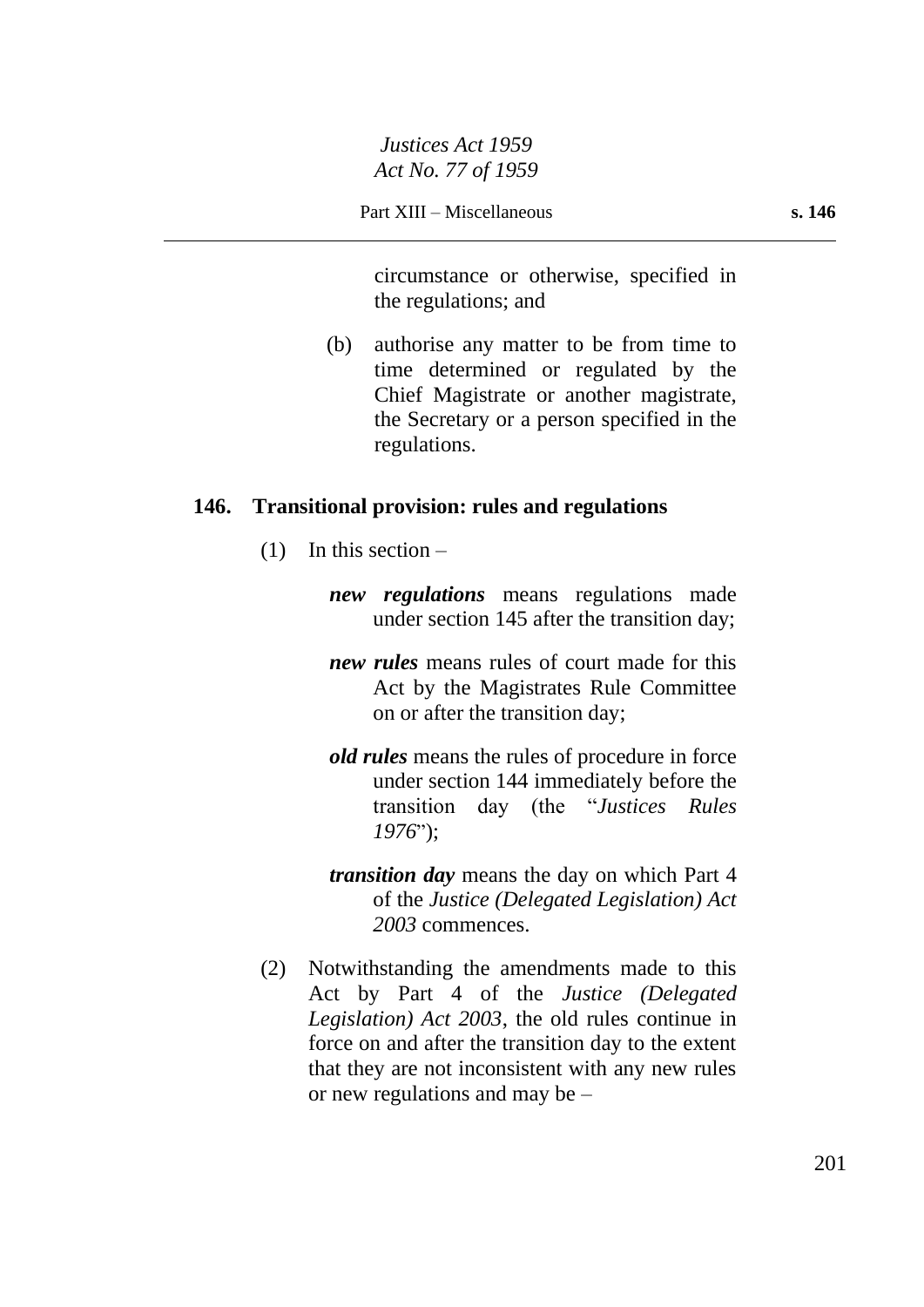circumstance or otherwise, specified in the regulations; and

(b) authorise any matter to be from time to time determined or regulated by the Chief Magistrate or another magistrate, the Secretary or a person specified in the regulations.

### 146. Transitional provision: rules and regulations

(1) In this section –

***new regulations*** means regulations made under section 145 after the transition day;

***new rules*** means rules of court made for this Act by the Magistrates Rule Committee on or after the transition day;

***old rules*** means the rules of procedure in force under section 144 immediately before the transition day (the "*Justices Rules 1976*");

***transition day*** means the day on which Part 4 of the *Justice (Delegated Legislation) Act 2003* commences.

(2) Notwithstanding the amendments made to this Act by Part 4 of the *Justice (Delegated Legislation) Act 2003*, the old rules continue in force on and after the transition day to the extent that they are not inconsistent with any new rules or new regulations and may be –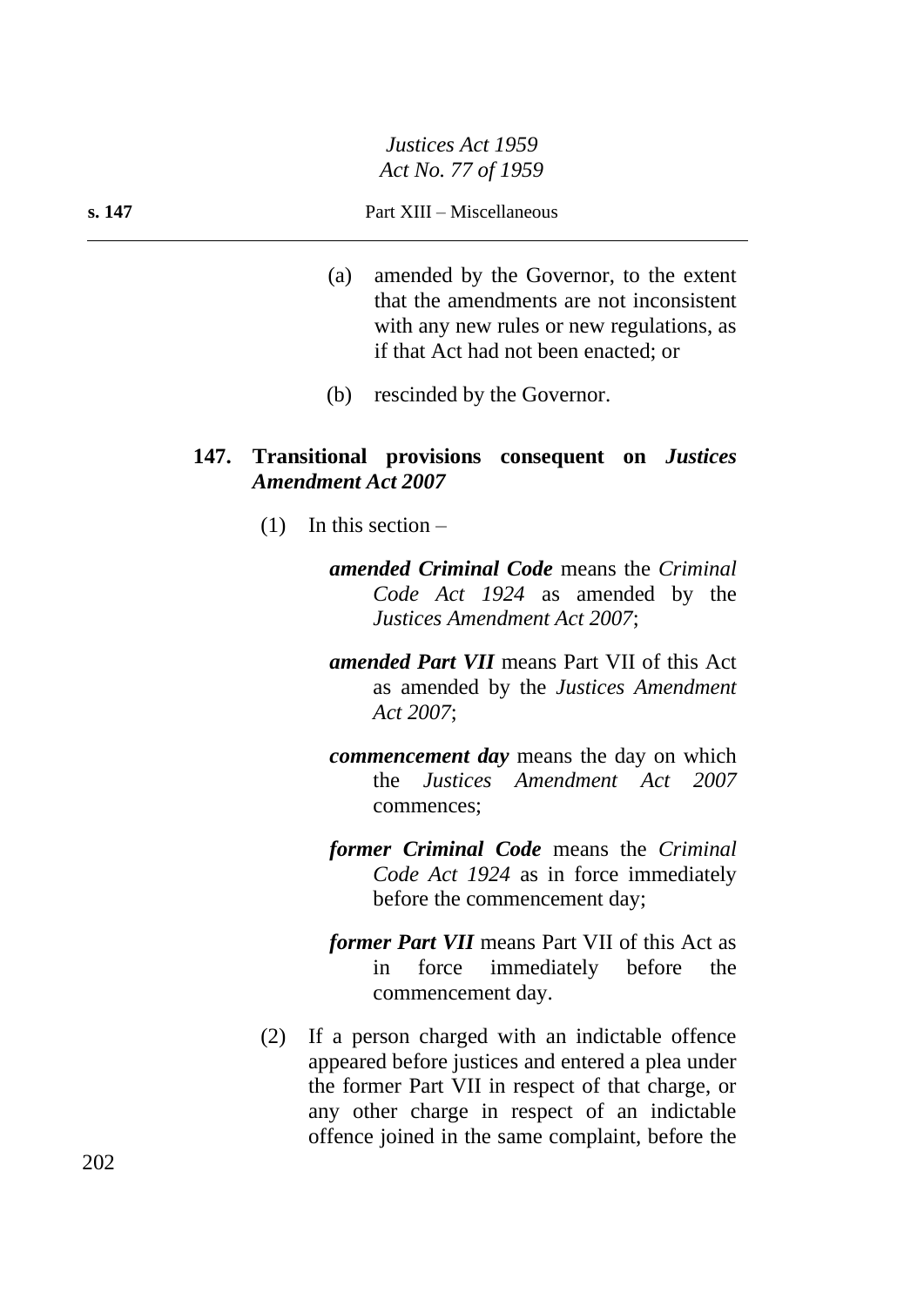(a) amended by the Governor, to the extent that the amendments are not inconsistent with any new rules or new regulations, as if that Act had not been enacted; or

(b) rescinded by the Governor.

### 147. Transitional provisions consequent on *Justices Amendment Act 2007*

(1) In this section –

***amended Criminal Code*** means the *Criminal Code Act 1924* as amended by the *Justices Amendment Act 2007*;

***amended Part VII*** means Part VII of this Act as amended by the *Justices Amendment Act 2007*;

***commencement day*** means the day on which the *Justices Amendment Act 2007* commences;

***former Criminal Code*** means the *Criminal Code Act 1924* as in force immediately before the commencement day;

***former Part VII*** means Part VII of this Act as in force immediately before the commencement day.

(2) If a person charged with an indictable offence appeared before justices and entered a plea under the former Part VII in respect of that charge, or any other charge in respect of an indictable offence joined in the same complaint, before the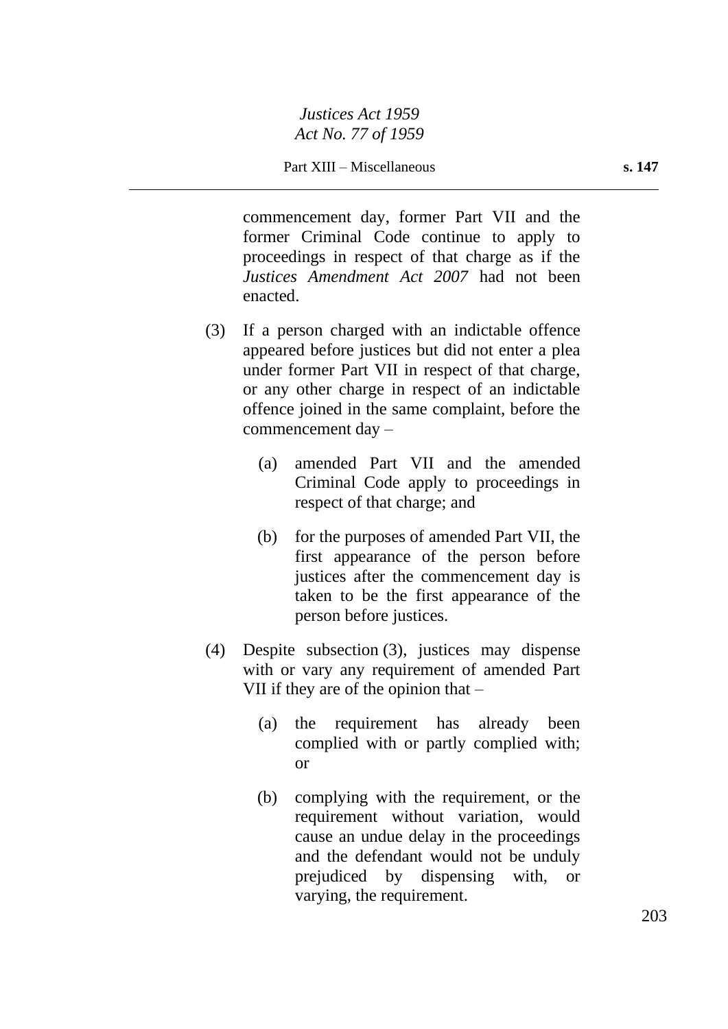commencement day, former Part VII and the former Criminal Code continue to apply to proceedings in respect of that charge as if the *Justices Amendment Act 2007* had not been enacted.

(3) If a person charged with an indictable offence appeared before justices but did not enter a plea under former Part VII in respect of that charge, or any other charge in respect of an indictable offence joined in the same complaint, before the commencement day –

(a) amended Part VII and the amended Criminal Code apply to proceedings in respect of that charge; and

(b) for the purposes of amended Part VII, the first appearance of the person before justices after the commencement day is taken to be the first appearance of the person before justices.

(4) Despite subsection (3), justices may dispense with or vary any requirement of amended Part VII if they are of the opinion that –

(a) the requirement has already been complied with or partly complied with; or

(b) complying with the requirement, or the requirement without variation, would cause an undue delay in the proceedings and the defendant would not be unduly prejudiced by dispensing with, or varying, the requirement.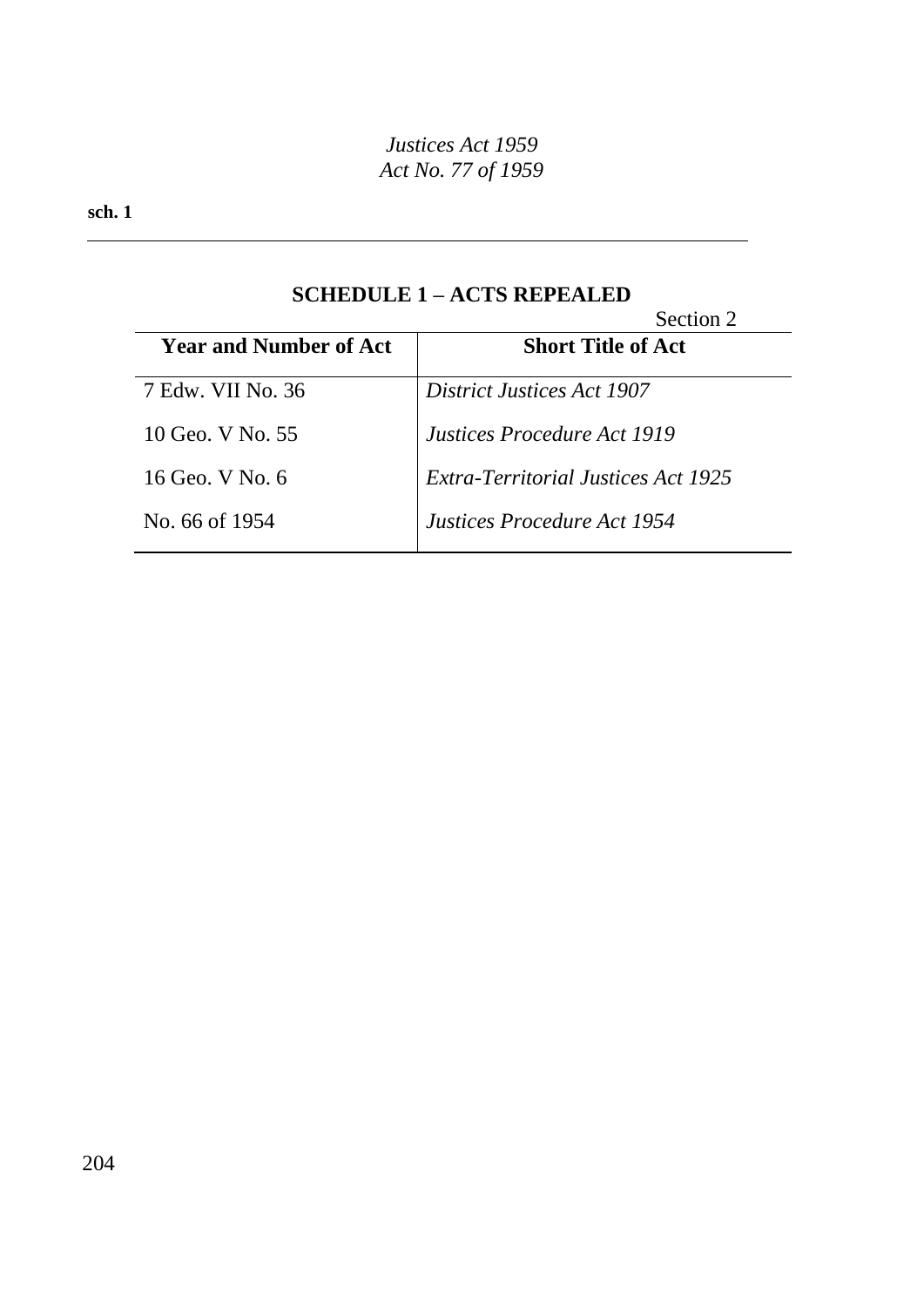## SCHEDULE 1 – ACTS REPEALED

Section 2

| Year and Number of Act | Short Title of Act |
|---|---|
| 7 Edw. VII No. 36 | *District Justices Act 1907* |
| 10 Geo. V No. 55 | *Justices Procedure Act 1919* |
| 16 Geo. V No. 6 | *Extra-Territorial Justices Act 1925* |
| No. 66 of 1954 | *Justices Procedure Act 1954* |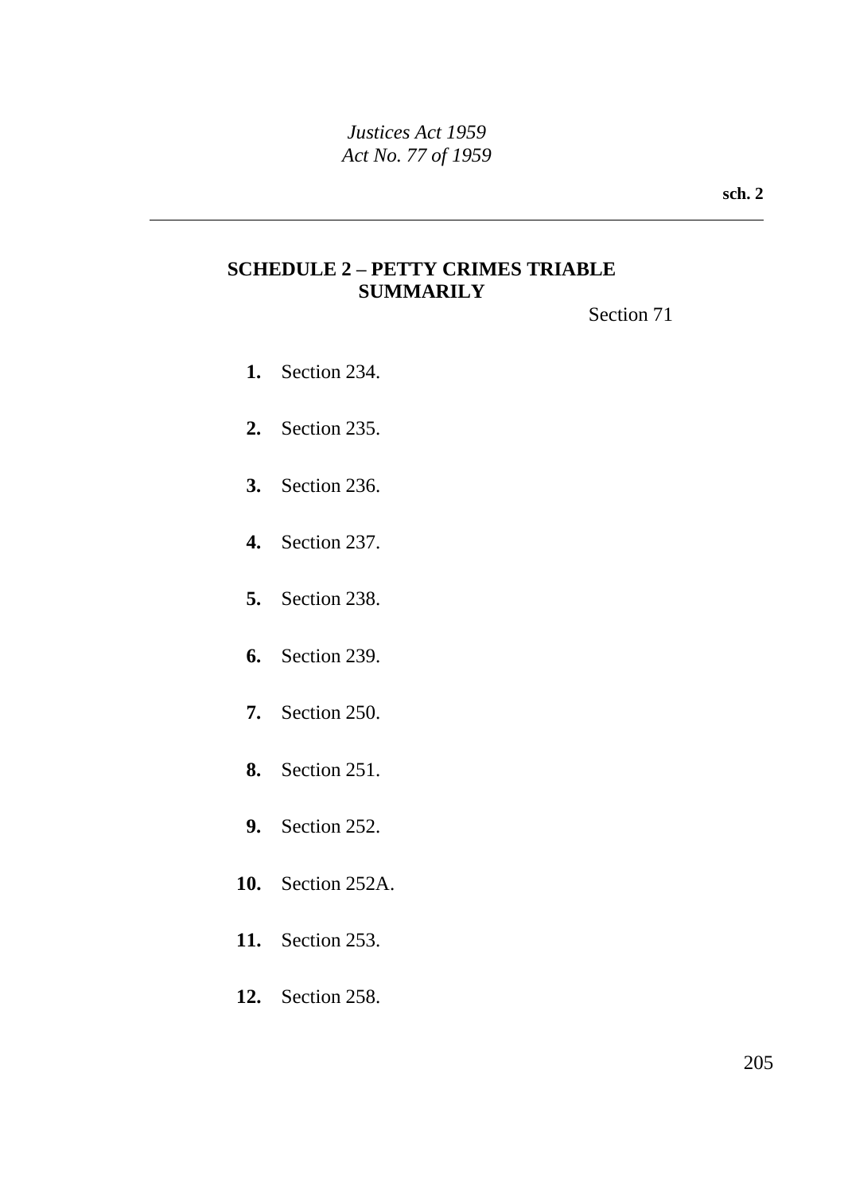## SCHEDULE 2 – PETTY CRIMES TRIABLE SUMMARILY

Section 71

**1.** Section 234.

**2.** Section 235.

**3.** Section 236.

**4.** Section 237.

**5.** Section 238.

**6.** Section 239.

**7.** Section 250.

**8.** Section 251.

**9.** Section 252.

**10.** Section 252A.

**11.** Section 253.

**12.** Section 258.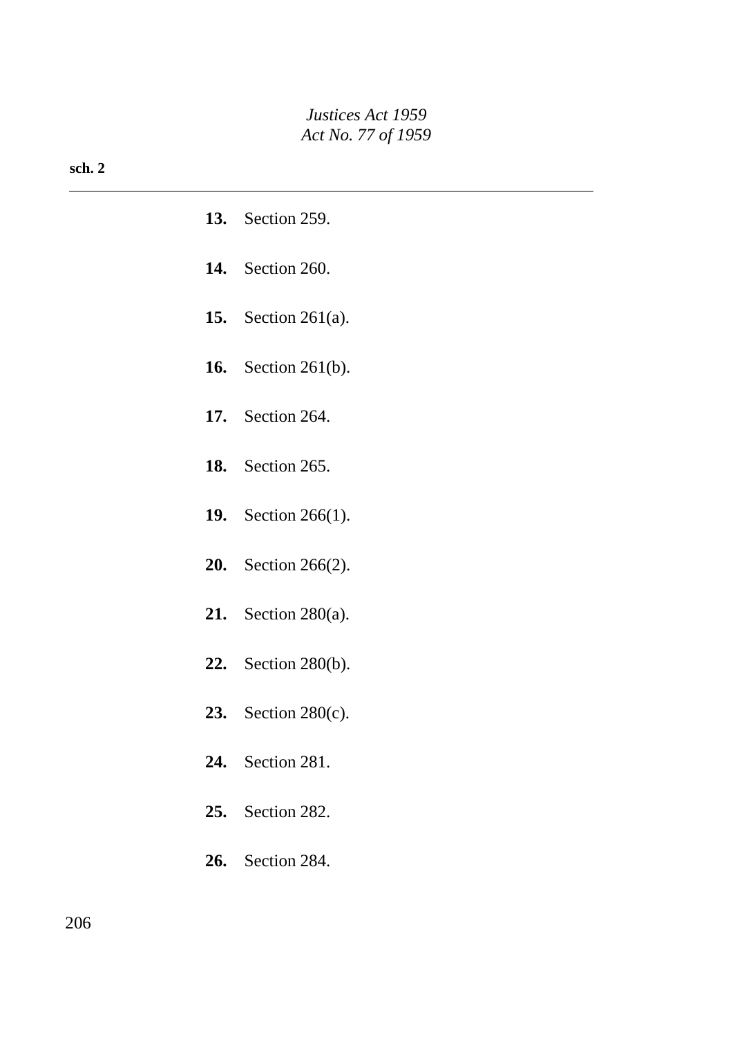**13.** Section 259.

**14.** Section 260.

**15.** Section 261(a).

**16.** Section 261(b).

**17.** Section 264.

**18.** Section 265.

**19.** Section 266(1).

**20.** Section 266(2).

**21.** Section 280(a).

**22.** Section 280(b).

**23.** Section 280(c).

**24.** Section 281.

**25.** Section 282.

**26.** Section 284.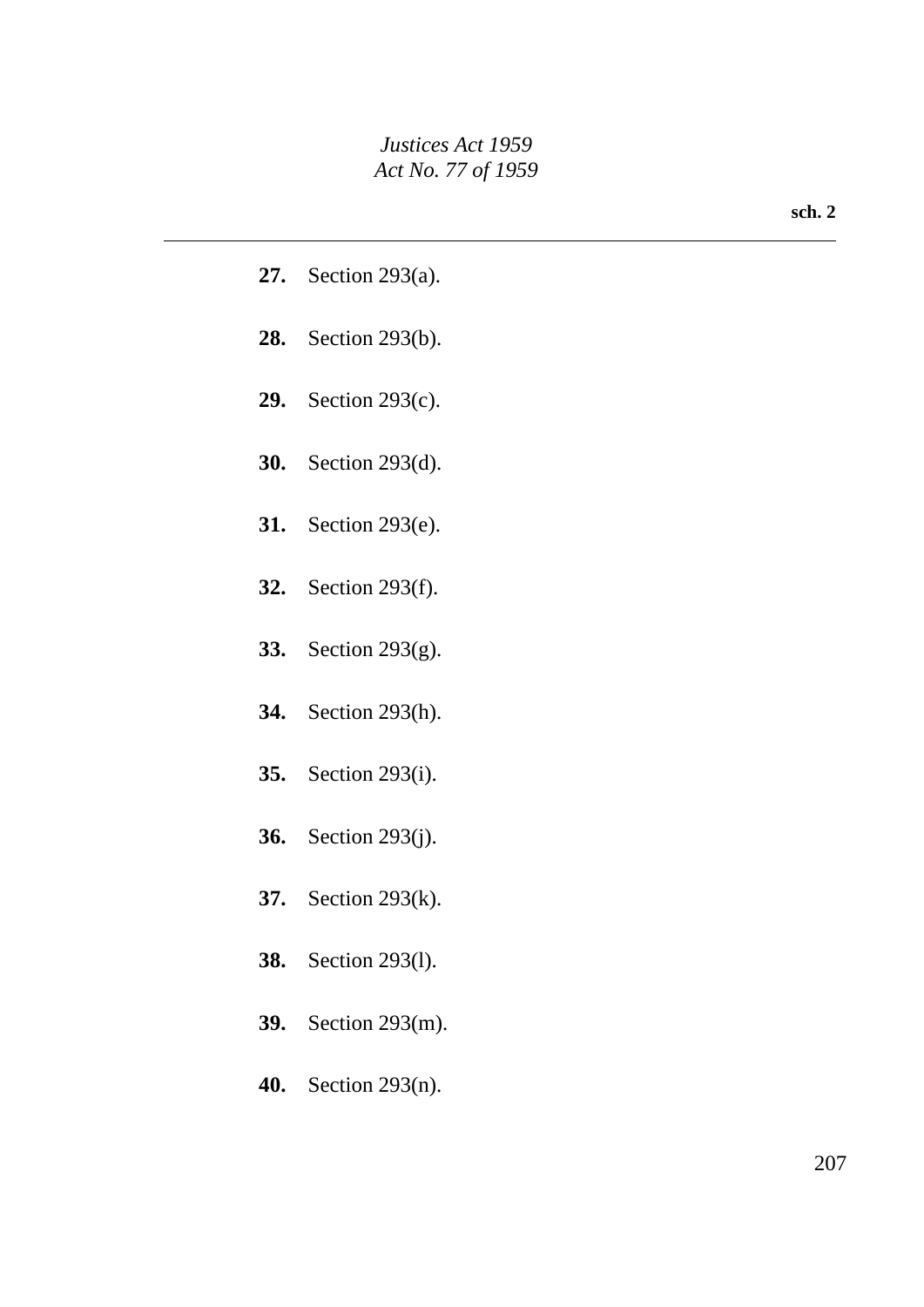**27.** Section 293(a).

**28.** Section 293(b).

**29.** Section 293(c).

**30.** Section 293(d).

**31.** Section 293(e).

**32.** Section 293(f).

**33.** Section 293(g).

**34.** Section 293(h).

**35.** Section 293(i).

**36.** Section 293(j).

**37.** Section 293(k).

**38.** Section 293(l).

**39.** Section 293(m).

**40.** Section 293(n).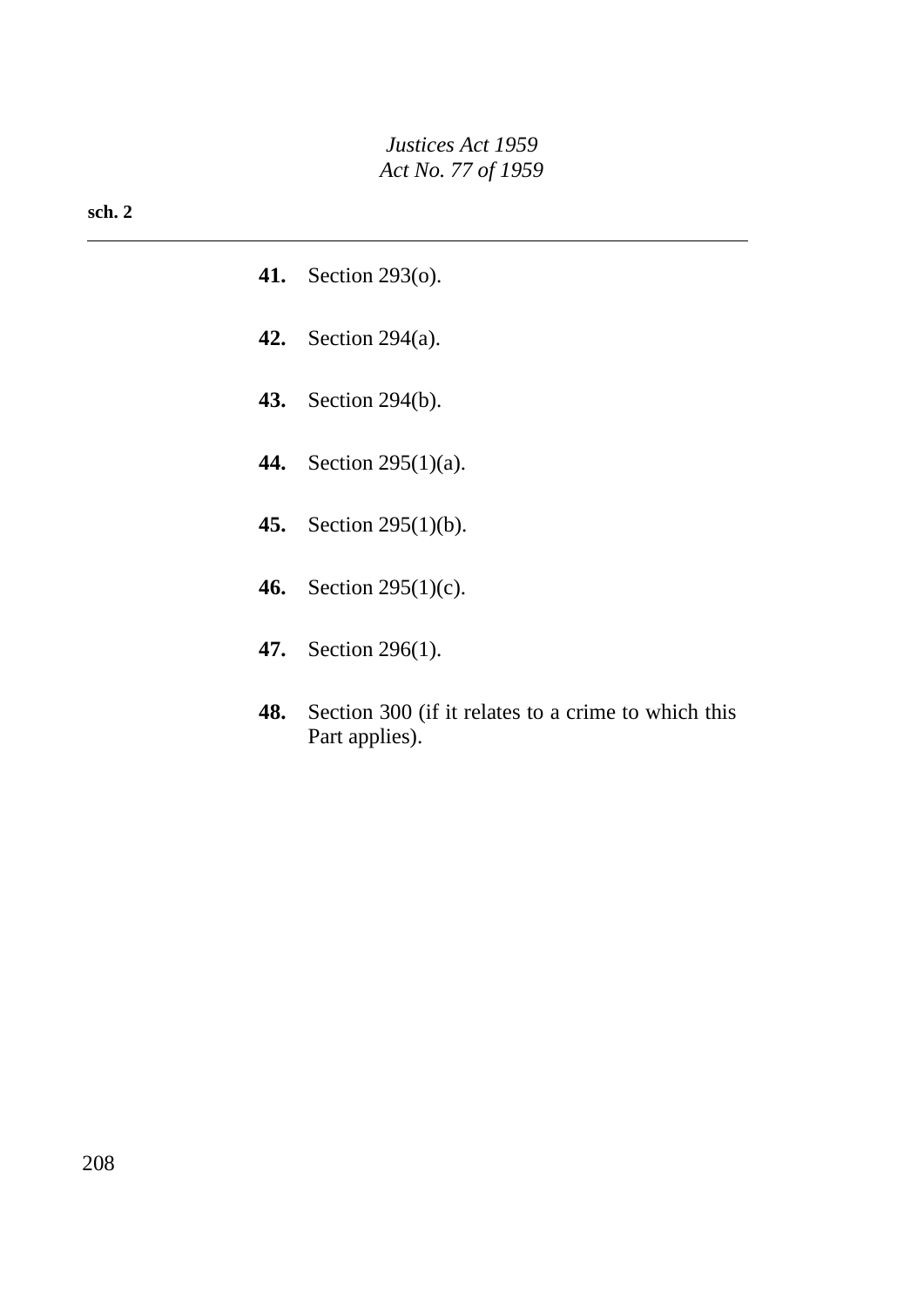**41.** Section 293(o).

**42.** Section 294(a).

**43.** Section 294(b).

**44.** Section 295(1)(a).

**45.** Section 295(1)(b).

**46.** Section 295(1)(c).

**47.** Section 296(1).

**48.** Section 300 (if it relates to a crime to which this Part applies).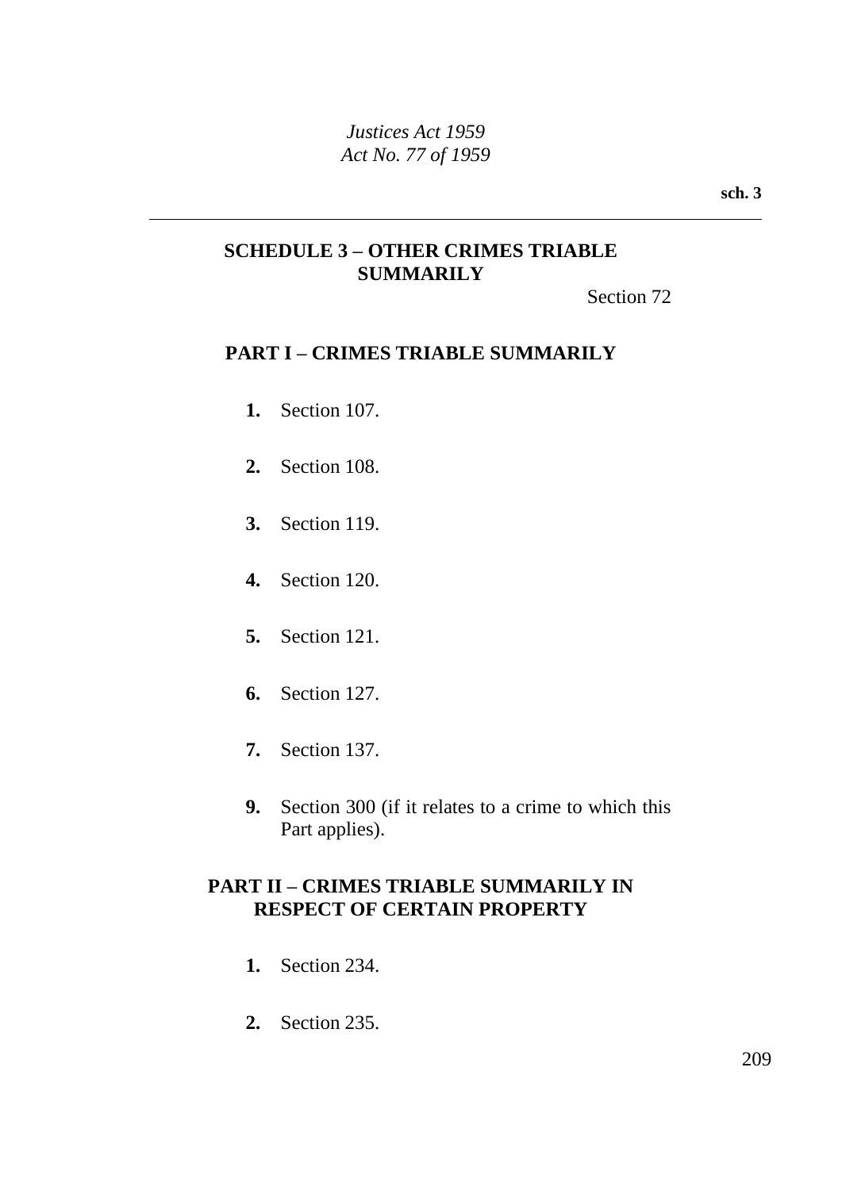## SCHEDULE 3 – OTHER CRIMES TRIABLE SUMMARILY

Section 72

### PART I – CRIMES TRIABLE SUMMARILY

**1.** Section 107.

**2.** Section 108.

**3.** Section 119.

**4.** Section 120.

**5.** Section 121.

**6.** Section 127.

**7.** Section 137.

**9.** Section 300 (if it relates to a crime to which this Part applies).

### PART II – CRIMES TRIABLE SUMMARILY IN RESPECT OF CERTAIN PROPERTY

**1.** Section 234.

**2.** Section 235.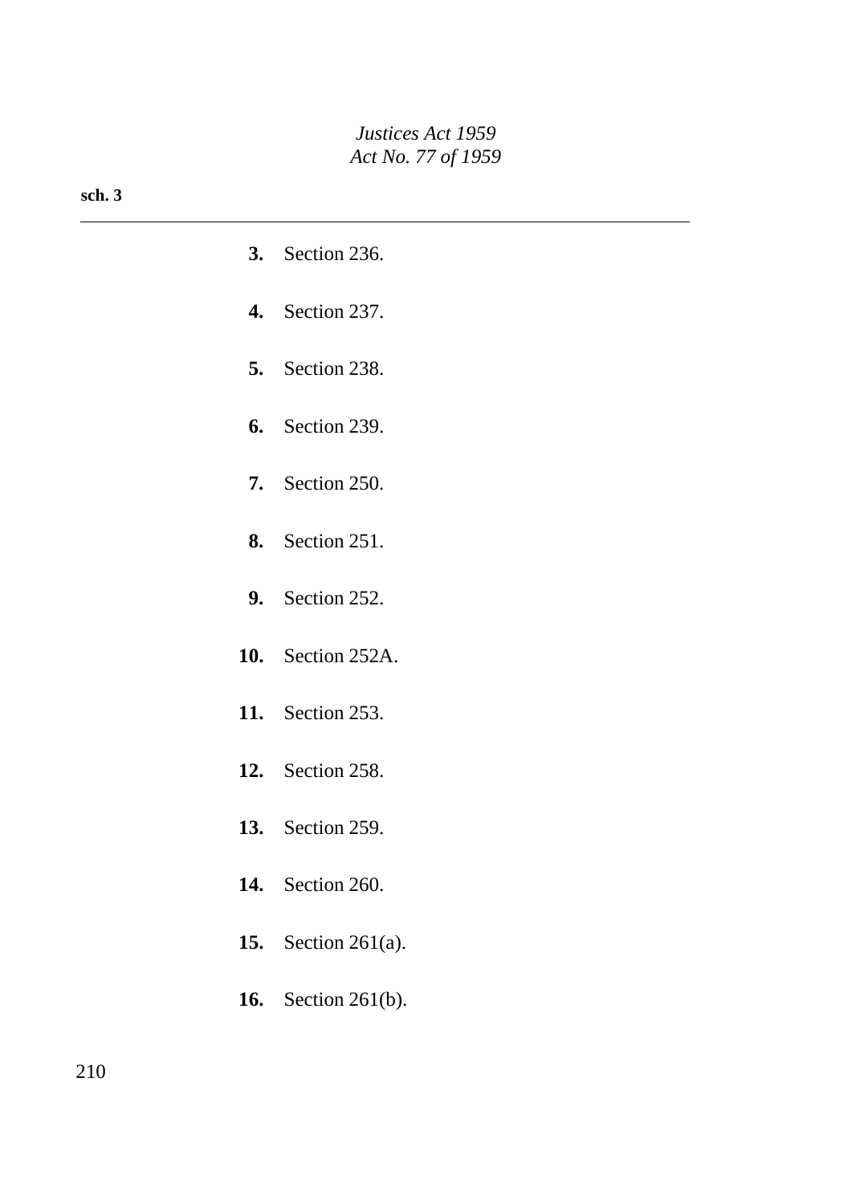**3.** Section 236.

**4.** Section 237.

**5.** Section 238.

**6.** Section 239.

**7.** Section 250.

**8.** Section 251.

**9.** Section 252.

**10.** Section 252A.

**11.** Section 253.

**12.** Section 258.

**13.** Section 259.

**14.** Section 260.

**15.** Section 261(a).

**16.** Section 261(b).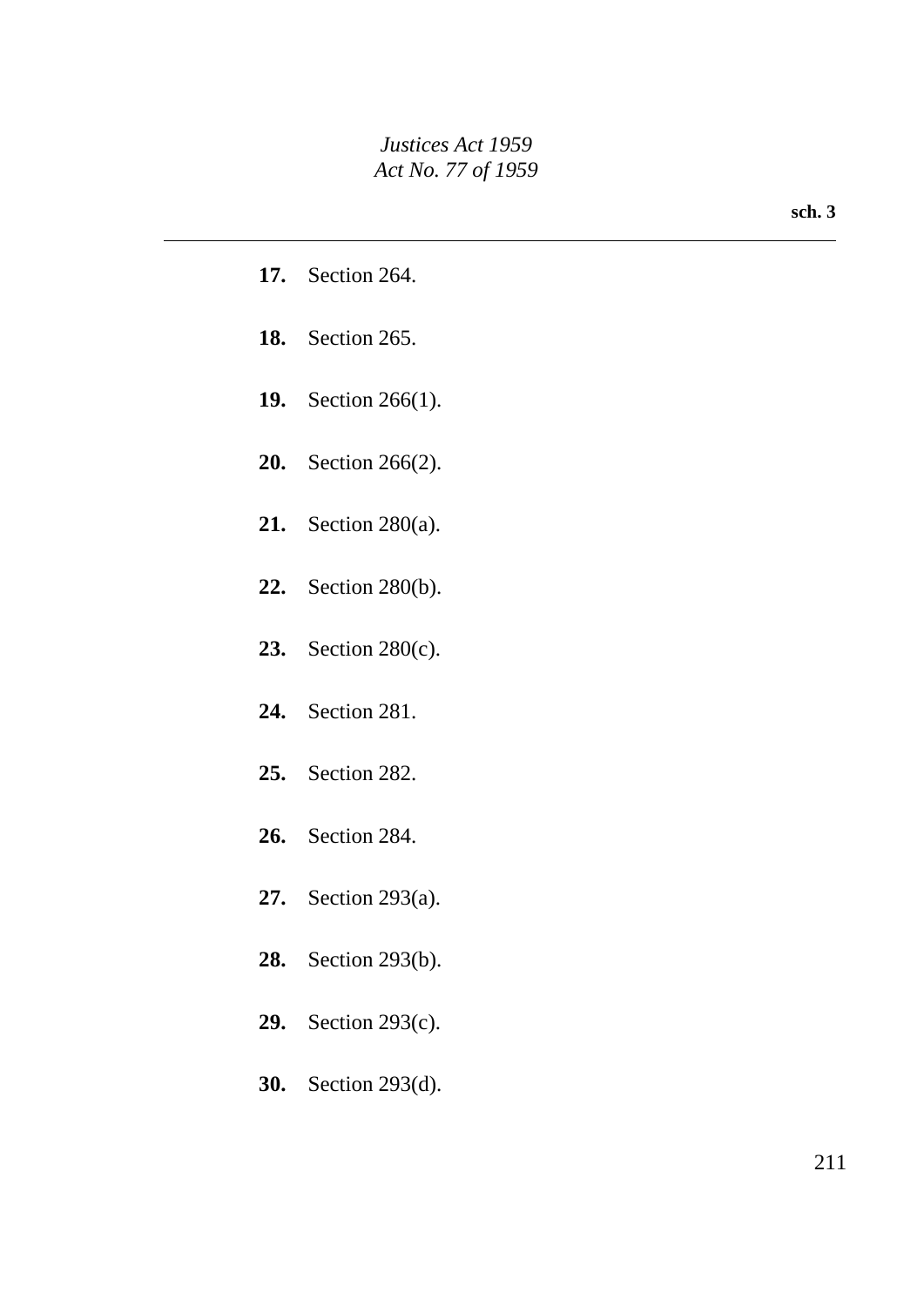**17.** Section 264.

**18.** Section 265.

**19.** Section 266(1).

**20.** Section 266(2).

**21.** Section 280(a).

**22.** Section 280(b).

**23.** Section 280(c).

**24.** Section 281.

**25.** Section 282.

**26.** Section 284.

**27.** Section 293(a).

**28.** Section 293(b).

**29.** Section 293(c).

**30.** Section 293(d).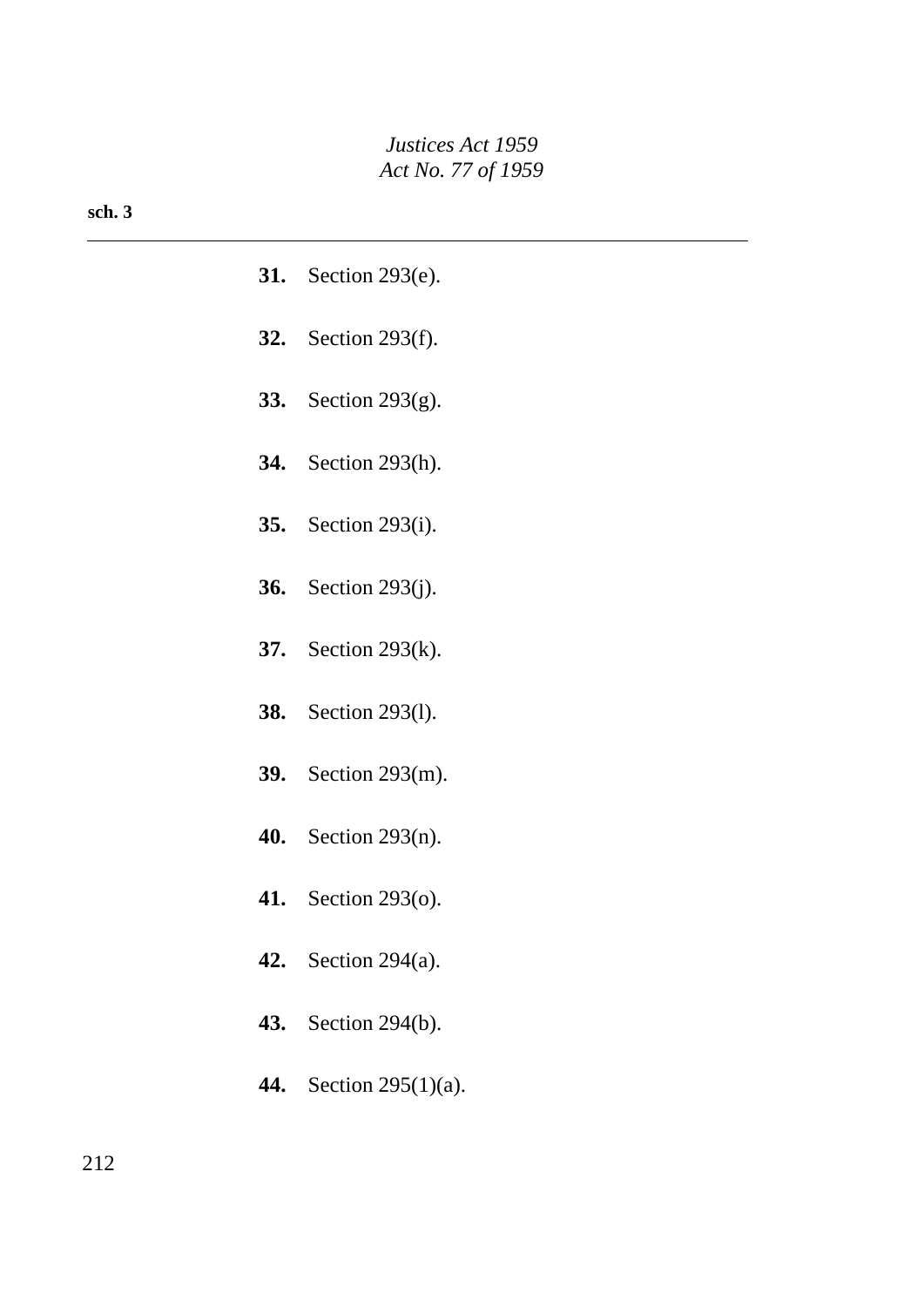**31.** Section 293(e).

**32.** Section 293(f).

**33.** Section 293(g).

**34.** Section 293(h).

**35.** Section 293(i).

**36.** Section 293(j).

**37.** Section 293(k).

**38.** Section 293(l).

**39.** Section 293(m).

**40.** Section 293(n).

**41.** Section 293(o).

**42.** Section 294(a).

**43.** Section 294(b).

**44.** Section 295(1)(a).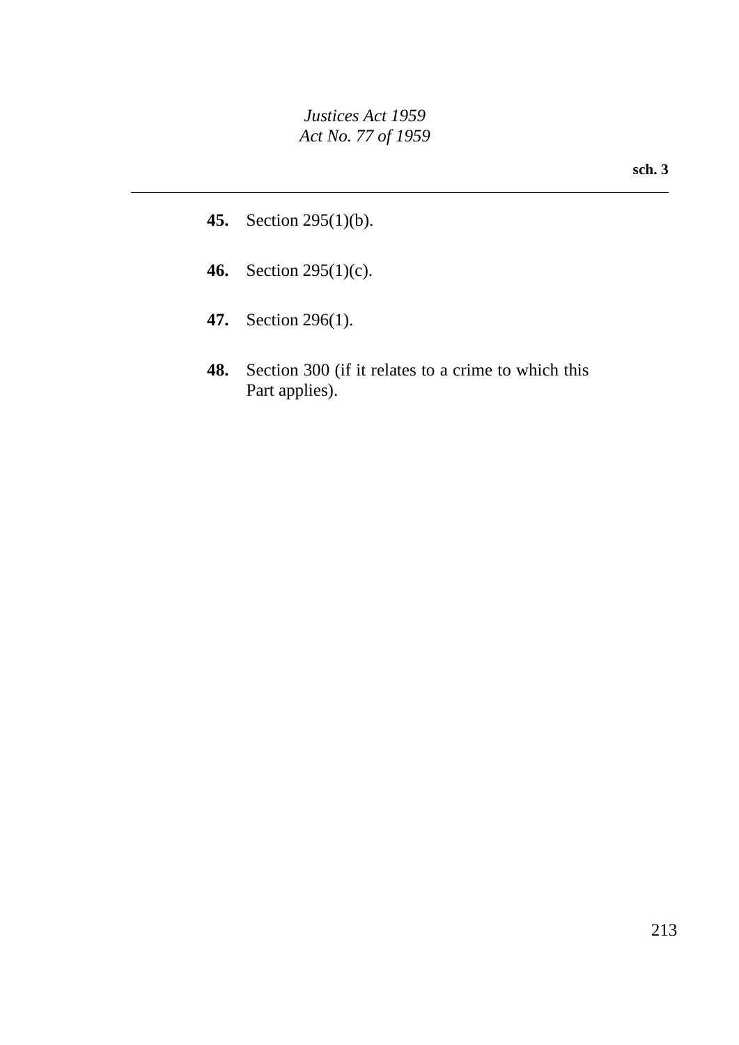**45.** Section 295(1)(b).

**46.** Section 295(1)(c).

**47.** Section 296(1).

**48.** Section 300 (if it relates to a crime to which this Part applies).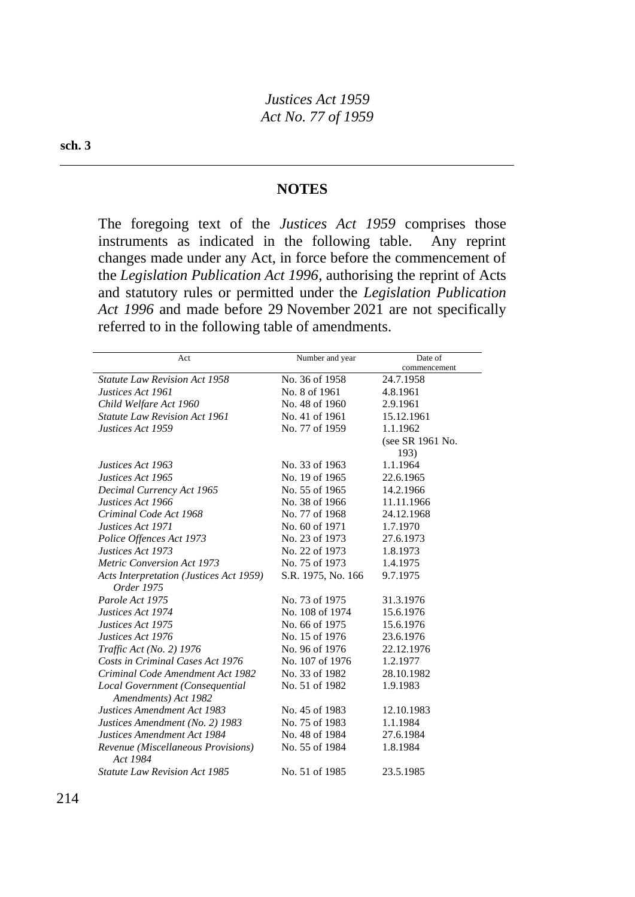## NOTES

The foregoing text of the *Justices Act 1959* comprises those instruments as indicated in the following table. Any reprint changes made under any Act, in force before the commencement of the *Legislation Publication Act 1996*, authorising the reprint of Acts and statutory rules or permitted under the *Legislation Publication Act 1996* and made before 29 November 2021 are not specifically referred to in the following table of amendments.

| Act | Number and year | Date of commencement |
|---|---|---|
| *Statute Law Revision Act 1958* | No. 36 of 1958 | 24.7.1958 |
| *Justices Act 1961* | No. 8 of 1961 | 4.8.1961 |
| *Child Welfare Act 1960* | No. 48 of 1960 | 2.9.1961 |
| *Statute Law Revision Act 1961* | No. 41 of 1961 | 15.12.1961 |
| *Justices Act 1959* | No. 77 of 1959 | 1.1.1962 (see SR 1961 No. 193) |
| *Justices Act 1963* | No. 33 of 1963 | 1.1.1964 |
| *Justices Act 1965* | No. 19 of 1965 | 22.6.1965 |
| *Decimal Currency Act 1965* | No. 55 of 1965 | 14.2.1966 |
| *Justices Act 1966* | No. 38 of 1966 | 11.11.1966 |
| *Criminal Code Act 1968* | No. 77 of 1968 | 24.12.1968 |
| *Justices Act 1971* | No. 60 of 1971 | 1.7.1970 |
| *Police Offences Act 1973* | No. 23 of 1973 | 27.6.1973 |
| *Justices Act 1973* | No. 22 of 1973 | 1.8.1973 |
| *Metric Conversion Act 1973* | No. 75 of 1973 | 1.4.1975 |
| *Acts Interpretation (Justices Act 1959) Order 1975* | S.R. 1975, No. 166 | 9.7.1975 |
| *Parole Act 1975* | No. 73 of 1975 | 31.3.1976 |
| *Justices Act 1974* | No. 108 of 1974 | 15.6.1976 |
| *Justices Act 1975* | No. 66 of 1975 | 15.6.1976 |
| *Justices Act 1976* | No. 15 of 1976 | 23.6.1976 |
| *Traffic Act (No. 2) 1976* | No. 96 of 1976 | 22.12.1976 |
| *Costs in Criminal Cases Act 1976* | No. 107 of 1976 | 1.2.1977 |
| *Criminal Code Amendment Act 1982* | No. 33 of 1982 | 28.10.1982 |
| *Local Government (Consequential Amendments) Act 1982* | No. 51 of 1982 | 1.9.1983 |
| *Justices Amendment Act 1983* | No. 45 of 1983 | 12.10.1983 |
| *Justices Amendment (No. 2) 1983* | No. 75 of 1983 | 1.1.1984 |
| *Justices Amendment Act 1984* | No. 48 of 1984 | 27.6.1984 |
| *Revenue (Miscellaneous Provisions) Act 1984* | No. 55 of 1984 | 1.8.1984 |
| *Statute Law Revision Act 1985* | No. 51 of 1985 | 23.5.1985 |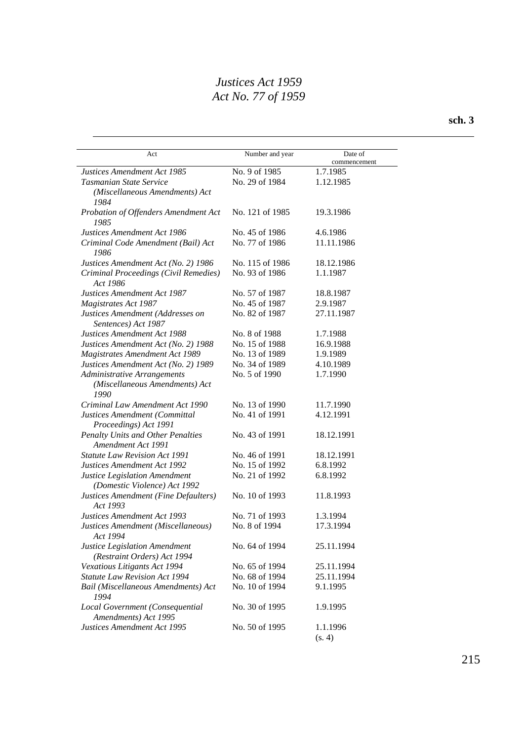| Act | Number and year | Date of commencement |
|---|---|---|
| *Justices Amendment Act 1985* | No. 9 of 1985 | 1.7.1985 |
| *Tasmanian State Service (Miscellaneous Amendments) Act 1984* | No. 29 of 1984 | 1.12.1985 |
| *Probation of Offenders Amendment Act 1985* | No. 121 of 1985 | 19.3.1986 |
| *Justices Amendment Act 1986* | No. 45 of 1986 | 4.6.1986 |
| *Criminal Code Amendment (Bail) Act 1986* | No. 77 of 1986 | 11.11.1986 |
| *Justices Amendment Act (No. 2) 1986* | No. 115 of 1986 | 18.12.1986 |
| *Criminal Proceedings (Civil Remedies) Act 1986* | No. 93 of 1986 | 1.1.1987 |
| *Justices Amendment Act 1987* | No. 57 of 1987 | 18.8.1987 |
| *Magistrates Act 1987* | No. 45 of 1987 | 2.9.1987 |
| *Justices Amendment (Addresses on Sentences) Act 1987* | No. 82 of 1987 | 27.11.1987 |
| *Justices Amendment Act 1988* | No. 8 of 1988 | 1.7.1988 |
| *Justices Amendment Act (No. 2) 1988* | No. 15 of 1988 | 16.9.1988 |
| *Magistrates Amendment Act 1989* | No. 13 of 1989 | 1.9.1989 |
| *Justices Amendment Act (No. 2) 1989* | No. 34 of 1989 | 4.10.1989 |
| *Administrative Arrangements (Miscellaneous Amendments) Act 1990* | No. 5 of 1990 | 1.7.1990 |
| *Criminal Law Amendment Act 1990* | No. 13 of 1990 | 11.7.1990 |
| *Justices Amendment (Committal Proceedings) Act 1991* | No. 41 of 1991 | 4.12.1991 |
| *Penalty Units and Other Penalties Amendment Act 1991* | No. 43 of 1991 | 18.12.1991 |
| *Statute Law Revision Act 1991* | No. 46 of 1991 | 18.12.1991 |
| *Justices Amendment Act 1992* | No. 15 of 1992 | 6.8.1992 |
| *Justice Legislation Amendment (Domestic Violence) Act 1992* | No. 21 of 1992 | 6.8.1992 |
| *Justices Amendment (Fine Defaulters) Act 1993* | No. 10 of 1993 | 11.8.1993 |
| *Justices Amendment Act 1993* | No. 71 of 1993 | 1.3.1994 |
| *Justices Amendment (Miscellaneous) Act 1994* | No. 8 of 1994 | 17.3.1994 |
| *Justice Legislation Amendment (Restraint Orders) Act 1994* | No. 64 of 1994 | 25.11.1994 |
| *Vexatious Litigants Act 1994* | No. 65 of 1994 | 25.11.1994 |
| *Statute Law Revision Act 1994* | No. 68 of 1994 | 25.11.1994 |
| *Bail (Miscellaneous Amendments) Act 1994* | No. 10 of 1994 | 9.1.1995 |
| *Local Government (Consequential Amendments) Act 1995* | No. 30 of 1995 | 1.9.1995 |
| *Justices Amendment Act 1995* | No. 50 of 1995 | 1.1.1996 (s. 4) |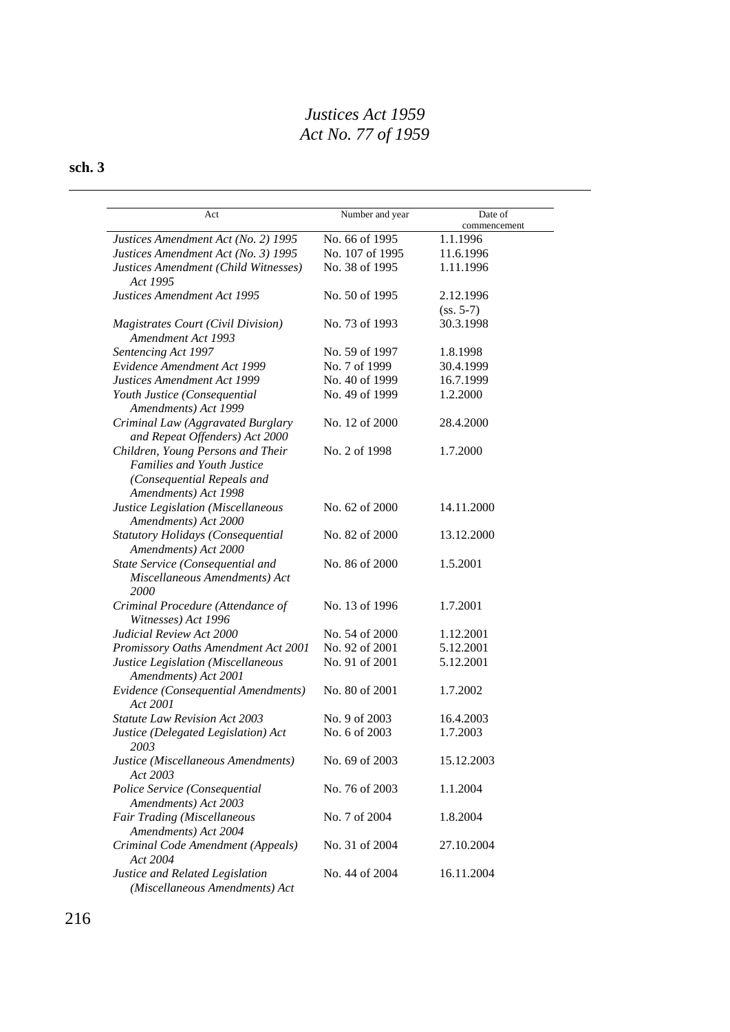| Act | Number and year | Date of commencement |
|---|---|---|
| *Justices Amendment Act (No. 2) 1995* | No. 66 of 1995 | 1.1.1996 |
| *Justices Amendment Act (No. 3) 1995* | No. 107 of 1995 | 11.6.1996 |
| *Justices Amendment (Child Witnesses) Act 1995* | No. 38 of 1995 | 1.11.1996 |
| *Justices Amendment Act 1995* | No. 50 of 1995 | 2.12.1996 (ss. 5-7) |
| *Magistrates Court (Civil Division) Amendment Act 1993* | No. 73 of 1993 | 30.3.1998 |
| *Sentencing Act 1997* | No. 59 of 1997 | 1.8.1998 |
| *Evidence Amendment Act 1999* | No. 7 of 1999 | 30.4.1999 |
| *Justices Amendment Act 1999* | No. 40 of 1999 | 16.7.1999 |
| *Youth Justice (Consequential Amendments) Act 1999* | No. 49 of 1999 | 1.2.2000 |
| *Criminal Law (Aggravated Burglary and Repeat Offenders) Act 2000* | No. 12 of 2000 | 28.4.2000 |
| *Children, Young Persons and Their Families and Youth Justice (Consequential Repeals and Amendments) Act 1998* | No. 2 of 1998 | 1.7.2000 |
| *Justice Legislation (Miscellaneous Amendments) Act 2000* | No. 62 of 2000 | 14.11.2000 |
| *Statutory Holidays (Consequential Amendments) Act 2000* | No. 82 of 2000 | 13.12.2000 |
| *State Service (Consequential and Miscellaneous Amendments) Act 2000* | No. 86 of 2000 | 1.5.2001 |
| *Criminal Procedure (Attendance of Witnesses) Act 1996* | No. 13 of 1996 | 1.7.2001 |
| *Judicial Review Act 2000* | No. 54 of 2000 | 1.12.2001 |
| *Promissory Oaths Amendment Act 2001* | No. 92 of 2001 | 5.12.2001 |
| *Justice Legislation (Miscellaneous Amendments) Act 2001* | No. 91 of 2001 | 5.12.2001 |
| *Evidence (Consequential Amendments) Act 2001* | No. 80 of 2001 | 1.7.2002 |
| *Statute Law Revision Act 2003* | No. 9 of 2003 | 16.4.2003 |
| *Justice (Delegated Legislation) Act 2003* | No. 6 of 2003 | 1.7.2003 |
| *Justice (Miscellaneous Amendments) Act 2003* | No. 69 of 2003 | 15.12.2003 |
| *Police Service (Consequential Amendments) Act 2003* | No. 76 of 2003 | 1.1.2004 |
| *Fair Trading (Miscellaneous Amendments) Act 2004* | No. 7 of 2004 | 1.8.2004 |
| *Criminal Code Amendment (Appeals) Act 2004* | No. 31 of 2004 | 27.10.2004 |
| *Justice and Related Legislation (Miscellaneous Amendments) Act* | No. 44 of 2004 | 16.11.2004 |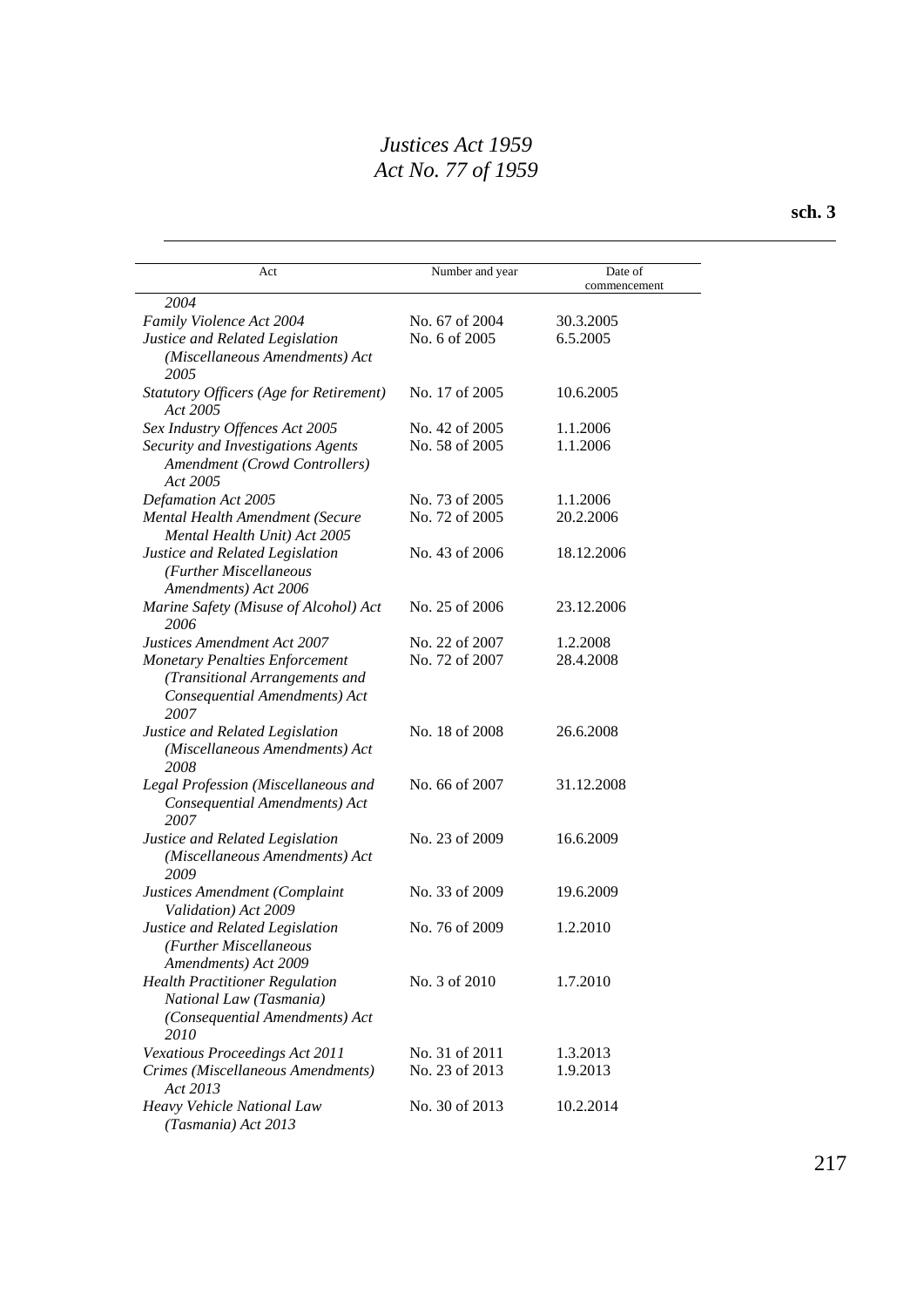| Act | Number and year | Date of commencement |
| --- | --- | --- |
| *2004* | | |
| *Family Violence Act 2004* | No. 67 of 2004 | 30.3.2005 |
| *Justice and Related Legislation (Miscellaneous Amendments) Act 2005* | No. 6 of 2005 | 6.5.2005 |
| *Statutory Officers (Age for Retirement) Act 2005* | No. 17 of 2005 | 10.6.2005 |
| *Sex Industry Offences Act 2005* | No. 42 of 2005 | 1.1.2006 |
| *Security and Investigations Agents Amendment (Crowd Controllers) Act 2005* | No. 58 of 2005 | 1.1.2006 |
| *Defamation Act 2005* | No. 73 of 2005 | 1.1.2006 |
| *Mental Health Amendment (Secure Mental Health Unit) Act 2005* | No. 72 of 2005 | 20.2.2006 |
| *Justice and Related Legislation (Further Miscellaneous Amendments) Act 2006* | No. 43 of 2006 | 18.12.2006 |
| *Marine Safety (Misuse of Alcohol) Act 2006* | No. 25 of 2006 | 23.12.2006 |
| *Justices Amendment Act 2007* | No. 22 of 2007 | 1.2.2008 |
| *Monetary Penalties Enforcement (Transitional Arrangements and Consequential Amendments) Act 2007* | No. 72 of 2007 | 28.4.2008 |
| *Justice and Related Legislation (Miscellaneous Amendments) Act 2008* | No. 18 of 2008 | 26.6.2008 |
| *Legal Profession (Miscellaneous and Consequential Amendments) Act 2007* | No. 66 of 2007 | 31.12.2008 |
| *Justice and Related Legislation (Miscellaneous Amendments) Act 2009* | No. 23 of 2009 | 16.6.2009 |
| *Justices Amendment (Complaint Validation) Act 2009* | No. 33 of 2009 | 19.6.2009 |
| *Justice and Related Legislation (Further Miscellaneous Amendments) Act 2009* | No. 76 of 2009 | 1.2.2010 |
| *Health Practitioner Regulation National Law (Tasmania) (Consequential Amendments) Act 2010* | No. 3 of 2010 | 1.7.2010 |
| *Vexatious Proceedings Act 2011* | No. 31 of 2011 | 1.3.2013 |
| *Crimes (Miscellaneous Amendments) Act 2013* | No. 23 of 2013 | 1.9.2013 |
| *Heavy Vehicle National Law (Tasmania) Act 2013* | No. 30 of 2013 | 10.2.2014 |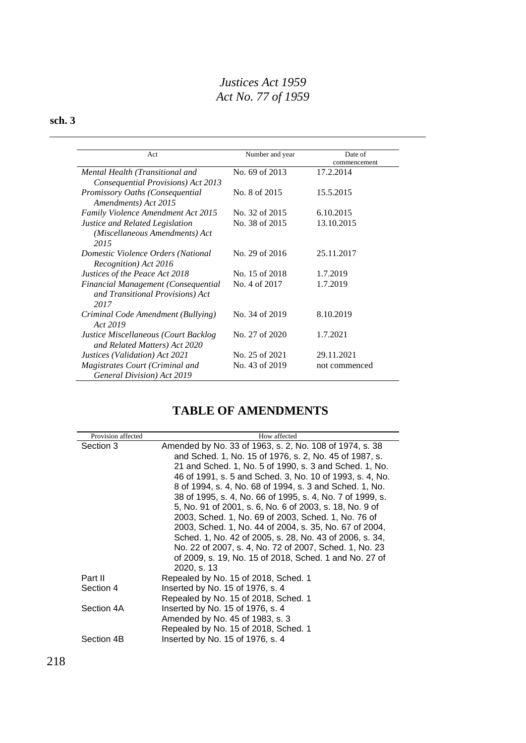| Act | Number and year | Date of commencement |
|---|---|---|
| *Mental Health (Transitional and Consequential Provisions) Act 2013* | No. 69 of 2013 | 17.2.2014 |
| *Promissory Oaths (Consequential Amendments) Act 2015* | No. 8 of 2015 | 15.5.2015 |
| *Family Violence Amendment Act 2015* | No. 32 of 2015 | 6.10.2015 |
| *Justice and Related Legislation (Miscellaneous Amendments) Act 2015* | No. 38 of 2015 | 13.10.2015 |
| *Domestic Violence Orders (National Recognition) Act 2016* | No. 29 of 2016 | 25.11.2017 |
| *Justices of the Peace Act 2018* | No. 15 of 2018 | 1.7.2019 |
| *Financial Management (Consequential and Transitional Provisions) Act 2017* | No. 4 of 2017 | 1.7.2019 |
| *Criminal Code Amendment (Bullying) Act 2019* | No. 34 of 2019 | 8.10.2019 |
| *Justice Miscellaneous (Court Backlog and Related Matters) Act 2020* | No. 27 of 2020 | 1.7.2021 |
| *Justices (Validation) Act 2021* | No. 25 of 2021 | 29.11.2021 |
| *Magistrates Court (Criminal and General Division) Act 2019* | No. 43 of 2019 | not commenced |

## TABLE OF AMENDMENTS

| Provision affected | How affected |
|---|---|
| Section 3 | Amended by No. 33 of 1963, s. 2, No. 108 of 1974, s. 38 and Sched. 1, No. 15 of 1976, s. 2, No. 45 of 1987, s. 21 and Sched. 1, No. 5 of 1990, s. 3 and Sched. 1, No. 46 of 1991, s. 5 and Sched. 3, No. 10 of 1993, s. 4, No. 8 of 1994, s. 4, No. 68 of 1994, s. 3 and Sched. 1, No. 38 of 1995, s. 4, No. 66 of 1995, s. 4, No. 7 of 1999, s. 5, No. 91 of 2001, s. 6, No. 6 of 2003, s. 18, No. 9 of 2003, Sched. 1, No. 69 of 2003, Sched. 1, No. 76 of 2003, Sched. 1, No. 44 of 2004, s. 35, No. 67 of 2004, Sched. 1, No. 42 of 2005, s. 28, No. 43 of 2006, s. 34, No. 22 of 2007, s. 4, No. 72 of 2007, Sched. 1, No. 23 of 2009, s. 19, No. 15 of 2018, Sched. 1 and No. 27 of 2020, s. 13 |
| Part II | Repealed by No. 15 of 2018, Sched. 1 |
| Section 4 | Inserted by No. 15 of 1976, s. 4 |
| | Repealed by No. 15 of 2018, Sched. 1 |
| Section 4A | Inserted by No. 15 of 1976, s. 4 |
| | Amended by No. 45 of 1983, s. 3 |
| | Repealed by No. 15 of 2018, Sched. 1 |
| Section 4B | Inserted by No. 15 of 1976, s. 4 |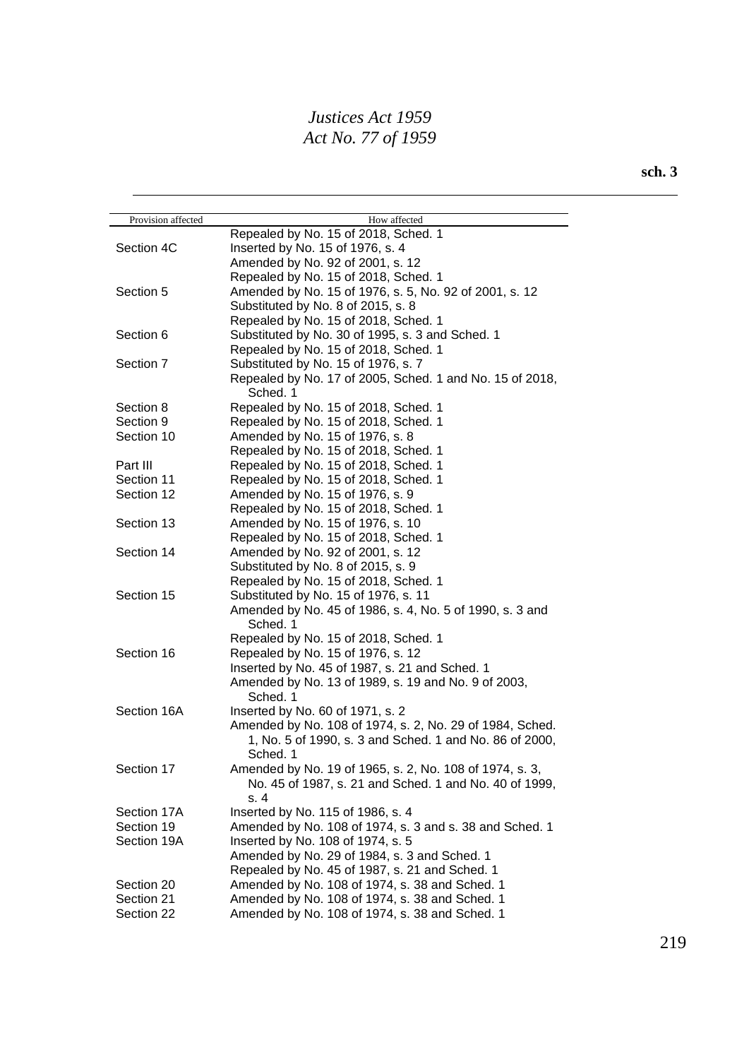| Provision affected | How affected |
|---|---|
| | Repealed by No. 15 of 2018, Sched. 1 |
| Section 4C | Inserted by No. 15 of 1976, s. 4 |
| | Amended by No. 92 of 2001, s. 12 |
| | Repealed by No. 15 of 2018, Sched. 1 |
| Section 5 | Amended by No. 15 of 1976, s. 5, No. 92 of 2001, s. 12 |
| | Substituted by No. 8 of 2015, s. 8 |
| | Repealed by No. 15 of 2018, Sched. 1 |
| Section 6 | Substituted by No. 30 of 1995, s. 3 and Sched. 1 |
| | Repealed by No. 15 of 2018, Sched. 1 |
| Section 7 | Substituted by No. 15 of 1976, s. 7 |
| | Repealed by No. 17 of 2005, Sched. 1 and No. 15 of 2018, Sched. 1 |
| Section 8 | Repealed by No. 15 of 2018, Sched. 1 |
| Section 9 | Repealed by No. 15 of 2018, Sched. 1 |
| Section 10 | Amended by No. 15 of 1976, s. 8 |
| | Repealed by No. 15 of 2018, Sched. 1 |
| Part III | Repealed by No. 15 of 2018, Sched. 1 |
| Section 11 | Repealed by No. 15 of 2018, Sched. 1 |
| Section 12 | Amended by No. 15 of 1976, s. 9 |
| | Repealed by No. 15 of 2018, Sched. 1 |
| Section 13 | Amended by No. 15 of 1976, s. 10 |
| | Repealed by No. 15 of 2018, Sched. 1 |
| Section 14 | Amended by No. 92 of 2001, s. 12 |
| | Substituted by No. 8 of 2015, s. 9 |
| | Repealed by No. 15 of 2018, Sched. 1 |
| Section 15 | Substituted by No. 15 of 1976, s. 11 |
| | Amended by No. 45 of 1986, s. 4, No. 5 of 1990, s. 3 and Sched. 1 |
| | Repealed by No. 15 of 2018, Sched. 1 |
| Section 16 | Repealed by No. 15 of 1976, s. 12 |
| | Inserted by No. 45 of 1987, s. 21 and Sched. 1 |
| | Amended by No. 13 of 1989, s. 19 and No. 9 of 2003, Sched. 1 |
| Section 16A | Inserted by No. 60 of 1971, s. 2 |
| | Amended by No. 108 of 1974, s. 2, No. 29 of 1984, Sched. 1, No. 5 of 1990, s. 3 and Sched. 1 and No. 86 of 2000, Sched. 1 |
| Section 17 | Amended by No. 19 of 1965, s. 2, No. 108 of 1974, s. 3, No. 45 of 1987, s. 21 and Sched. 1 and No. 40 of 1999, s. 4 |
| Section 17A | Inserted by No. 115 of 1986, s. 4 |
| Section 19 | Amended by No. 108 of 1974, s. 3 and s. 38 and Sched. 1 |
| Section 19A | Inserted by No. 108 of 1974, s. 5 |
| | Amended by No. 29 of 1984, s. 3 and Sched. 1 |
| | Repealed by No. 45 of 1987, s. 21 and Sched. 1 |
| Section 20 | Amended by No. 108 of 1974, s. 38 and Sched. 1 |
| Section 21 | Amended by No. 108 of 1974, s. 38 and Sched. 1 |
| Section 22 | Amended by No. 108 of 1974, s. 38 and Sched. 1 |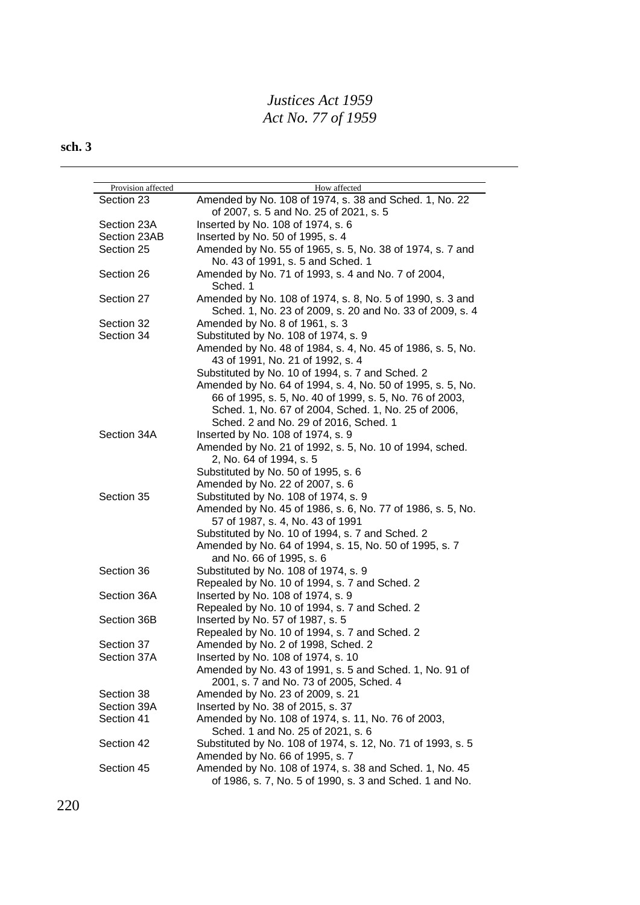| Provision affected | How affected |
|---|---|
| Section 23 | Amended by No. 108 of 1974, s. 38 and Sched. 1, No. 22 of 2007, s. 5 and No. 25 of 2021, s. 5 |
| Section 23A | Inserted by No. 108 of 1974, s. 6 |
| Section 23AB | Inserted by No. 50 of 1995, s. 4 |
| Section 25 | Amended by No. 55 of 1965, s. 5, No. 38 of 1974, s. 7 and No. 43 of 1991, s. 5 and Sched. 1 |
| Section 26 | Amended by No. 71 of 1993, s. 4 and No. 7 of 2004, Sched. 1 |
| Section 27 | Amended by No. 108 of 1974, s. 8, No. 5 of 1990, s. 3 and Sched. 1, No. 23 of 2009, s. 20 and No. 33 of 2009, s. 4 |
| Section 32 | Amended by No. 8 of 1961, s. 3 |
| Section 34 | Substituted by No. 108 of 1974, s. 9 |
| | Amended by No. 48 of 1984, s. 4, No. 45 of 1986, s. 5, No. 43 of 1991, No. 21 of 1992, s. 4 |
| | Substituted by No. 10 of 1994, s. 7 and Sched. 2 |
| | Amended by No. 64 of 1994, s. 4, No. 50 of 1995, s. 5, No. 66 of 1995, s. 5, No. 40 of 1999, s. 5, No. 76 of 2003, Sched. 1, No. 67 of 2004, Sched. 1, No. 25 of 2006, Sched. 2 and No. 29 of 2016, Sched. 1 |
| Section 34A | Inserted by No. 108 of 1974, s. 9 |
| | Amended by No. 21 of 1992, s. 5, No. 10 of 1994, sched. 2, No. 64 of 1994, s. 5 |
| | Substituted by No. 50 of 1995, s. 6 |
| | Amended by No. 22 of 2007, s. 6 |
| Section 35 | Substituted by No. 108 of 1974, s. 9 |
| | Amended by No. 45 of 1986, s. 6, No. 77 of 1986, s. 5, No. 57 of 1987, s. 4, No. 43 of 1991 |
| | Substituted by No. 10 of 1994, s. 7 and Sched. 2 |
| | Amended by No. 64 of 1994, s. 15, No. 50 of 1995, s. 7 and No. 66 of 1995, s. 6 |
| Section 36 | Substituted by No. 108 of 1974, s. 9 |
| | Repealed by No. 10 of 1994, s. 7 and Sched. 2 |
| Section 36A | Inserted by No. 108 of 1974, s. 9 |
| | Repealed by No. 10 of 1994, s. 7 and Sched. 2 |
| Section 36B | Inserted by No. 57 of 1987, s. 5 |
| | Repealed by No. 10 of 1994, s. 7 and Sched. 2 |
| Section 37 | Amended by No. 2 of 1998, Sched. 2 |
| Section 37A | Inserted by No. 108 of 1974, s. 10 |
| | Amended by No. 43 of 1991, s. 5 and Sched. 1, No. 91 of 2001, s. 7 and No. 73 of 2005, Sched. 4 |
| Section 38 | Amended by No. 23 of 2009, s. 21 |
| Section 39A | Inserted by No. 38 of 2015, s. 37 |
| Section 41 | Amended by No. 108 of 1974, s. 11, No. 76 of 2003, Sched. 1 and No. 25 of 2021, s. 6 |
| Section 42 | Substituted by No. 108 of 1974, s. 12, No. 71 of 1993, s. 5 |
| | Amended by No. 66 of 1995, s. 7 |
| Section 45 | Amended by No. 108 of 1974, s. 38 and Sched. 1, No. 45 of 1986, s. 7, No. 5 of 1990, s. 3 and Sched. 1 and No. |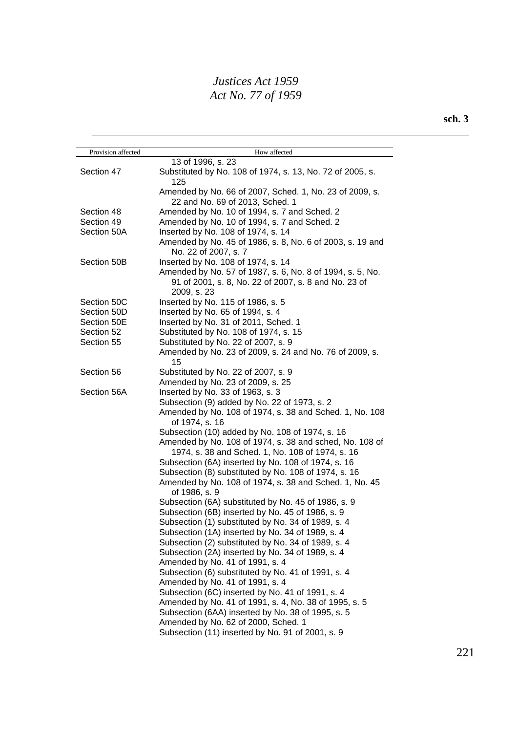| Provision affected | How affected |
| --- | --- |
| | 13 of 1996, s. 23 |
| Section 47 | Substituted by No. 108 of 1974, s. 13, No. 72 of 2005, s. 125 |
| | Amended by No. 66 of 2007, Sched. 1, No. 23 of 2009, s. 22 and No. 69 of 2013, Sched. 1 |
| Section 48 | Amended by No. 10 of 1994, s. 7 and Sched. 2 |
| Section 49 | Amended by No. 10 of 1994, s. 7 and Sched. 2 |
| Section 50A | Inserted by No. 108 of 1974, s. 14 |
| | Amended by No. 45 of 1986, s. 8, No. 6 of 2003, s. 19 and No. 22 of 2007, s. 7 |
| Section 50B | Inserted by No. 108 of 1974, s. 14 |
| | Amended by No. 57 of 1987, s. 6, No. 8 of 1994, s. 5, No. 91 of 2001, s. 8, No. 22 of 2007, s. 8 and No. 23 of 2009, s. 23 |
| Section 50C | Inserted by No. 115 of 1986, s. 5 |
| Section 50D | Inserted by No. 65 of 1994, s. 4 |
| Section 50E | Inserted by No. 31 of 2011, Sched. 1 |
| Section 52 | Substituted by No. 108 of 1974, s. 15 |
| Section 55 | Substituted by No. 22 of 2007, s. 9 |
| | Amended by No. 23 of 2009, s. 24 and No. 76 of 2009, s. 15 |
| Section 56 | Substituted by No. 22 of 2007, s. 9 |
| | Amended by No. 23 of 2009, s. 25 |
| Section 56A | Inserted by No. 33 of 1963, s. 3 |
| | Subsection (9) added by No. 22 of 1973, s. 2 |
| | Amended by No. 108 of 1974, s. 38 and Sched. 1, No. 108 of 1974, s. 16 |
| | Subsection (10) added by No. 108 of 1974, s. 16 |
| | Amended by No. 108 of 1974, s. 38 and sched, No. 108 of 1974, s. 38 and Sched. 1, No. 108 of 1974, s. 16 |
| | Subsection (6A) inserted by No. 108 of 1974, s. 16 |
| | Subsection (8) substituted by No. 108 of 1974, s. 16 |
| | Amended by No. 108 of 1974, s. 38 and Sched. 1, No. 45 of 1986, s. 9 |
| | Subsection (6A) substituted by No. 45 of 1986, s. 9 |
| | Subsection (6B) inserted by No. 45 of 1986, s. 9 |
| | Subsection (1) substituted by No. 34 of 1989, s. 4 |
| | Subsection (1A) inserted by No. 34 of 1989, s. 4 |
| | Subsection (2) substituted by No. 34 of 1989, s. 4 |
| | Subsection (2A) inserted by No. 34 of 1989, s. 4 |
| | Amended by No. 41 of 1991, s. 4 |
| | Subsection (6) substituted by No. 41 of 1991, s. 4 |
| | Amended by No. 41 of 1991, s. 4 |
| | Subsection (6C) inserted by No. 41 of 1991, s. 4 |
| | Amended by No. 41 of 1991, s. 4, No. 38 of 1995, s. 5 |
| | Subsection (6AA) inserted by No. 38 of 1995, s. 5 |
| | Amended by No. 62 of 2000, Sched. 1 |
| | Subsection (11) inserted by No. 91 of 2001, s. 9 |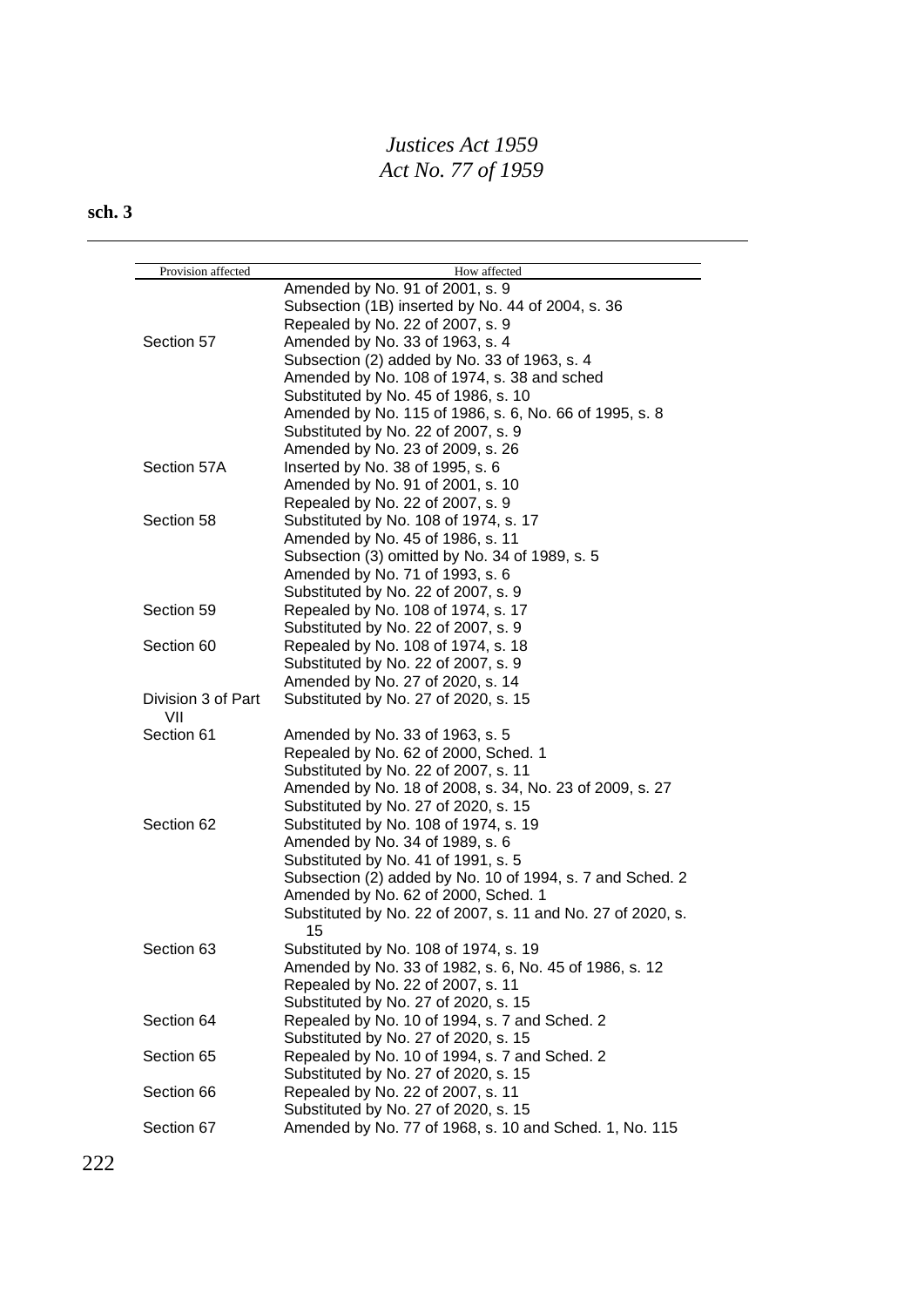| Provision affected | How affected |
|---|---|
| | Amended by No. 91 of 2001, s. 9 |
| | Subsection (1B) inserted by No. 44 of 2004, s. 36 |
| | Repealed by No. 22 of 2007, s. 9 |
| Section 57 | Amended by No. 33 of 1963, s. 4 |
| | Subsection (2) added by No. 33 of 1963, s. 4 |
| | Amended by No. 108 of 1974, s. 38 and sched |
| | Substituted by No. 45 of 1986, s. 10 |
| | Amended by No. 115 of 1986, s. 6, No. 66 of 1995, s. 8 |
| | Substituted by No. 22 of 2007, s. 9 |
| | Amended by No. 23 of 2009, s. 26 |
| Section 57A | Inserted by No. 38 of 1995, s. 6 |
| | Amended by No. 91 of 2001, s. 10 |
| | Repealed by No. 22 of 2007, s. 9 |
| Section 58 | Substituted by No. 108 of 1974, s. 17 |
| | Amended by No. 45 of 1986, s. 11 |
| | Subsection (3) omitted by No. 34 of 1989, s. 5 |
| | Amended by No. 71 of 1993, s. 6 |
| | Substituted by No. 22 of 2007, s. 9 |
| Section 59 | Repealed by No. 108 of 1974, s. 17 |
| | Substituted by No. 22 of 2007, s. 9 |
| Section 60 | Repealed by No. 108 of 1974, s. 18 |
| | Substituted by No. 22 of 2007, s. 9 |
| | Amended by No. 27 of 2020, s. 14 |
| Division 3 of Part VII | Substituted by No. 27 of 2020, s. 15 |
| Section 61 | Amended by No. 33 of 1963, s. 5 |
| | Repealed by No. 62 of 2000, Sched. 1 |
| | Substituted by No. 22 of 2007, s. 11 |
| | Amended by No. 18 of 2008, s. 34, No. 23 of 2009, s. 27 |
| | Substituted by No. 27 of 2020, s. 15 |
| Section 62 | Substituted by No. 108 of 1974, s. 19 |
| | Amended by No. 34 of 1989, s. 6 |
| | Substituted by No. 41 of 1991, s. 5 |
| | Subsection (2) added by No. 10 of 1994, s. 7 and Sched. 2 |
| | Amended by No. 62 of 2000, Sched. 1 |
| | Substituted by No. 22 of 2007, s. 11 and No. 27 of 2020, s. 15 |
| Section 63 | Substituted by No. 108 of 1974, s. 19 |
| | Amended by No. 33 of 1982, s. 6, No. 45 of 1986, s. 12 |
| | Repealed by No. 22 of 2007, s. 11 |
| | Substituted by No. 27 of 2020, s. 15 |
| Section 64 | Repealed by No. 10 of 1994, s. 7 and Sched. 2 |
| | Substituted by No. 27 of 2020, s. 15 |
| Section 65 | Repealed by No. 10 of 1994, s. 7 and Sched. 2 |
| | Substituted by No. 27 of 2020, s. 15 |
| Section 66 | Repealed by No. 22 of 2007, s. 11 |
| | Substituted by No. 27 of 2020, s. 15 |
| Section 67 | Amended by No. 77 of 1968, s. 10 and Sched. 1, No. 115 |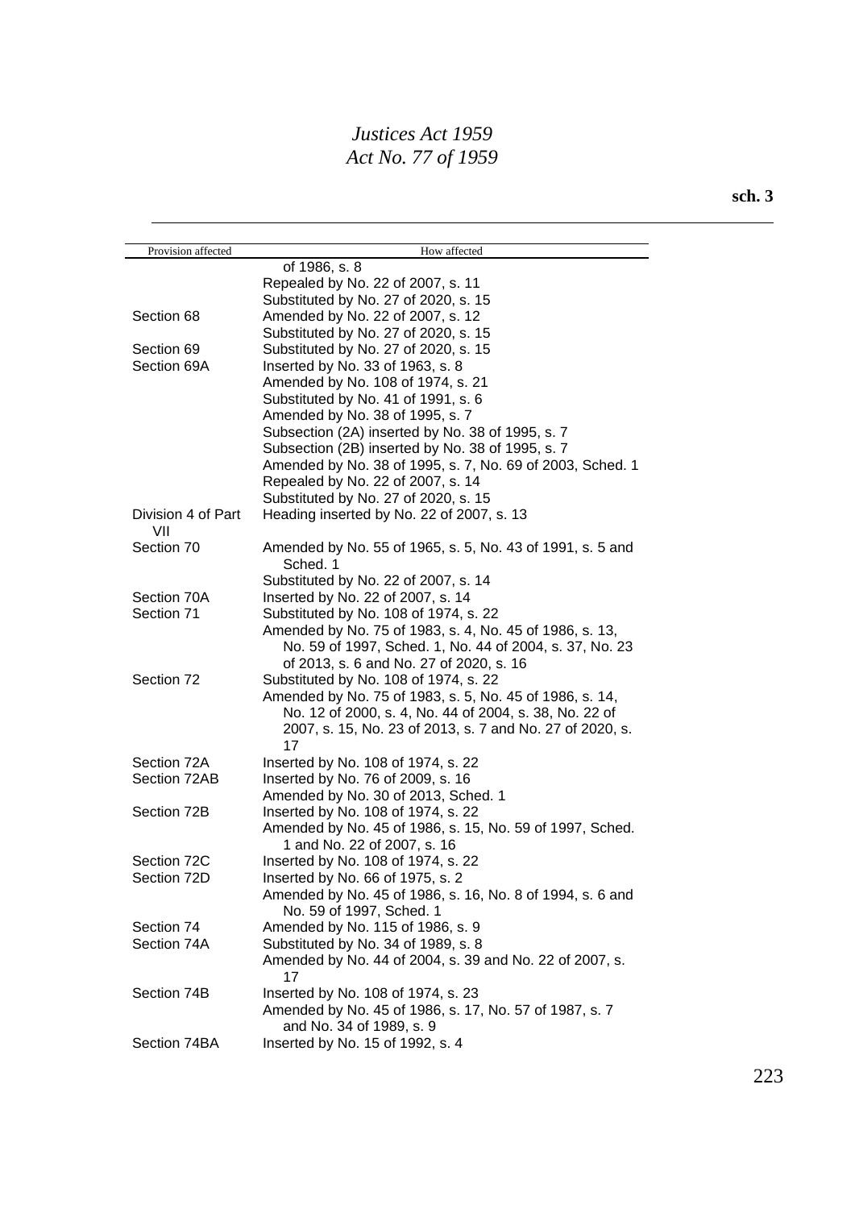| Provision affected | How affected |
|---|---|
| | of 1986, s. 8 |
| | Repealed by No. 22 of 2007, s. 11 |
| | Substituted by No. 27 of 2020, s. 15 |
| Section 68 | Amended by No. 22 of 2007, s. 12 |
| | Substituted by No. 27 of 2020, s. 15 |
| Section 69 | Substituted by No. 27 of 2020, s. 15 |
| Section 69A | Inserted by No. 33 of 1963, s. 8 |
| | Amended by No. 108 of 1974, s. 21 |
| | Substituted by No. 41 of 1991, s. 6 |
| | Amended by No. 38 of 1995, s. 7 |
| | Subsection (2A) inserted by No. 38 of 1995, s. 7 |
| | Subsection (2B) inserted by No. 38 of 1995, s. 7 |
| | Amended by No. 38 of 1995, s. 7, No. 69 of 2003, Sched. 1 |
| | Repealed by No. 22 of 2007, s. 14 |
| | Substituted by No. 27 of 2020, s. 15 |
| Division 4 of Part VII | Heading inserted by No. 22 of 2007, s. 13 |
| Section 70 | Amended by No. 55 of 1965, s. 5, No. 43 of 1991, s. 5 and Sched. 1 |
| | Substituted by No. 22 of 2007, s. 14 |
| Section 70A | Inserted by No. 22 of 2007, s. 14 |
| Section 71 | Substituted by No. 108 of 1974, s. 22 |
| | Amended by No. 75 of 1983, s. 4, No. 45 of 1986, s. 13, No. 59 of 1997, Sched. 1, No. 44 of 2004, s. 37, No. 23 of 2013, s. 6 and No. 27 of 2020, s. 16 |
| Section 72 | Substituted by No. 108 of 1974, s. 22 |
| | Amended by No. 75 of 1983, s. 5, No. 45 of 1986, s. 14, No. 12 of 2000, s. 4, No. 44 of 2004, s. 38, No. 22 of 2007, s. 15, No. 23 of 2013, s. 7 and No. 27 of 2020, s. 17 |
| Section 72A | Inserted by No. 108 of 1974, s. 22 |
| Section 72AB | Inserted by No. 76 of 2009, s. 16 |
| | Amended by No. 30 of 2013, Sched. 1 |
| Section 72B | Inserted by No. 108 of 1974, s. 22 |
| | Amended by No. 45 of 1986, s. 15, No. 59 of 1997, Sched. 1 and No. 22 of 2007, s. 16 |
| Section 72C | Inserted by No. 108 of 1974, s. 22 |
| Section 72D | Inserted by No. 66 of 1975, s. 2 |
| | Amended by No. 45 of 1986, s. 16, No. 8 of 1994, s. 6 and No. 59 of 1997, Sched. 1 |
| Section 74 | Amended by No. 115 of 1986, s. 9 |
| Section 74A | Substituted by No. 34 of 1989, s. 8 |
| | Amended by No. 44 of 2004, s. 39 and No. 22 of 2007, s. 17 |
| Section 74B | Inserted by No. 108 of 1974, s. 23 |
| | Amended by No. 45 of 1986, s. 17, No. 57 of 1987, s. 7 and No. 34 of 1989, s. 9 |
| Section 74BA | Inserted by No. 15 of 1992, s. 4 |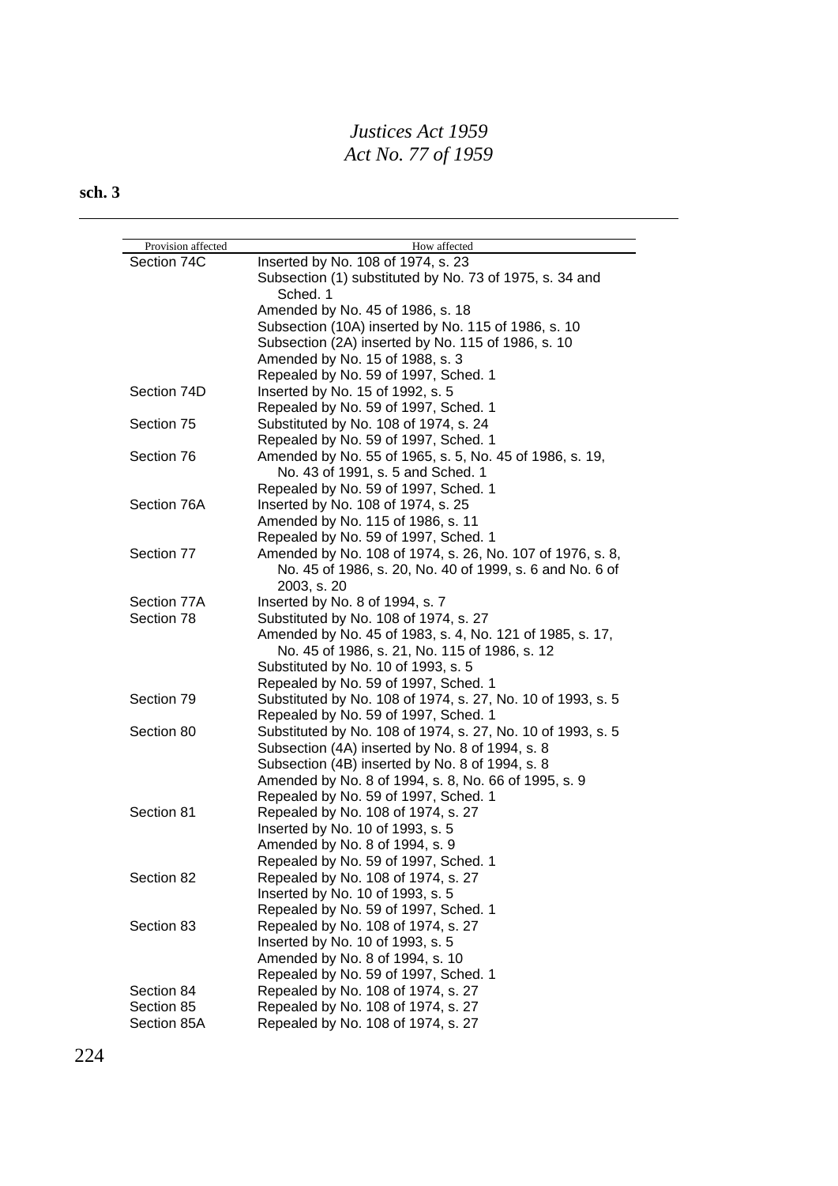| Provision affected | How affected |
|---|---|
| Section 74C | Inserted by No. 108 of 1974, s. 23 |
| | Subsection (1) substituted by No. 73 of 1975, s. 34 and Sched. 1 |
| | Amended by No. 45 of 1986, s. 18 |
| | Subsection (10A) inserted by No. 115 of 1986, s. 10 |
| | Subsection (2A) inserted by No. 115 of 1986, s. 10 |
| | Amended by No. 15 of 1988, s. 3 |
| | Repealed by No. 59 of 1997, Sched. 1 |
| Section 74D | Inserted by No. 15 of 1992, s. 5 |
| | Repealed by No. 59 of 1997, Sched. 1 |
| Section 75 | Substituted by No. 108 of 1974, s. 24 |
| | Repealed by No. 59 of 1997, Sched. 1 |
| Section 76 | Amended by No. 55 of 1965, s. 5, No. 45 of 1986, s. 19, No. 43 of 1991, s. 5 and Sched. 1 |
| | Repealed by No. 59 of 1997, Sched. 1 |
| Section 76A | Inserted by No. 108 of 1974, s. 25 |
| | Amended by No. 115 of 1986, s. 11 |
| | Repealed by No. 59 of 1997, Sched. 1 |
| Section 77 | Amended by No. 108 of 1974, s. 26, No. 107 of 1976, s. 8, No. 45 of 1986, s. 20, No. 40 of 1999, s. 6 and No. 6 of 2003, s. 20 |
| Section 77A | Inserted by No. 8 of 1994, s. 7 |
| Section 78 | Substituted by No. 108 of 1974, s. 27 |
| | Amended by No. 45 of 1983, s. 4, No. 121 of 1985, s. 17, No. 45 of 1986, s. 21, No. 115 of 1986, s. 12 |
| | Substituted by No. 10 of 1993, s. 5 |
| | Repealed by No. 59 of 1997, Sched. 1 |
| Section 79 | Substituted by No. 108 of 1974, s. 27, No. 10 of 1993, s. 5 |
| | Repealed by No. 59 of 1997, Sched. 1 |
| Section 80 | Substituted by No. 108 of 1974, s. 27, No. 10 of 1993, s. 5 |
| | Subsection (4A) inserted by No. 8 of 1994, s. 8 |
| | Subsection (4B) inserted by No. 8 of 1994, s. 8 |
| | Amended by No. 8 of 1994, s. 8, No. 66 of 1995, s. 9 |
| | Repealed by No. 59 of 1997, Sched. 1 |
| Section 81 | Repealed by No. 108 of 1974, s. 27 |
| | Inserted by No. 10 of 1993, s. 5 |
| | Amended by No. 8 of 1994, s. 9 |
| | Repealed by No. 59 of 1997, Sched. 1 |
| Section 82 | Repealed by No. 108 of 1974, s. 27 |
| | Inserted by No. 10 of 1993, s. 5 |
| | Repealed by No. 59 of 1997, Sched. 1 |
| Section 83 | Repealed by No. 108 of 1974, s. 27 |
| | Inserted by No. 10 of 1993, s. 5 |
| | Amended by No. 8 of 1994, s. 10 |
| | Repealed by No. 59 of 1997, Sched. 1 |
| Section 84 | Repealed by No. 108 of 1974, s. 27 |
| Section 85 | Repealed by No. 108 of 1974, s. 27 |
| Section 85A | Repealed by No. 108 of 1974, s. 27 |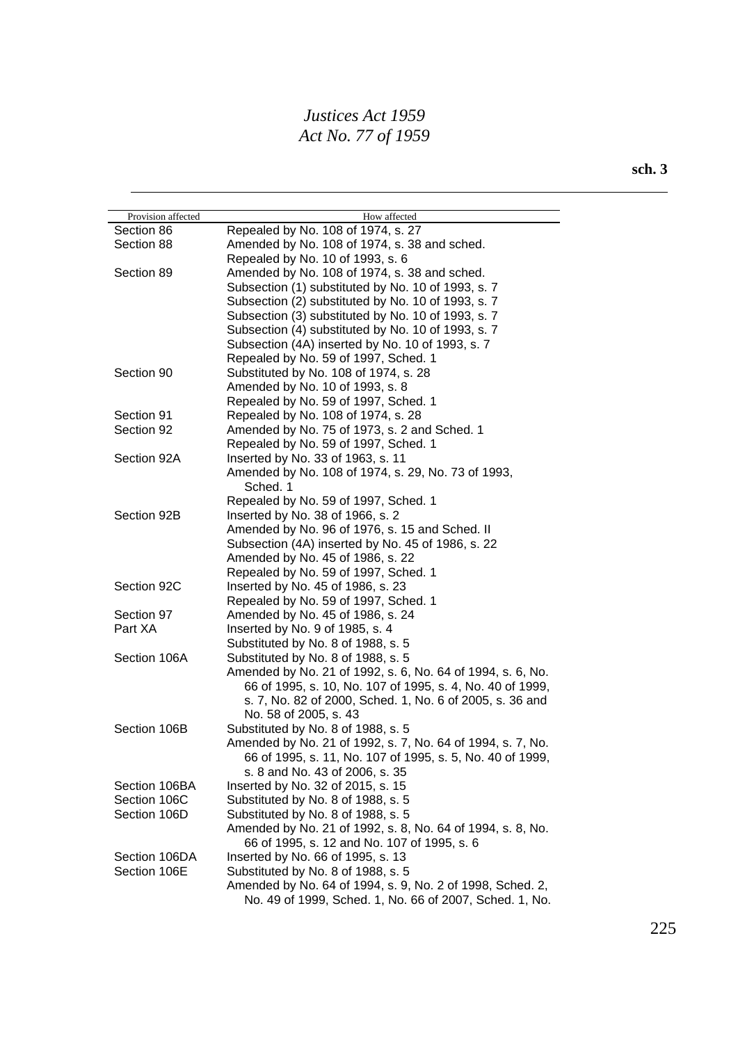| Provision affected | How affected |
| --- | --- |
| Section 86 | Repealed by No. 108 of 1974, s. 27 |
| Section 88 | Amended by No. 108 of 1974, s. 38 and sched. |
| | Repealed by No. 10 of 1993, s. 6 |
| Section 89 | Amended by No. 108 of 1974, s. 38 and sched. |
| | Subsection (1) substituted by No. 10 of 1993, s. 7 |
| | Subsection (2) substituted by No. 10 of 1993, s. 7 |
| | Subsection (3) substituted by No. 10 of 1993, s. 7 |
| | Subsection (4) substituted by No. 10 of 1993, s. 7 |
| | Subsection (4A) inserted by No. 10 of 1993, s. 7 |
| | Repealed by No. 59 of 1997, Sched. 1 |
| Section 90 | Substituted by No. 108 of 1974, s. 28 |
| | Amended by No. 10 of 1993, s. 8 |
| | Repealed by No. 59 of 1997, Sched. 1 |
| Section 91 | Repealed by No. 108 of 1974, s. 28 |
| Section 92 | Amended by No. 75 of 1973, s. 2 and Sched. 1 |
| | Repealed by No. 59 of 1997, Sched. 1 |
| Section 92A | Inserted by No. 33 of 1963, s. 11 |
| | Amended by No. 108 of 1974, s. 29, No. 73 of 1993, Sched. 1 |
| | Repealed by No. 59 of 1997, Sched. 1 |
| Section 92B | Inserted by No. 38 of 1966, s. 2 |
| | Amended by No. 96 of 1976, s. 15 and Sched. II |
| | Subsection (4A) inserted by No. 45 of 1986, s. 22 |
| | Amended by No. 45 of 1986, s. 22 |
| | Repealed by No. 59 of 1997, Sched. 1 |
| Section 92C | Inserted by No. 45 of 1986, s. 23 |
| | Repealed by No. 59 of 1997, Sched. 1 |
| Section 97 | Amended by No. 45 of 1986, s. 24 |
| Part XA | Inserted by No. 9 of 1985, s. 4 |
| | Substituted by No. 8 of 1988, s. 5 |
| Section 106A | Substituted by No. 8 of 1988, s. 5 |
| | Amended by No. 21 of 1992, s. 6, No. 64 of 1994, s. 6, No. 66 of 1995, s. 10, No. 107 of 1995, s. 4, No. 40 of 1999, s. 7, No. 82 of 2000, Sched. 1, No. 6 of 2005, s. 36 and No. 58 of 2005, s. 43 |
| Section 106B | Substituted by No. 8 of 1988, s. 5 |
| | Amended by No. 21 of 1992, s. 7, No. 64 of 1994, s. 7, No. 66 of 1995, s. 11, No. 107 of 1995, s. 5, No. 40 of 1999, s. 8 and No. 43 of 2006, s. 35 |
| Section 106BA | Inserted by No. 32 of 2015, s. 15 |
| Section 106C | Substituted by No. 8 of 1988, s. 5 |
| Section 106D | Substituted by No. 8 of 1988, s. 5 |
| | Amended by No. 21 of 1992, s. 8, No. 64 of 1994, s. 8, No. 66 of 1995, s. 12 and No. 107 of 1995, s. 6 |
| Section 106DA | Inserted by No. 66 of 1995, s. 13 |
| Section 106E | Substituted by No. 8 of 1988, s. 5 |
| | Amended by No. 64 of 1994, s. 9, No. 2 of 1998, Sched. 2, No. 49 of 1999, Sched. 1, No. 66 of 2007, Sched. 1, No. |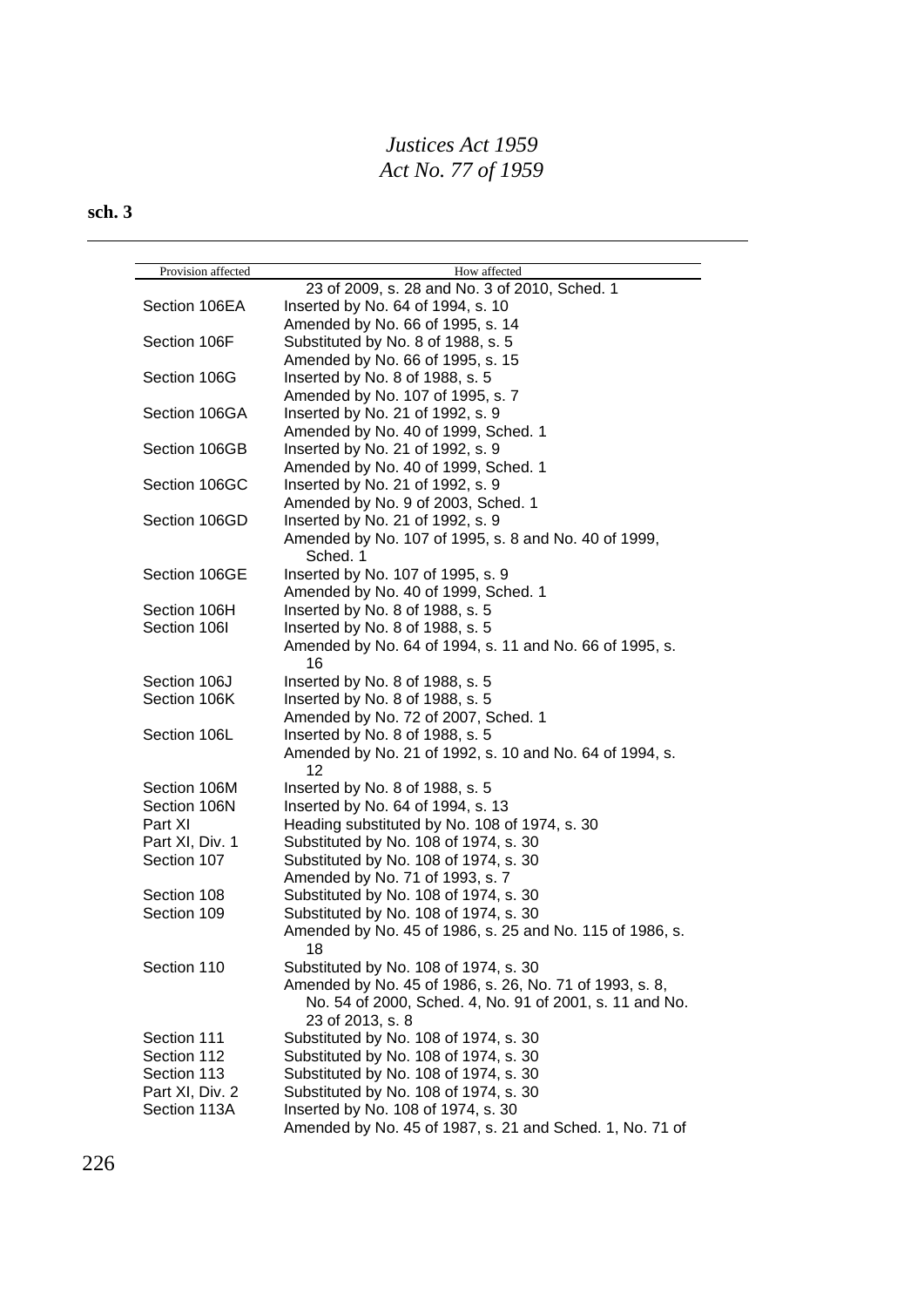| Provision affected | How affected |
|---|---|
| | 23 of 2009, s. 28 and No. 3 of 2010, Sched. 1 |
| Section 106EA | Inserted by No. 64 of 1994, s. 10 |
| | Amended by No. 66 of 1995, s. 14 |
| Section 106F | Substituted by No. 8 of 1988, s. 5 |
| | Amended by No. 66 of 1995, s. 15 |
| Section 106G | Inserted by No. 8 of 1988, s. 5 |
| | Amended by No. 107 of 1995, s. 7 |
| Section 106GA | Inserted by No. 21 of 1992, s. 9 |
| | Amended by No. 40 of 1999, Sched. 1 |
| Section 106GB | Inserted by No. 21 of 1992, s. 9 |
| | Amended by No. 40 of 1999, Sched. 1 |
| Section 106GC | Inserted by No. 21 of 1992, s. 9 |
| | Amended by No. 9 of 2003, Sched. 1 |
| Section 106GD | Inserted by No. 21 of 1992, s. 9 |
| | Amended by No. 107 of 1995, s. 8 and No. 40 of 1999, Sched. 1 |
| Section 106GE | Inserted by No. 107 of 1995, s. 9 |
| | Amended by No. 40 of 1999, Sched. 1 |
| Section 106H | Inserted by No. 8 of 1988, s. 5 |
| Section 106I | Inserted by No. 8 of 1988, s. 5 |
| | Amended by No. 64 of 1994, s. 11 and No. 66 of 1995, s. 16 |
| Section 106J | Inserted by No. 8 of 1988, s. 5 |
| Section 106K | Inserted by No. 8 of 1988, s. 5 |
| | Amended by No. 72 of 2007, Sched. 1 |
| Section 106L | Inserted by No. 8 of 1988, s. 5 |
| | Amended by No. 21 of 1992, s. 10 and No. 64 of 1994, s. 12 |
| Section 106M | Inserted by No. 8 of 1988, s. 5 |
| Section 106N | Inserted by No. 64 of 1994, s. 13 |
| Part XI | Heading substituted by No. 108 of 1974, s. 30 |
| Part XI, Div. 1 | Substituted by No. 108 of 1974, s. 30 |
| Section 107 | Substituted by No. 108 of 1974, s. 30 |
| | Amended by No. 71 of 1993, s. 7 |
| Section 108 | Substituted by No. 108 of 1974, s. 30 |
| Section 109 | Substituted by No. 108 of 1974, s. 30 |
| | Amended by No. 45 of 1986, s. 25 and No. 115 of 1986, s. 18 |
| Section 110 | Substituted by No. 108 of 1974, s. 30 |
| | Amended by No. 45 of 1986, s. 26, No. 71 of 1993, s. 8, No. 54 of 2000, Sched. 4, No. 91 of 2001, s. 11 and No. 23 of 2013, s. 8 |
| Section 111 | Substituted by No. 108 of 1974, s. 30 |
| Section 112 | Substituted by No. 108 of 1974, s. 30 |
| Section 113 | Substituted by No. 108 of 1974, s. 30 |
| Part XI, Div. 2 | Substituted by No. 108 of 1974, s. 30 |
| Section 113A | Inserted by No. 108 of 1974, s. 30 |
| | Amended by No. 45 of 1987, s. 21 and Sched. 1, No. 71 of |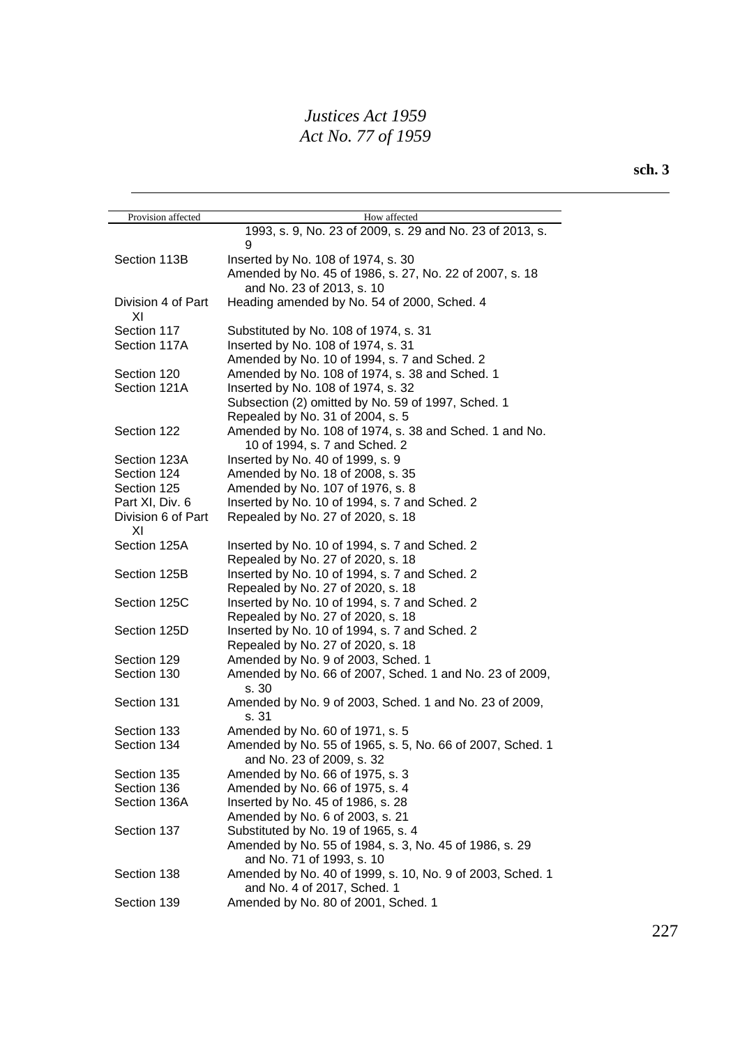| Provision affected | How affected |
|---|---|
| | 1993, s. 9, No. 23 of 2009, s. 29 and No. 23 of 2013, s. 9 |
| Section 113B | Inserted by No. 108 of 1974, s. 30<br>Amended by No. 45 of 1986, s. 27, No. 22 of 2007, s. 18 and No. 23 of 2013, s. 10 |
| Division 4 of Part XI | Heading amended by No. 54 of 2000, Sched. 4 |
| Section 117 | Substituted by No. 108 of 1974, s. 31 |
| Section 117A | Inserted by No. 108 of 1974, s. 31<br>Amended by No. 10 of 1994, s. 7 and Sched. 2 |
| Section 120 | Amended by No. 108 of 1974, s. 38 and Sched. 1 |
| Section 121A | Inserted by No. 108 of 1974, s. 32<br>Subsection (2) omitted by No. 59 of 1997, Sched. 1<br>Repealed by No. 31 of 2004, s. 5 |
| Section 122 | Amended by No. 108 of 1974, s. 38 and Sched. 1 and No. 10 of 1994, s. 7 and Sched. 2 |
| Section 123A | Inserted by No. 40 of 1999, s. 9 |
| Section 124 | Amended by No. 18 of 2008, s. 35 |
| Section 125 | Amended by No. 107 of 1976, s. 8 |
| Part XI, Div. 6 | Inserted by No. 10 of 1994, s. 7 and Sched. 2 |
| Division 6 of Part XI | Repealed by No. 27 of 2020, s. 18 |
| Section 125A | Inserted by No. 10 of 1994, s. 7 and Sched. 2<br>Repealed by No. 27 of 2020, s. 18 |
| Section 125B | Inserted by No. 10 of 1994, s. 7 and Sched. 2<br>Repealed by No. 27 of 2020, s. 18 |
| Section 125C | Inserted by No. 10 of 1994, s. 7 and Sched. 2<br>Repealed by No. 27 of 2020, s. 18 |
| Section 125D | Inserted by No. 10 of 1994, s. 7 and Sched. 2<br>Repealed by No. 27 of 2020, s. 18 |
| Section 129 | Amended by No. 9 of 2003, Sched. 1 |
| Section 130 | Amended by No. 66 of 2007, Sched. 1 and No. 23 of 2009, s. 30 |
| Section 131 | Amended by No. 9 of 2003, Sched. 1 and No. 23 of 2009, s. 31 |
| Section 133 | Amended by No. 60 of 1971, s. 5 |
| Section 134 | Amended by No. 55 of 1965, s. 5, No. 66 of 2007, Sched. 1 and No. 23 of 2009, s. 32 |
| Section 135 | Amended by No. 66 of 1975, s. 3 |
| Section 136 | Amended by No. 66 of 1975, s. 4 |
| Section 136A | Inserted by No. 45 of 1986, s. 28<br>Amended by No. 6 of 2003, s. 21 |
| Section 137 | Substituted by No. 19 of 1965, s. 4<br>Amended by No. 55 of 1984, s. 3, No. 45 of 1986, s. 29 and No. 71 of 1993, s. 10 |
| Section 138 | Amended by No. 40 of 1999, s. 10, No. 9 of 2003, Sched. 1 and No. 4 of 2017, Sched. 1 |
| Section 139 | Amended by No. 80 of 2001, Sched. 1 |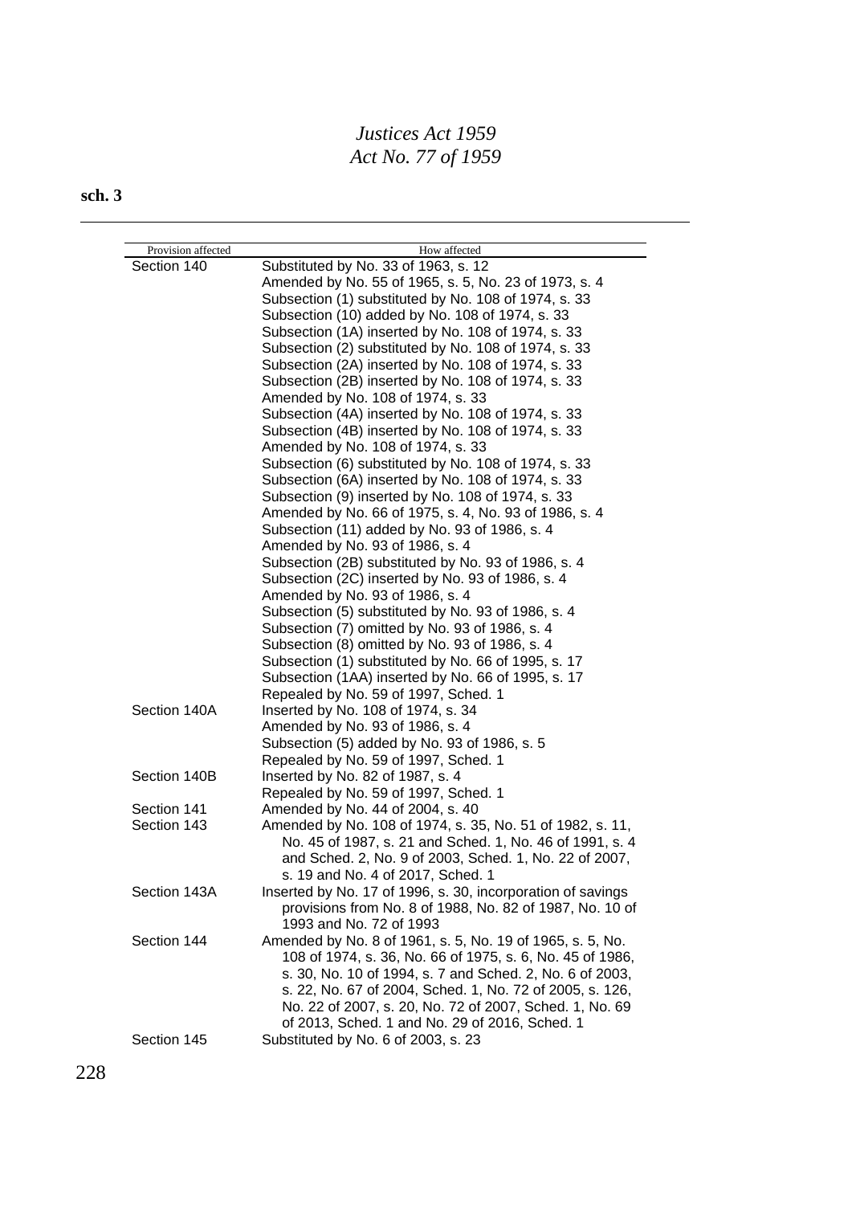| Provision affected | How affected |
|---|---|
| Section 140 | Substituted by No. 33 of 1963, s. 12 |
| | Amended by No. 55 of 1965, s. 5, No. 23 of 1973, s. 4 |
| | Subsection (1) substituted by No. 108 of 1974, s. 33 |
| | Subsection (10) added by No. 108 of 1974, s. 33 |
| | Subsection (1A) inserted by No. 108 of 1974, s. 33 |
| | Subsection (2) substituted by No. 108 of 1974, s. 33 |
| | Subsection (2A) inserted by No. 108 of 1974, s. 33 |
| | Subsection (2B) inserted by No. 108 of 1974, s. 33 |
| | Amended by No. 108 of 1974, s. 33 |
| | Subsection (4A) inserted by No. 108 of 1974, s. 33 |
| | Subsection (4B) inserted by No. 108 of 1974, s. 33 |
| | Amended by No. 108 of 1974, s. 33 |
| | Subsection (6) substituted by No. 108 of 1974, s. 33 |
| | Subsection (6A) inserted by No. 108 of 1974, s. 33 |
| | Subsection (9) inserted by No. 108 of 1974, s. 33 |
| | Amended by No. 66 of 1975, s. 4, No. 93 of 1986, s. 4 |
| | Subsection (11) added by No. 93 of 1986, s. 4 |
| | Amended by No. 93 of 1986, s. 4 |
| | Subsection (2B) substituted by No. 93 of 1986, s. 4 |
| | Subsection (2C) inserted by No. 93 of 1986, s. 4 |
| | Amended by No. 93 of 1986, s. 4 |
| | Subsection (5) substituted by No. 93 of 1986, s. 4 |
| | Subsection (7) omitted by No. 93 of 1986, s. 4 |
| | Subsection (8) omitted by No. 93 of 1986, s. 4 |
| | Subsection (1) substituted by No. 66 of 1995, s. 17 |
| | Subsection (1AA) inserted by No. 66 of 1995, s. 17 |
| | Repealed by No. 59 of 1997, Sched. 1 |
| Section 140A | Inserted by No. 108 of 1974, s. 34 |
| | Amended by No. 93 of 1986, s. 4 |
| | Subsection (5) added by No. 93 of 1986, s. 5 |
| | Repealed by No. 59 of 1997, Sched. 1 |
| Section 140B | Inserted by No. 82 of 1987, s. 4 |
| | Repealed by No. 59 of 1997, Sched. 1 |
| Section 141 | Amended by No. 44 of 2004, s. 40 |
| Section 143 | Amended by No. 108 of 1974, s. 35, No. 51 of 1982, s. 11, No. 45 of 1987, s. 21 and Sched. 1, No. 46 of 1991, s. 4 and Sched. 2, No. 9 of 2003, Sched. 1, No. 22 of 2007, s. 19 and No. 4 of 2017, Sched. 1 |
| Section 143A | Inserted by No. 17 of 1996, s. 30, incorporation of savings provisions from No. 8 of 1988, No. 82 of 1987, No. 10 of 1993 and No. 72 of 1993 |
| Section 144 | Amended by No. 8 of 1961, s. 5, No. 19 of 1965, s. 5, No. 108 of 1974, s. 36, No. 66 of 1975, s. 6, No. 45 of 1986, s. 30, No. 10 of 1994, s. 7 and Sched. 2, No. 6 of 2003, s. 22, No. 67 of 2004, Sched. 1, No. 72 of 2005, s. 126, No. 22 of 2007, s. 20, No. 72 of 2007, Sched. 1, No. 69 of 2013, Sched. 1 and No. 29 of 2016, Sched. 1 |
| Section 145 | Substituted by No. 6 of 2003, s. 23 |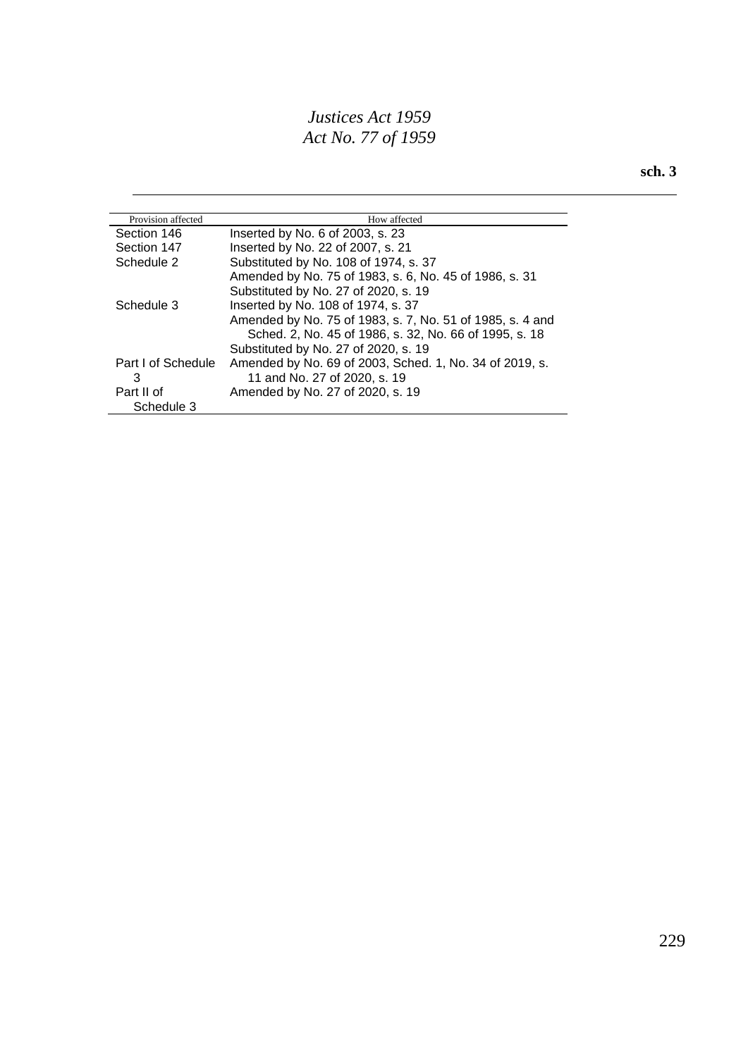| Provision affected | How affected |
|---|---|
| Section 146 | Inserted by No. 6 of 2003, s. 23 |
| Section 147 | Inserted by No. 22 of 2007, s. 21 |
| Schedule 2 | Substituted by No. 108 of 1974, s. 37 |
| | Amended by No. 75 of 1983, s. 6, No. 45 of 1986, s. 31 |
| | Substituted by No. 27 of 2020, s. 19 |
| Schedule 3 | Inserted by No. 108 of 1974, s. 37 |
| | Amended by No. 75 of 1983, s. 7, No. 51 of 1985, s. 4 and Sched. 2, No. 45 of 1986, s. 32, No. 66 of 1995, s. 18 |
| | Substituted by No. 27 of 2020, s. 19 |
| Part I of Schedule 3 | Amended by No. 69 of 2003, Sched. 1, No. 34 of 2019, s. 11 and No. 27 of 2020, s. 19 |
| Part II of Schedule 3 | Amended by No. 27 of 2020, s. 19 |